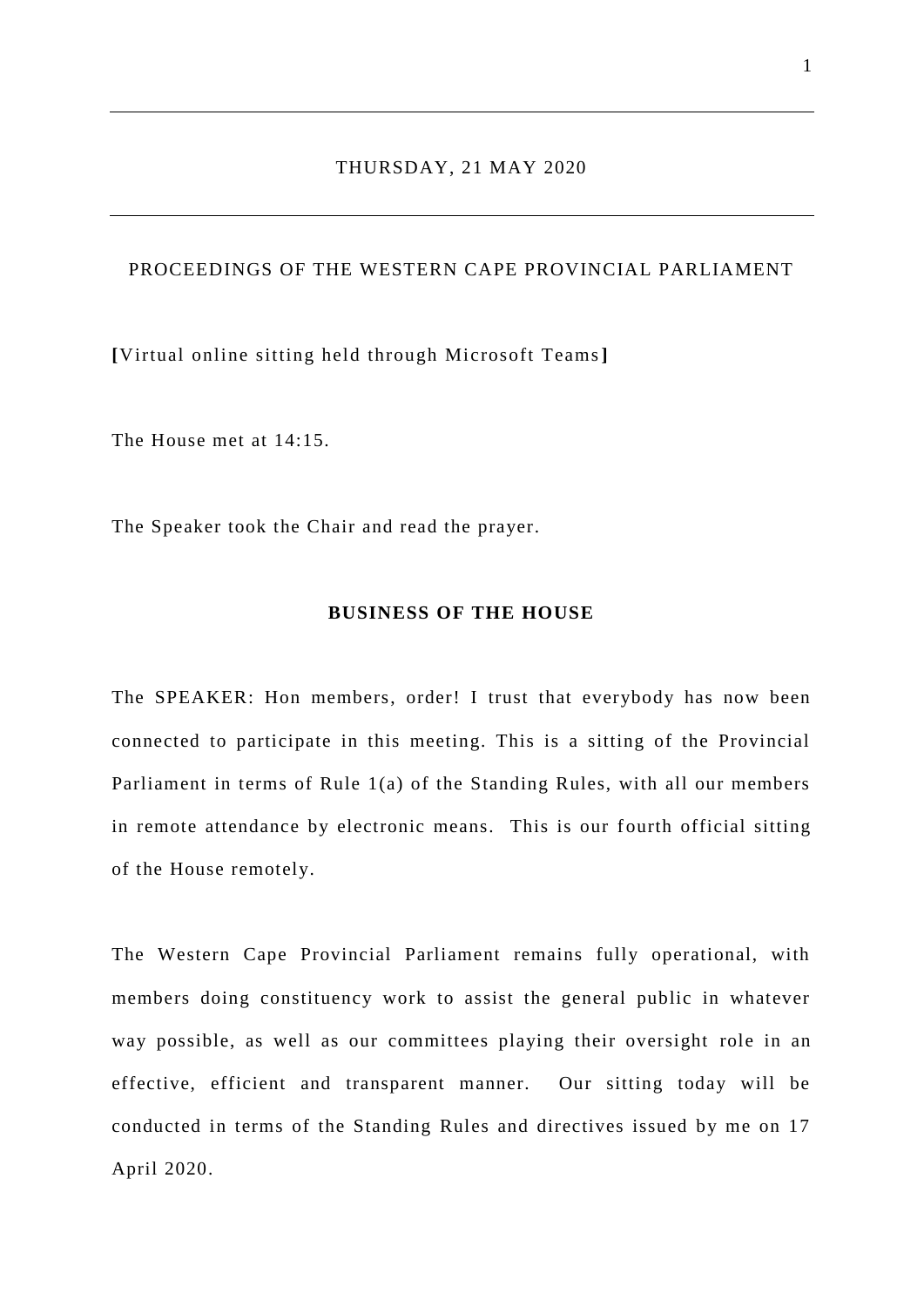THURSDAY, 21 MAY 2020

PROCEEDINGS OF THE WESTERN CAPE PROVINCIAL PARLIAMENT

**[**Virtual online sitting held through Microsoft Teams**]**

The House met at 14:15.

The Speaker took the Chair and read the prayer.

## BUSINESS OF THE HOUSE

The SPEAKER: Hon members, order! I trust that everybody has now been connected to participate in this meeting. This is a sitting of the Provincial Parliament in terms of Rule 1(a) of the Standing Rules, with all our members in remote attendance by electronic means. This is our fourth official sitting of the House remotely.

The Western Cape Provincial Parliament remains fully operational, with members doing constituency work to assist the general public in whatever way possible, as well as our committees playing their oversight role in an effective, efficient and transparent manner. Our sitting today will be conducted in terms of the Standing Rules and directives issued by me on 17 April 2020.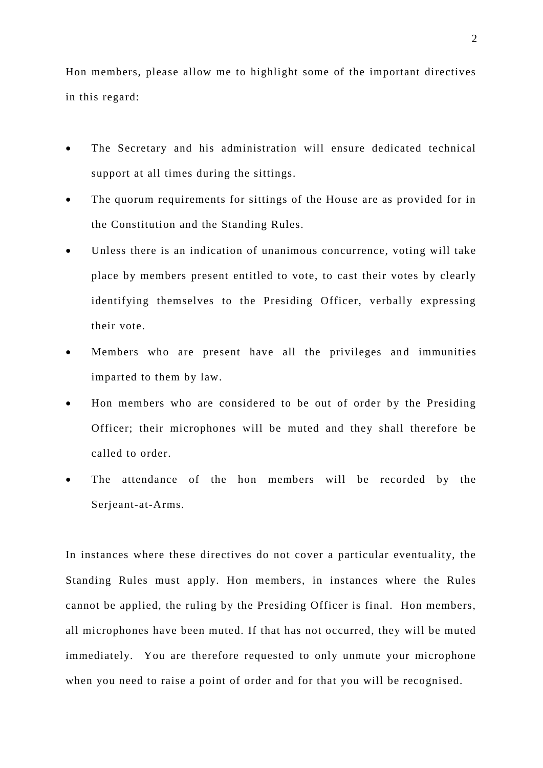Hon members, please allow me to highlight some of the important directives in this regard:

- The Secretary and his administration will ensure dedicated technical support at all times during the sittings.
- The quorum requirements for sittings of the House are as provided for in the Constitution and the Standing Rules.
- Unless there is an indication of unanimous concurrence, voting will take place by members present entitled to vote, to cast their votes by clearly identifying themselves to the Presiding Officer, verbally expressing their vote.
- Members who are present have all the privileges and immunities imparted to them by law.
- Hon members who are considered to be out of order by the Presiding Officer; their microphones will be muted and they shall therefore be called to order.
- The attendance of the hon members will be recorded by the Serjeant-at-Arms.

In instances where these directives do not cover a particular eventuality, the Standing Rules must apply. Hon members, in instances where the Rules cannot be applied, the ruling by the Presiding Officer is final. Hon members, all microphones have been muted. If that has not occurred, they will be muted immediately. You are therefore requested to only unmute your microphone when you need to raise a point of order and for that you will be recognised.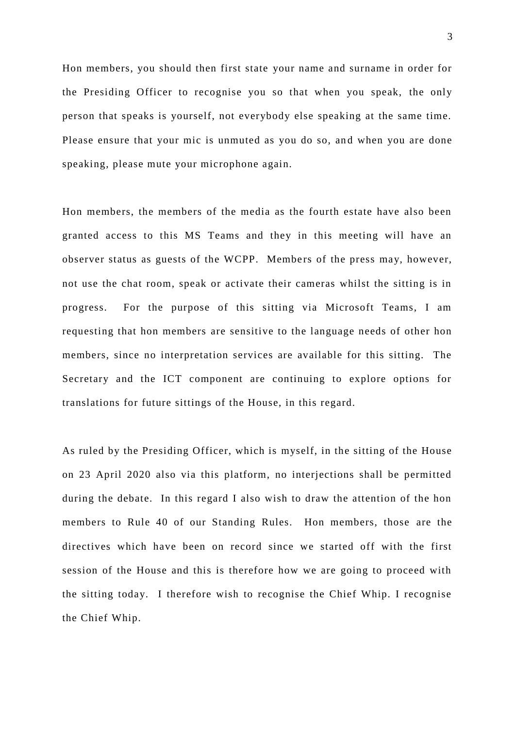Hon members, you should then first state your name and surname in order for the Presiding Officer to recognise you so that when you speak, the only person that speaks is yourself, not everybody else speaking at the same time. Please ensure that your mic is unmuted as you do so, and when you are done speaking, please mute your microphone again.

Hon members, the members of the media as the fourth estate have also been granted access to this MS Teams and they in this meeting will have an observer status as guests of the WCPP. Members of the press may, however, not use the chat room, speak or activate their cameras whilst the sitting is in progress. For the purpose of this sitting via Microsoft Teams, I am requesting that hon members are sensitive to the language needs of other hon members, since no interpretation services are available for this sitting. The Secretary and the ICT component are continuing to explore options for translations for future sittings of the House, in this regard.

As ruled by the Presiding Officer, which is myself, in the sitting of the House on 23 April 2020 also via this platform, no interjections shall be permitted during the debate. In this regard I also wish to draw the attention of the hon members to Rule 40 of our Standing Rules. Hon members, those are the directives which have been on record since we started off with the first session of the House and this is therefore how we are going to proceed with the sitting today. I therefore wish to recognise the Chief Whip. I recognise the Chief Whip.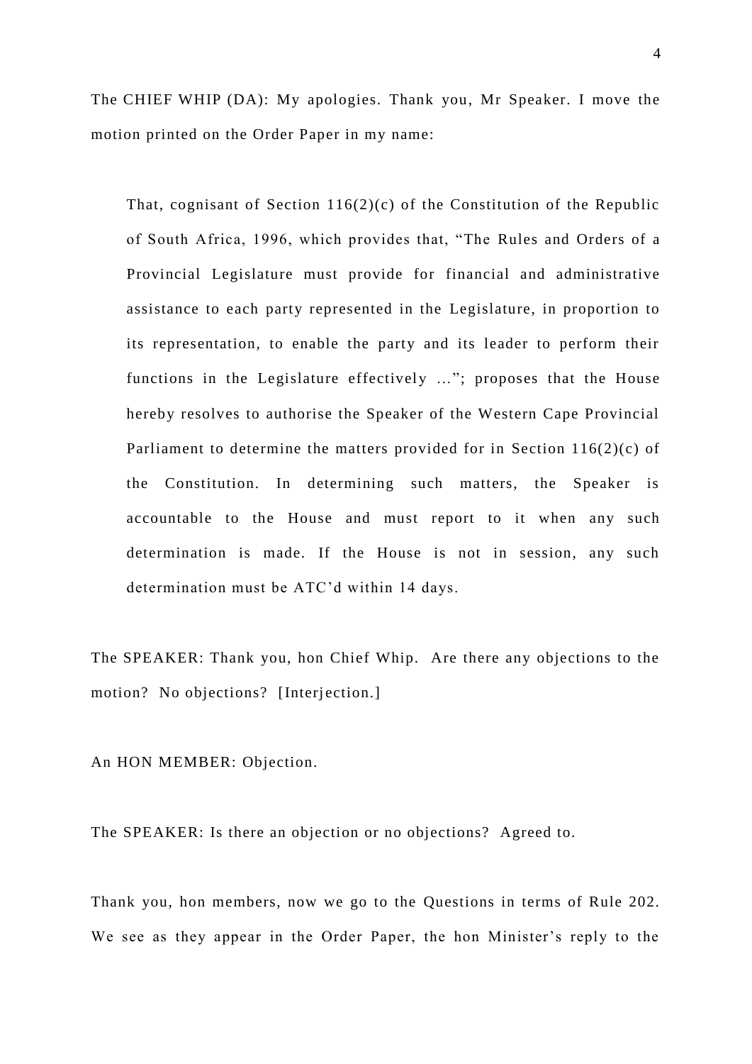The CHIEF WHIP (DA): My apologies. Thank you, Mr Speaker. I move the motion printed on the Order Paper in my name:

> That, cognisant of Section 116(2)(c) of the Constitution of the Republic of South Africa, 1996, which provides that, "The Rules and Orders of a Provincial Legislature must provide for financial and administrative assistance to each party represented in the Legislature, in proportion to its representation, to enable the party and its leader to perform their functions in the Legislature effectively …"; proposes that the House hereby resolves to authorise the Speaker of the Western Cape Provincial Parliament to determine the matters provided for in Section 116(2)(c) of the Constitution. In determining such matters, the Speaker is accountable to the House and must report to it when any such determination is made. If the House is not in session, any such determination must be ATC'd within 14 days.

The SPEAKER: Thank you, hon Chief Whip. Are there any objections to the motion? No objections? [Interjection.]

An HON MEMBER: Objection.

The SPEAKER: Is there an objection or no objections? Agreed to.

Thank you, hon members, now we go to the Questions in terms of Rule 202. We see as they appear in the Order Paper, the hon Minister's reply to the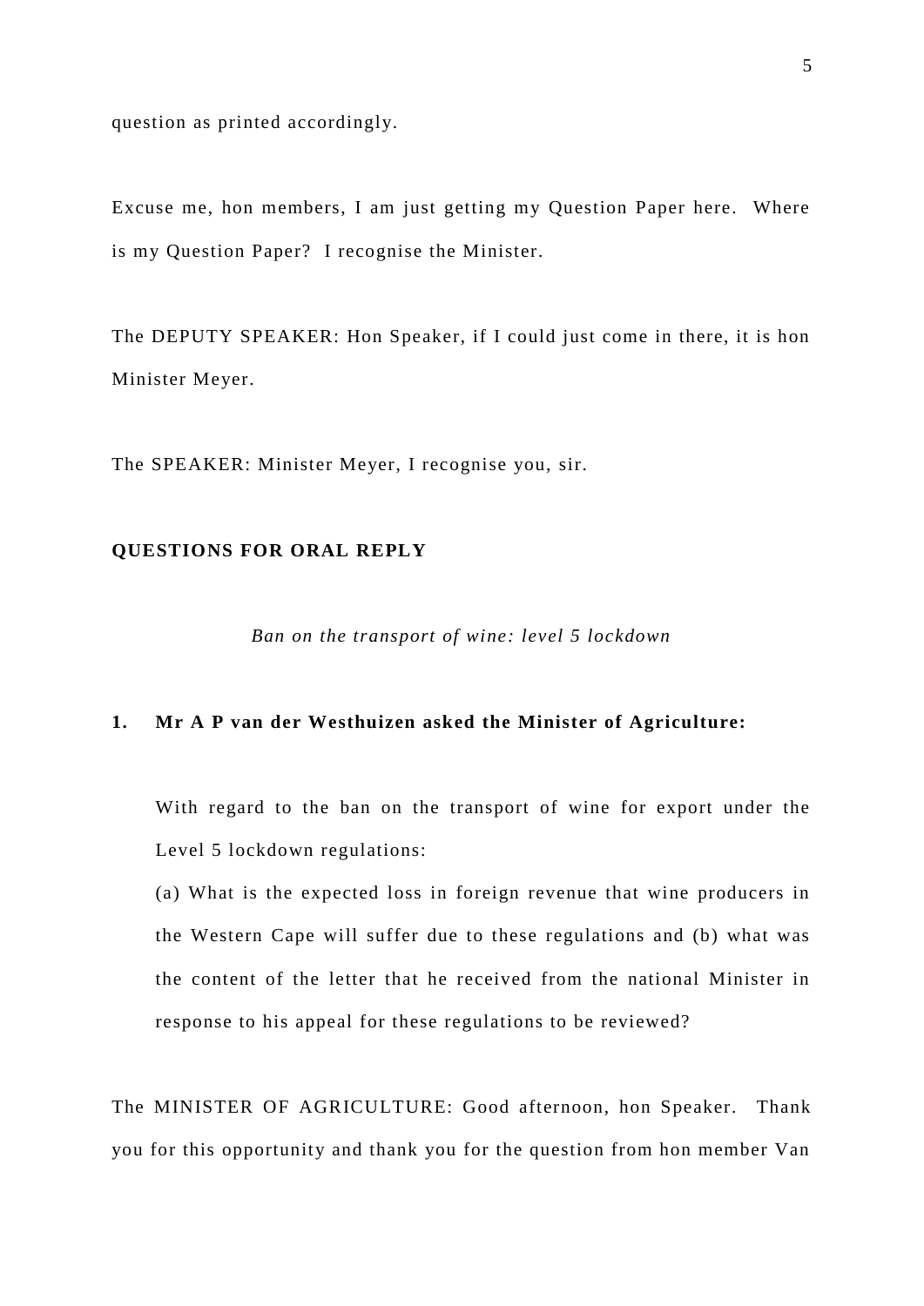question as printed accordingly.

Excuse me, hon members, I am just getting my Question Paper here. Where is my Question Paper? I recognise the Minister.

The DEPUTY SPEAKER: Hon Speaker, if I could just come in there, it is hon Minister Meyer.

The SPEAKER: Minister Meyer, I recognise you, sir.

**QUESTIONS FOR ORAL REPLY**

*Ban on the transport of wine: level 5 lockdown*

**1. Mr A P van der Westhuizen asked the Minister of Agriculture:**

With regard to the ban on the transport of wine for export under the Level 5 lockdown regulations:

(a) What is the expected loss in foreign revenue that wine producers in the Western Cape will suffer due to these regulations and (b) what was the content of the letter that he received from the national Minister in response to his appeal for these regulations to be reviewed?

The MINISTER OF AGRICULTURE: Good afternoon, hon Speaker. Thank you for this opportunity and thank you for the question from hon member Van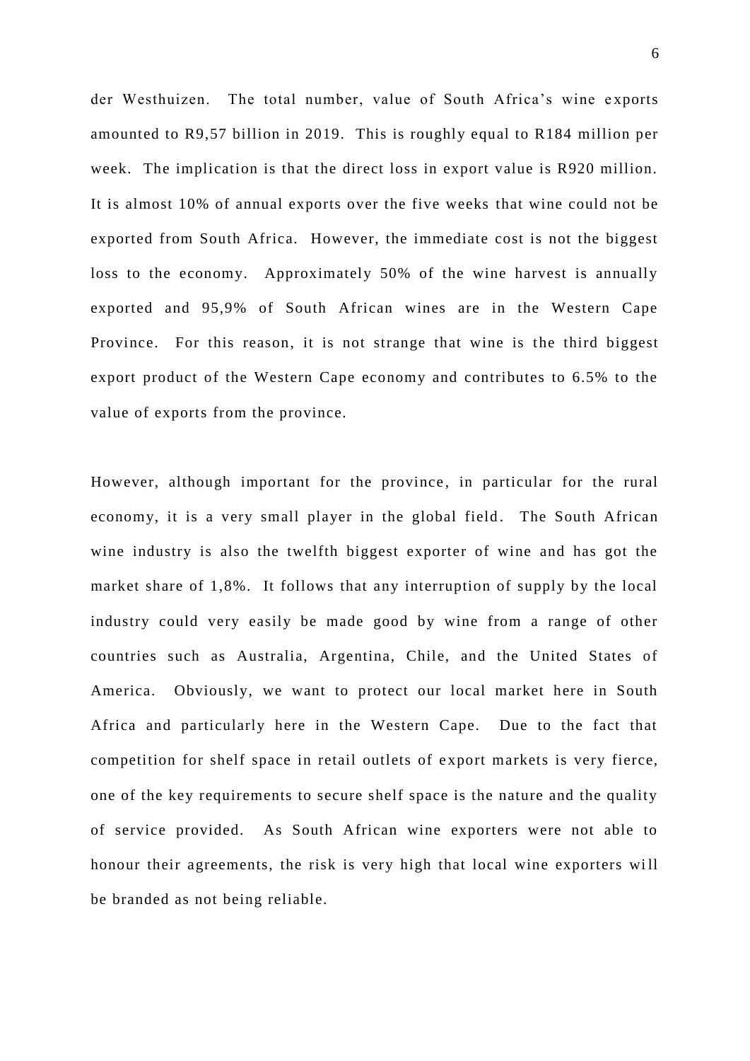der Westhuizen. The total number, value of South Africa's wine exports amounted to R9,57 billion in 2019. This is roughly equal to R184 million per week. The implication is that the direct loss in export value is R920 million. It is almost 10% of annual exports over the five weeks that wine could not be exported from South Africa. However, the immediate cost is not the biggest loss to the economy. Approximately 50% of the wine harvest is annually exported and 95,9% of South African wines are in the Western Cape Province. For this reason, it is not strange that wine is the third biggest export product of the Western Cape economy and contributes to 6.5% to the value of exports from the province.

However, although important for the province, in particular for the rural economy, it is a very small player in the global field. The South African wine industry is also the twelfth biggest exporter of wine and has got the market share of 1,8%. It follows that any interruption of supply by the local industry could very easily be made good by wine from a range of other countries such as Australia, Argentina, Chile, and the United States of America. Obviously, we want to protect our local market here in South Africa and particularly here in the Western Cape. Due to the fact that competition for shelf space in retail outlets of export markets is very fierce, one of the key requirements to secure shelf space is the nature and the quality of service provided. As South African wine exporters were not able to honour their agreements, the risk is very high that local wine exporters will be branded as not being reliable.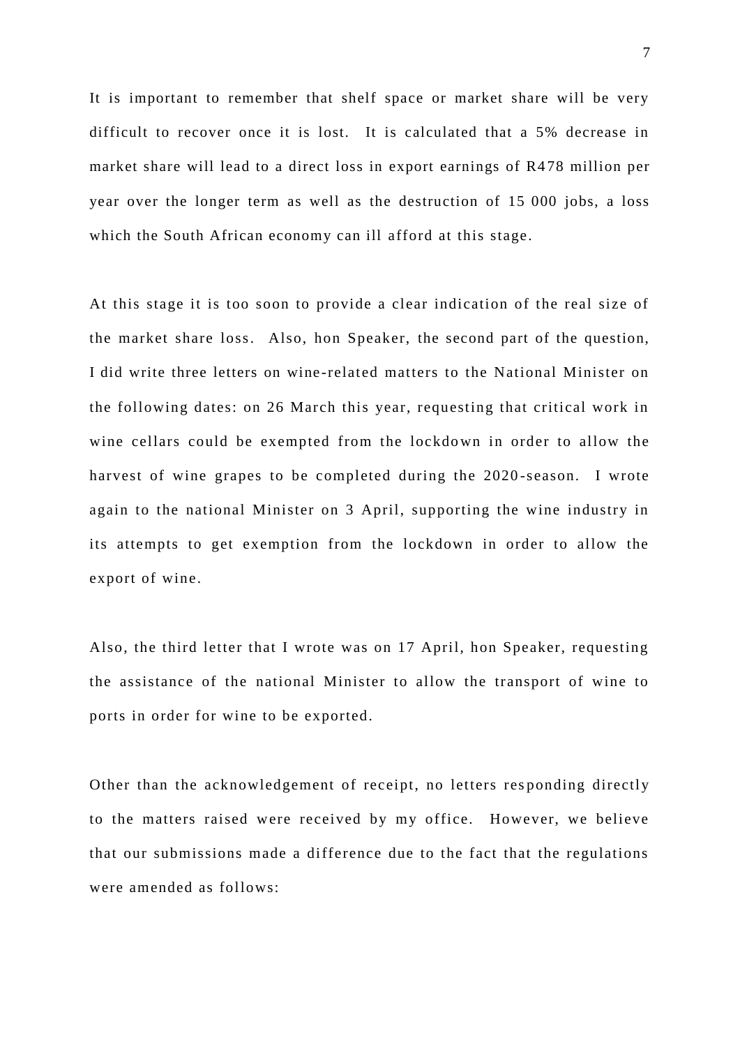It is important to remember that shelf space or market share will be very difficult to recover once it is lost. It is calculated that a 5% decrease in market share will lead to a direct loss in export earnings of R478 million per year over the longer term as well as the destruction of 15 000 jobs, a loss which the South African economy can ill afford at this stage.

At this stage it is too soon to provide a clear indication of the real size of the market share loss. Also, hon Speaker, the second part of the question, I did write three letters on wine-related matters to the National Minister on the following dates: on 26 March this year, requesting that critical work in wine cellars could be exempted from the lockdown in order to allow the harvest of wine grapes to be completed during the 2020-season. I wrote again to the national Minister on 3 April, supporting the wine industry in its attempts to get exemption from the lockdown in order to allow the export of wine.

Also, the third letter that I wrote was on 17 April, hon Speaker, requesting the assistance of the national Minister to allow the transport of wine to ports in order for wine to be exported.

Other than the acknowledgement of receipt, no letters responding directly to the matters raised were received by my office. However, we believe that our submissions made a difference due to the fact that the regulations were amended as follows: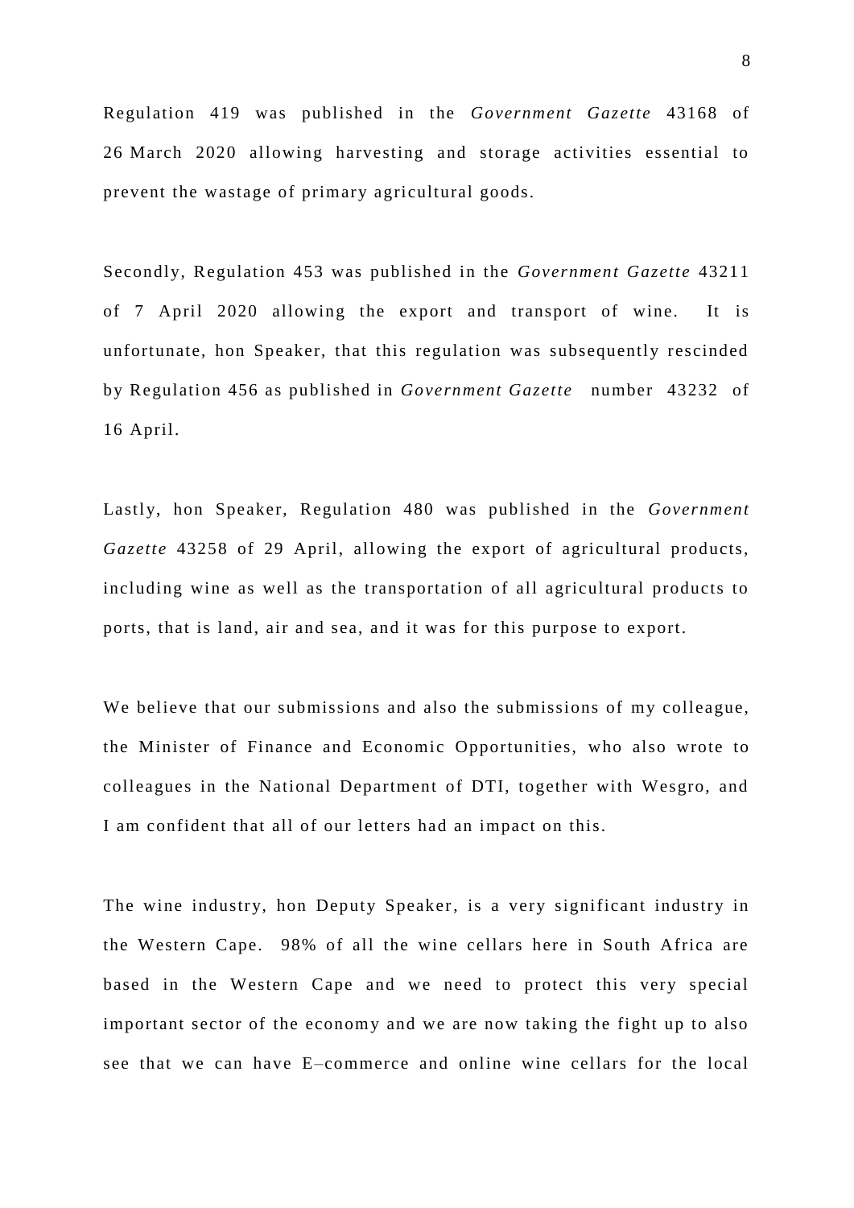Regulation 419 was published in the *Government Gazette* 43168 of 26 March 2020 allowing harvesting and storage activities essential to prevent the wastage of primary agricultural goods.

Secondly, Regulation 453 was published in the *Government Gazette* 43211 of 7 April 2020 allowing the export and transport of wine. It is unfortunate, hon Speaker, that this regulation was subsequently rescinded by Regulation 456 as published in *Government Gazette* number 43232 of 16 April.

Lastly, hon Speaker, Regulation 480 was published in the *Government Gazette* 43258 of 29 April, allowing the export of agricultural products, including wine as well as the transportation of all agricultural products to ports, that is land, air and sea, and it was for this purpose to export.

We believe that our submissions and also the submissions of my colleague, the Minister of Finance and Economic Opportunities, who also wrote to colleagues in the National Department of DTI, together with Wesgro, and I am confident that all of our letters had an impact on this.

The wine industry, hon Deputy Speaker, is a very significant industry in the Western Cape. 98% of all the wine cellars here in South Africa are based in the Western Cape and we need to protect this very special important sector of the economy and we are now taking the fight up to also see that we can have E–commerce and online wine cellars for the local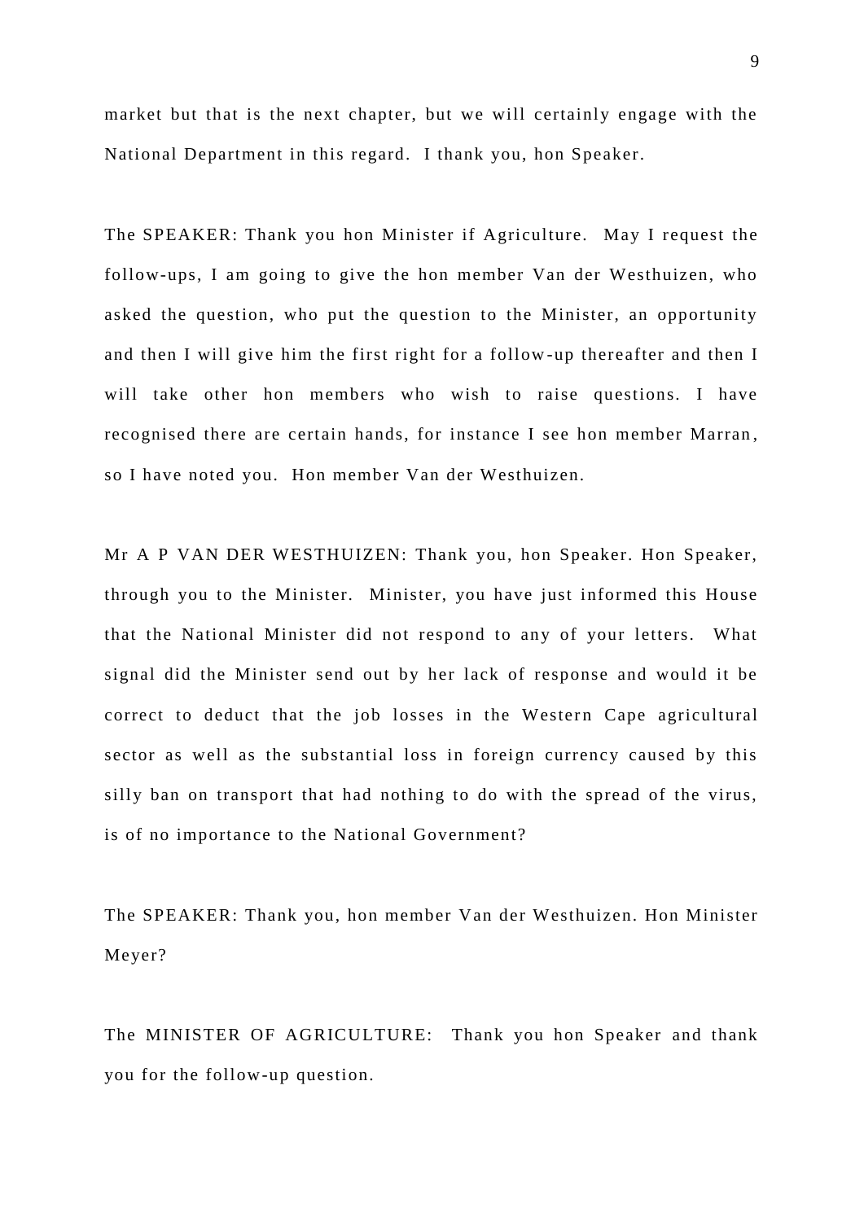market but that is the next chapter, but we will certainly engage with the National Department in this regard. I thank you, hon Speaker.

The SPEAKER: Thank you hon Minister if Agriculture. May I request the follow-ups, I am going to give the hon member Van der Westhuizen, who asked the question, who put the question to the Minister, an opportunity and then I will give him the first right for a follow-up thereafter and then I will take other hon members who wish to raise questions. I have recognised there are certain hands, for instance I see hon member Marran, so I have noted you. Hon member Van der Westhuizen.

Mr A P VAN DER WESTHUIZEN: Thank you, hon Speaker. Hon Speaker, through you to the Minister. Minister, you have just informed this House that the National Minister did not respond to any of your letters. What signal did the Minister send out by her lack of response and would it be correct to deduct that the job losses in the Western Cape agricultural sector as well as the substantial loss in foreign currency caused by this silly ban on transport that had nothing to do with the spread of the virus, is of no importance to the National Government?

The SPEAKER: Thank you, hon member Van der Westhuizen. Hon Minister Meyer?

The MINISTER OF AGRICULTURE: Thank you hon Speaker and thank you for the follow-up question.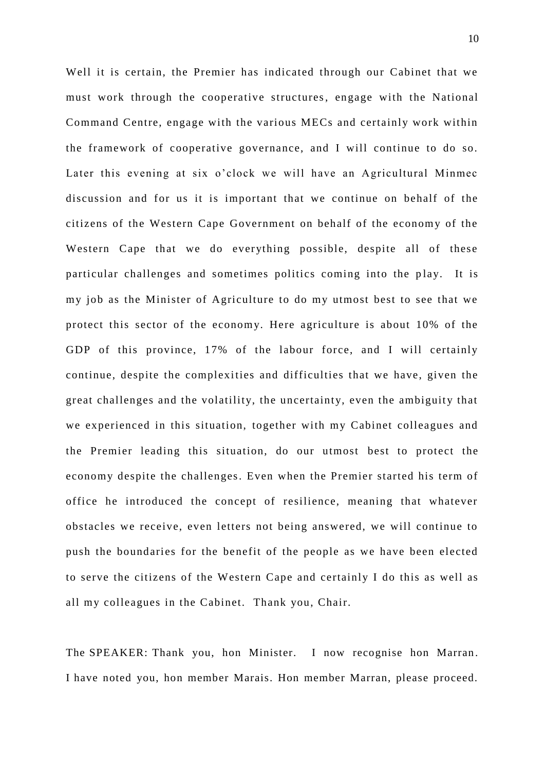Well it is certain, the Premier has indicated through our Cabinet that we must work through the cooperative structures, engage with the National Command Centre, engage with the various MECs and certainly work within the framework of cooperative governance, and I will continue to do so. Later this evening at six o'clock we will have an Agricultural Minmec discussion and for us it is important that we continue on behalf of the citizens of the Western Cape Government on behalf of the economy of the Western Cape that we do everything possible, despite all of these particular challenges and sometimes politics coming into the play. It is my job as the Minister of Agriculture to do my utmost best to see that we protect this sector of the economy. Here agriculture is about 10% of the GDP of this province, 17% of the labour force, and I will certainly continue, despite the complexities and difficulties that we have, given the great challenges and the volatility, the uncertainty, even the ambiguity that we experienced in this situation, together with my Cabinet colleagues and the Premier leading this situation, do our utmost best to protect the economy despite the challenges. Even when the Premier started his term of office he introduced the concept of resilience, meaning that whatever obstacles we receive, even letters not being answered, we will continue to push the boundaries for the benefit of the people as we have been elected to serve the citizens of the Western Cape and certainly I do this as well as all my colleagues in the Cabinet. Thank you, Chair.

The SPEAKER: Thank you, hon Minister. I now recognise hon Marran. I have noted you, hon member Marais. Hon member Marran, please proceed.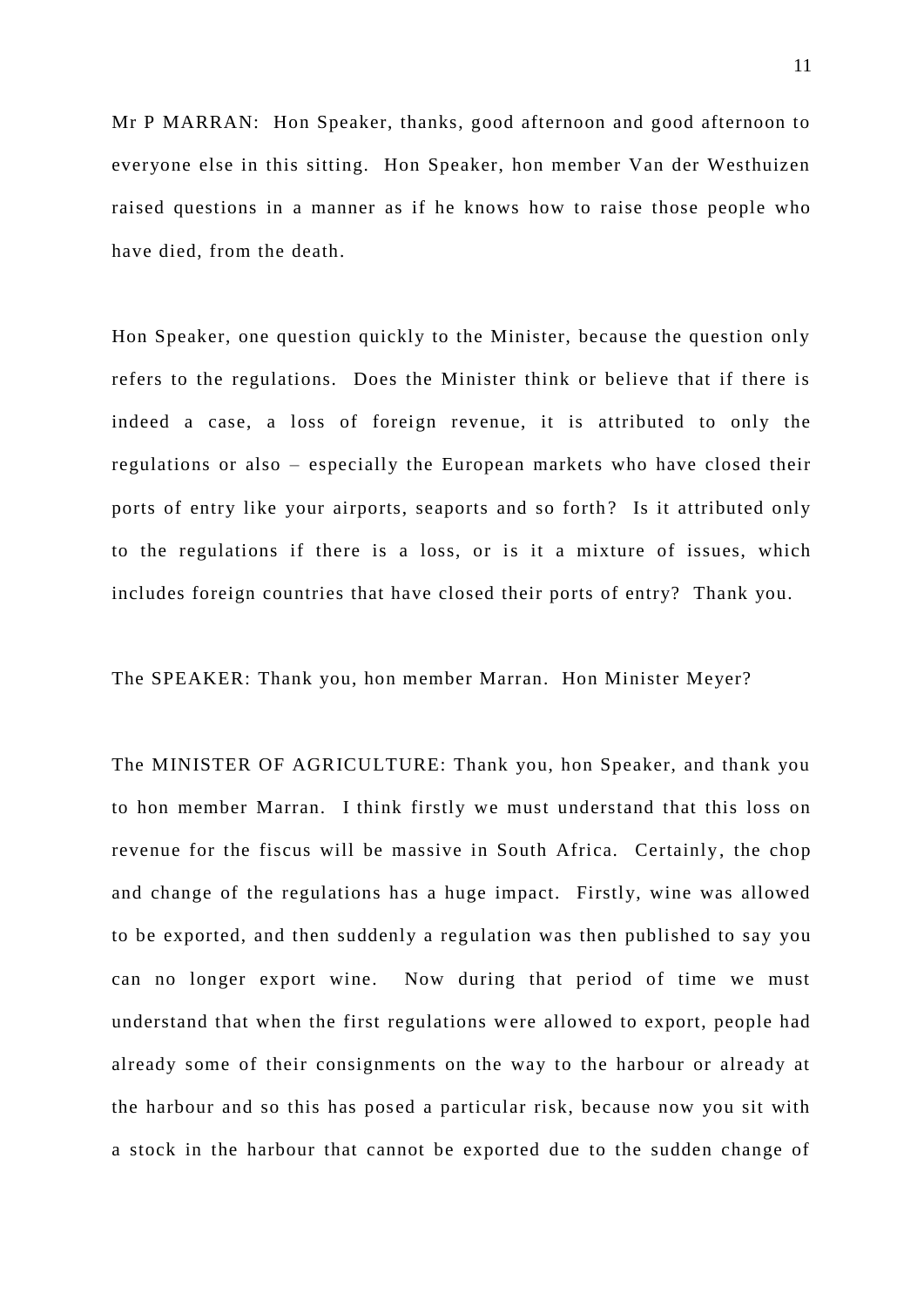Mr P MARRAN: Hon Speaker, thanks, good afternoon and good afternoon to everyone else in this sitting. Hon Speaker, hon member Van der Westhuizen raised questions in a manner as if he knows how to raise those people who have died, from the death.

Hon Speaker, one question quickly to the Minister, because the question only refers to the regulations. Does the Minister think or believe that if there is indeed a case, a loss of foreign revenue, it is attributed to only the regulations or also – especially the European markets who have closed their ports of entry like your airports, seaports and so forth? Is it attributed only to the regulations if there is a loss, or is it a mixture of issues, which includes foreign countries that have closed their ports of entry? Thank you.

The SPEAKER: Thank you, hon member Marran. Hon Minister Meyer?

The MINISTER OF AGRICULTURE: Thank you, hon Speaker, and thank you to hon member Marran. I think firstly we must understand that this loss on revenue for the fiscus will be massive in South Africa. Certainly, the chop and change of the regulations has a huge impact. Firstly, wine was allowed to be exported, and then suddenly a regulation was then published to say you can no longer export wine. Now during that period of time we must understand that when the first regulations were allowed to export, people had already some of their consignments on the way to the harbour or already at the harbour and so this has posed a particular risk, because now you sit with a stock in the harbour that cannot be exported due to the sudden change of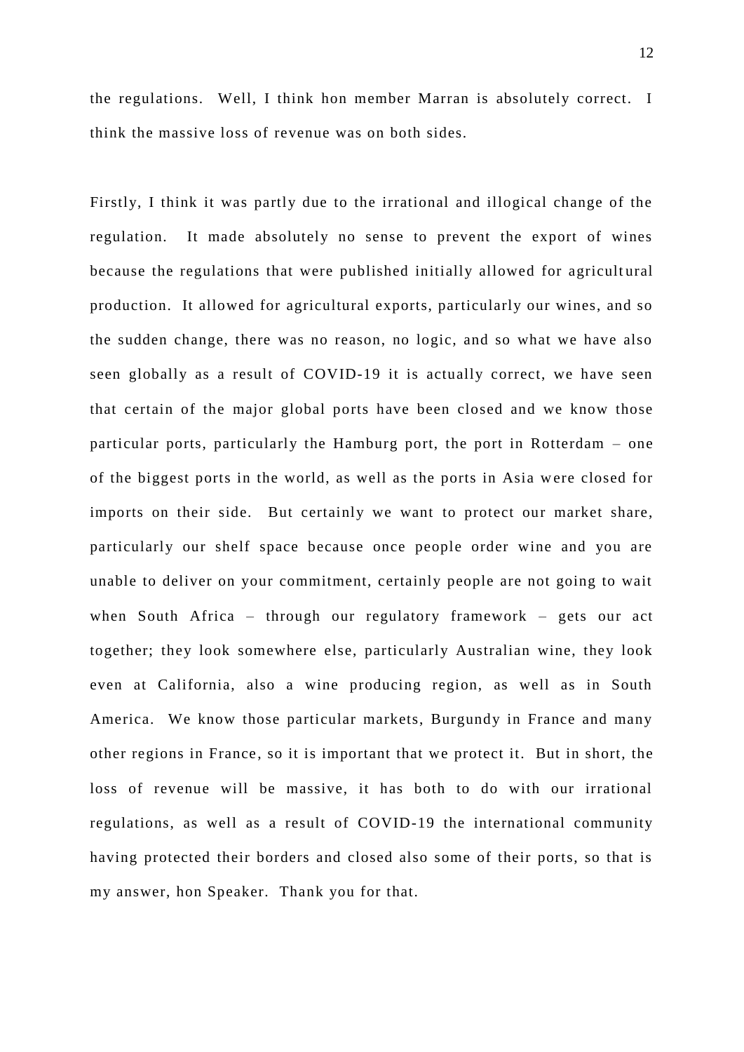the regulations. Well, I think hon member Marran is absolutely correct. I think the massive loss of revenue was on both sides.

Firstly, I think it was partly due to the irrational and illogical change of the regulation. It made absolutely no sense to prevent the export of wines because the regulations that were published initially allowed for agricultural production. It allowed for agricultural exports, particularly our wines, and so the sudden change, there was no reason, no logic, and so what we have also seen globally as a result of COVID-19 it is actually correct, we have seen that certain of the major global ports have been closed and we know those particular ports, particularly the Hamburg port, the port in Rotterdam – one of the biggest ports in the world, as well as the ports in Asia were closed for imports on their side. But certainly we want to protect our market share, particularly our shelf space because once people order wine and you are unable to deliver on your commitment, certainly people are not going to wait when South Africa – through our regulatory framework – gets our act together; they look somewhere else, particularly Australian wine, they look even at California, also a wine producing region, as well as in South America. We know those particular markets, Burgundy in France and many other regions in France, so it is important that we protect it. But in short, the loss of revenue will be massive, it has both to do with our irrational regulations, as well as a result of COVID-19 the international community having protected their borders and closed also some of their ports, so that is my answer, hon Speaker. Thank you for that.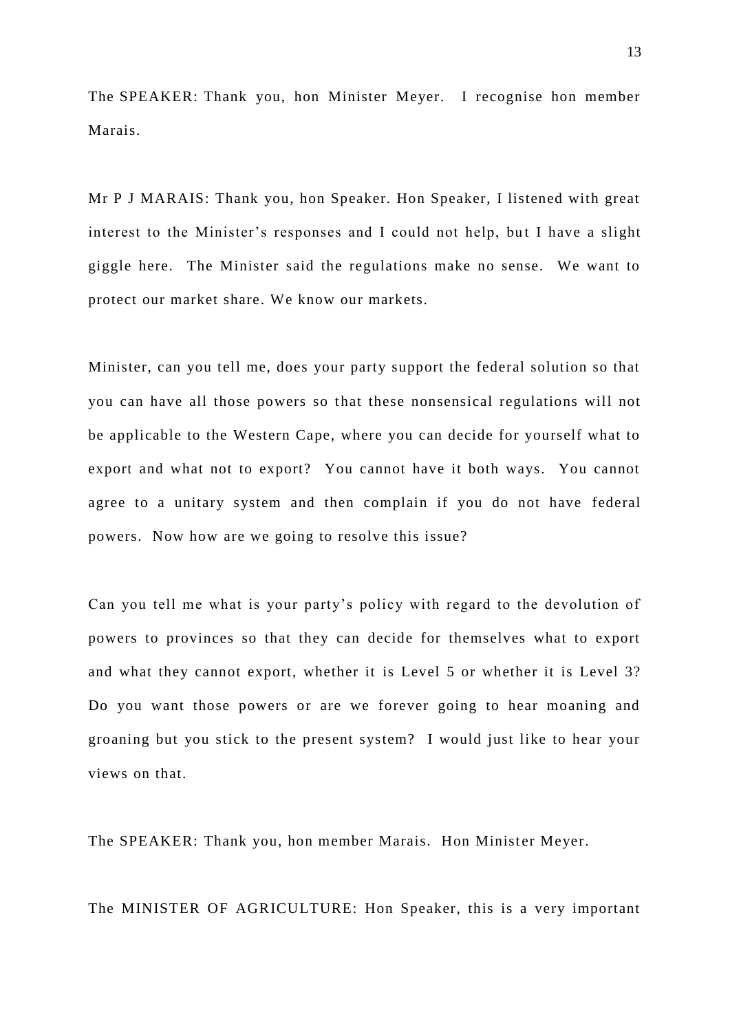The SPEAKER: Thank you, hon Minister Meyer. I recognise hon member Marais.

Mr P J MARAIS: Thank you, hon Speaker. Hon Speaker, I listened with great interest to the Minister's responses and I could not help, but I have a slight giggle here. The Minister said the regulations make no sense. We want to protect our market share. We know our markets.

Minister, can you tell me, does your party support the federal solution so that you can have all those powers so that these nonsensical regulations will not be applicable to the Western Cape, where you can decide for yourself what to export and what not to export? You cannot have it both ways. You cannot agree to a unitary system and then complain if you do not have federal powers. Now how are we going to resolve this issue?

Can you tell me what is your party's policy with regard to the devolution of powers to provinces so that they can decide for themselves what to export and what they cannot export, whether it is Level 5 or whether it is Level 3? Do you want those powers or are we forever going to hear moaning and groaning but you stick to the present system? I would just like to hear your views on that.

The SPEAKER: Thank you, hon member Marais. Hon Minister Meyer.

The MINISTER OF AGRICULTURE: Hon Speaker, this is a very important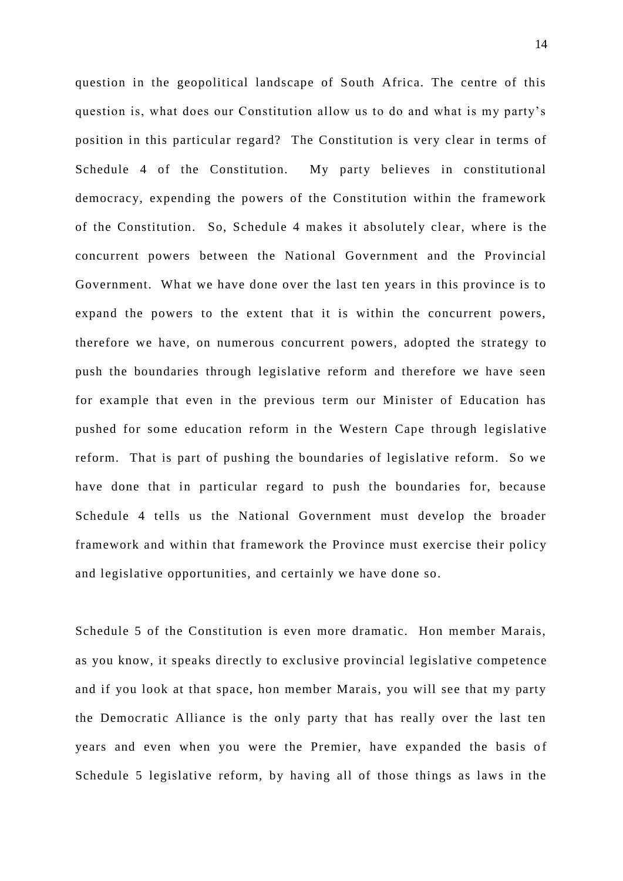question in the geopolitical landscape of South Africa. The centre of this question is, what does our Constitution allow us to do and what is my party's position in this particular regard? The Constitution is very clear in terms of Schedule 4 of the Constitution. My party believes in constitutional democracy, expending the powers of the Constitution within the framework of the Constitution. So, Schedule 4 makes it absolutely clear, where is the concurrent powers between the National Government and the Provincial Government. What we have done over the last ten years in this province is to expand the powers to the extent that it is within the concurrent powers, therefore we have, on numerous concurrent powers, adopted the strategy to push the boundaries through legislative reform and therefore we have seen for example that even in the previous term our Minister of Education has pushed for some education reform in the Western Cape through legislative reform. That is part of pushing the boundaries of legislative reform. So we have done that in particular regard to push the boundaries for, because Schedule 4 tells us the National Government must develop the broader framework and within that framework the Province must exercise their policy and legislative opportunities, and certainly we have done so.

Schedule 5 of the Constitution is even more dramatic. Hon member Marais, as you know, it speaks directly to exclusive provincial legislative competence and if you look at that space, hon member Marais, you will see that my party the Democratic Alliance is the only party that has really over the last ten years and even when you were the Premier, have expanded the basis of Schedule 5 legislative reform, by having all of those things as laws in the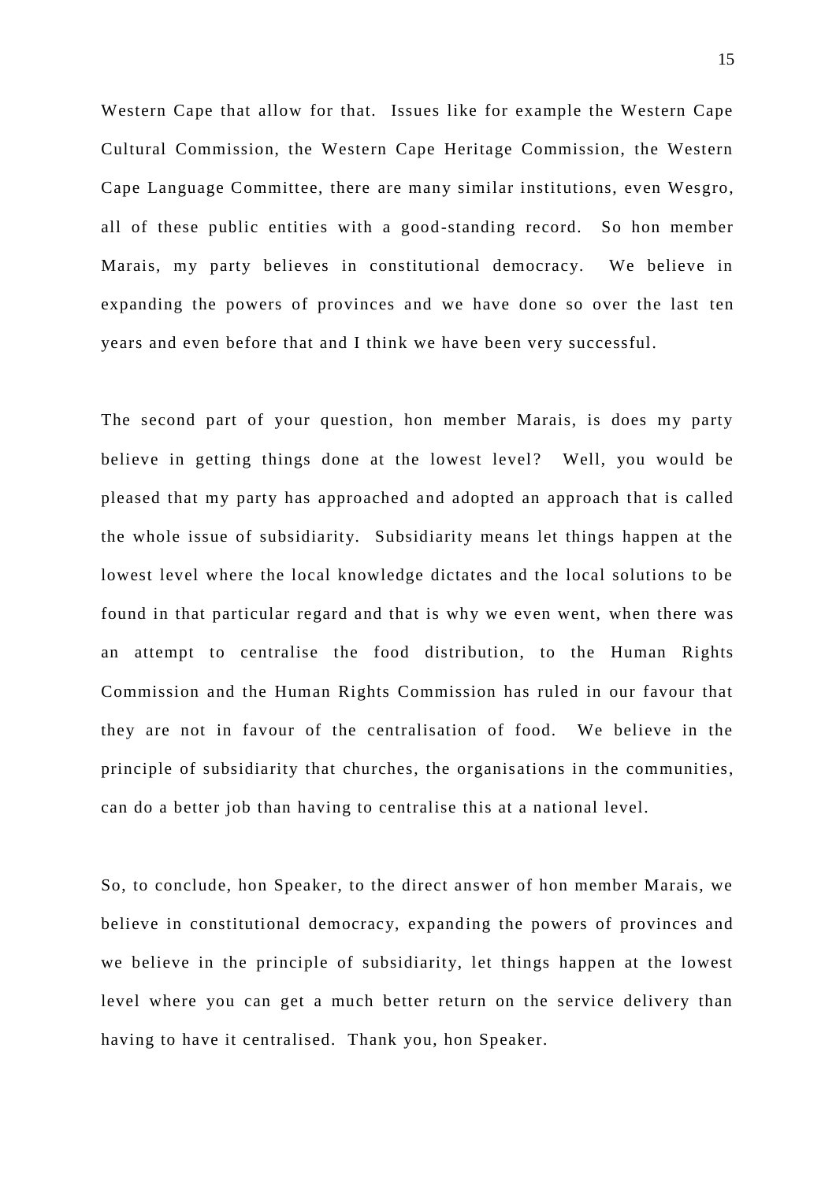Western Cape that allow for that. Issues like for example the Western Cape Cultural Commission, the Western Cape Heritage Commission, the Western Cape Language Committee, there are many similar institutions, even Wesgro, all of these public entities with a good-standing record. So hon member Marais, my party believes in constitutional democracy. We believe in expanding the powers of provinces and we have done so over the last ten years and even before that and I think we have been very successful.

The second part of your question, hon member Marais, is does my party believe in getting things done at the lowest level? Well, you would be pleased that my party has approached and adopted an approach that is called the whole issue of subsidiarity. Subsidiarity means let things happen at the lowest level where the local knowledge dictates and the local solutions to be found in that particular regard and that is why we even went, when there was an attempt to centralise the food distribution, to the Human Rights Commission and the Human Rights Commission has ruled in our favour that they are not in favour of the centralisation of food. We believe in the principle of subsidiarity that churches, the organisations in the communities, can do a better job than having to centralise this at a national level.

So, to conclude, hon Speaker, to the direct answer of hon member Marais, we believe in constitutional democracy, expanding the powers of provinces and we believe in the principle of subsidiarity, let things happen at the lowest level where you can get a much better return on the service delivery than having to have it centralised. Thank you, hon Speaker.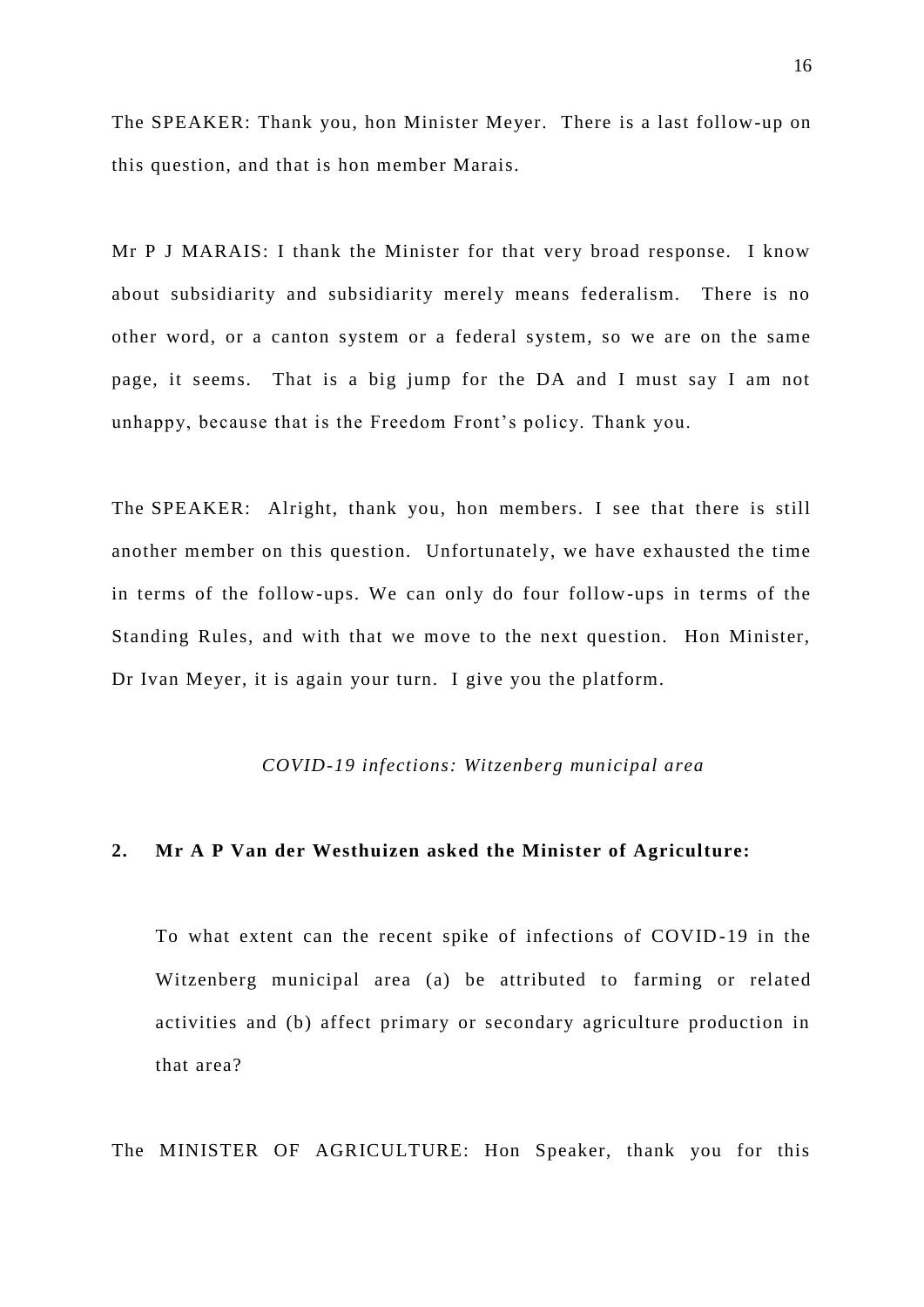The SPEAKER: Thank you, hon Minister Meyer. There is a last follow-up on this question, and that is hon member Marais.

Mr P J MARAIS: I thank the Minister for that very broad response. I know about subsidiarity and subsidiarity merely means federalism. There is no other word, or a canton system or a federal system, so we are on the same page, it seems. That is a big jump for the DA and I must say I am not unhappy, because that is the Freedom Front's policy. Thank you.

The SPEAKER: Alright, thank you, hon members. I see that there is still another member on this question. Unfortunately, we have exhausted the time in terms of the follow-ups. We can only do four follow-ups in terms of the Standing Rules, and with that we move to the next question. Hon Minister, Dr Ivan Meyer, it is again your turn. I give you the platform.

*COVID-19 infections: Witzenberg municipal area*

**2. Mr A P Van der Westhuizen asked the Minister of Agriculture:**

> To what extent can the recent spike of infections of COVID-19 in the Witzenberg municipal area (a) be attributed to farming or related activities and (b) affect primary or secondary agriculture production in that area?

The MINISTER OF AGRICULTURE: Hon Speaker, thank you for this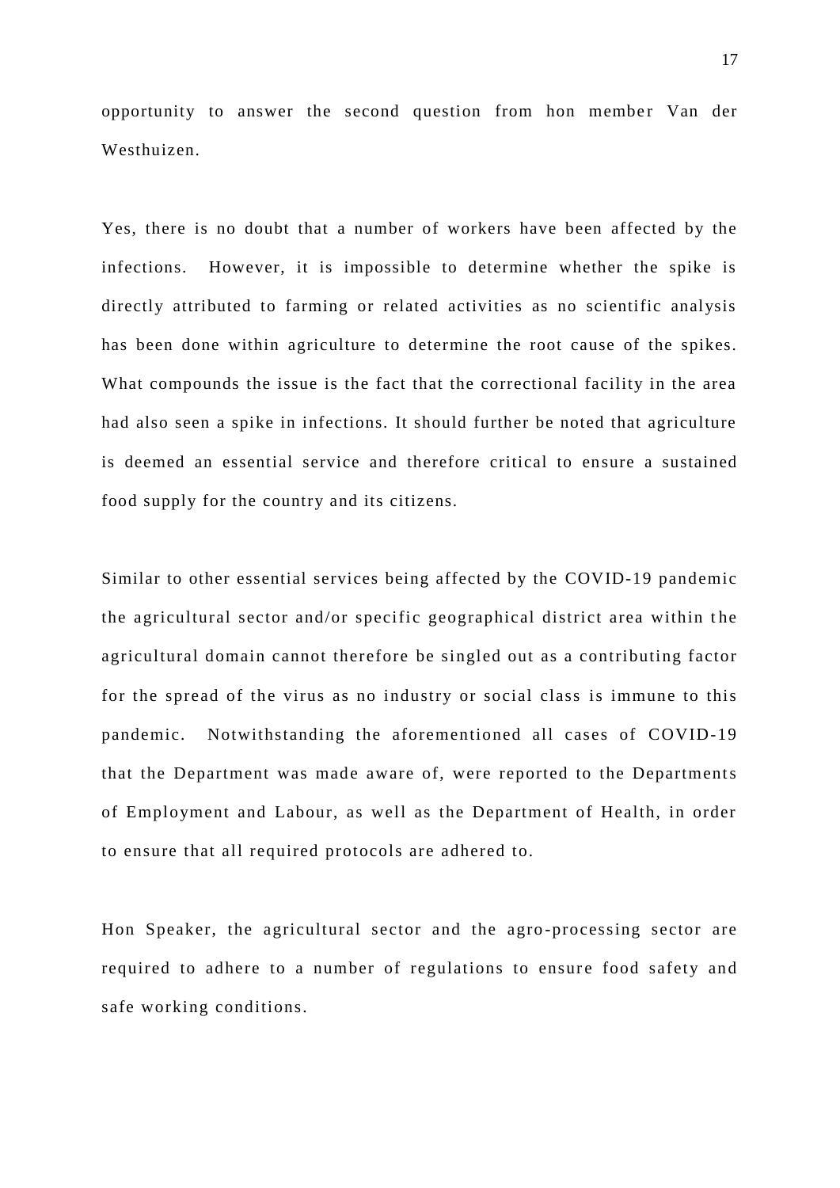opportunity to answer the second question from hon member Van der Westhuizen.

Yes, there is no doubt that a number of workers have been affected by the infections. However, it is impossible to determine whether the spike is directly attributed to farming or related activities as no scientific analysis has been done within agriculture to determine the root cause of the spikes. What compounds the issue is the fact that the correctional facility in the area had also seen a spike in infections. It should further be noted that agriculture is deemed an essential service and therefore critical to ensure a sustained food supply for the country and its citizens.

Similar to other essential services being affected by the COVID-19 pandemic the agricultural sector and/or specific geographical district area within the agricultural domain cannot therefore be singled out as a contributing factor for the spread of the virus as no industry or social class is immune to this pandemic. Notwithstanding the aforementioned all cases of COVID-19 that the Department was made aware of, were reported to the Departments of Employment and Labour, as well as the Department of Health, in order to ensure that all required protocols are adhered to.

Hon Speaker, the agricultural sector and the agro-processing sector are required to adhere to a number of regulations to ensure food safety and safe working conditions.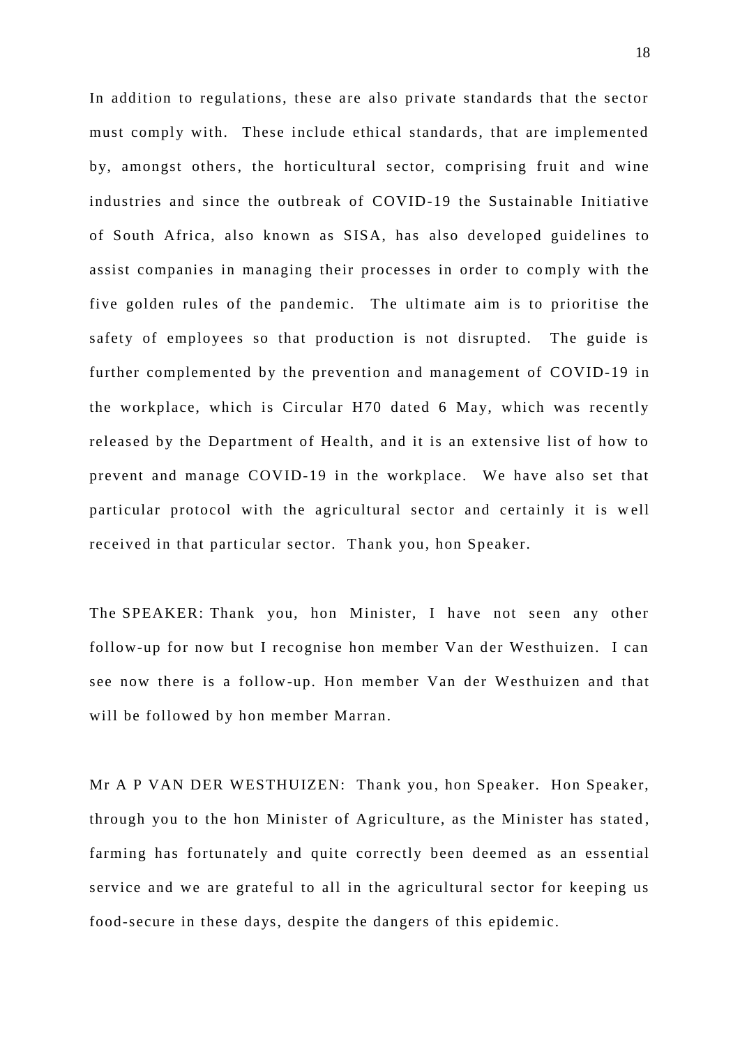In addition to regulations, these are also private standards that the sector must comply with. These include ethical standards, that are implemented by, amongst others, the horticultural sector, comprising fruit and wine industries and since the outbreak of COVID-19 the Sustainable Initiative of South Africa, also known as SISA, has also developed guidelines to assist companies in managing their processes in order to comply with the five golden rules of the pandemic. The ultimate aim is to prioritise the safety of employees so that production is not disrupted. The guide is further complemented by the prevention and management of COVID-19 in the workplace, which is Circular H70 dated 6 May, which was recently released by the Department of Health, and it is an extensive list of how to prevent and manage COVID-19 in the workplace. We have also set that particular protocol with the agricultural sector and certainly it is well received in that particular sector. Thank you, hon Speaker.

The SPEAKER: Thank you, hon Minister, I have not seen any other follow-up for now but I recognise hon member Van der Westhuizen. I can see now there is a follow-up. Hon member Van der Westhuizen and that will be followed by hon member Marran.

Mr A P VAN DER WESTHUIZEN: Thank you, hon Speaker. Hon Speaker, through you to the hon Minister of Agriculture, as the Minister has stated, farming has fortunately and quite correctly been deemed as an essential service and we are grateful to all in the agricultural sector for keeping us food-secure in these days, despite the dangers of this epidemic.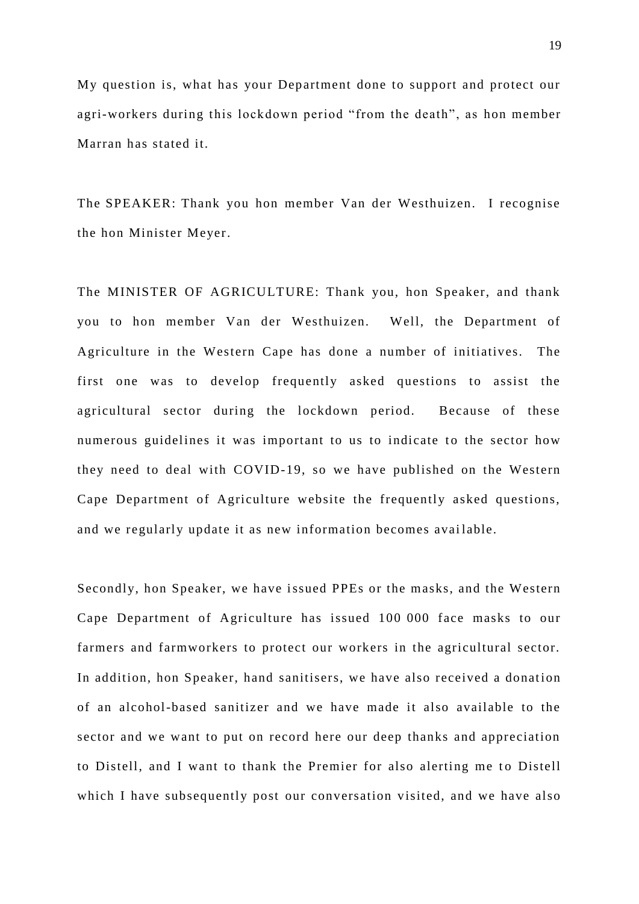My question is, what has your Department done to support and protect our agri-workers during this lockdown period “from the death”, as hon member Marran has stated it.

The SPEAKER: Thank you hon member Van der Westhuizen. I recognise the hon Minister Meyer.

The MINISTER OF AGRICULTURE: Thank you, hon Speaker, and thank you to hon member Van der Westhuizen. Well, the Department of Agriculture in the Western Cape has done a number of initiatives. The first one was to develop frequently asked questions to assist the agricultural sector during the lockdown period. Because of these numerous guidelines it was important to us to indicate to the sector how they need to deal with COVID-19, so we have published on the Western Cape Department of Agriculture website the frequently asked questions, and we regularly update it as new information becomes available.

Secondly, hon Speaker, we have issued PPEs or the masks, and the Western Cape Department of Agriculture has issued 100 000 face masks to our farmers and farmworkers to protect our workers in the agricultural sector. In addition, hon Speaker, hand sanitisers, we have also received a donation of an alcohol-based sanitizer and we have made it also available to the sector and we want to put on record here our deep thanks and appreciation to Distell, and I want to thank the Premier for also alerting me to Distell which I have subsequently post our conversation visited, and we have also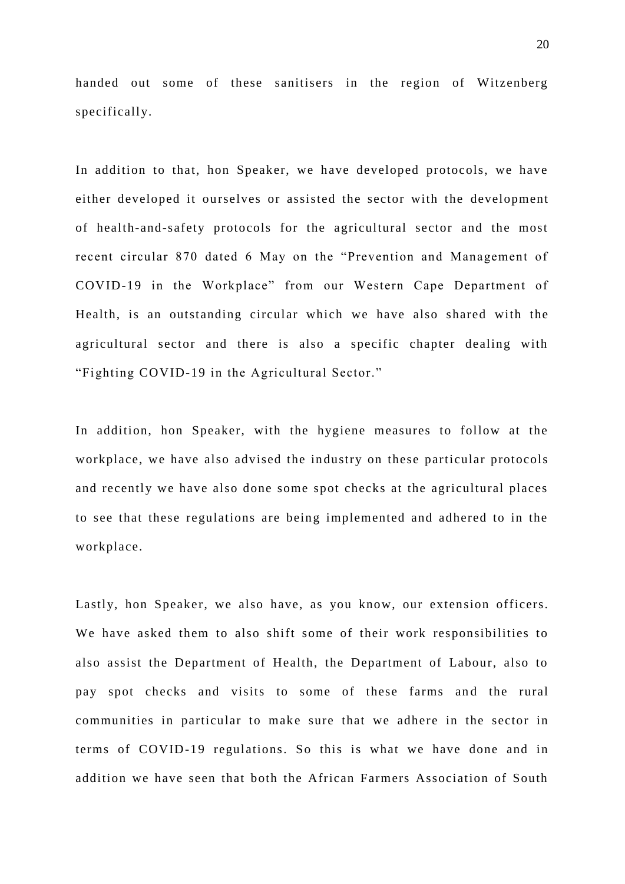handed out some of these sanitisers in the region of Witzenberg specifically.

In addition to that, hon Speaker, we have developed protocols, we have either developed it ourselves or assisted the sector with the development of health-and-safety protocols for the agricultural sector and the most recent circular 870 dated 6 May on the "Prevention and Management of COVID-19 in the Workplace" from our Western Cape Department of Health, is an outstanding circular which we have also shared with the agricultural sector and there is also a specific chapter dealing with "Fighting COVID-19 in the Agricultural Sector."

In addition, hon Speaker, with the hygiene measures to follow at the workplace, we have also advised the industry on these particular protocols and recently we have also done some spot checks at the agricultural places to see that these regulations are being implemented and adhered to in the workplace.

Lastly, hon Speaker, we also have, as you know, our extension officers. We have asked them to also shift some of their work responsibilities to also assist the Department of Health, the Department of Labour, also to pay spot checks and visits to some of these farms and the rural communities in particular to make sure that we adhere in the sector in terms of COVID-19 regulations. So this is what we have done and in addition we have seen that both the African Farmers Association of South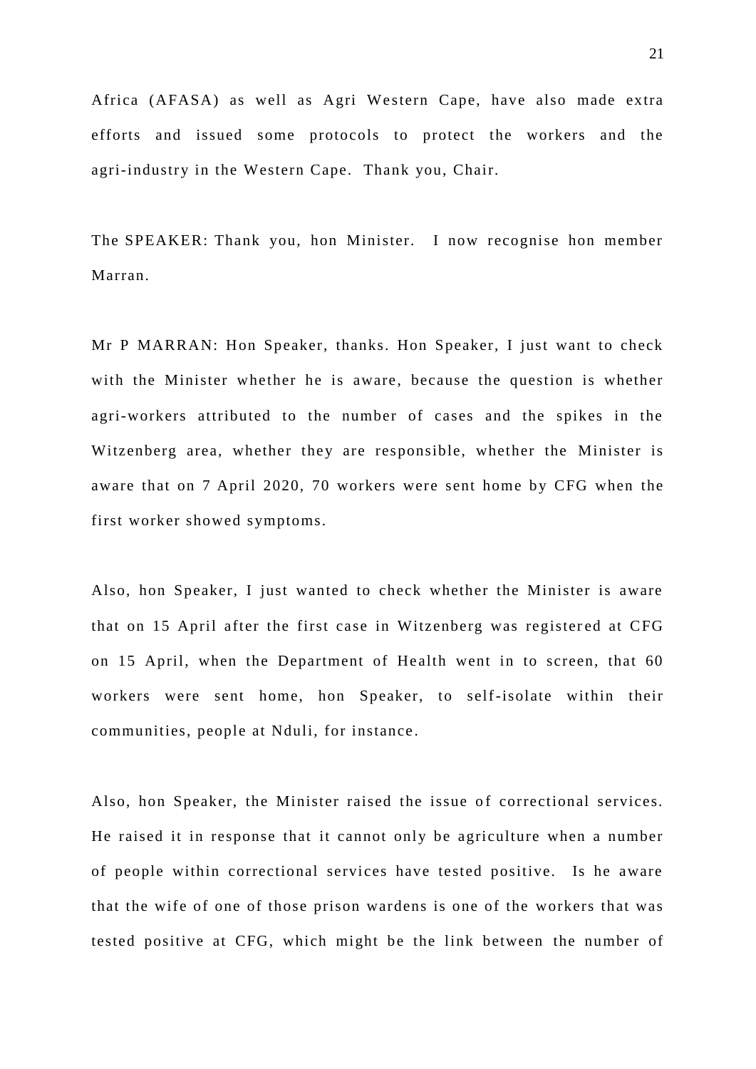Africa (AFASA) as well as Agri Western Cape, have also made extra efforts and issued some protocols to protect the workers and the agri-industry in the Western Cape. Thank you, Chair.

The SPEAKER: Thank you, hon Minister. I now recognise hon member Marran.

Mr P MARRAN: Hon Speaker, thanks. Hon Speaker, I just want to check with the Minister whether he is aware, because the question is whether agri-workers attributed to the number of cases and the spikes in the Witzenberg area, whether they are responsible, whether the Minister is aware that on 7 April 2020, 70 workers were sent home by CFG when the first worker showed symptoms.

Also, hon Speaker, I just wanted to check whether the Minister is aware that on 15 April after the first case in Witzenberg was registered at CFG on 15 April, when the Department of Health went in to screen, that 60 workers were sent home, hon Speaker, to self-isolate within their communities, people at Nduli, for instance.

Also, hon Speaker, the Minister raised the issue of correctional services. He raised it in response that it cannot only be agriculture when a number of people within correctional services have tested positive. Is he aware that the wife of one of those prison wardens is one of the workers that was tested positive at CFG, which might be the link between the number of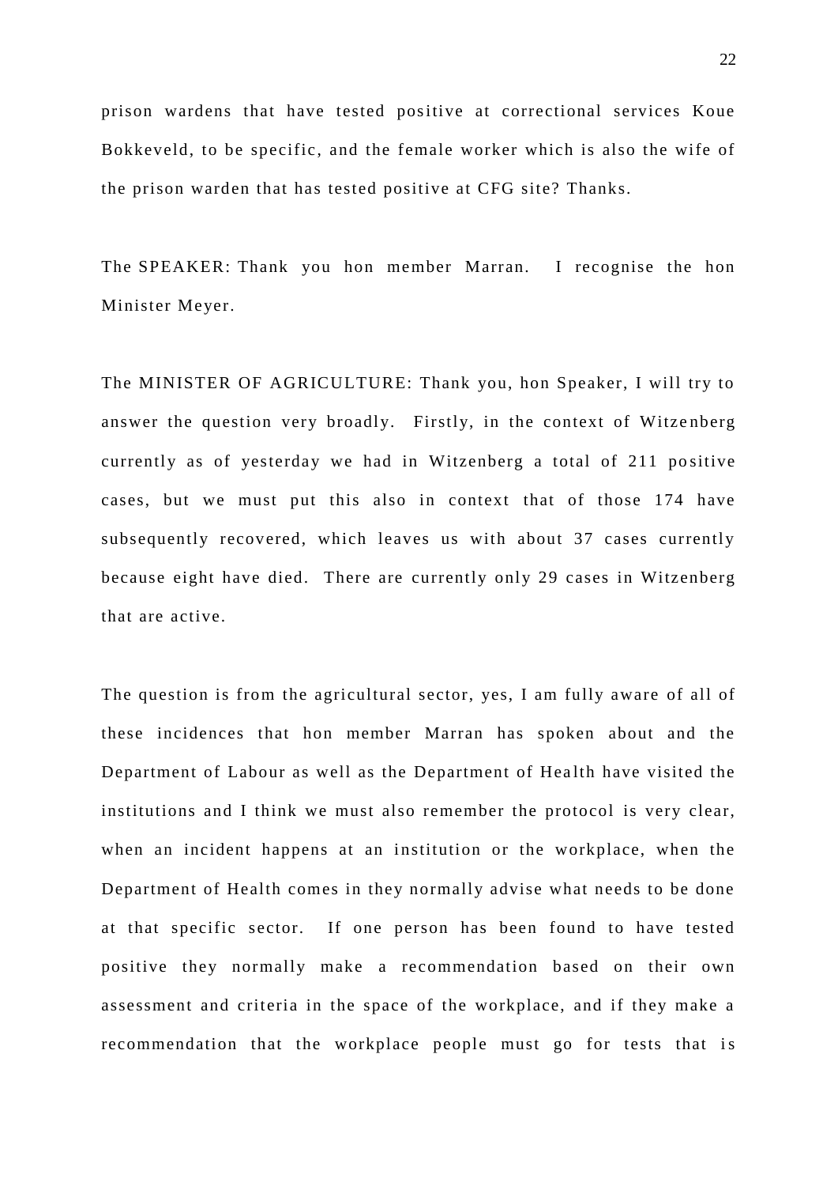prison wardens that have tested positive at correctional services Koue Bokkeveld, to be specific, and the female worker which is also the wife of the prison warden that has tested positive at CFG site? Thanks.

The SPEAKER: Thank you hon member Marran. I recognise the hon Minister Meyer.

The MINISTER OF AGRICULTURE: Thank you, hon Speaker, I will try to answer the question very broadly. Firstly, in the context of Witzenberg currently as of yesterday we had in Witzenberg a total of 211 positive cases, but we must put this also in context that of those 174 have subsequently recovered, which leaves us with about 37 cases currently because eight have died. There are currently only 29 cases in Witzenberg that are active.

The question is from the agricultural sector, yes, I am fully aware of all of these incidences that hon member Marran has spoken about and the Department of Labour as well as the Department of Health have visited the institutions and I think we must also remember the protocol is very clear, when an incident happens at an institution or the workplace, when the Department of Health comes in they normally advise what needs to be done at that specific sector. If one person has been found to have tested positive they normally make a recommendation based on their own assessment and criteria in the space of the workplace, and if they make a recommendation that the workplace people must go for tests that is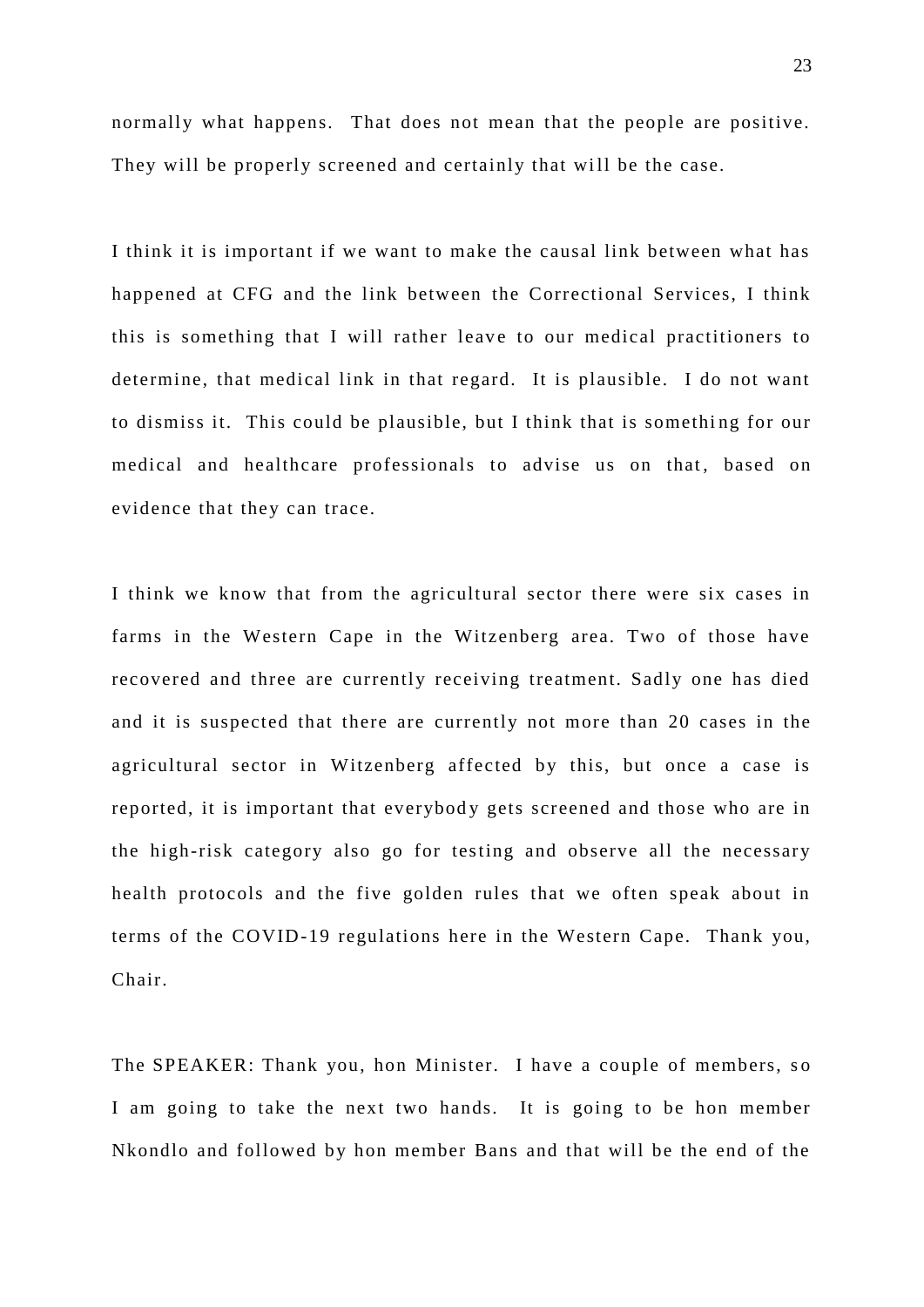normally what happens. That does not mean that the people are positive. They will be properly screened and certainly that will be the case.

I think it is important if we want to make the causal link between what has happened at CFG and the link between the Correctional Services, I think this is something that I will rather leave to our medical practitioners to determine, that medical link in that regard. It is plausible. I do not want to dismiss it. This could be plausible, but I think that is something for our medical and healthcare professionals to advise us on that, based on evidence that they can trace.

I think we know that from the agricultural sector there were six cases in farms in the Western Cape in the Witzenberg area. Two of those have recovered and three are currently receiving treatment. Sadly one has died and it is suspected that there are currently not more than 20 cases in the agricultural sector in Witzenberg affected by this, but once a case is reported, it is important that everybody gets screened and those who are in the high-risk category also go for testing and observe all the necessary health protocols and the five golden rules that we often speak about in terms of the COVID-19 regulations here in the Western Cape. Thank you, Chair.

The SPEAKER: Thank you, hon Minister. I have a couple of members, so I am going to take the next two hands. It is going to be hon member Nkondlo and followed by hon member Bans and that will be the end of the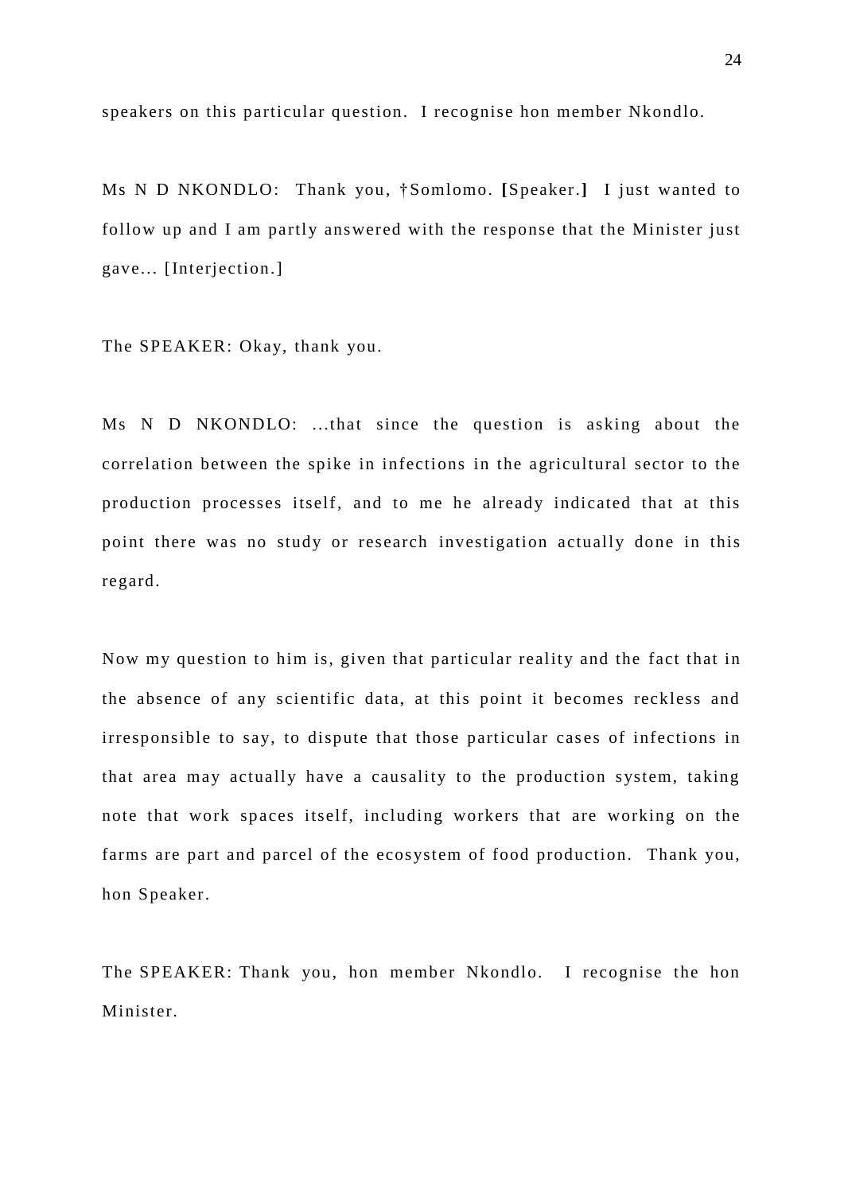speakers on this particular question. I recognise hon member Nkondlo.

Ms N D NKONDLO: Thank you, †Somlomo. **[**Speaker.**]** I just wanted to follow up and I am partly answered with the response that the Minister just gave... [Interjection.]

The SPEAKER: Okay, thank you.

Ms N D NKONDLO: ...that since the question is asking about the correlation between the spike in infections in the agricultural sector to the production processes itself, and to me he already indicated that at this point there was no study or research investigation actually done in this regard.

Now my question to him is, given that particular reality and the fact that in the absence of any scientific data, at this point it becomes reckless and irresponsible to say, to dispute that those particular cases of infections in that area may actually have a causality to the production system, taking note that work spaces itself, including workers that are working on the farms are part and parcel of the ecosystem of food production. Thank you, hon Speaker.

The SPEAKER: Thank you, hon member Nkondlo. I recognise the hon Minister.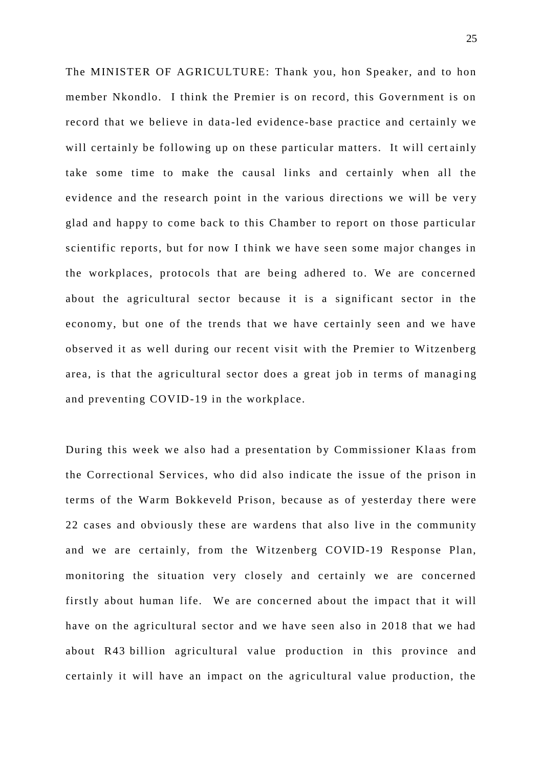The MINISTER OF AGRICULTURE: Thank you, hon Speaker, and to hon member Nkondlo. I think the Premier is on record, this Government is on record that we believe in data-led evidence-base practice and certainly we will certainly be following up on these particular matters. It will certainly take some time to make the causal links and certainly when all the evidence and the research point in the various directions we will be very glad and happy to come back to this Chamber to report on those particular scientific reports, but for now I think we have seen some major changes in the workplaces, protocols that are being adhered to. We are concerned about the agricultural sector because it is a significant sector in the economy, but one of the trends that we have certainly seen and we have observed it as well during our recent visit with the Premier to Witzenberg area, is that the agricultural sector does a great job in terms of managing and preventing COVID-19 in the workplace.

During this week we also had a presentation by Commissioner Klaas from the Correctional Services, who did also indicate the issue of the prison in terms of the Warm Bokkeveld Prison, because as of yesterday there were 22 cases and obviously these are wardens that also live in the community and we are certainly, from the Witzenberg COVID-19 Response Plan, monitoring the situation very closely and certainly we are concerned firstly about human life. We are concerned about the impact that it will have on the agricultural sector and we have seen also in 2018 that we had about R43 billion agricultural value production in this province and certainly it will have an impact on the agricultural value production, the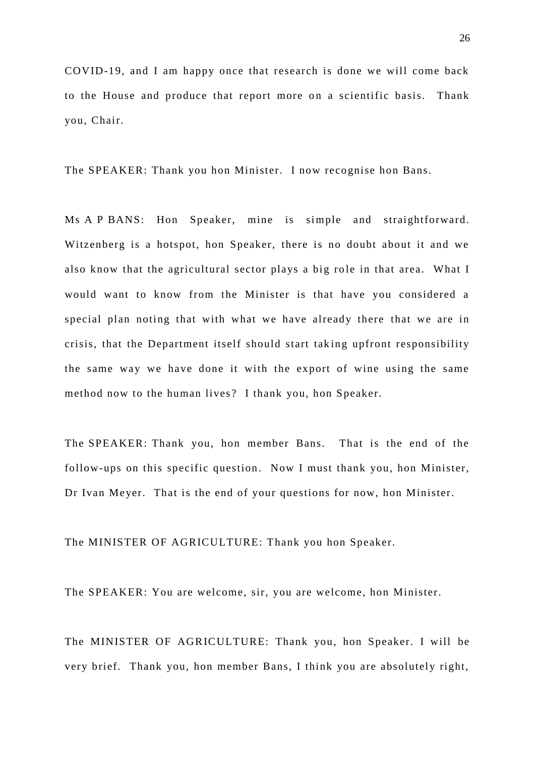COVID-19, and I am happy once that research is done we will come back to the House and produce that report more on a scientific basis. Thank you, Chair.

The SPEAKER: Thank you hon Minister. I now recognise hon Bans.

Ms A P BANS: Hon Speaker, mine is simple and straightforward. Witzenberg is a hotspot, hon Speaker, there is no doubt about it and we also know that the agricultural sector plays a big role in that area. What I would want to know from the Minister is that have you considered a special plan noting that with what we have already there that we are in crisis, that the Department itself should start taking upfront responsibility the same way we have done it with the export of wine using the same method now to the human lives? I thank you, hon Speaker.

The SPEAKER: Thank you, hon member Bans. That is the end of the follow-ups on this specific question. Now I must thank you, hon Minister, Dr Ivan Meyer. That is the end of your questions for now, hon Minister.

The MINISTER OF AGRICULTURE: Thank you hon Speaker.

The SPEAKER: You are welcome, sir, you are welcome, hon Minister.

The MINISTER OF AGRICULTURE: Thank you, hon Speaker. I will be very brief. Thank you, hon member Bans, I think you are absolutely right,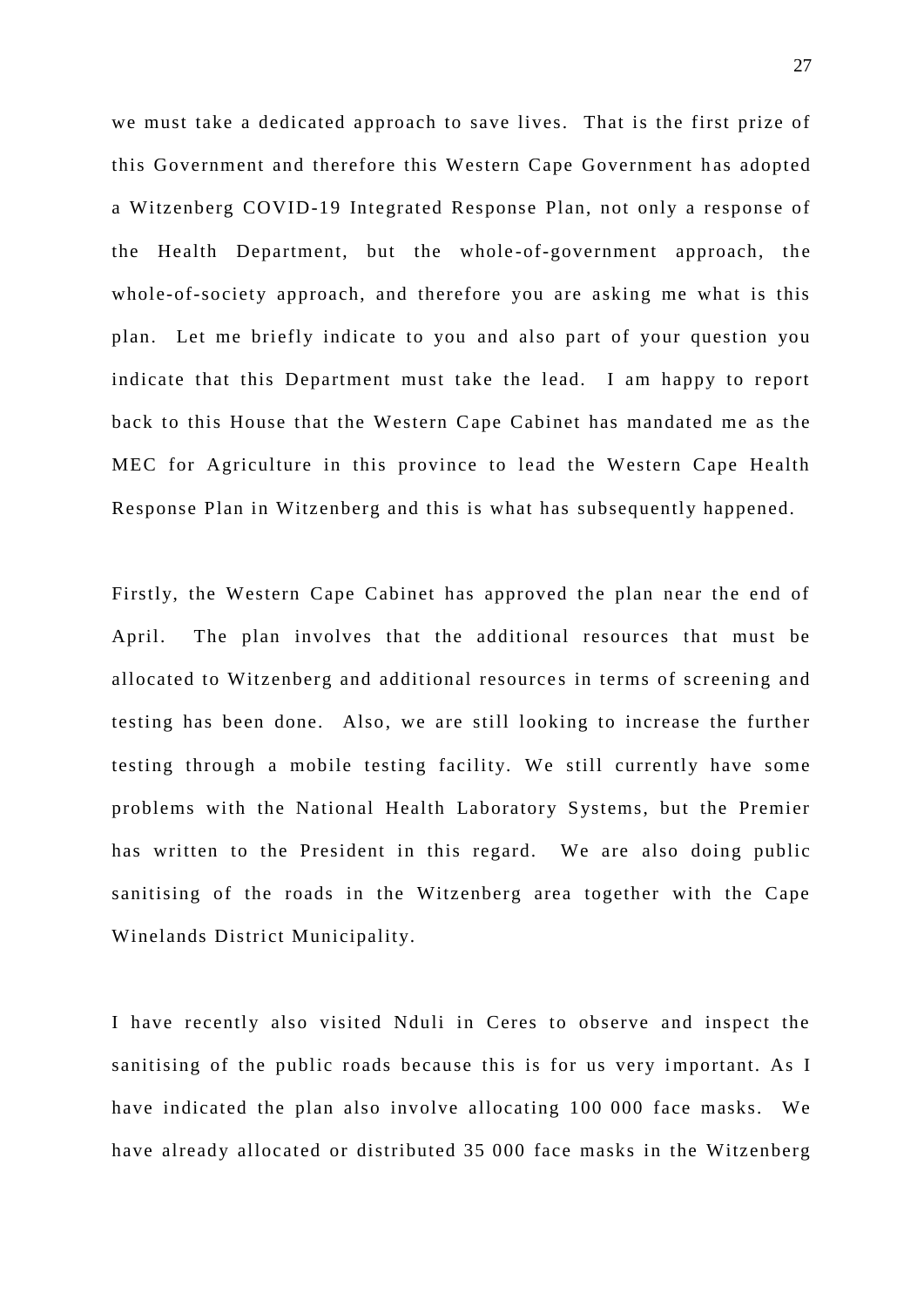we must take a dedicated approach to save lives. That is the first prize of this Government and therefore this Western Cape Government has adopted a Witzenberg COVID-19 Integrated Response Plan, not only a response of the Health Department, but the whole-of-government approach, the whole-of-society approach, and therefore you are asking me what is this plan. Let me briefly indicate to you and also part of your question you indicate that this Department must take the lead. I am happy to report back to this House that the Western Cape Cabinet has mandated me as the MEC for Agriculture in this province to lead the Western Cape Health Response Plan in Witzenberg and this is what has subsequently happened.

Firstly, the Western Cape Cabinet has approved the plan near the end of April. The plan involves that the additional resources that must be allocated to Witzenberg and additional resources in terms of screening and testing has been done. Also, we are still looking to increase the further testing through a mobile testing facility. We still currently have some problems with the National Health Laboratory Systems, but the Premier has written to the President in this regard. We are also doing public sanitising of the roads in the Witzenberg area together with the Cape Winelands District Municipality.

I have recently also visited Nduli in Ceres to observe and inspect the sanitising of the public roads because this is for us very important. As I have indicated the plan also involve allocating 100 000 face masks. We have already allocated or distributed 35 000 face masks in the Witzenberg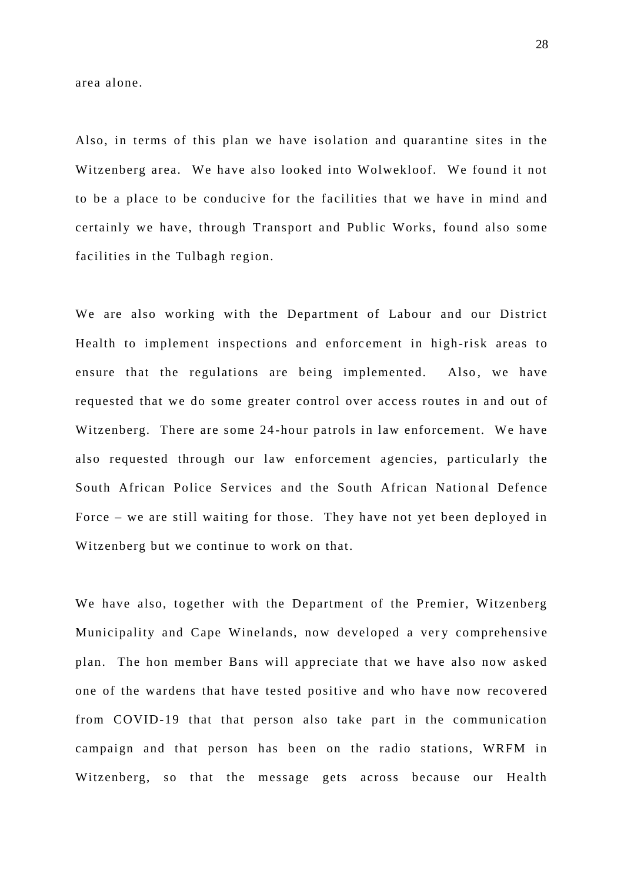area alone.

Also, in terms of this plan we have isolation and quarantine sites in the Witzenberg area. We have also looked into Wolwekloof. We found it not to be a place to be conducive for the facilities that we have in mind and certainly we have, through Transport and Public Works, found also some facilities in the Tulbagh region.

We are also working with the Department of Labour and our District Health to implement inspections and enforcement in high-risk areas to ensure that the regulations are being implemented. Also, we have requested that we do some greater control over access routes in and out of Witzenberg. There are some 24-hour patrols in law enforcement. We have also requested through our law enforcement agencies, particularly the South African Police Services and the South African National Defence Force – we are still waiting for those. They have not yet been deployed in Witzenberg but we continue to work on that.

We have also, together with the Department of the Premier, Witzenberg Municipality and Cape Winelands, now developed a very comprehensive plan. The hon member Bans will appreciate that we have also now asked one of the wardens that have tested positive and who have now recovered from COVID-19 that that person also take part in the communication campaign and that person has been on the radio stations, WRFM in Witzenberg, so that the message gets across because our Health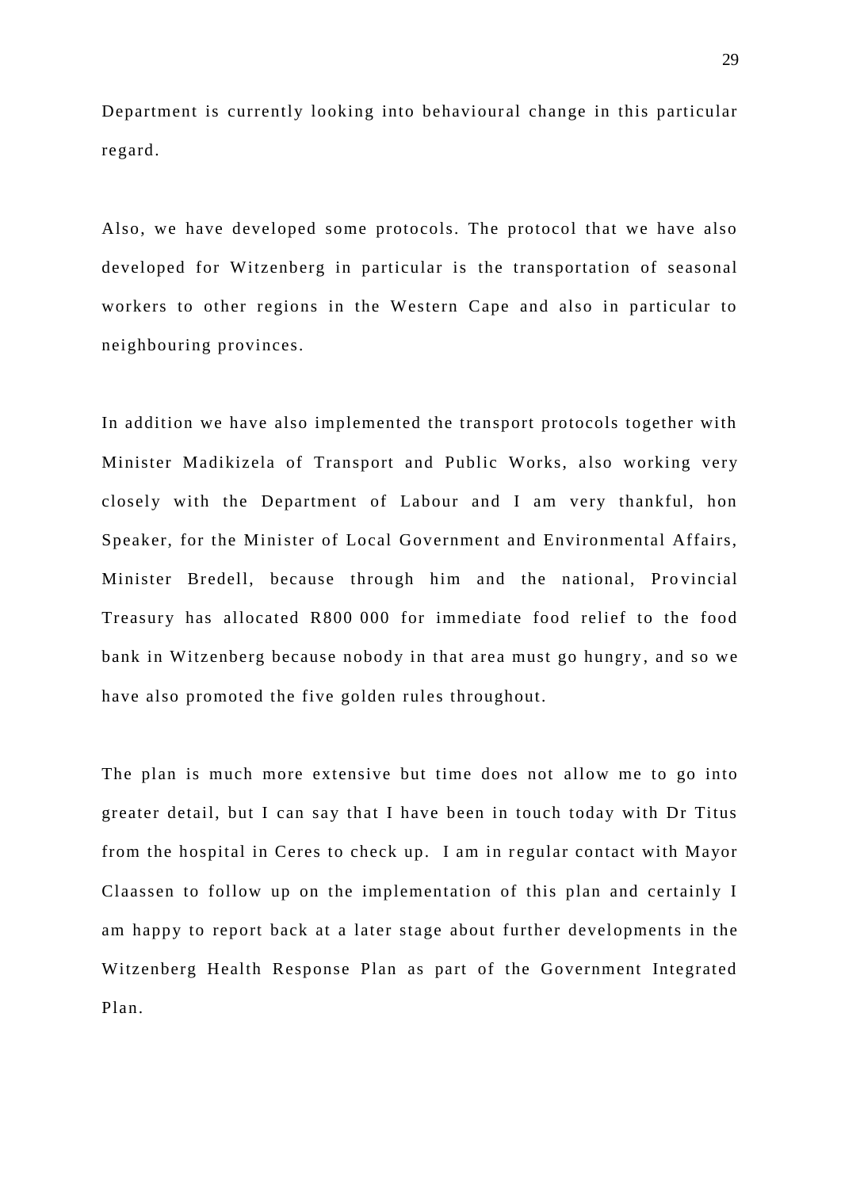Department is currently looking into behavioural change in this particular regard.

Also, we have developed some protocols. The protocol that we have also developed for Witzenberg in particular is the transportation of seasonal workers to other regions in the Western Cape and also in particular to neighbouring provinces.

In addition we have also implemented the transport protocols together with Minister Madikizela of Transport and Public Works, also working very closely with the Department of Labour and I am very thankful, hon Speaker, for the Minister of Local Government and Environmental Affairs, Minister Bredell, because through him and the national, Provincial Treasury has allocated R800 000 for immediate food relief to the food bank in Witzenberg because nobody in that area must go hungry, and so we have also promoted the five golden rules throughout.

The plan is much more extensive but time does not allow me to go into greater detail, but I can say that I have been in touch today with Dr Titus from the hospital in Ceres to check up. I am in regular contact with Mayor Claassen to follow up on the implementation of this plan and certainly I am happy to report back at a later stage about further developments in the Witzenberg Health Response Plan as part of the Government Integrated Plan.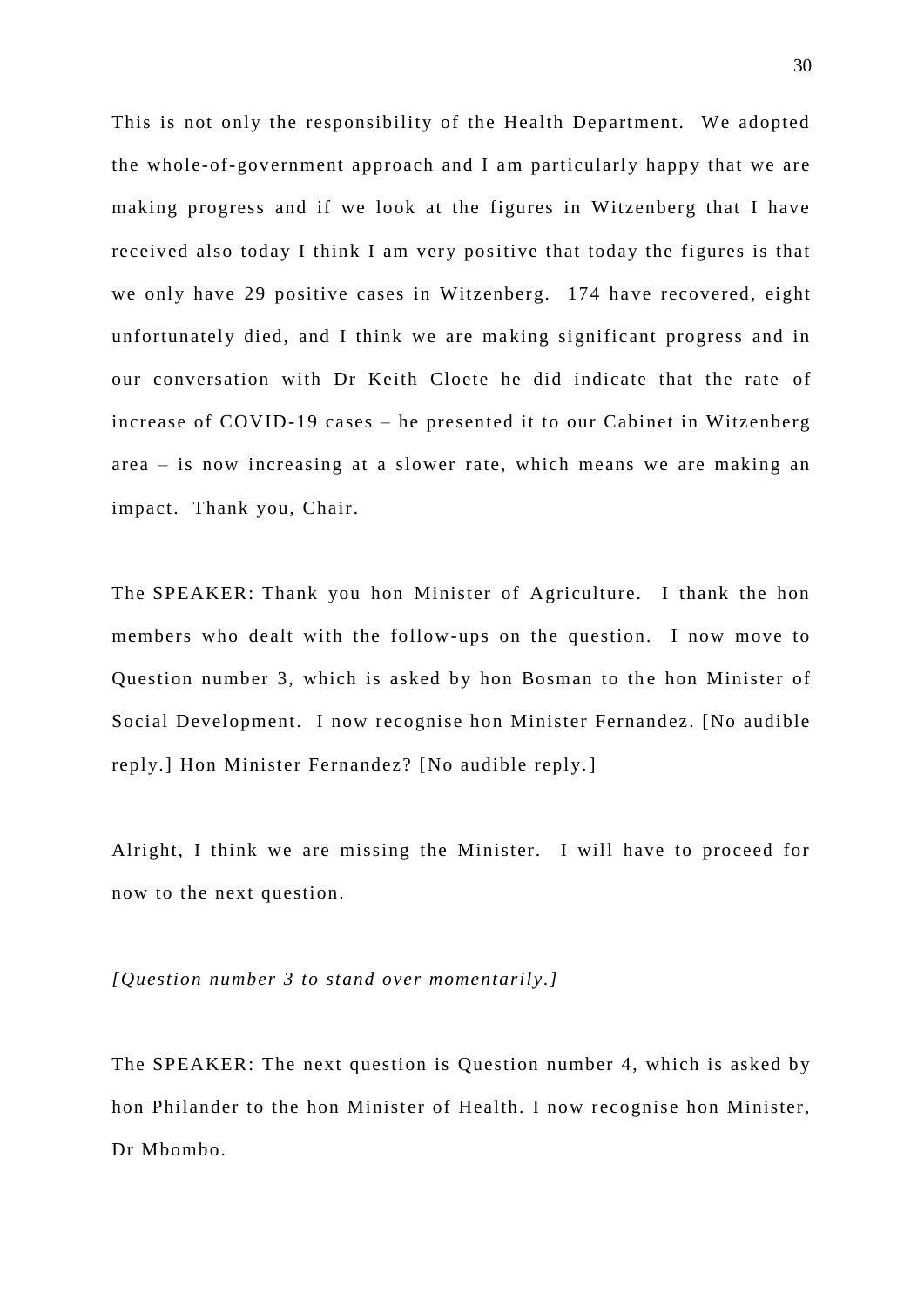This is not only the responsibility of the Health Department. We adopted the whole-of-government approach and I am particularly happy that we are making progress and if we look at the figures in Witzenberg that I have received also today I think I am very positive that today the figures is that we only have 29 positive cases in Witzenberg. 174 have recovered, eight unfortunately died, and I think we are making significant progress and in our conversation with Dr Keith Cloete he did indicate that the rate of increase of COVID-19 cases – he presented it to our Cabinet in Witzenberg area – is now increasing at a slower rate, which means we are making an impact. Thank you, Chair.

The SPEAKER: Thank you hon Minister of Agriculture. I thank the hon members who dealt with the follow-ups on the question. I now move to Question number 3, which is asked by hon Bosman to the hon Minister of Social Development. I now recognise hon Minister Fernandez. [No audible reply.] Hon Minister Fernandez? [No audible reply.]

Alright, I think we are missing the Minister. I will have to proceed for now to the next question.

*[Question number 3 to stand over momentarily.]*

The SPEAKER: The next question is Question number 4, which is asked by hon Philander to the hon Minister of Health. I now recognise hon Minister, Dr Mbombo.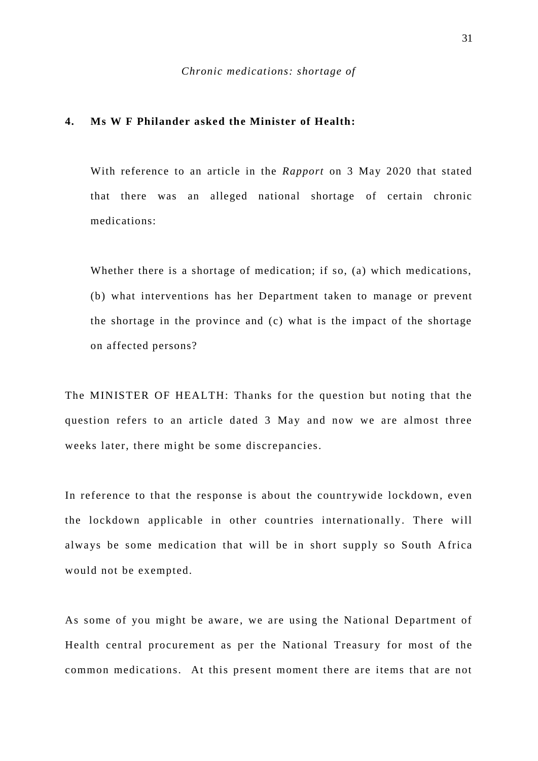*Chronic medications: shortage of*

**4. Ms W F Philander asked the Minister of Health:**

With reference to an article in the *Rapport* on 3 May 2020 that stated that there was an alleged national shortage of certain chronic medications:

Whether there is a shortage of medication; if so, (a) which medications, (b) what interventions has her Department taken to manage or prevent the shortage in the province and (c) what is the impact of the shortage on affected persons?

The MINISTER OF HEALTH: Thanks for the question but noting that the question refers to an article dated 3 May and now we are almost three weeks later, there might be some discrepancies.

In reference to that the response is about the countrywide lockdown, even the lockdown applicable in other countries internationally. There will always be some medication that will be in short supply so South Africa would not be exempted.

As some of you might be aware, we are using the National Department of Health central procurement as per the National Treasury for most of the common medications. At this present moment there are items that are not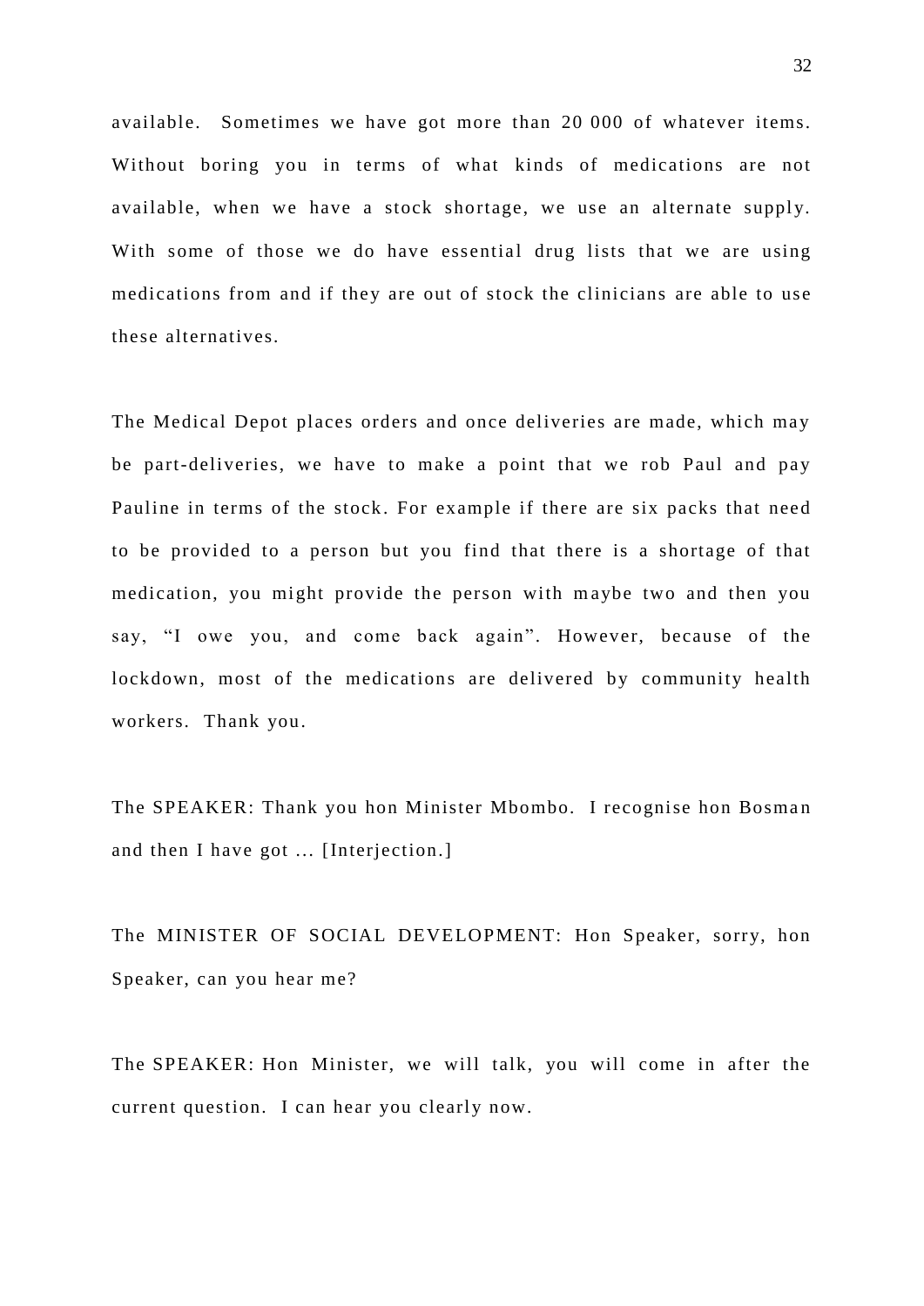available. Sometimes we have got more than 20 000 of whatever items. Without boring you in terms of what kinds of medications are not available, when we have a stock shortage, we use an alternate supply. With some of those we do have essential drug lists that we are using medications from and if they are out of stock the clinicians are able to use these alternatives.

The Medical Depot places orders and once deliveries are made, which may be part-deliveries, we have to make a point that we rob Paul and pay Pauline in terms of the stock. For example if there are six packs that need to be provided to a person but you find that there is a shortage of that medication, you might provide the person with maybe two and then you say, "I owe you, and come back again". However, because of the lockdown, most of the medications are delivered by community health workers. Thank you.

The SPEAKER: Thank you hon Minister Mbombo. I recognise hon Bosman and then I have got ... [Interjection.]

The MINISTER OF SOCIAL DEVELOPMENT: Hon Speaker, sorry, hon Speaker, can you hear me?

The SPEAKER: Hon Minister, we will talk, you will come in after the current question. I can hear you clearly now.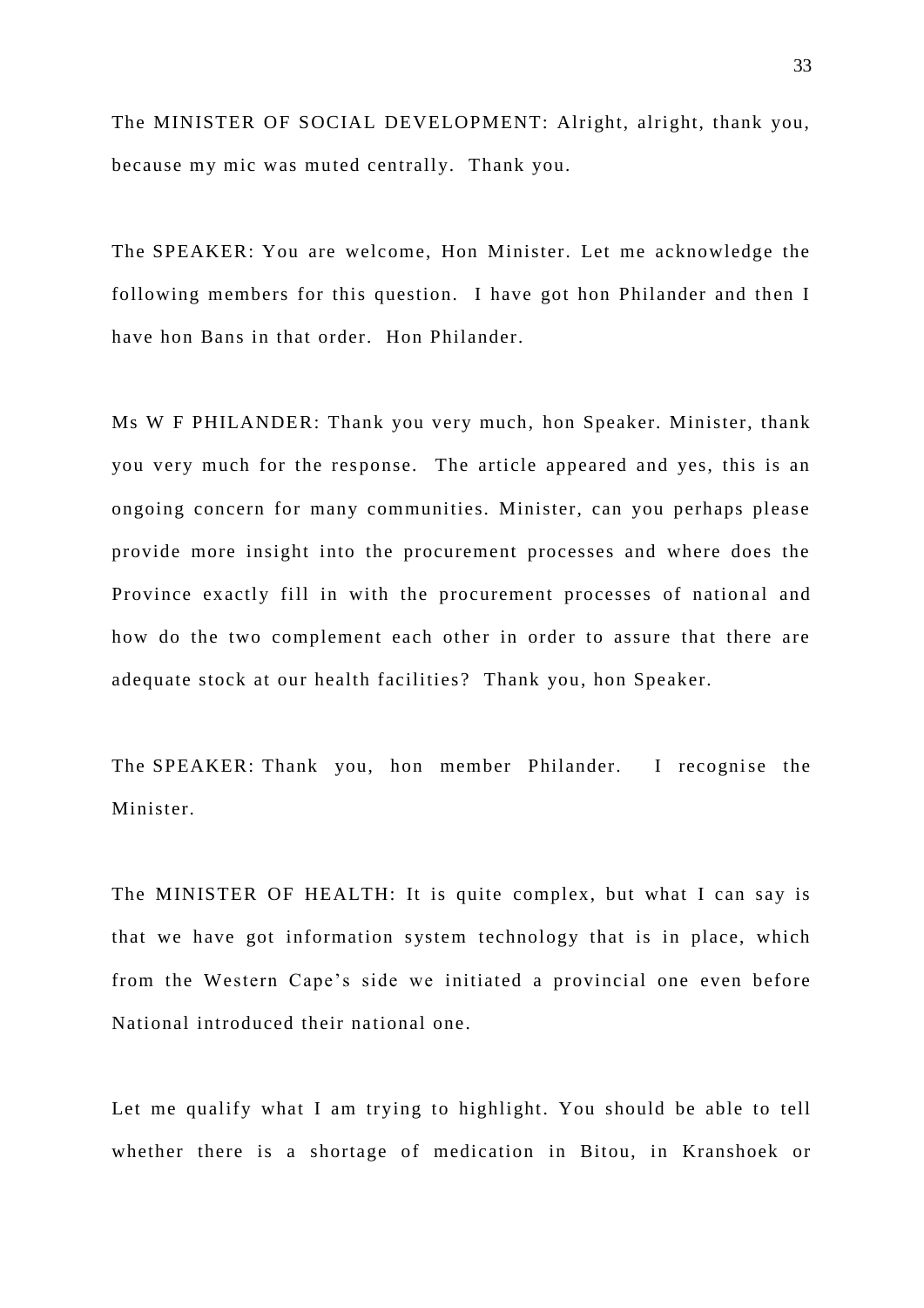The MINISTER OF SOCIAL DEVELOPMENT: Alright, alright, thank you, because my mic was muted centrally. Thank you.

The SPEAKER: You are welcome, Hon Minister. Let me acknowledge the following members for this question. I have got hon Philander and then I have hon Bans in that order. Hon Philander.

Ms W F PHILANDER: Thank you very much, hon Speaker. Minister, thank you very much for the response. The article appeared and yes, this is an ongoing concern for many communities. Minister, can you perhaps please provide more insight into the procurement processes and where does the Province exactly fill in with the procurement processes of national and how do the two complement each other in order to assure that there are adequate stock at our health facilities? Thank you, hon Speaker.

The SPEAKER: Thank you, hon member Philander. I recognise the Minister.

The MINISTER OF HEALTH: It is quite complex, but what I can say is that we have got information system technology that is in place, which from the Western Cape's side we initiated a provincial one even before National introduced their national one.

Let me qualify what I am trying to highlight. You should be able to tell whether there is a shortage of medication in Bitou, in Kranshoek or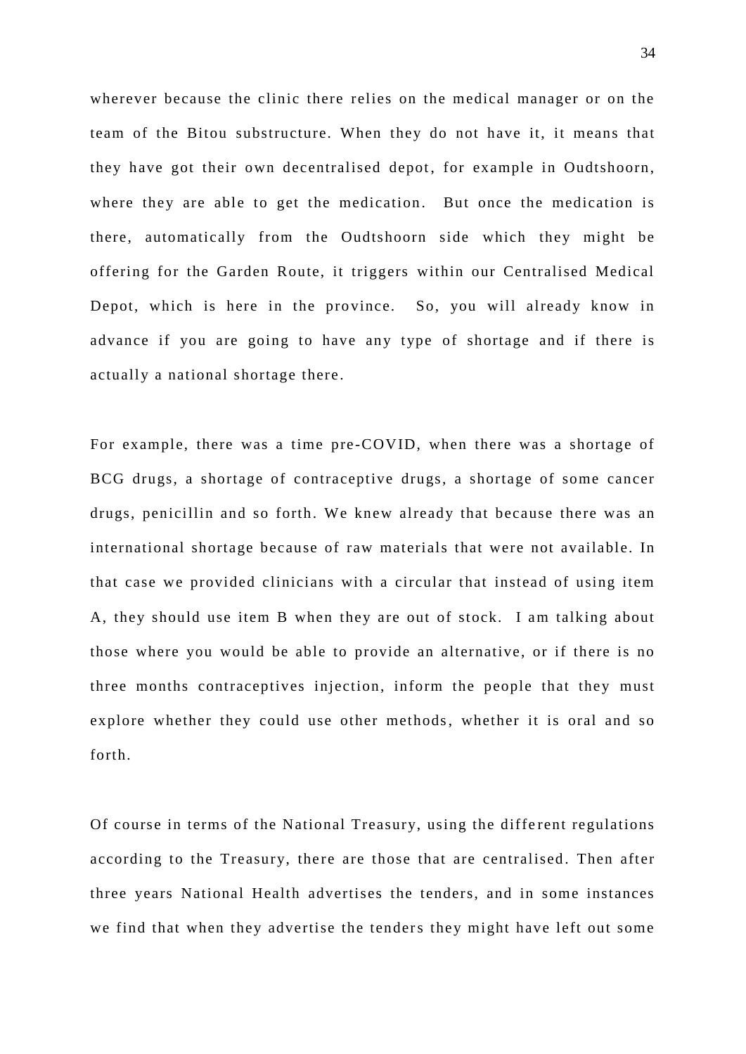wherever because the clinic there relies on the medical manager or on the team of the Bitou substructure. When they do not have it, it means that they have got their own decentralised depot, for example in Oudtshoorn, where they are able to get the medication. But once the medication is there, automatically from the Oudtshoorn side which they might be offering for the Garden Route, it triggers within our Centralised Medical Depot, which is here in the province. So, you will already know in advance if you are going to have any type of shortage and if there is actually a national shortage there.

For example, there was a time pre-COVID, when there was a shortage of BCG drugs, a shortage of contraceptive drugs, a shortage of some cancer drugs, penicillin and so forth. We knew already that because there was an international shortage because of raw materials that were not available. In that case we provided clinicians with a circular that instead of using item A, they should use item B when they are out of stock. I am talking about those where you would be able to provide an alternative, or if there is no three months contraceptives injection, inform the people that they must explore whether they could use other methods, whether it is oral and so forth.

Of course in terms of the National Treasury, using the different regulations according to the Treasury, there are those that are centralised. Then after three years National Health advertises the tenders, and in some instances we find that when they advertise the tenders they might have left out some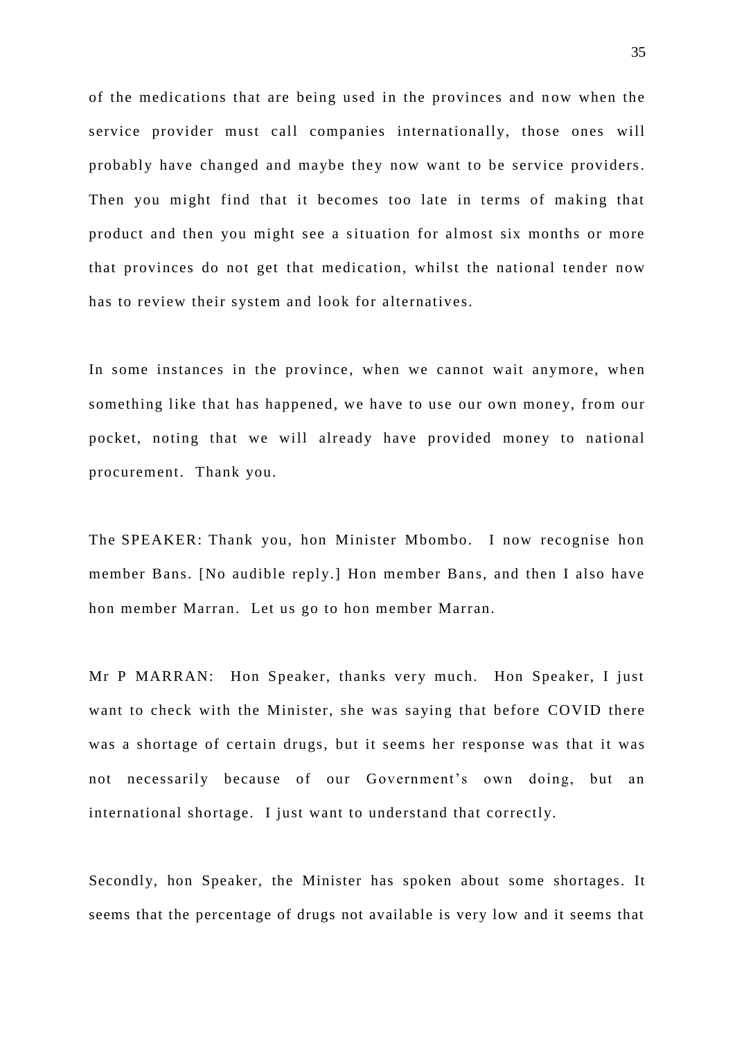of the medications that are being used in the provinces and now when the service provider must call companies internationally, those ones will probably have changed and maybe they now want to be service providers. Then you might find that it becomes too late in terms of making that product and then you might see a situation for almost six months or more that provinces do not get that medication, whilst the national tender now has to review their system and look for alternatives.

In some instances in the province, when we cannot wait anymore, when something like that has happened, we have to use our own money, from our pocket, noting that we will already have provided money to national procurement. Thank you.

The SPEAKER: Thank you, hon Minister Mbombo. I now recognise hon member Bans. [No audible reply.] Hon member Bans, and then I also have hon member Marran. Let us go to hon member Marran.

Mr P MARRAN: Hon Speaker, thanks very much. Hon Speaker, I just want to check with the Minister, she was saying that before COVID there was a shortage of certain drugs, but it seems her response was that it was not necessarily because of our Government's own doing, but an international shortage. I just want to understand that correctly.

Secondly, hon Speaker, the Minister has spoken about some shortages. It seems that the percentage of drugs not available is very low and it seems that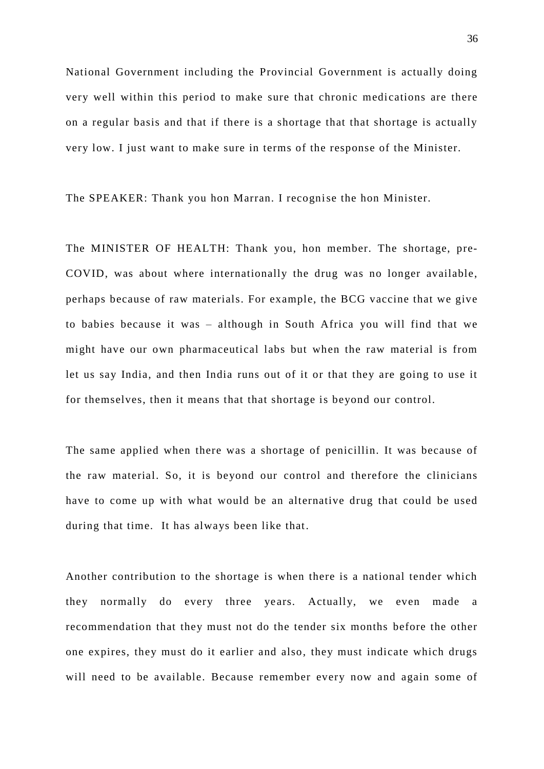National Government including the Provincial Government is actually doing very well within this period to make sure that chronic medications are there on a regular basis and that if there is a shortage that that shortage is actually very low. I just want to make sure in terms of the response of the Minister.

The SPEAKER: Thank you hon Marran. I recognise the hon Minister.

The MINISTER OF HEALTH: Thank you, hon member. The shortage, pre-COVID, was about where internationally the drug was no longer available, perhaps because of raw materials. For example, the BCG vaccine that we give to babies because it was – although in South Africa you will find that we might have our own pharmaceutical labs but when the raw material is from let us say India, and then India runs out of it or that they are going to use it for themselves, then it means that that shortage is beyond our control.

The same applied when there was a shortage of penicillin. It was because of the raw material. So, it is beyond our control and therefore the clinicians have to come up with what would be an alternative drug that could be used during that time. It has always been like that.

Another contribution to the shortage is when there is a national tender which they normally do every three years. Actually, we even made a recommendation that they must not do the tender six months before the other one expires, they must do it earlier and also, they must indicate which drugs will need to be available. Because remember every now and again some of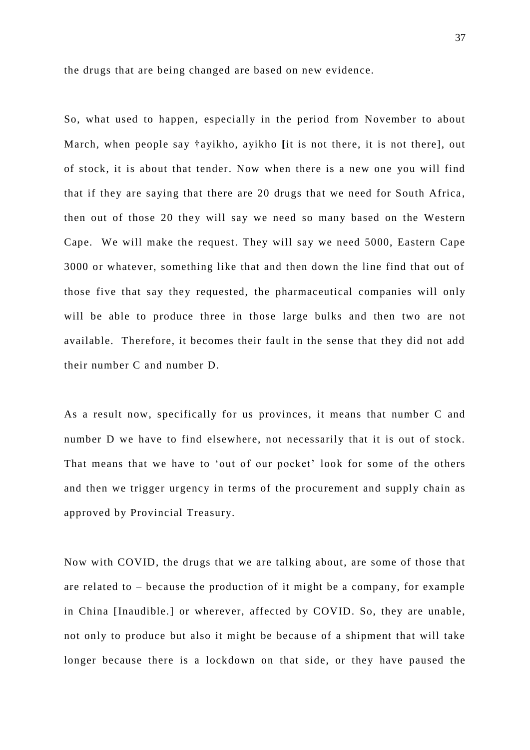the drugs that are being changed are based on new evidence.

So, what used to happen, especially in the period from November to about March, when people say †ayikho, ayikho [it is not there, it is not there], out of stock, it is about that tender. Now when there is a new one you will find that if they are saying that there are 20 drugs that we need for South Africa, then out of those 20 they will say we need so many based on the Western Cape. We will make the request. They will say we need 5000, Eastern Cape 3000 or whatever, something like that and then down the line find that out of those five that say they requested, the pharmaceutical companies will only will be able to produce three in those large bulks and then two are not available. Therefore, it becomes their fault in the sense that they did not add their number C and number D.

As a result now, specifically for us provinces, it means that number C and number D we have to find elsewhere, not necessarily that it is out of stock. That means that we have to 'out of our pocket' look for some of the others and then we trigger urgency in terms of the procurement and supply chain as approved by Provincial Treasury.

Now with COVID, the drugs that we are talking about, are some of those that are related to – because the production of it might be a company, for example in China [Inaudible.] or wherever, affected by COVID. So, they are unable, not only to produce but also it might be because of a shipment that will take longer because there is a lockdown on that side, or they have paused the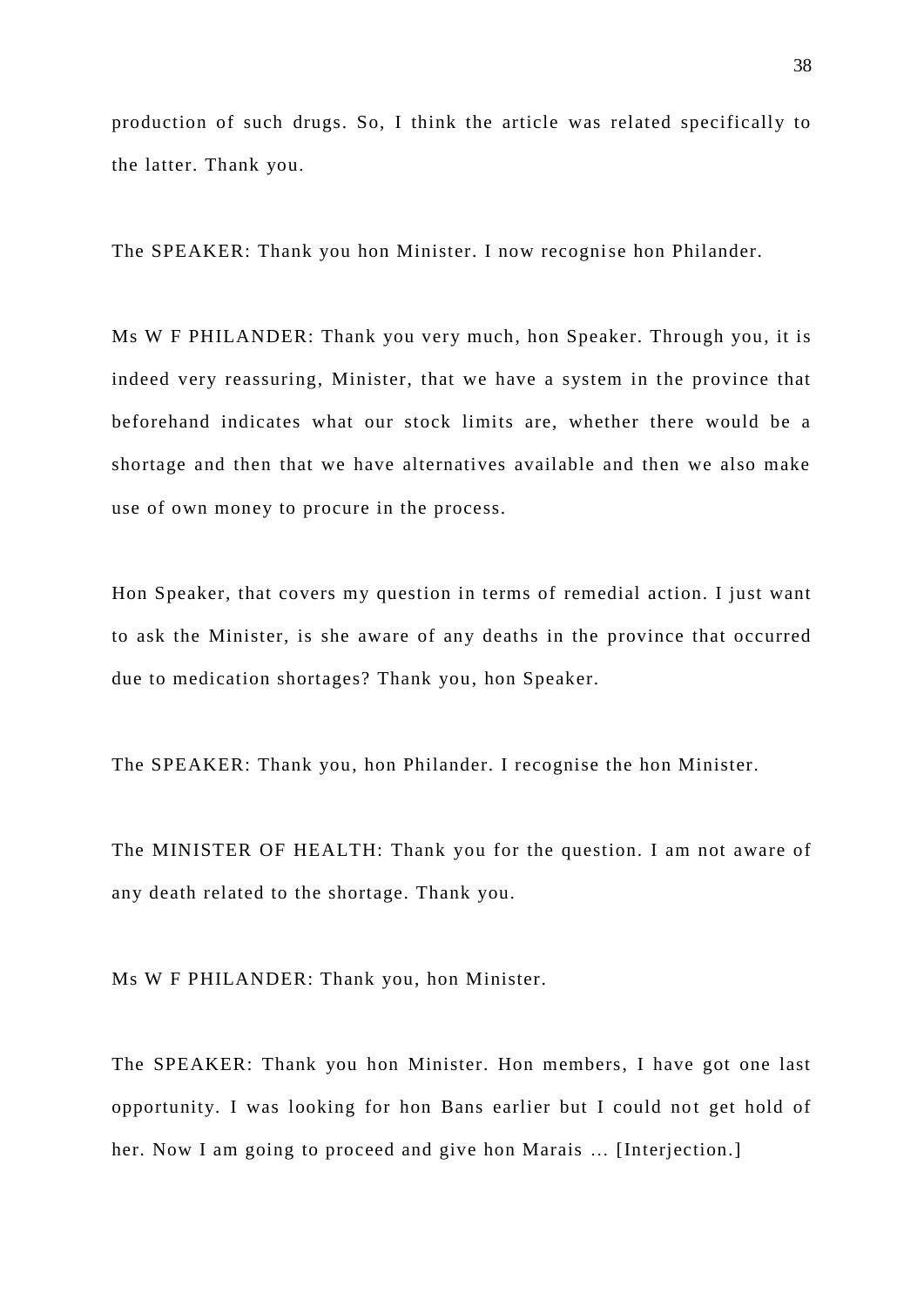production of such drugs. So, I think the article was related specifically to the latter. Thank you.

The SPEAKER: Thank you hon Minister. I now recognise hon Philander.

Ms W F PHILANDER: Thank you very much, hon Speaker. Through you, it is indeed very reassuring, Minister, that we have a system in the province that beforehand indicates what our stock limits are, whether there would be a shortage and then that we have alternatives available and then we also make use of own money to procure in the process.

Hon Speaker, that covers my question in terms of remedial action. I just want to ask the Minister, is she aware of any deaths in the province that occurred due to medication shortages? Thank you, hon Speaker.

The SPEAKER: Thank you, hon Philander. I recognise the hon Minister.

The MINISTER OF HEALTH: Thank you for the question. I am not aware of any death related to the shortage. Thank you.

Ms W F PHILANDER: Thank you, hon Minister.

The SPEAKER: Thank you hon Minister. Hon members, I have got one last opportunity. I was looking for hon Bans earlier but I could not get hold of her. Now I am going to proceed and give hon Marais … [Interjection.]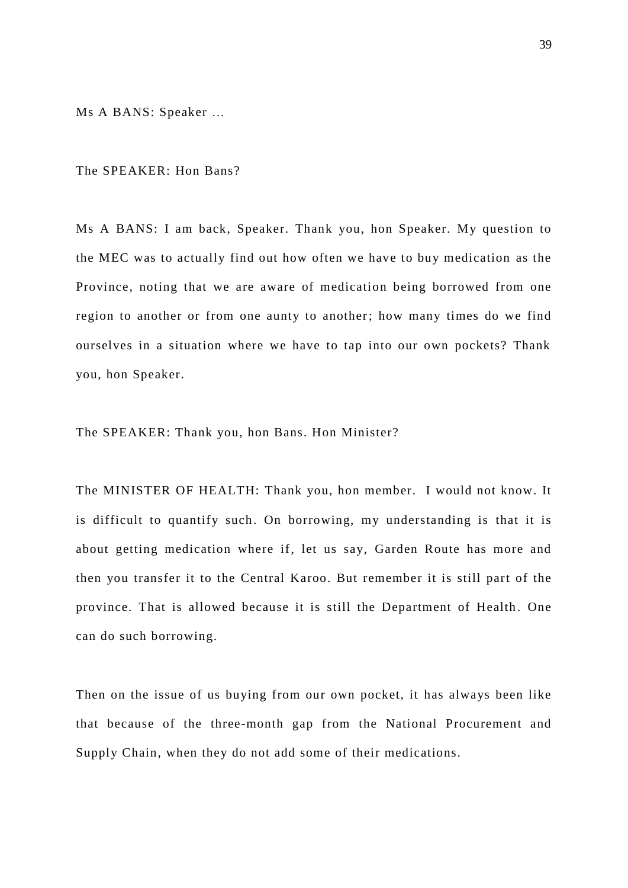Ms A BANS: Speaker …

The SPEAKER: Hon Bans?

Ms A BANS: I am back, Speaker. Thank you, hon Speaker. My question to the MEC was to actually find out how often we have to buy medication as the Province, noting that we are aware of medication being borrowed from one region to another or from one aunty to another; how many times do we find ourselves in a situation where we have to tap into our own pockets? Thank you, hon Speaker.

The SPEAKER: Thank you, hon Bans. Hon Minister?

The MINISTER OF HEALTH: Thank you, hon member. I would not know. It is difficult to quantify such. On borrowing, my understanding is that it is about getting medication where if, let us say, Garden Route has more and then you transfer it to the Central Karoo. But remember it is still part of the province. That is allowed because it is still the Department of Health. One can do such borrowing.

Then on the issue of us buying from our own pocket, it has always been like that because of the three-month gap from the National Procurement and Supply Chain, when they do not add some of their medications.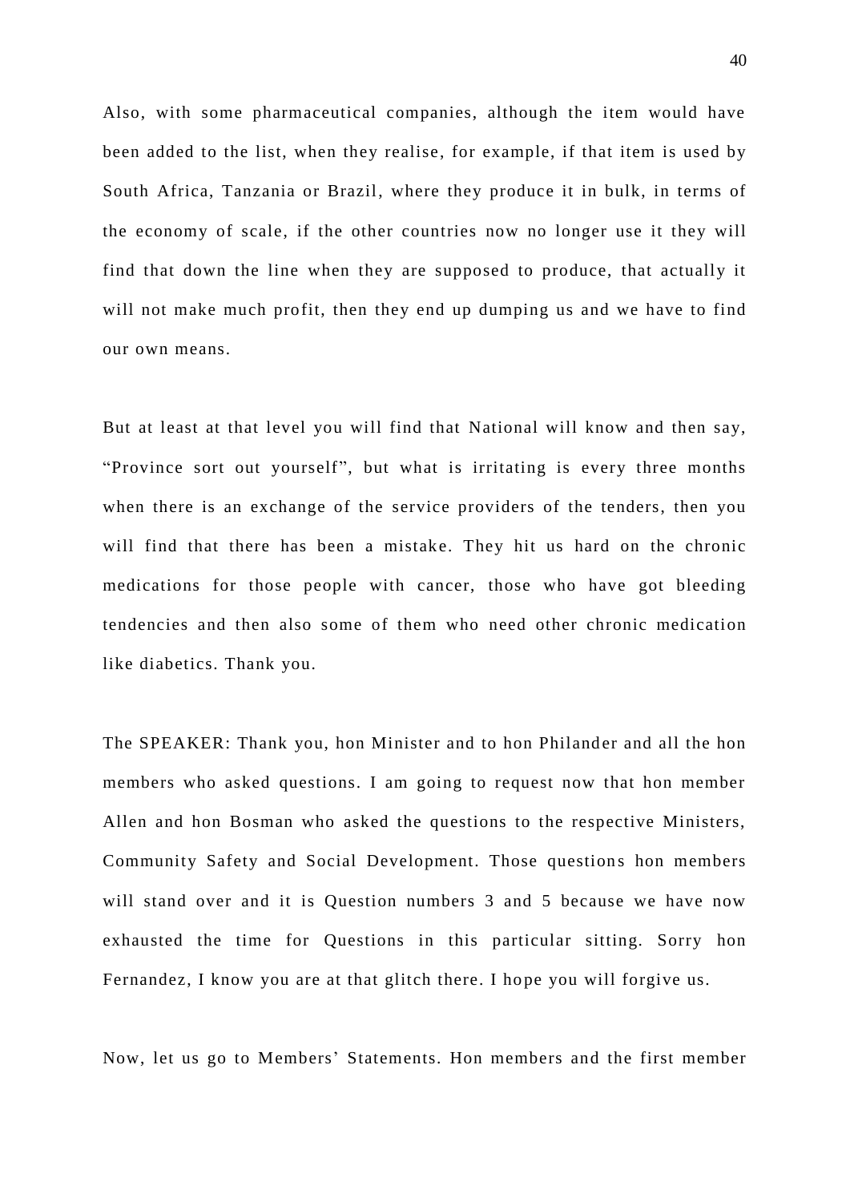Also, with some pharmaceutical companies, although the item would have been added to the list, when they realise, for example, if that item is used by South Africa, Tanzania or Brazil, where they produce it in bulk, in terms of the economy of scale, if the other countries now no longer use it they will find that down the line when they are supposed to produce, that actually it will not make much profit, then they end up dumping us and we have to find our own means.

But at least at that level you will find that National will know and then say, "Province sort out yourself", but what is irritating is every three months when there is an exchange of the service providers of the tenders, then you will find that there has been a mistake. They hit us hard on the chronic medications for those people with cancer, those who have got bleeding tendencies and then also some of them who need other chronic medication like diabetics. Thank you.

The SPEAKER: Thank you, hon Minister and to hon Philander and all the hon members who asked questions. I am going to request now that hon member Allen and hon Bosman who asked the questions to the respective Ministers, Community Safety and Social Development. Those questions hon members will stand over and it is Question numbers 3 and 5 because we have now exhausted the time for Questions in this particular sitting. Sorry hon Fernandez, I know you are at that glitch there. I hope you will forgive us.

Now, let us go to Members' Statements. Hon members and the first member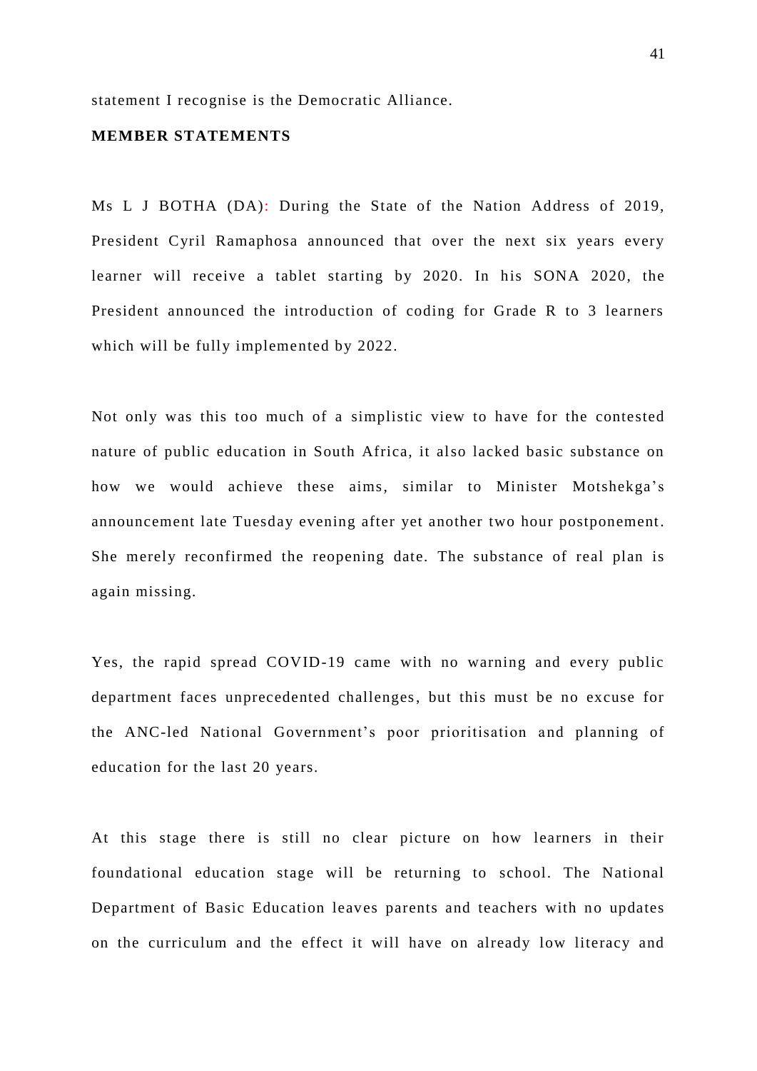statement I recognise is the Democratic Alliance.

**MEMBER STATEMENTS**

Ms L J BOTHA (DA): During the State of the Nation Address of 2019, President Cyril Ramaphosa announced that over the next six years every learner will receive a tablet starting by 2020. In his SONA 2020, the President announced the introduction of coding for Grade R to 3 learners which will be fully implemented by 2022.

Not only was this too much of a simplistic view to have for the contested nature of public education in South Africa, it also lacked basic substance on how we would achieve these aims, similar to Minister Motshekga's announcement late Tuesday evening after yet another two hour postponement. She merely reconfirmed the reopening date. The substance of real plan is again missing.

Yes, the rapid spread COVID-19 came with no warning and every public department faces unprecedented challenges, but this must be no excuse for the ANC-led National Government's poor prioritisation and planning of education for the last 20 years.

At this stage there is still no clear picture on how learners in their foundational education stage will be returning to school. The National Department of Basic Education leaves parents and teachers with no updates on the curriculum and the effect it will have on already low literacy and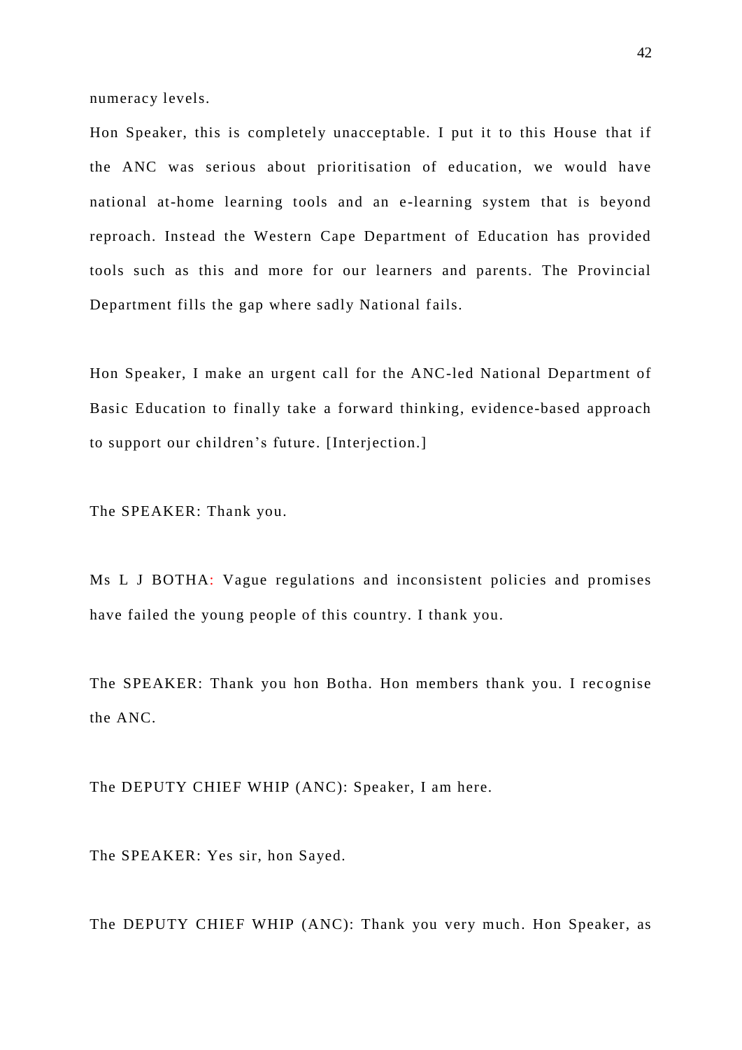numeracy levels.

Hon Speaker, this is completely unacceptable. I put it to this House that if the ANC was serious about prioritisation of education, we would have national at-home learning tools and an e-learning system that is beyond reproach. Instead the Western Cape Department of Education has provided tools such as this and more for our learners and parents. The Provincial Department fills the gap where sadly National fails.

Hon Speaker, I make an urgent call for the ANC-led National Department of Basic Education to finally take a forward thinking, evidence-based approach to support our children's future. [Interjection.]

The SPEAKER: Thank you.

Ms L J BOTHA: Vague regulations and inconsistent policies and promises have failed the young people of this country. I thank you.

The SPEAKER: Thank you hon Botha. Hon members thank you. I recognise the ANC.

The DEPUTY CHIEF WHIP (ANC): Speaker, I am here.

The SPEAKER: Yes sir, hon Sayed.

The DEPUTY CHIEF WHIP (ANC): Thank you very much. Hon Speaker, as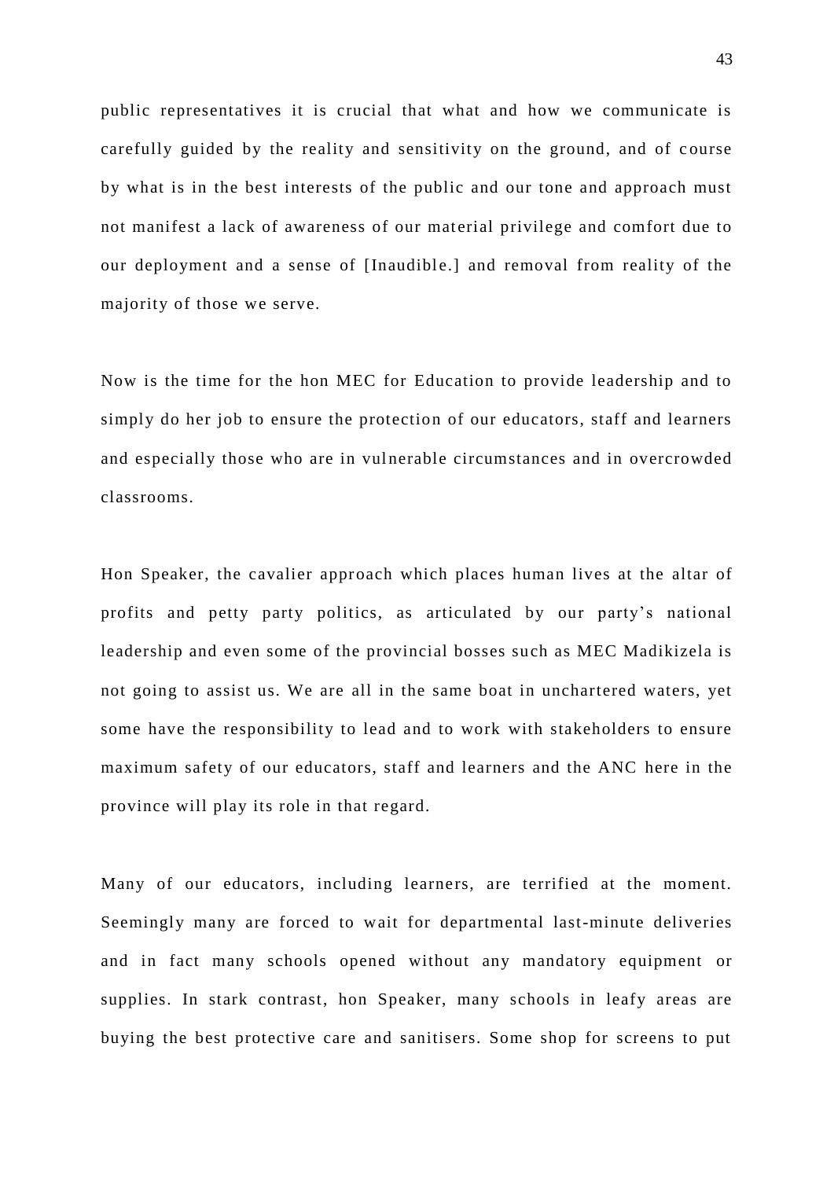public representatives it is crucial that what and how we communicate is carefully guided by the reality and sensitivity on the ground, and of course by what is in the best interests of the public and our tone and approach must not manifest a lack of awareness of our material privilege and comfort due to our deployment and a sense of [Inaudible.] and removal from reality of the majority of those we serve.

Now is the time for the hon MEC for Education to provide leadership and to simply do her job to ensure the protection of our educators, staff and learners and especially those who are in vulnerable circumstances and in overcrowded classrooms.

Hon Speaker, the cavalier approach which places human lives at the altar of profits and petty party politics, as articulated by our party's national leadership and even some of the provincial bosses such as MEC Madikizela is not going to assist us. We are all in the same boat in unchartered waters, yet some have the responsibility to lead and to work with stakeholders to ensure maximum safety of our educators, staff and learners and the ANC here in the province will play its role in that regard.

Many of our educators, including learners, are terrified at the moment. Seemingly many are forced to wait for departmental last-minute deliveries and in fact many schools opened without any mandatory equipment or supplies. In stark contrast, hon Speaker, many schools in leafy areas are buying the best protective care and sanitisers. Some shop for screens to put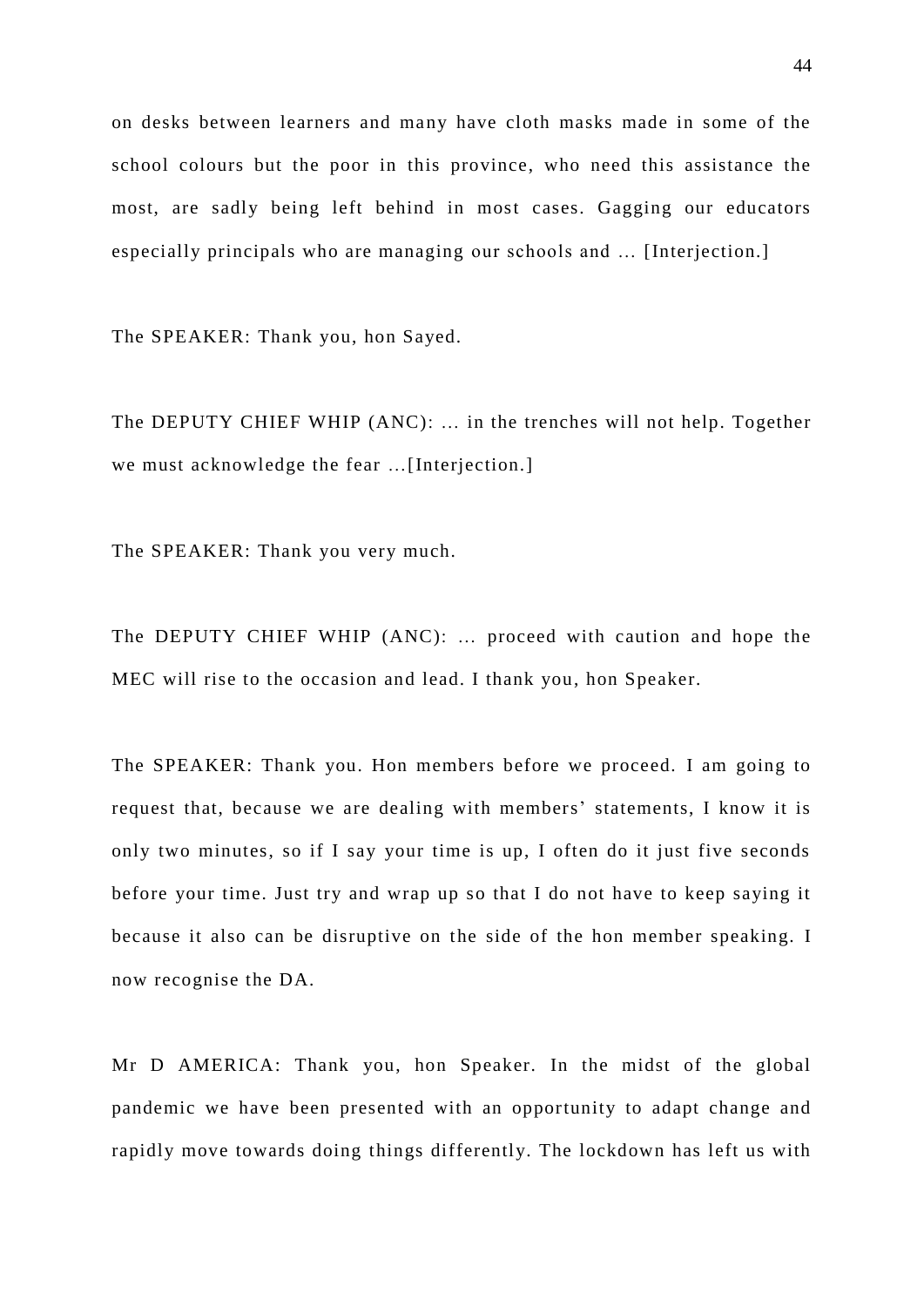on desks between learners and many have cloth masks made in some of the school colours but the poor in this province, who need this assistance the most, are sadly being left behind in most cases. Gagging our educators especially principals who are managing our schools and … [Interjection.]

The SPEAKER: Thank you, hon Sayed.

The DEPUTY CHIEF WHIP (ANC): … in the trenches will not help. Together we must acknowledge the fear …[Interjection.]

The SPEAKER: Thank you very much.

The DEPUTY CHIEF WHIP (ANC): … proceed with caution and hope the MEC will rise to the occasion and lead. I thank you, hon Speaker.

The SPEAKER: Thank you. Hon members before we proceed. I am going to request that, because we are dealing with members' statements, I know it is only two minutes, so if I say your time is up, I often do it just five seconds before your time. Just try and wrap up so that I do not have to keep saying it because it also can be disruptive on the side of the hon member speaking. I now recognise the DA.

Mr D AMERICA: Thank you, hon Speaker. In the midst of the global pandemic we have been presented with an opportunity to adapt change and rapidly move towards doing things differently. The lockdown has left us with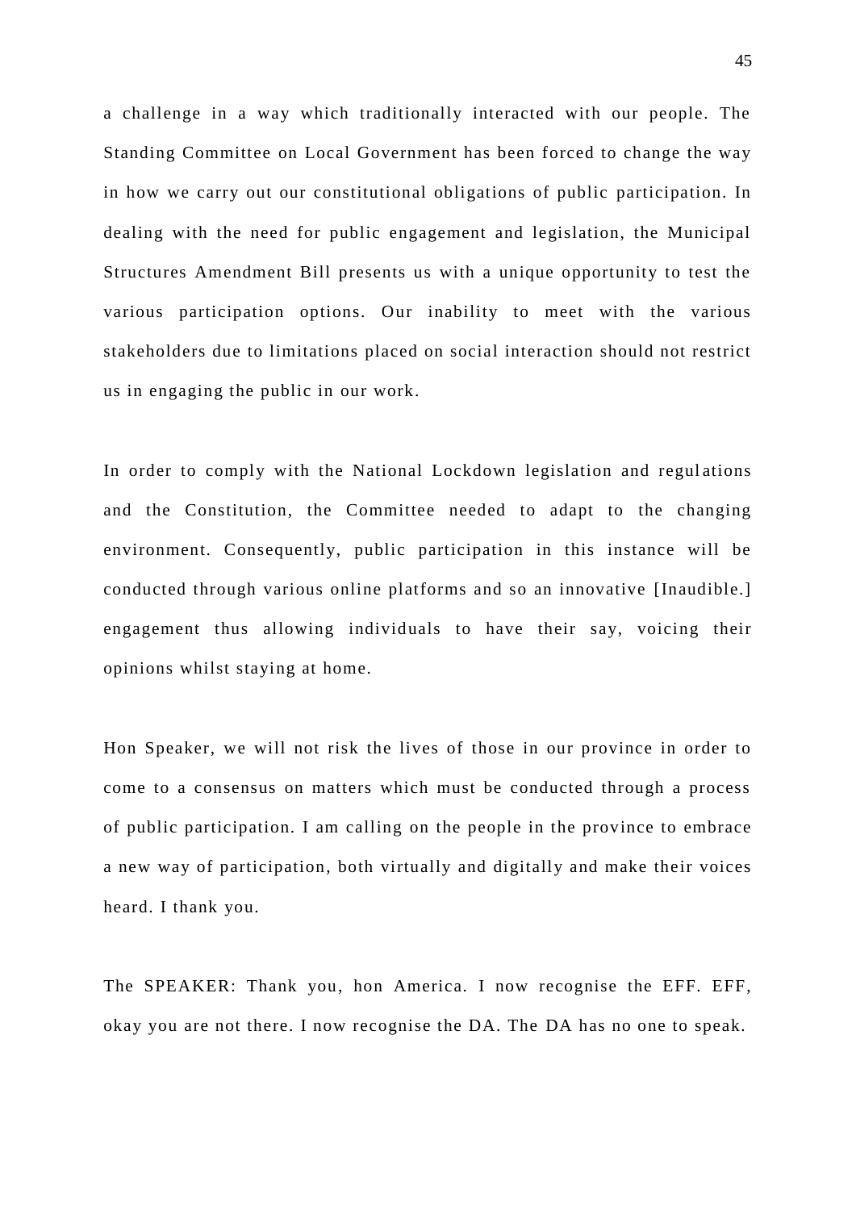a challenge in a way which traditionally interacted with our people. The Standing Committee on Local Government has been forced to change the way in how we carry out our constitutional obligations of public participation. In dealing with the need for public engagement and legislation, the Municipal Structures Amendment Bill presents us with a unique opportunity to test the various participation options. Our inability to meet with the various stakeholders due to limitations placed on social interaction should not restrict us in engaging the public in our work.

In order to comply with the National Lockdown legislation and regulations and the Constitution, the Committee needed to adapt to the changing environment. Consequently, public participation in this instance will be conducted through various online platforms and so an innovative [Inaudible.] engagement thus allowing individuals to have their say, voicing their opinions whilst staying at home.

Hon Speaker, we will not risk the lives of those in our province in order to come to a consensus on matters which must be conducted through a process of public participation. I am calling on the people in the province to embrace a new way of participation, both virtually and digitally and make their voices heard. I thank you.

The SPEAKER: Thank you, hon America. I now recognise the EFF. EFF, okay you are not there. I now recognise the DA. The DA has no one to speak.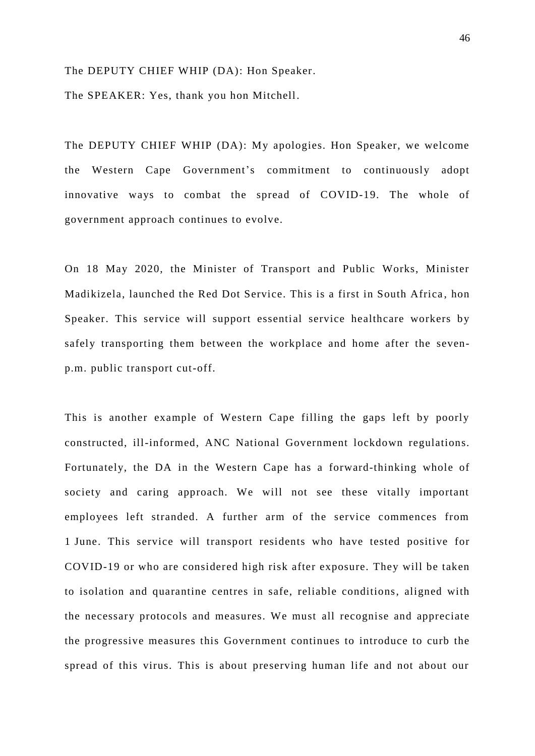The DEPUTY CHIEF WHIP (DA): Hon Speaker.

The SPEAKER: Yes, thank you hon Mitchell.

The DEPUTY CHIEF WHIP (DA): My apologies. Hon Speaker, we welcome the Western Cape Government's commitment to continuously adopt innovative ways to combat the spread of COVID-19. The whole of government approach continues to evolve.

On 18 May 2020, the Minister of Transport and Public Works, Minister Madikizela, launched the Red Dot Service. This is a first in South Africa, hon Speaker. This service will support essential service healthcare workers by safely transporting them between the workplace and home after the seven-p.m. public transport cut-off.

This is another example of Western Cape filling the gaps left by poorly constructed, ill-informed, ANC National Government lockdown regulations. Fortunately, the DA in the Western Cape has a forward-thinking whole of society and caring approach. We will not see these vitally important employees left stranded. A further arm of the service commences from 1 June. This service will transport residents who have tested positive for COVID-19 or who are considered high risk after exposure. They will be taken to isolation and quarantine centres in safe, reliable conditions, aligned with the necessary protocols and measures. We must all recognise and appreciate the progressive measures this Government continues to introduce to curb the spread of this virus. This is about preserving human life and not about our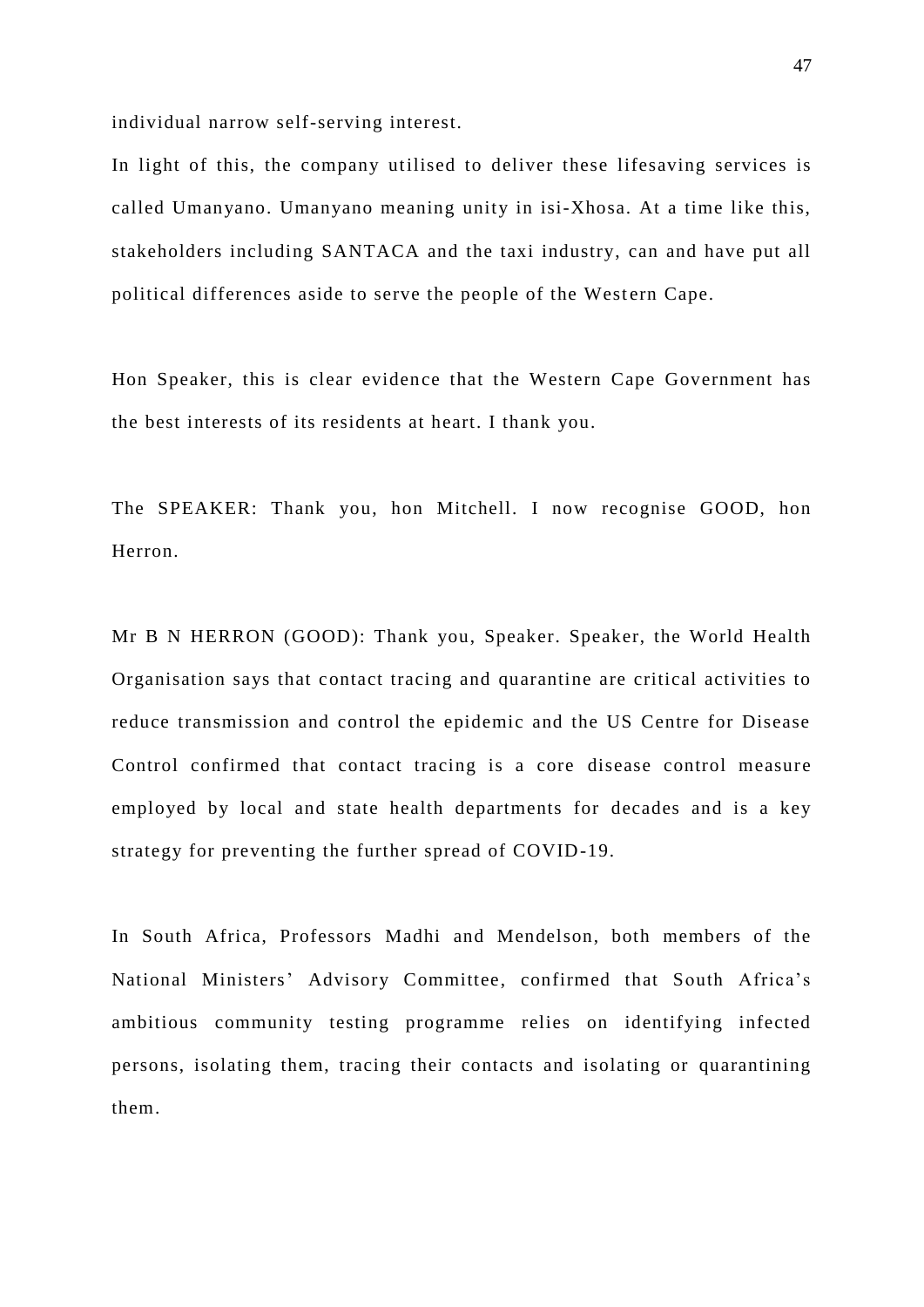individual narrow self-serving interest.

In light of this, the company utilised to deliver these lifesaving services is called Umanyano. Umanyano meaning unity in isi-Xhosa. At a time like this, stakeholders including SANTACA and the taxi industry, can and have put all political differences aside to serve the people of the Western Cape.

Hon Speaker, this is clear evidence that the Western Cape Government has the best interests of its residents at heart. I thank you.

The SPEAKER: Thank you, hon Mitchell. I now recognise GOOD, hon Herron.

Mr B N HERRON (GOOD): Thank you, Speaker. Speaker, the World Health Organisation says that contact tracing and quarantine are critical activities to reduce transmission and control the epidemic and the US Centre for Disease Control confirmed that contact tracing is a core disease control measure employed by local and state health departments for decades and is a key strategy for preventing the further spread of COVID-19.

In South Africa, Professors Madhi and Mendelson, both members of the National Ministers' Advisory Committee, confirmed that South Africa's ambitious community testing programme relies on identifying infected persons, isolating them, tracing their contacts and isolating or quarantining them.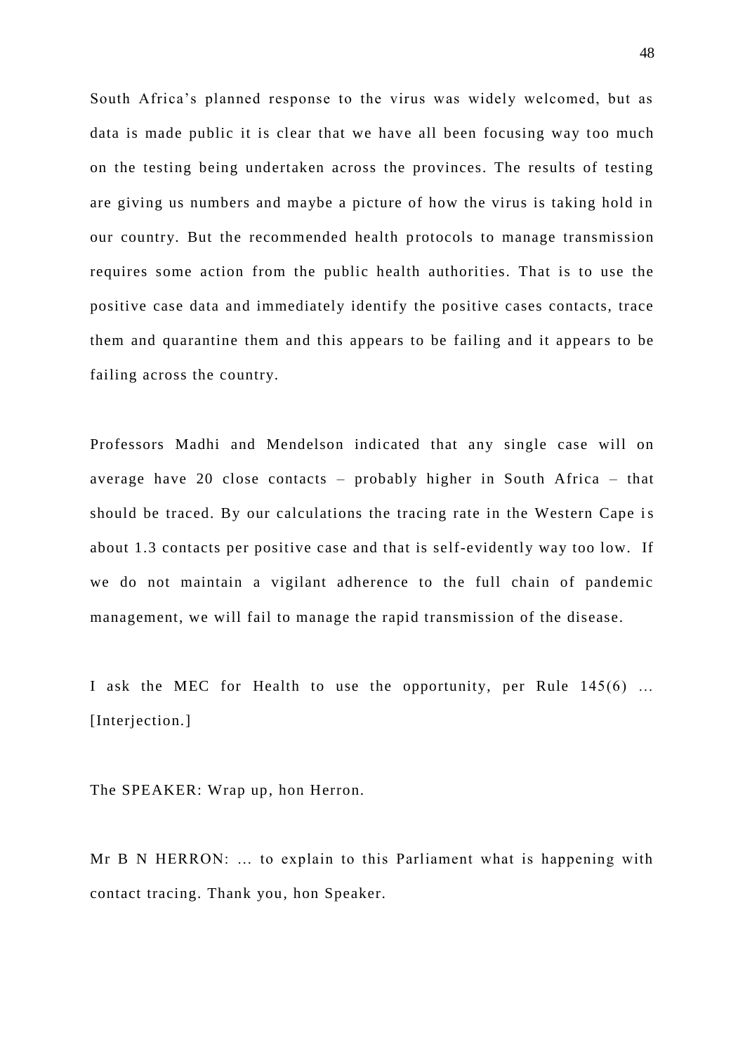South Africa's planned response to the virus was widely welcomed, but as data is made public it is clear that we have all been focusing way too much on the testing being undertaken across the provinces. The results of testing are giving us numbers and maybe a picture of how the virus is taking hold in our country. But the recommended health protocols to manage transmission requires some action from the public health authorities. That is to use the positive case data and immediately identify the positive cases contacts, trace them and quarantine them and this appears to be failing and it appears to be failing across the country.

Professors Madhi and Mendelson indicated that any single case will on average have 20 close contacts – probably higher in South Africa – that should be traced. By our calculations the tracing rate in the Western Cape is about 1.3 contacts per positive case and that is self-evidently way too low. If we do not maintain a vigilant adherence to the full chain of pandemic management, we will fail to manage the rapid transmission of the disease.

I ask the MEC for Health to use the opportunity, per Rule 145(6) … [Interjection.]

The SPEAKER: Wrap up, hon Herron.

Mr B N HERRON: … to explain to this Parliament what is happening with contact tracing. Thank you, hon Speaker.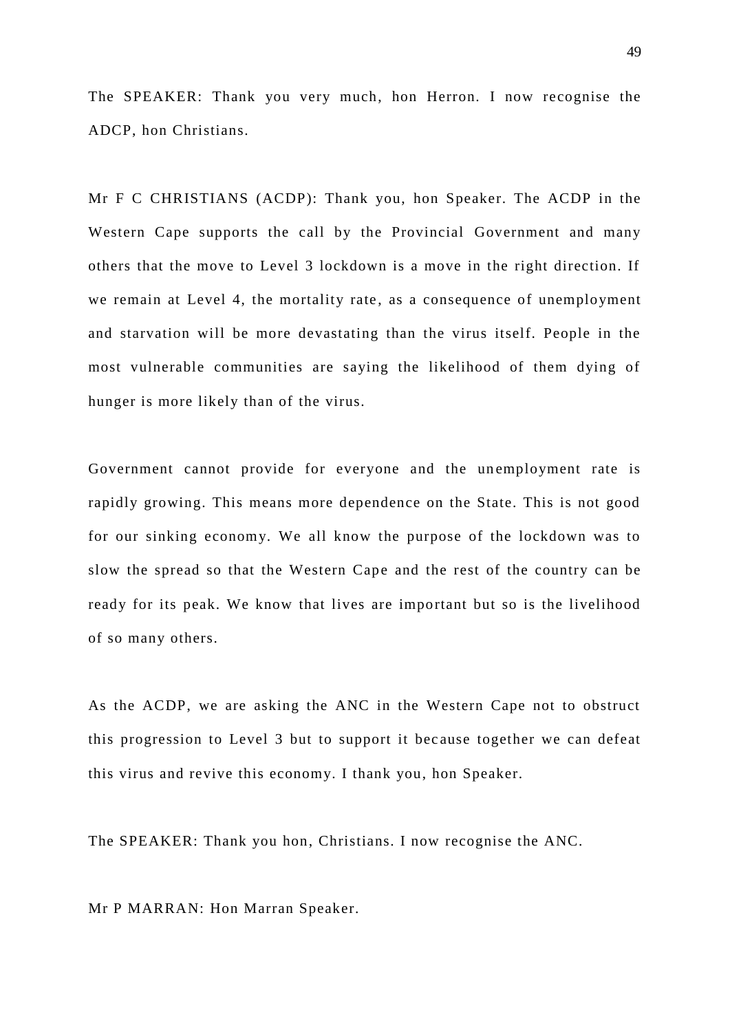The SPEAKER: Thank you very much, hon Herron. I now recognise the ADCP, hon Christians.

Mr F C CHRISTIANS (ACDP): Thank you, hon Speaker. The ACDP in the Western Cape supports the call by the Provincial Government and many others that the move to Level 3 lockdown is a move in the right direction. If we remain at Level 4, the mortality rate, as a consequence of unemployment and starvation will be more devastating than the virus itself. People in the most vulnerable communities are saying the likelihood of them dying of hunger is more likely than of the virus.

Government cannot provide for everyone and the unemployment rate is rapidly growing. This means more dependence on the State. This is not good for our sinking economy. We all know the purpose of the lockdown was to slow the spread so that the Western Cape and the rest of the country can be ready for its peak. We know that lives are important but so is the livelihood of so many others.

As the ACDP, we are asking the ANC in the Western Cape not to obstruct this progression to Level 3 but to support it because together we can defeat this virus and revive this economy. I thank you, hon Speaker.

The SPEAKER: Thank you hon, Christians. I now recognise the ANC.

Mr P MARRAN: Hon Marran Speaker.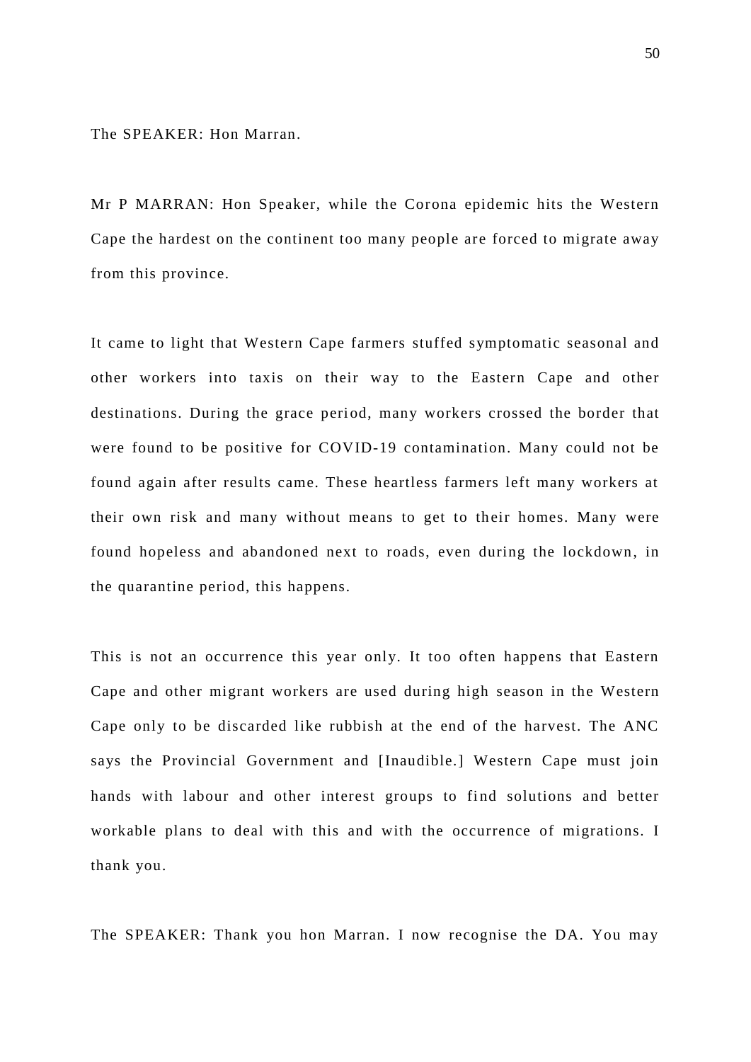The SPEAKER: Hon Marran.

Mr P MARRAN: Hon Speaker, while the Corona epidemic hits the Western Cape the hardest on the continent too many people are forced to migrate away from this province.

It came to light that Western Cape farmers stuffed symptomatic seasonal and other workers into taxis on their way to the Eastern Cape and other destinations. During the grace period, many workers crossed the border that were found to be positive for COVID-19 contamination. Many could not be found again after results came. These heartless farmers left many workers at their own risk and many without means to get to their homes. Many were found hopeless and abandoned next to roads, even during the lockdown, in the quarantine period, this happens.

This is not an occurrence this year only. It too often happens that Eastern Cape and other migrant workers are used during high season in the Western Cape only to be discarded like rubbish at the end of the harvest. The ANC says the Provincial Government and [Inaudible.] Western Cape must join hands with labour and other interest groups to find solutions and better workable plans to deal with this and with the occurrence of migrations. I thank you.

The SPEAKER: Thank you hon Marran. I now recognise the DA. You may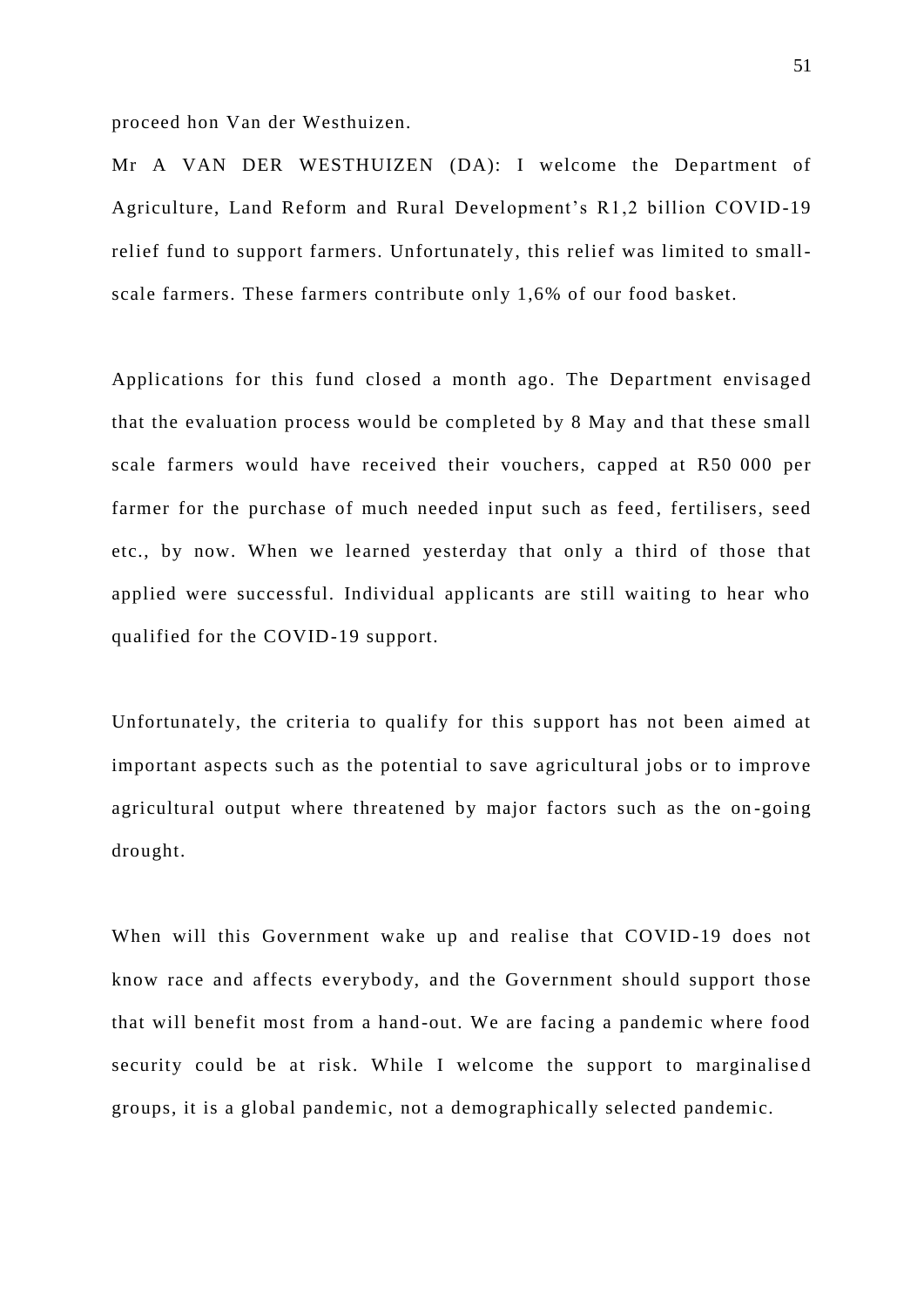proceed hon Van der Westhuizen.

Mr A VAN DER WESTHUIZEN (DA): I welcome the Department of Agriculture, Land Reform and Rural Development's R1,2 billion COVID-19 relief fund to support farmers. Unfortunately, this relief was limited to small-scale farmers. These farmers contribute only 1,6% of our food basket.

Applications for this fund closed a month ago. The Department envisaged that the evaluation process would be completed by 8 May and that these small scale farmers would have received their vouchers, capped at R50 000 per farmer for the purchase of much needed input such as feed, fertilisers, seed etc., by now. When we learned yesterday that only a third of those that applied were successful. Individual applicants are still waiting to hear who qualified for the COVID-19 support.

Unfortunately, the criteria to qualify for this support has not been aimed at important aspects such as the potential to save agricultural jobs or to improve agricultural output where threatened by major factors such as the on-going drought.

When will this Government wake up and realise that COVID-19 does not know race and affects everybody, and the Government should support those that will benefit most from a hand-out. We are facing a pandemic where food security could be at risk. While I welcome the support to marginalised groups, it is a global pandemic, not a demographically selected pandemic.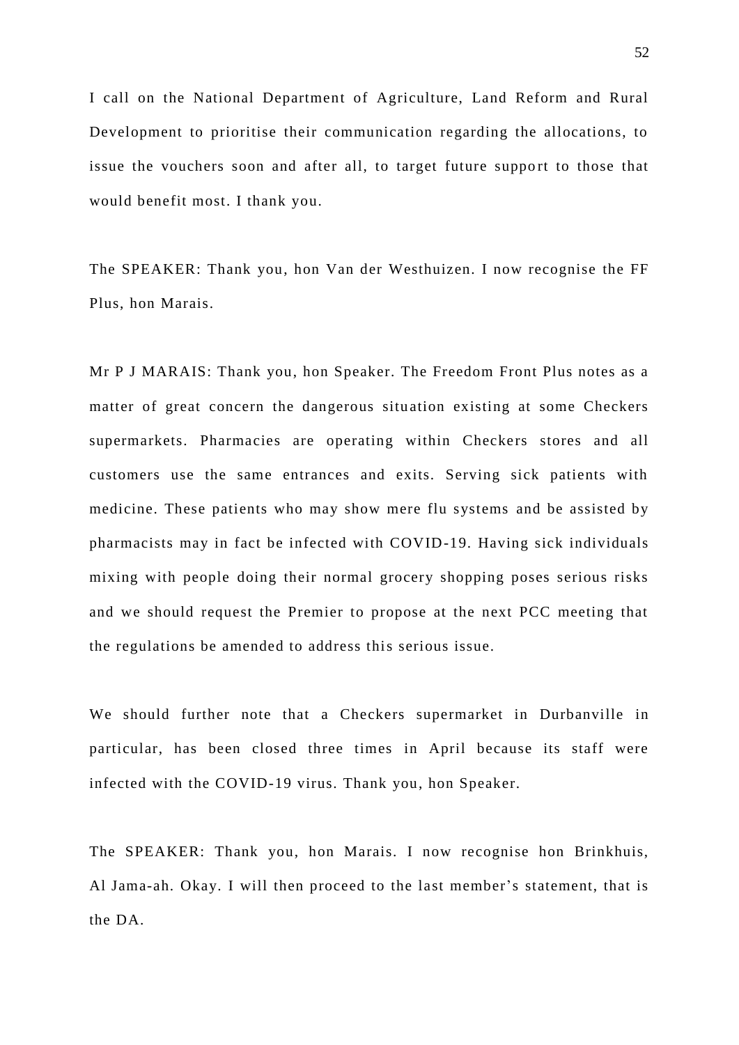I call on the National Department of Agriculture, Land Reform and Rural Development to prioritise their communication regarding the allocations, to issue the vouchers soon and after all, to target future support to those that would benefit most. I thank you.

The SPEAKER: Thank you, hon Van der Westhuizen. I now recognise the FF Plus, hon Marais.

Mr P J MARAIS: Thank you, hon Speaker. The Freedom Front Plus notes as a matter of great concern the dangerous situation existing at some Checkers supermarkets. Pharmacies are operating within Checkers stores and all customers use the same entrances and exits. Serving sick patients with medicine. These patients who may show mere flu systems and be assisted by pharmacists may in fact be infected with COVID-19. Having sick individuals mixing with people doing their normal grocery shopping poses serious risks and we should request the Premier to propose at the next PCC meeting that the regulations be amended to address this serious issue.

We should further note that a Checkers supermarket in Durbanville in particular, has been closed three times in April because its staff were infected with the COVID-19 virus. Thank you, hon Speaker.

The SPEAKER: Thank you, hon Marais. I now recognise hon Brinkhuis, Al Jama-ah. Okay. I will then proceed to the last member's statement, that is the DA.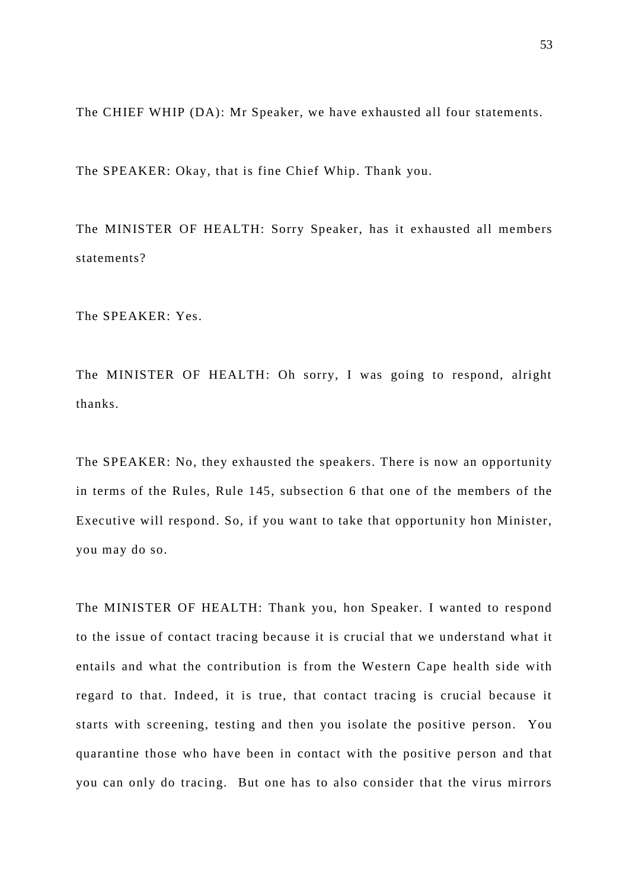The CHIEF WHIP (DA): Mr Speaker, we have exhausted all four statements.

The SPEAKER: Okay, that is fine Chief Whip. Thank you.

The MINISTER OF HEALTH: Sorry Speaker, has it exhausted all members statements?

The SPEAKER: Yes.

The MINISTER OF HEALTH: Oh sorry, I was going to respond, alright thanks.

The SPEAKER: No, they exhausted the speakers. There is now an opportunity in terms of the Rules, Rule 145, subsection 6 that one of the members of the Executive will respond. So, if you want to take that opportunity hon Minister, you may do so.

The MINISTER OF HEALTH: Thank you, hon Speaker. I wanted to respond to the issue of contact tracing because it is crucial that we understand what it entails and what the contribution is from the Western Cape health side with regard to that. Indeed, it is true, that contact tracing is crucial because it starts with screening, testing and then you isolate the positive person. You quarantine those who have been in contact with the positive person and that you can only do tracing. But one has to also consider that the virus mirrors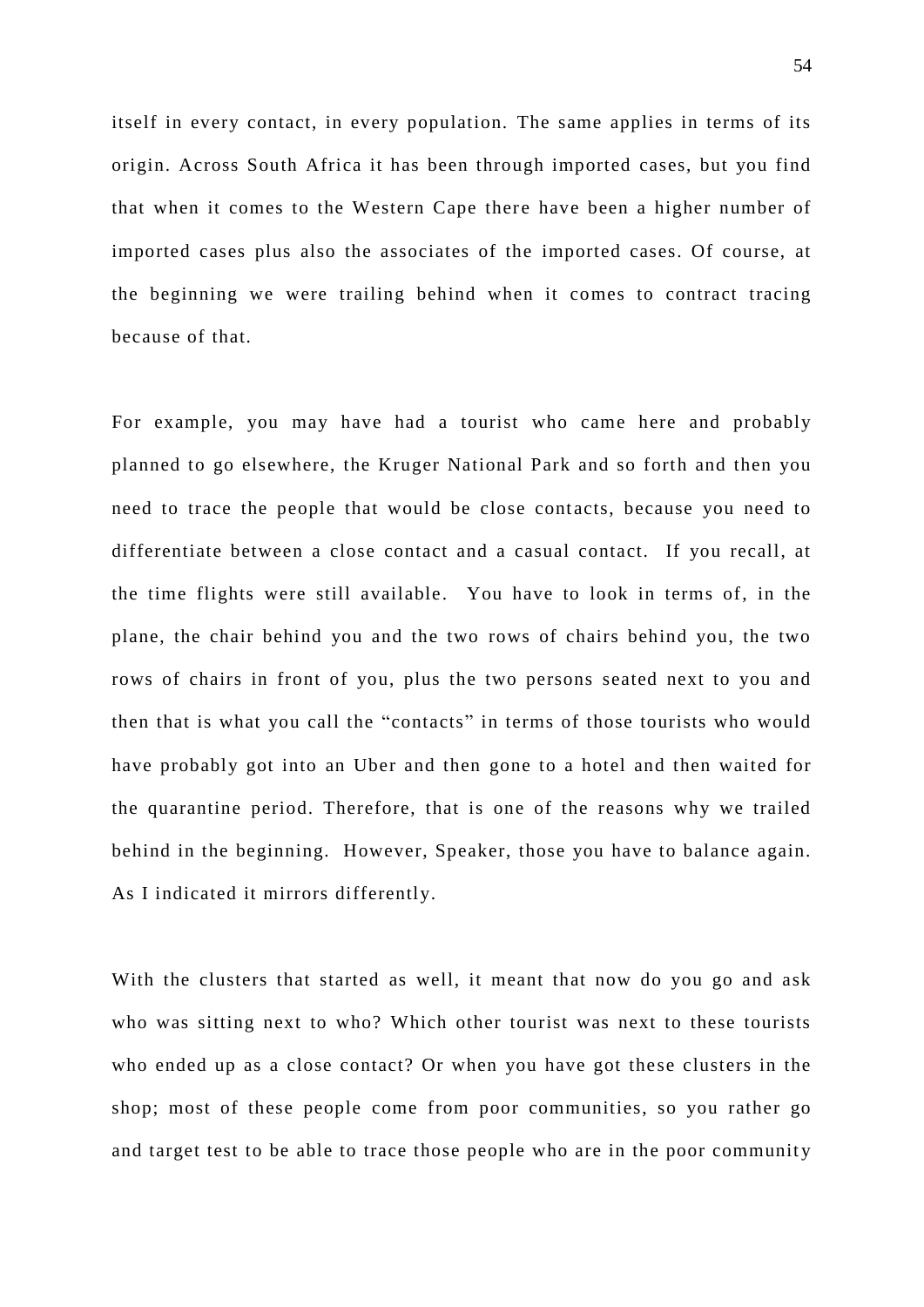itself in every contact, in every population. The same applies in terms of its origin. Across South Africa it has been through imported cases, but you find that when it comes to the Western Cape there have been a higher number of imported cases plus also the associates of the imported cases. Of course, at the beginning we were trailing behind when it comes to contract tracing because of that.

For example, you may have had a tourist who came here and probably planned to go elsewhere, the Kruger National Park and so forth and then you need to trace the people that would be close contacts, because you need to differentiate between a close contact and a casual contact. If you recall, at the time flights were still available. You have to look in terms of, in the plane, the chair behind you and the two rows of chairs behind you, the two rows of chairs in front of you, plus the two persons seated next to you and then that is what you call the "contacts" in terms of those tourists who would have probably got into an Uber and then gone to a hotel and then waited for the quarantine period. Therefore, that is one of the reasons why we trailed behind in the beginning. However, Speaker, those you have to balance again. As I indicated it mirrors differently.

With the clusters that started as well, it meant that now do you go and ask who was sitting next to who? Which other tourist was next to these tourists who ended up as a close contact? Or when you have got these clusters in the shop; most of these people come from poor communities, so you rather go and target test to be able to trace those people who are in the poor community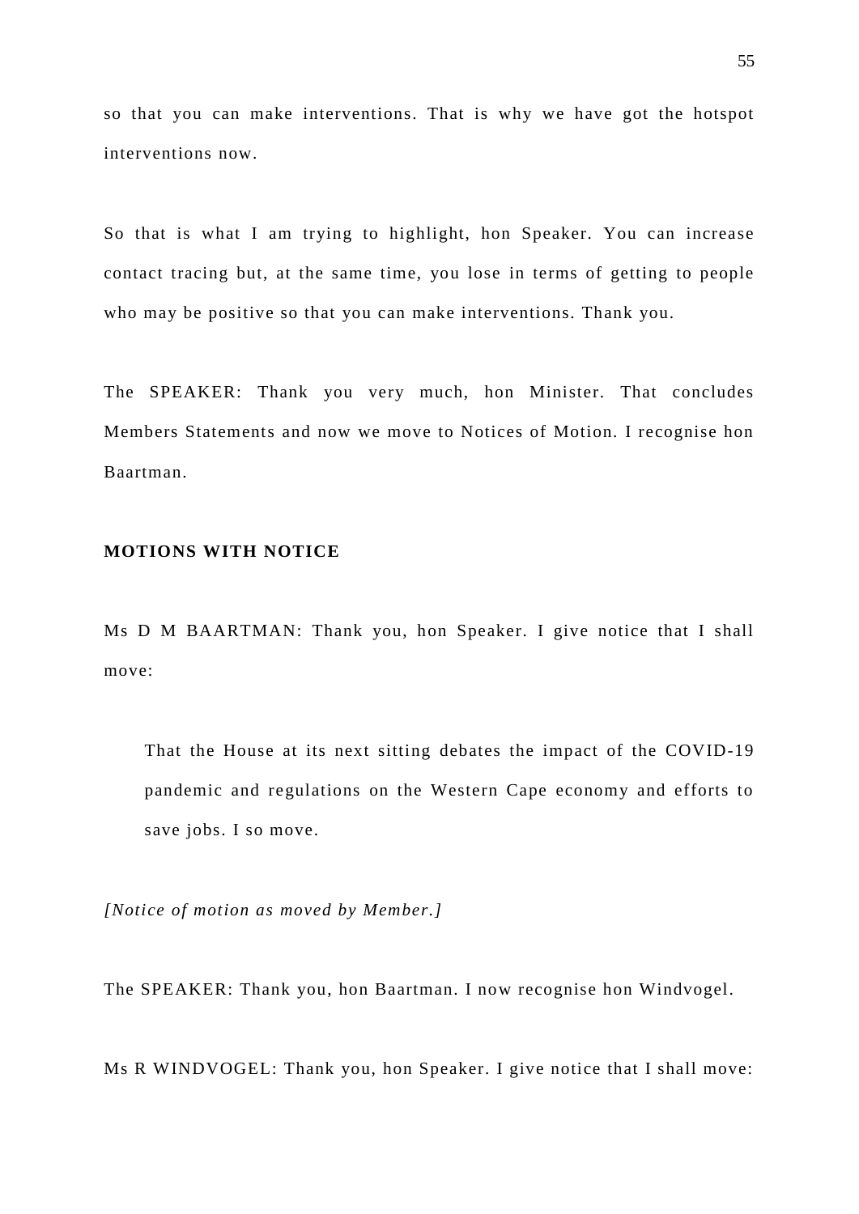so that you can make interventions. That is why we have got the hotspot interventions now.

So that is what I am trying to highlight, hon Speaker. You can increase contact tracing but, at the same time, you lose in terms of getting to people who may be positive so that you can make interventions. Thank you.

The SPEAKER: Thank you very much, hon Minister. That concludes Members Statements and now we move to Notices of Motion. I recognise hon Baartman.

**MOTIONS WITH NOTICE**

Ms D M BAARTMAN: Thank you, hon Speaker. I give notice that I shall move:

> That the House at its next sitting debates the impact of the COVID-19 pandemic and regulations on the Western Cape economy and efforts to save jobs. I so move.

*[Notice of motion as moved by Member.]*

The SPEAKER: Thank you, hon Baartman. I now recognise hon Windvogel.

Ms R WINDVOGEL: Thank you, hon Speaker. I give notice that I shall move: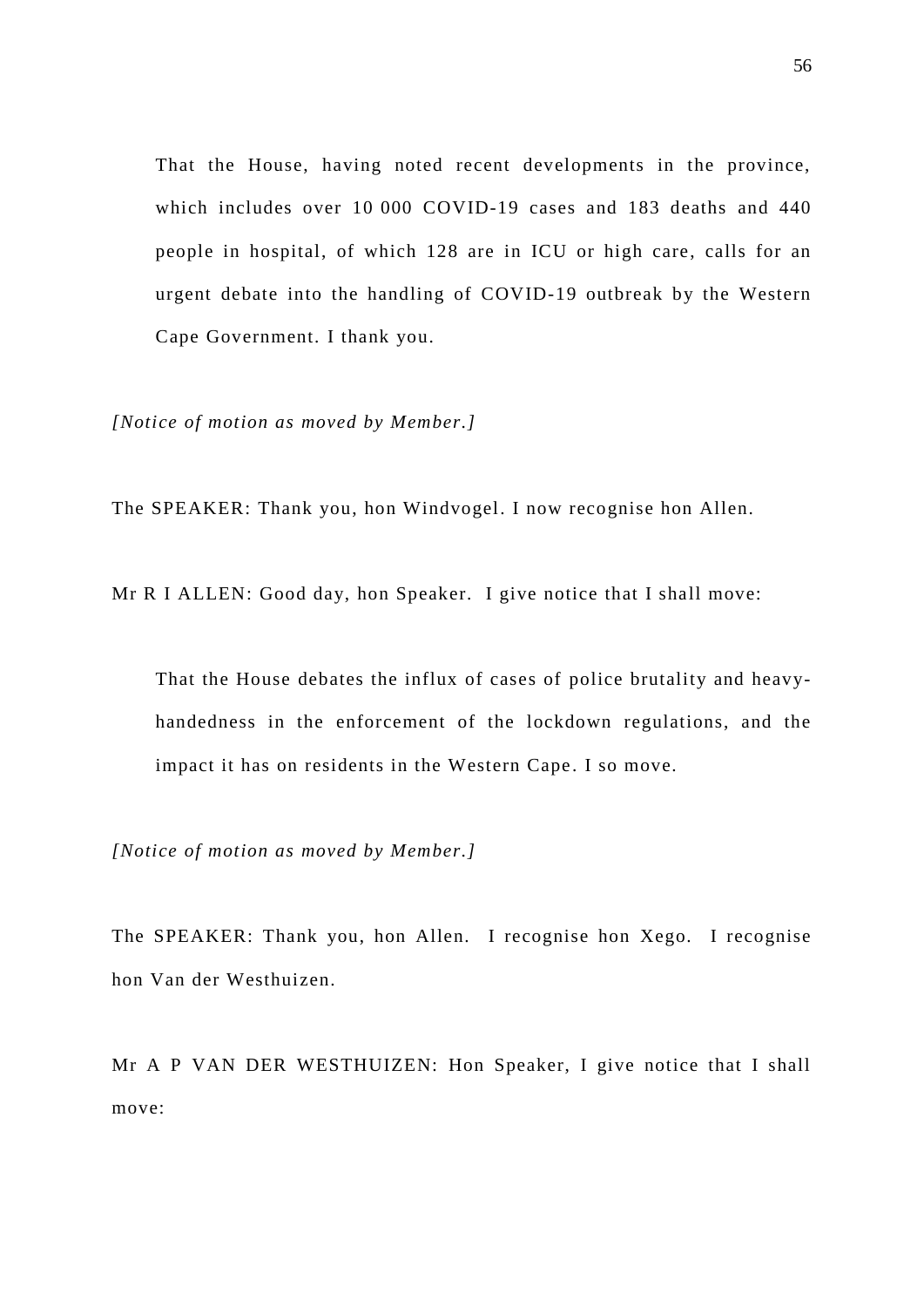> That the House, having noted recent developments in the province, which includes over 10 000 COVID-19 cases and 183 deaths and 440 people in hospital, of which 128 are in ICU or high care, calls for an urgent debate into the handling of COVID-19 outbreak by the Western Cape Government. I thank you.

*[Notice of motion as moved by Member.]*

The SPEAKER: Thank you, hon Windvogel. I now recognise hon Allen.

Mr R I ALLEN: Good day, hon Speaker. I give notice that I shall move:

> That the House debates the influx of cases of police brutality and heavy-handedness in the enforcement of the lockdown regulations, and the impact it has on residents in the Western Cape. I so move.

*[Notice of motion as moved by Member.]*

The SPEAKER: Thank you, hon Allen. I recognise hon Xego. I recognise hon Van der Westhuizen.

Mr A P VAN DER WESTHUIZEN: Hon Speaker, I give notice that I shall move: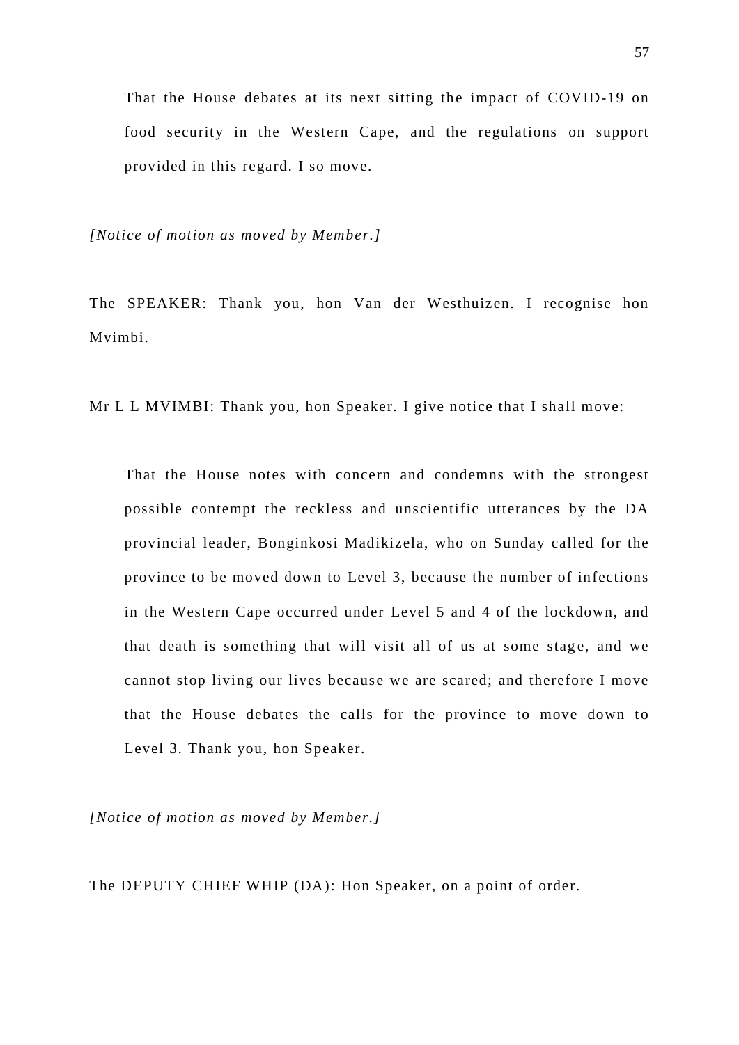> That the House debates at its next sitting the impact of COVID-19 on food security in the Western Cape, and the regulations on support provided in this regard. I so move.

*[Notice of motion as moved by Member.]*

The SPEAKER: Thank you, hon Van der Westhuizen. I recognise hon Mvimbi.

Mr L L MVIMBI: Thank you, hon Speaker. I give notice that I shall move:

> That the House notes with concern and condemns with the strongest possible contempt the reckless and unscientific utterances by the DA provincial leader, Bonginkosi Madikizela, who on Sunday called for the province to be moved down to Level 3, because the number of infections in the Western Cape occurred under Level 5 and 4 of the lockdown, and that death is something that will visit all of us at some stage, and we cannot stop living our lives because we are scared; and therefore I move that the House debates the calls for the province to move down to Level 3. Thank you, hon Speaker.

*[Notice of motion as moved by Member.]*

The DEPUTY CHIEF WHIP (DA): Hon Speaker, on a point of order.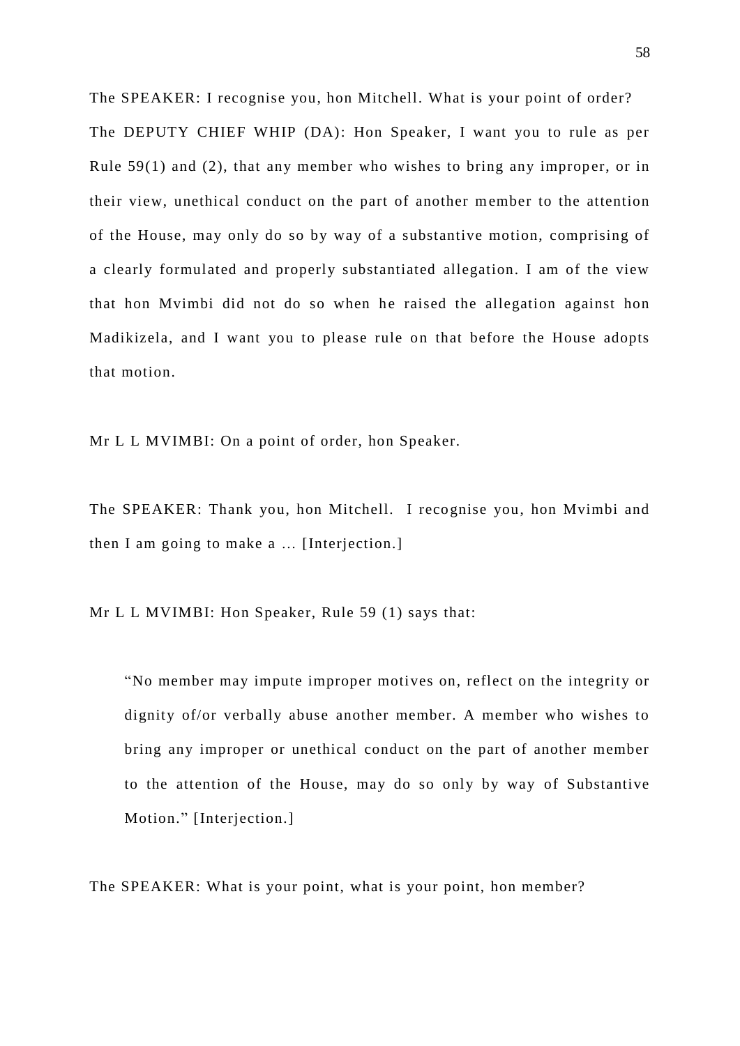The SPEAKER: I recognise you, hon Mitchell. What is your point of order?

The DEPUTY CHIEF WHIP (DA): Hon Speaker, I want you to rule as per Rule 59(1) and (2), that any member who wishes to bring any improper, or in their view, unethical conduct on the part of another member to the attention of the House, may only do so by way of a substantive motion, comprising of a clearly formulated and properly substantiated allegation. I am of the view that hon Mvimbi did not do so when he raised the allegation against hon Madikizela, and I want you to please rule on that before the House adopts that motion.

Mr L L MVIMBI: On a point of order, hon Speaker.

The SPEAKER: Thank you, hon Mitchell. I recognise you, hon Mvimbi and then I am going to make a … [Interjection.]

Mr L L MVIMBI: Hon Speaker, Rule 59 (1) says that:

> "No member may impute improper motives on, reflect on the integrity or dignity of/or verbally abuse another member. A member who wishes to bring any improper or unethical conduct on the part of another member to the attention of the House, may do so only by way of Substantive Motion." [Interjection.]

The SPEAKER: What is your point, what is your point, hon member?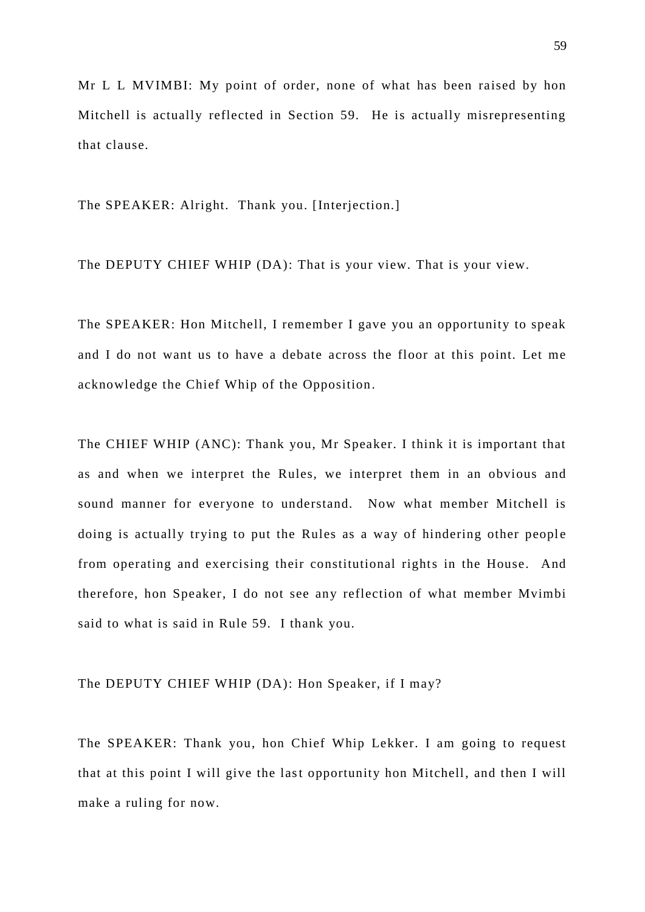Mr L L MVIMBI: My point of order, none of what has been raised by hon Mitchell is actually reflected in Section 59. He is actually misrepresenting that clause.

The SPEAKER: Alright. Thank you. [Interjection.]

The DEPUTY CHIEF WHIP (DA): That is your view. That is your view.

The SPEAKER: Hon Mitchell, I remember I gave you an opportunity to speak and I do not want us to have a debate across the floor at this point. Let me acknowledge the Chief Whip of the Opposition.

The CHIEF WHIP (ANC): Thank you, Mr Speaker. I think it is important that as and when we interpret the Rules, we interpret them in an obvious and sound manner for everyone to understand. Now what member Mitchell is doing is actually trying to put the Rules as a way of hindering other people from operating and exercising their constitutional rights in the House. And therefore, hon Speaker, I do not see any reflection of what member Mvimbi said to what is said in Rule 59. I thank you.

The DEPUTY CHIEF WHIP (DA): Hon Speaker, if I may?

The SPEAKER: Thank you, hon Chief Whip Lekker. I am going to request that at this point I will give the last opportunity hon Mitchell, and then I will make a ruling for now.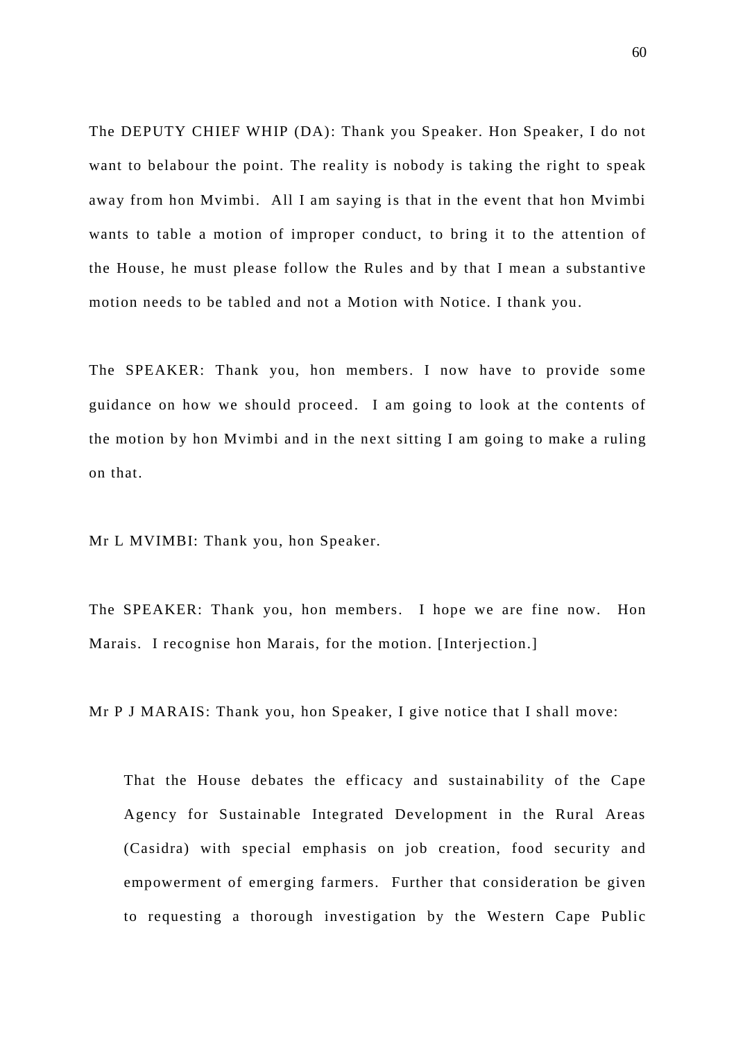The DEPUTY CHIEF WHIP (DA): Thank you Speaker. Hon Speaker, I do not want to belabour the point. The reality is nobody is taking the right to speak away from hon Mvimbi. All I am saying is that in the event that hon Mvimbi wants to table a motion of improper conduct, to bring it to the attention of the House, he must please follow the Rules and by that I mean a substantive motion needs to be tabled and not a Motion with Notice. I thank you.

The SPEAKER: Thank you, hon members. I now have to provide some guidance on how we should proceed. I am going to look at the contents of the motion by hon Mvimbi and in the next sitting I am going to make a ruling on that.

Mr L MVIMBI: Thank you, hon Speaker.

The SPEAKER: Thank you, hon members. I hope we are fine now. Hon Marais. I recognise hon Marais, for the motion. [Interjection.]

Mr P J MARAIS: Thank you, hon Speaker, I give notice that I shall move:

> That the House debates the efficacy and sustainability of the Cape Agency for Sustainable Integrated Development in the Rural Areas (Casidra) with special emphasis on job creation, food security and empowerment of emerging farmers. Further that consideration be given to requesting a thorough investigation by the Western Cape Public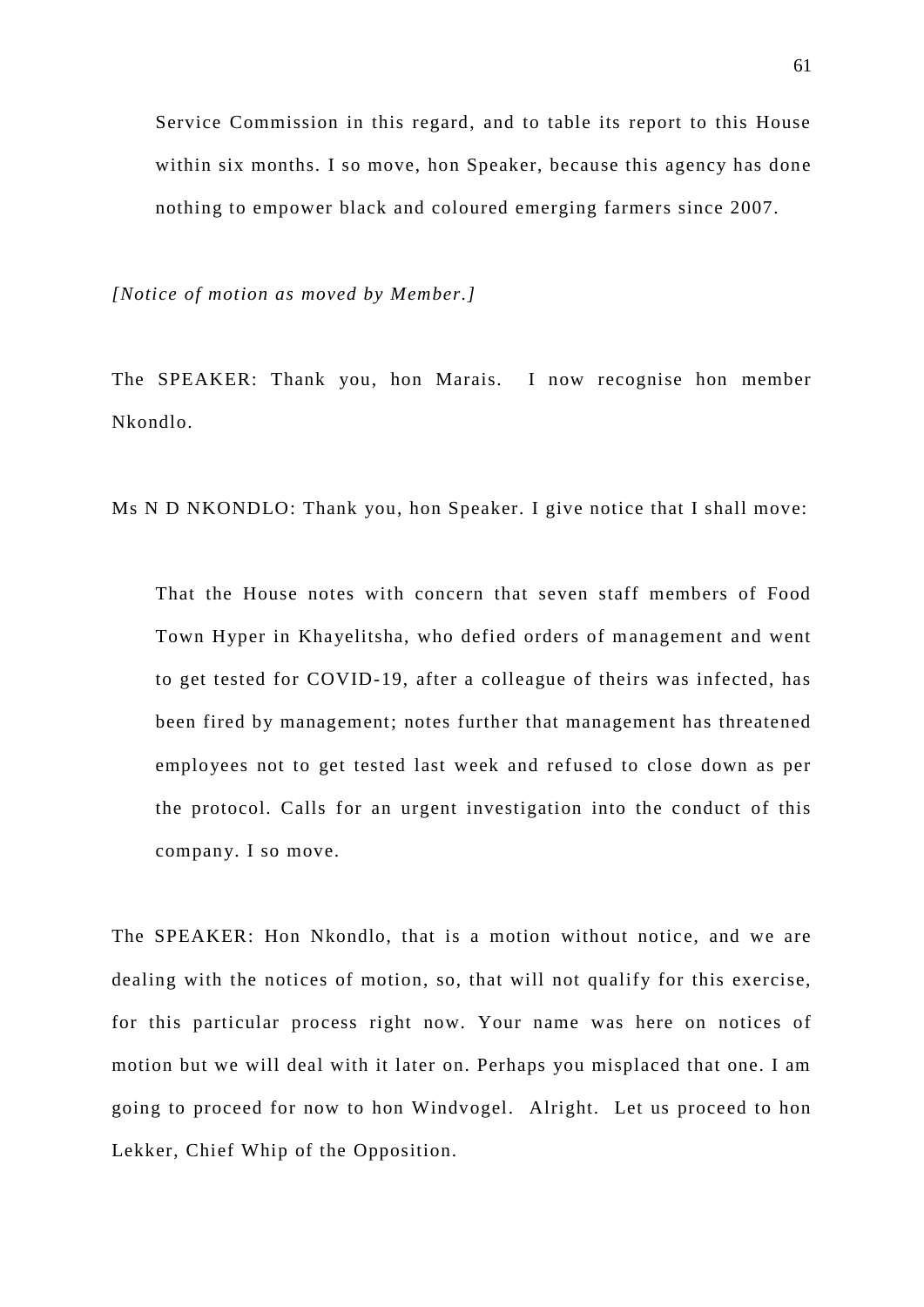Service Commission in this regard, and to table its report to this House within six months. I so move, hon Speaker, because this agency has done nothing to empower black and coloured emerging farmers since 2007.

*[Notice of motion as moved by Member.]*

The SPEAKER: Thank you, hon Marais. I now recognise hon member Nkondlo.

Ms N D NKONDLO: Thank you, hon Speaker. I give notice that I shall move:

> That the House notes with concern that seven staff members of Food Town Hyper in Khayelitsha, who defied orders of management and went to get tested for COVID-19, after a colleague of theirs was infected, has been fired by management; notes further that management has threatened employees not to get tested last week and refused to close down as per the protocol. Calls for an urgent investigation into the conduct of this company. I so move.

The SPEAKER: Hon Nkondlo, that is a motion without notice, and we are dealing with the notices of motion, so, that will not qualify for this exercise, for this particular process right now. Your name was here on notices of motion but we will deal with it later on. Perhaps you misplaced that one. I am going to proceed for now to hon Windvogel. Alright. Let us proceed to hon Lekker, Chief Whip of the Opposition.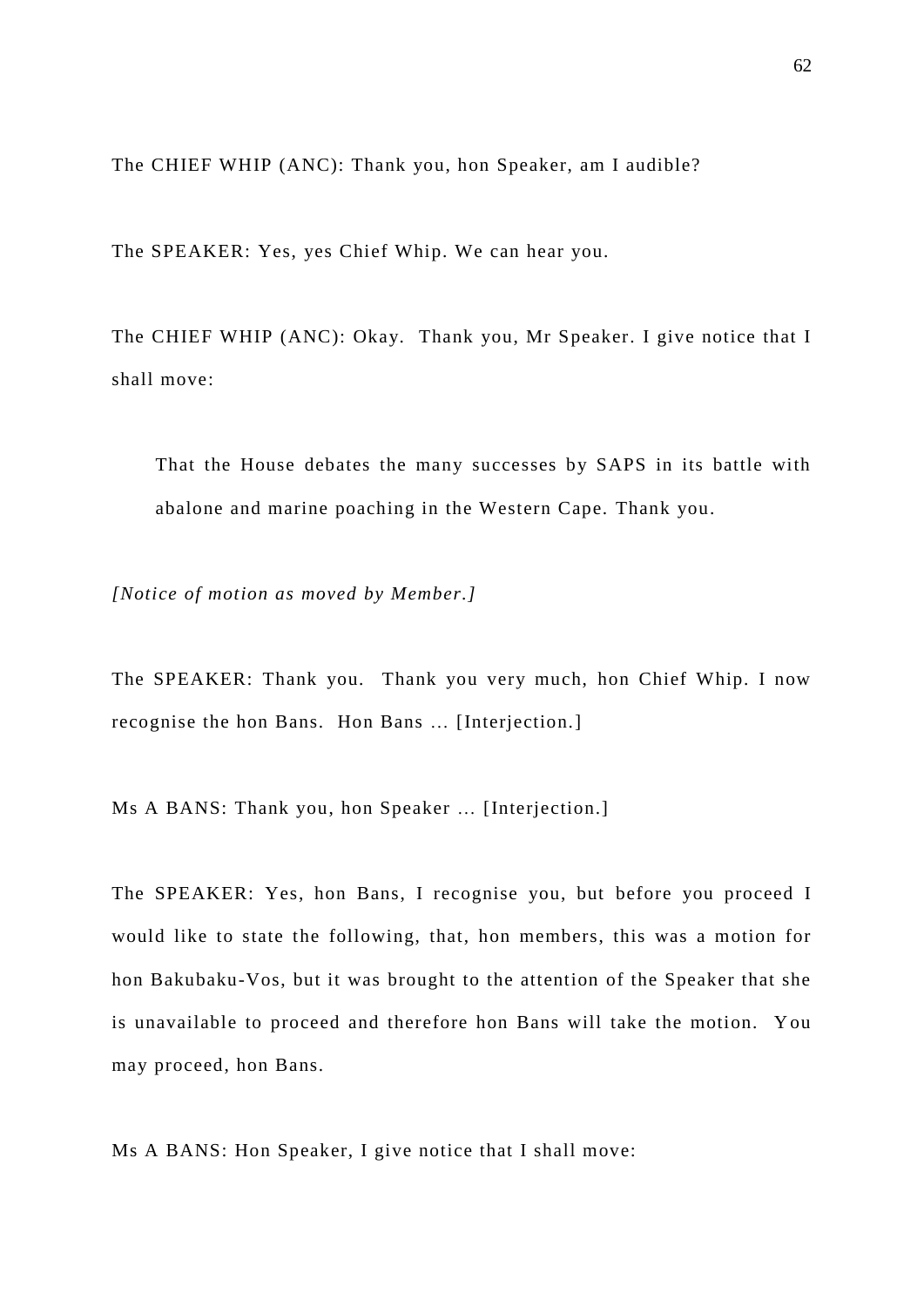The CHIEF WHIP (ANC): Thank you, hon Speaker, am I audible?

The SPEAKER: Yes, yes Chief Whip. We can hear you.

The CHIEF WHIP (ANC): Okay. Thank you, Mr Speaker. I give notice that I shall move:

> That the House debates the many successes by SAPS in its battle with abalone and marine poaching in the Western Cape. Thank you.

*[Notice of motion as moved by Member.]*

The SPEAKER: Thank you. Thank you very much, hon Chief Whip. I now recognise the hon Bans. Hon Bans ... [Interjection.]

Ms A BANS: Thank you, hon Speaker ... [Interjection.]

The SPEAKER: Yes, hon Bans, I recognise you, but before you proceed I would like to state the following, that, hon members, this was a motion for hon Bakubaku-Vos, but it was brought to the attention of the Speaker that she is unavailable to proceed and therefore hon Bans will take the motion. You may proceed, hon Bans.

Ms A BANS: Hon Speaker, I give notice that I shall move: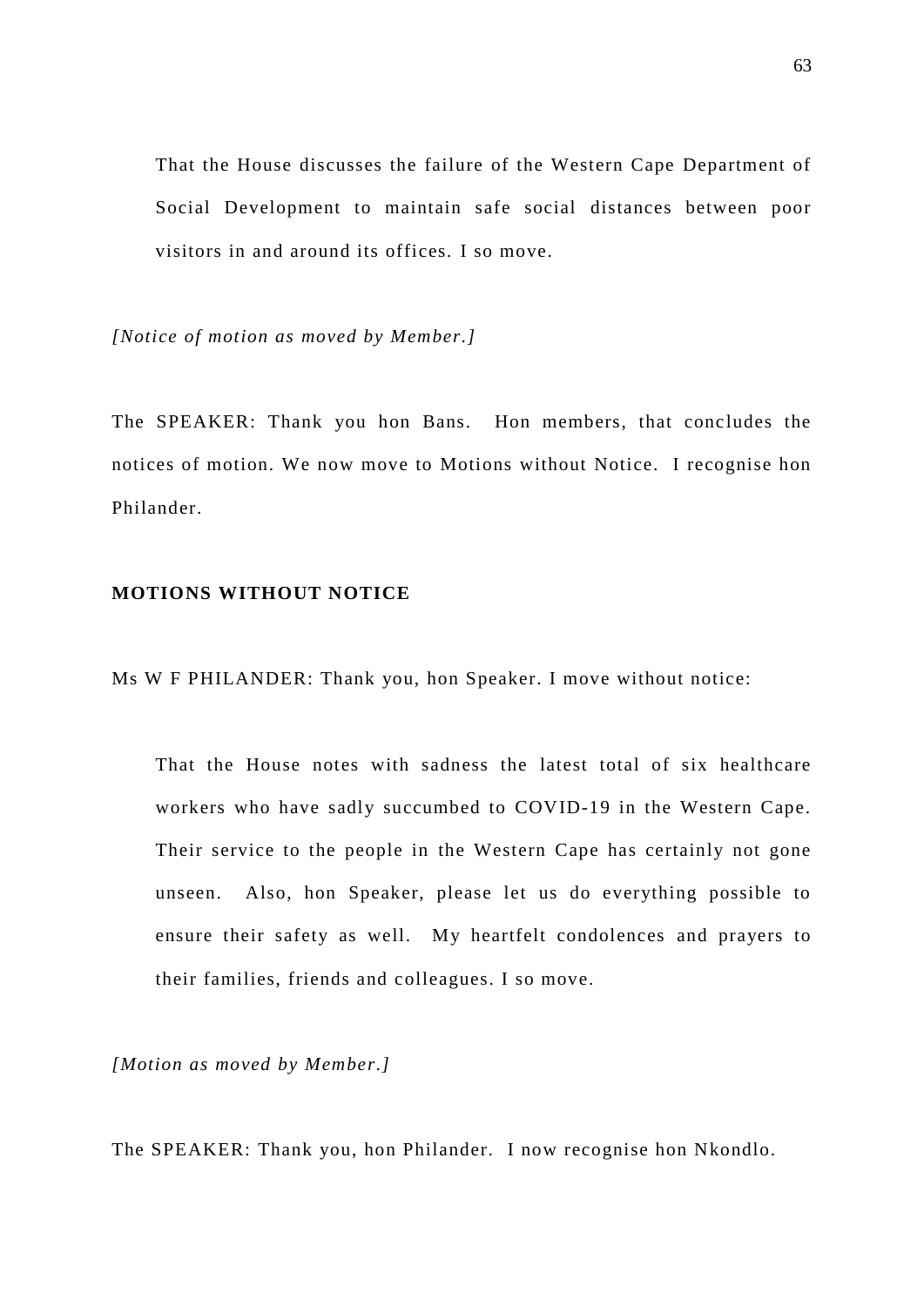> That the House discusses the failure of the Western Cape Department of Social Development to maintain safe social distances between poor visitors in and around its offices. I so move.

*[Notice of motion as moved by Member.]*

The SPEAKER: Thank you hon Bans.  Hon members, that concludes the notices of motion. We now move to Motions without Notice.  I recognise hon Philander.

**MOTIONS WITHOUT NOTICE**

Ms W F PHILANDER: Thank you, hon Speaker. I move without notice:

> That the House notes with sadness the latest total of six healthcare workers who have sadly succumbed to COVID-19 in the Western Cape. Their service to the people in the Western Cape has certainly not gone unseen.  Also, hon Speaker, please let us do everything possible to ensure their safety as well.  My heartfelt condolences and prayers to their families, friends and colleagues. I so move.

*[Motion as moved by Member.]*

The SPEAKER: Thank you, hon Philander.  I now recognise hon Nkondlo.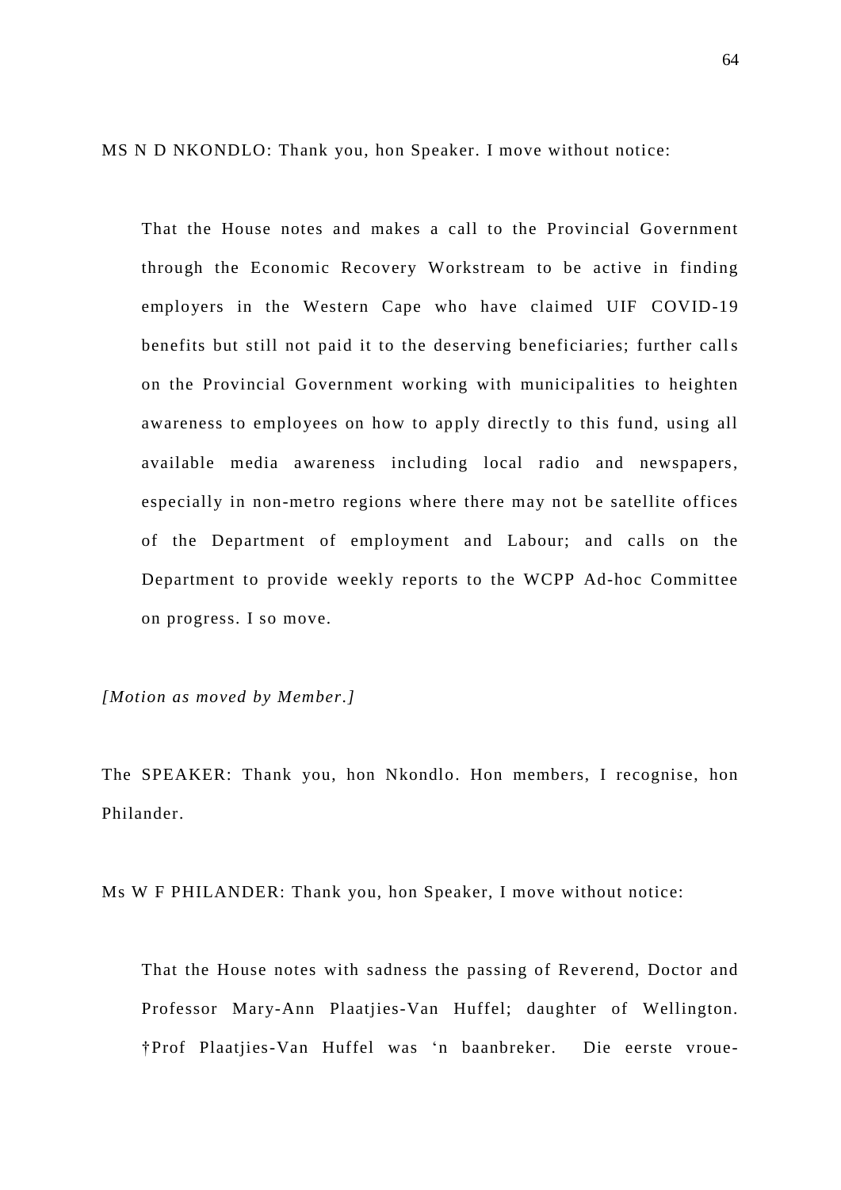MS N D NKONDLO: Thank you, hon Speaker. I move without notice:

> That the House notes and makes a call to the Provincial Government through the Economic Recovery Workstream to be active in finding employers in the Western Cape who have claimed UIF COVID-19 benefits but still not paid it to the deserving beneficiaries; further calls on the Provincial Government working with municipalities to heighten awareness to employees on how to apply directly to this fund, using all available media awareness including local radio and newspapers, especially in non-metro regions where there may not be satellite offices of the Department of employment and Labour; and calls on the Department to provide weekly reports to the WCPP Ad-hoc Committee on progress. I so move.

*[Motion as moved by Member.]*

The SPEAKER: Thank you, hon Nkondlo. Hon members, I recognise, hon Philander.

Ms W F PHILANDER: Thank you, hon Speaker, I move without notice:

> That the House notes with sadness the passing of Reverend, Doctor and Professor Mary-Ann Plaatjies-Van Huffel; daughter of Wellington. †Prof Plaatjies-Van Huffel was ‘n baanbreker. Die eerste vroue-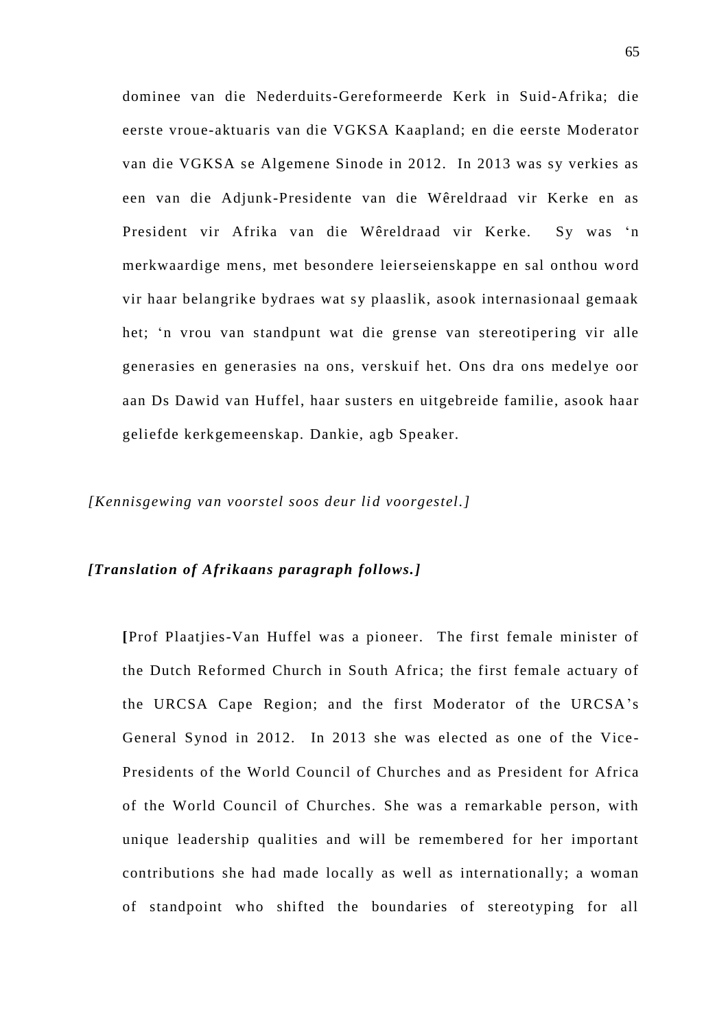dominee van die Nederduits-Gereformeerde Kerk in Suid-Afrika; die eerste vroue-aktuaris van die VGKSA Kaapland; en die eerste Moderator van die VGKSA se Algemene Sinode in 2012. In 2013 was sy verkies as een van die Adjunk-Presidente van die Wêreldraad vir Kerke en as President vir Afrika van die Wêreldraad vir Kerke. Sy was ‘n merkwaardige mens, met besondere leierseienskappe en sal onthou word vir haar belangrike bydraes wat sy plaaslik, asook internasionaal gemaak het; ‘n vrou van standpunt wat die grense van stereotipering vir alle generasies en generasies na ons, verskuif het. Ons dra ons medelye oor aan Ds Dawid van Huffel, haar susters en uitgebreide familie, asook haar geliefde kerkgemeenskap. Dankie, agb Speaker.

*[Kennisgewing van voorstel soos deur lid voorgestel.]*

***[Translation of Afrikaans paragraph follows.]***

**[**Prof Plaatjies-Van Huffel was a pioneer. The first female minister of the Dutch Reformed Church in South Africa; the first female actuary of the URCSA Cape Region; and the first Moderator of the URCSA’s General Synod in 2012. In 2013 she was elected as one of the Vice-Presidents of the World Council of Churches and as President for Africa of the World Council of Churches. She was a remarkable person, with unique leadership qualities and will be remembered for her important contributions she had made locally as well as internationally; a woman of standpoint who shifted the boundaries of stereotyping for all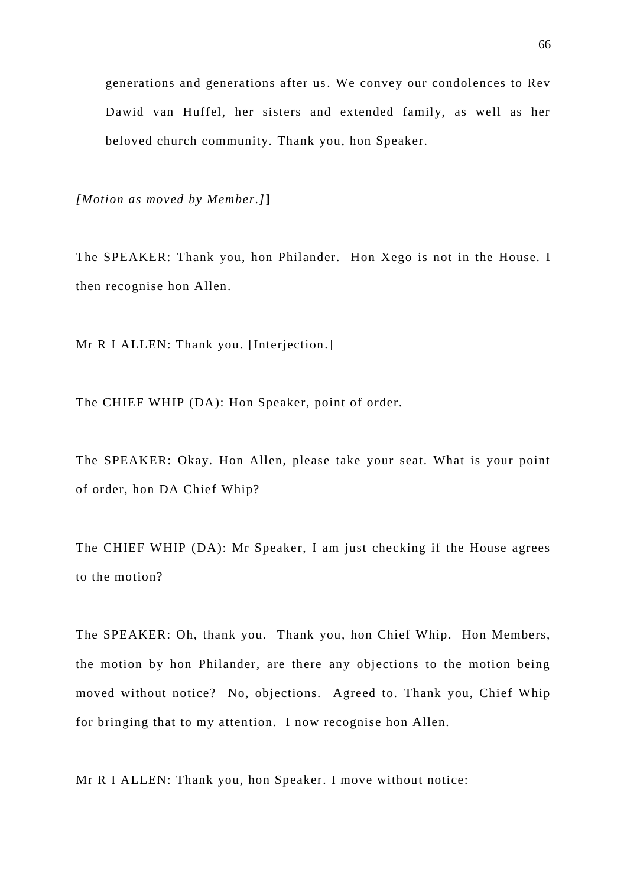generations and generations after us. We convey our condolences to Rev Dawid van Huffel, her sisters and extended family, as well as her beloved church community. Thank you, hon Speaker.

*[Motion as moved by Member.]***]**

The SPEAKER: Thank you, hon Philander.  Hon Xego is not in the House. I then recognise hon Allen.

Mr R I ALLEN: Thank you. [Interjection.]

The CHIEF WHIP (DA): Hon Speaker, point of order.

The SPEAKER: Okay. Hon Allen, please take your seat. What is your point of order, hon DA Chief Whip?

The CHIEF WHIP (DA): Mr Speaker, I am just checking if the House agrees to the motion?

The SPEAKER: Oh, thank you.  Thank you, hon Chief Whip.  Hon Members, the motion by hon Philander, are there any objections to the motion being moved without notice?  No, objections.  Agreed to. Thank you, Chief Whip for bringing that to my attention.  I now recognise hon Allen.

Mr R I ALLEN: Thank you, hon Speaker. I move without notice: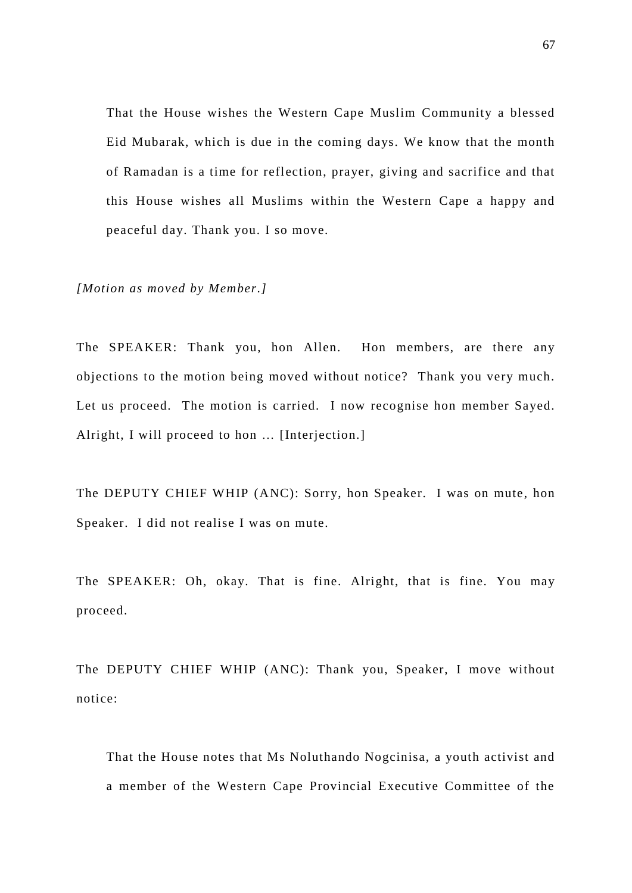That the House wishes the Western Cape Muslim Community a blessed Eid Mubarak, which is due in the coming days. We know that the month of Ramadan is a time for reflection, prayer, giving and sacrifice and that this House wishes all Muslims within the Western Cape a happy and peaceful day. Thank you. I so move.

*[Motion as moved by Member.]*

The SPEAKER: Thank you, hon Allen. Hon members, are there any objections to the motion being moved without notice? Thank you very much. Let us proceed. The motion is carried. I now recognise hon member Sayed. Alright, I will proceed to hon … [Interjection.]

The DEPUTY CHIEF WHIP (ANC): Sorry, hon Speaker. I was on mute, hon Speaker. I did not realise I was on mute.

The SPEAKER: Oh, okay. That is fine. Alright, that is fine. You may proceed.

The DEPUTY CHIEF WHIP (ANC): Thank you, Speaker, I move without notice:

That the House notes that Ms Noluthando Nogcinisa, a youth activist and a member of the Western Cape Provincial Executive Committee of the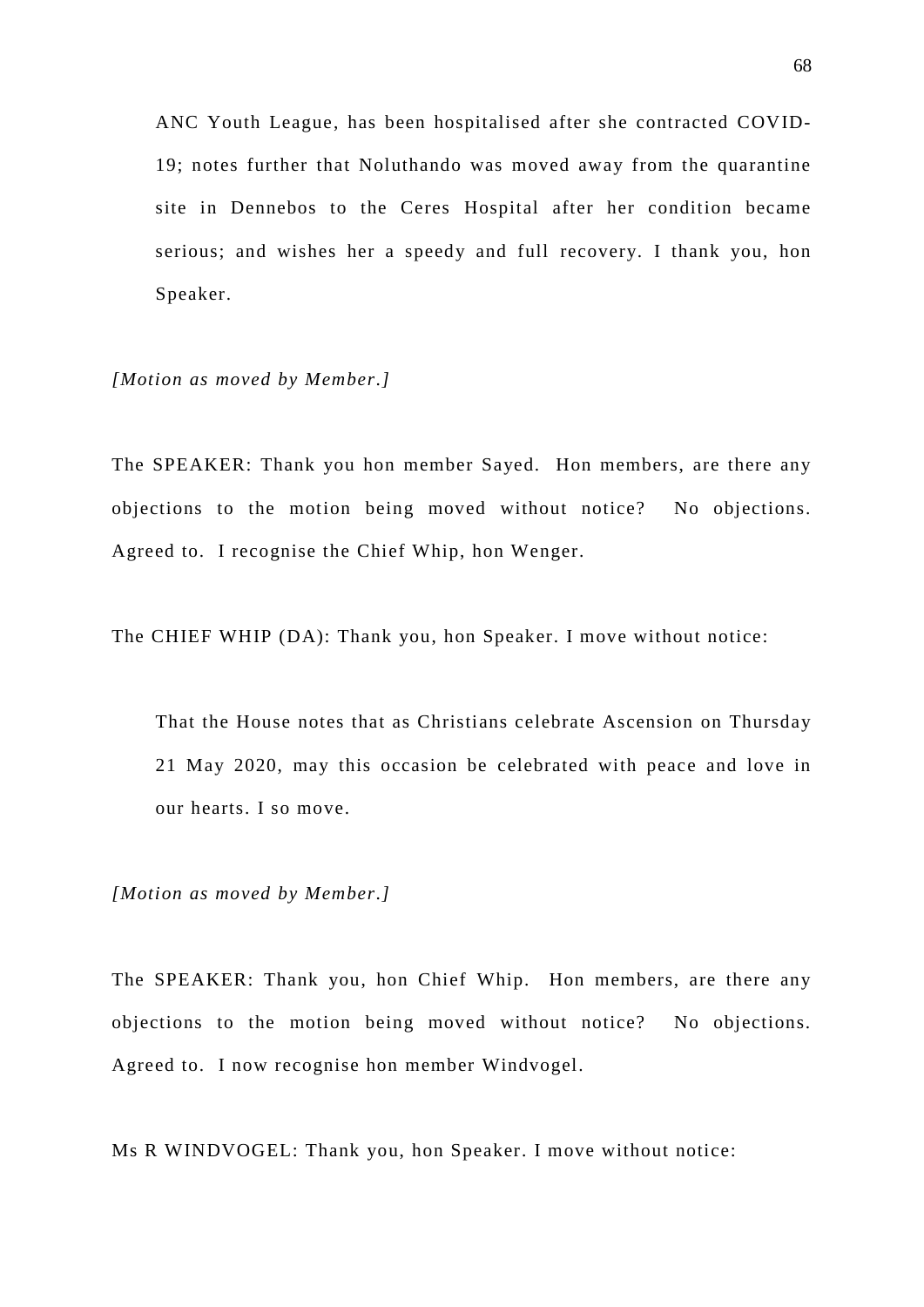ANC Youth League, has been hospitalised after she contracted COVID-19; notes further that Noluthando was moved away from the quarantine site in Dennebos to the Ceres Hospital after her condition became serious; and wishes her a speedy and full recovery. I thank you, hon Speaker.

*[Motion as moved by Member.]*

The SPEAKER: Thank you hon member Sayed. Hon members, are there any objections to the motion being moved without notice? No objections. Agreed to. I recognise the Chief Whip, hon Wenger.

The CHIEF WHIP (DA): Thank you, hon Speaker. I move without notice:

> That the House notes that as Christians celebrate Ascension on Thursday 21 May 2020, may this occasion be celebrated with peace and love in our hearts. I so move.

*[Motion as moved by Member.]*

The SPEAKER: Thank you, hon Chief Whip. Hon members, are there any objections to the motion being moved without notice? No objections. Agreed to. I now recognise hon member Windvogel.

Ms R WINDVOGEL: Thank you, hon Speaker. I move without notice: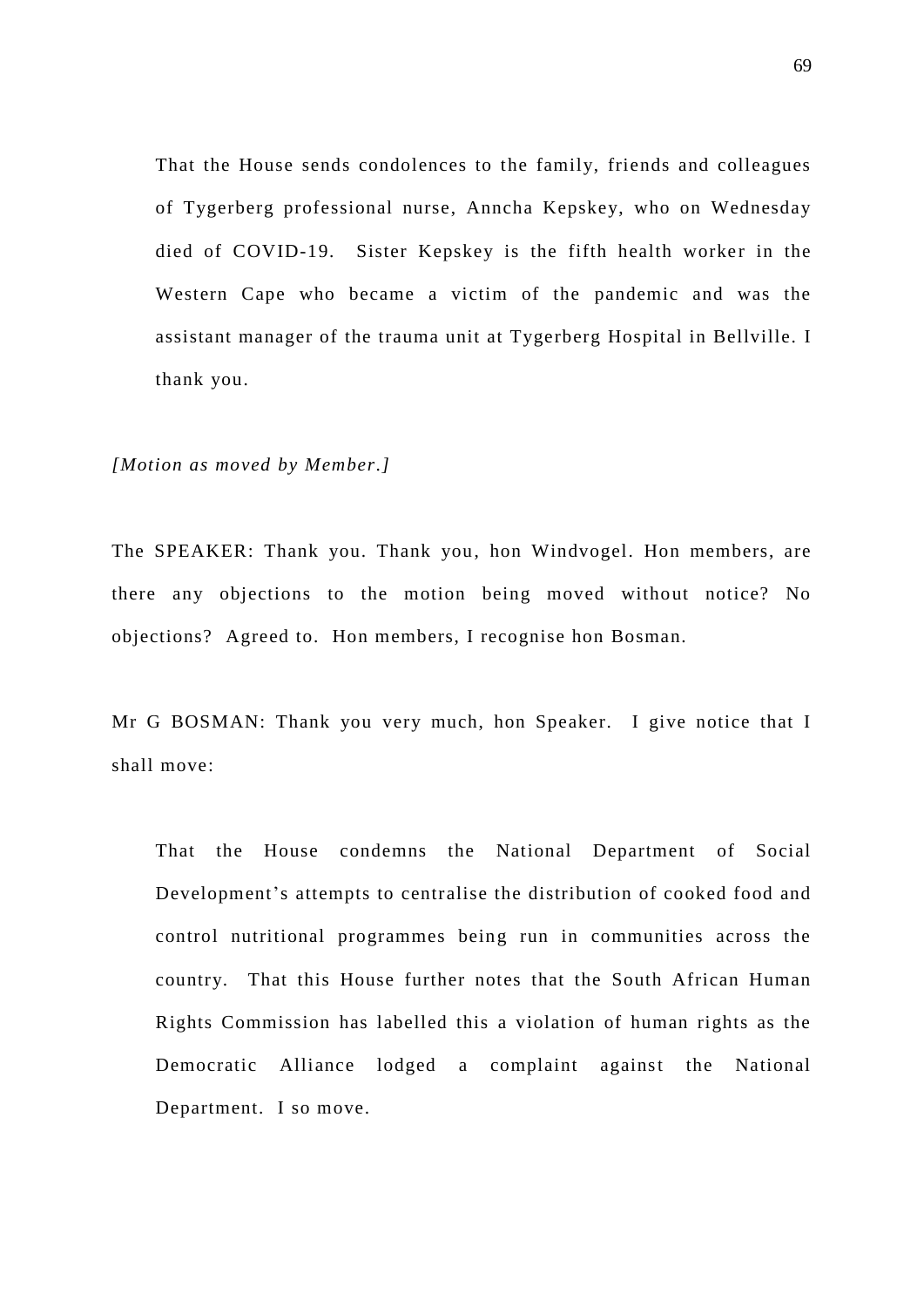> That the House sends condolences to the family, friends and colleagues of Tygerberg professional nurse, Anncha Kepskey, who on Wednesday died of COVID-19. Sister Kepskey is the fifth health worker in the Western Cape who became a victim of the pandemic and was the assistant manager of the trauma unit at Tygerberg Hospital in Bellville. I thank you.

*[Motion as moved by Member.]*

The SPEAKER: Thank you. Thank you, hon Windvogel. Hon members, are there any objections to the motion being moved without notice? No objections? Agreed to. Hon members, I recognise hon Bosman.

Mr G BOSMAN: Thank you very much, hon Speaker. I give notice that I shall move:

> That the House condemns the National Department of Social Development's attempts to centralise the distribution of cooked food and control nutritional programmes being run in communities across the country. That this House further notes that the South African Human Rights Commission has labelled this a violation of human rights as the Democratic Alliance lodged a complaint against the National Department. I so move.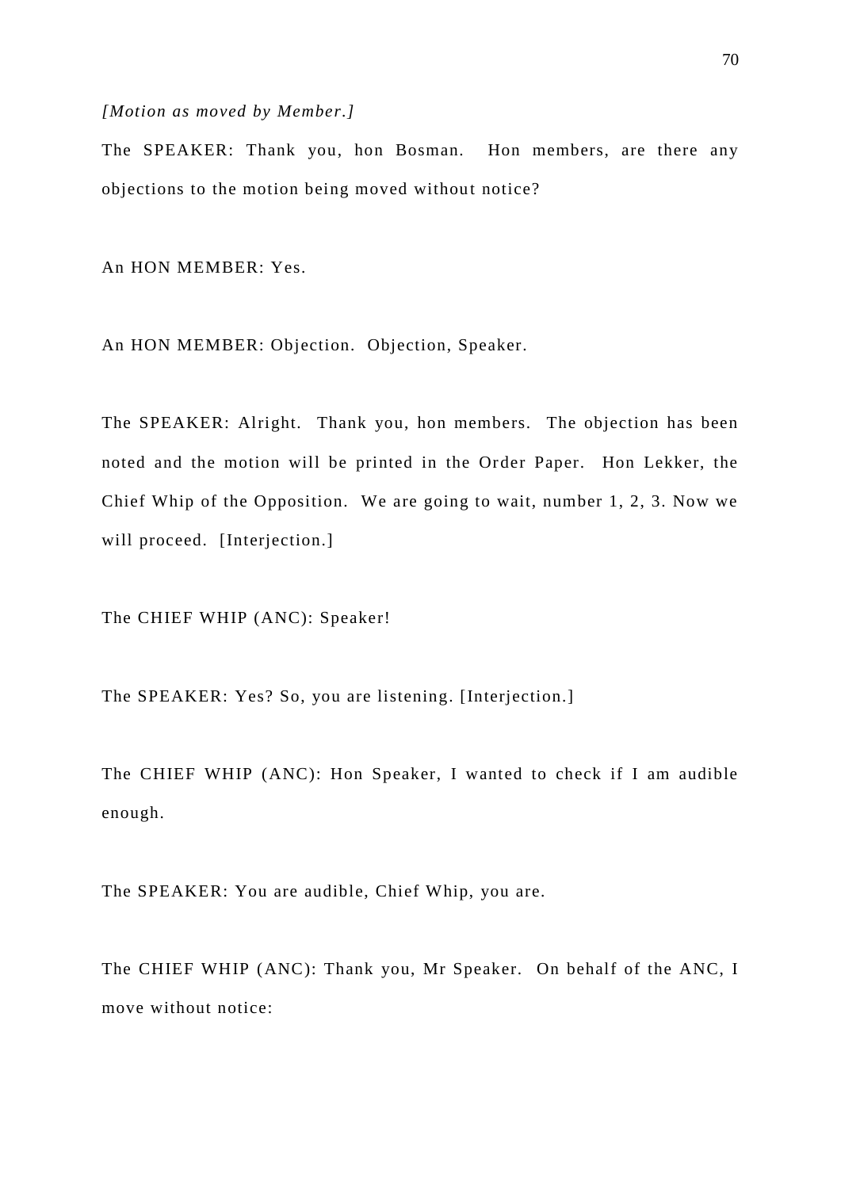*[Motion as moved by Member.]*

The SPEAKER: Thank you, hon Bosman. Hon members, are there any objections to the motion being moved without notice?

An HON MEMBER: Yes.

An HON MEMBER: Objection. Objection, Speaker.

The SPEAKER: Alright. Thank you, hon members. The objection has been noted and the motion will be printed in the Order Paper. Hon Lekker, the Chief Whip of the Opposition. We are going to wait, number 1, 2, 3. Now we will proceed. [Interjection.]

The CHIEF WHIP (ANC): Speaker!

The SPEAKER: Yes? So, you are listening. [Interjection.]

The CHIEF WHIP (ANC): Hon Speaker, I wanted to check if I am audible enough.

The SPEAKER: You are audible, Chief Whip, you are.

The CHIEF WHIP (ANC): Thank you, Mr Speaker. On behalf of the ANC, I move without notice: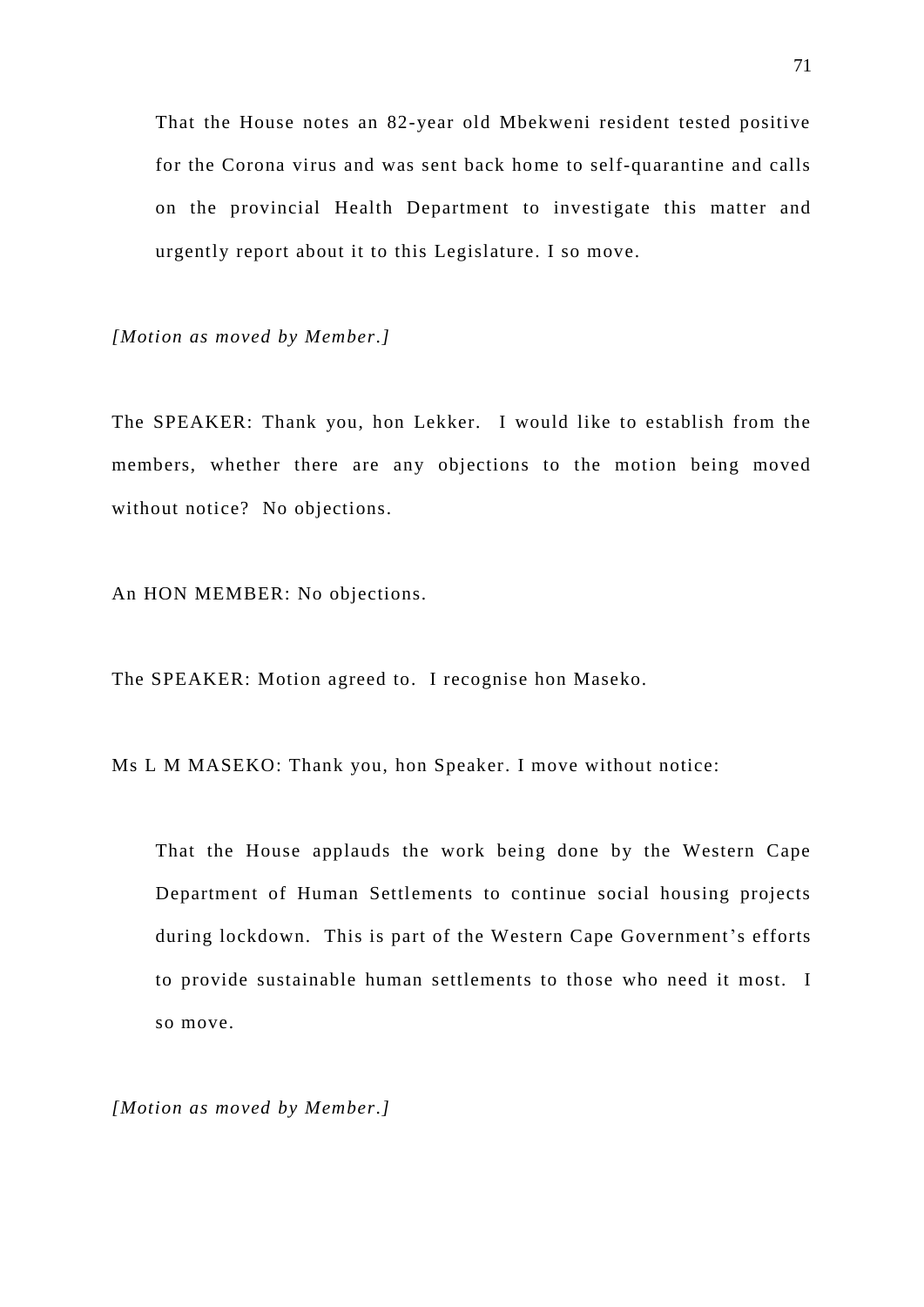> That the House notes an 82-year old Mbekweni resident tested positive for the Corona virus and was sent back home to self-quarantine and calls on the provincial Health Department to investigate this matter and urgently report about it to this Legislature. I so move.

*[Motion as moved by Member.]*

The SPEAKER: Thank you, hon Lekker. I would like to establish from the members, whether there are any objections to the motion being moved without notice? No objections.

An HON MEMBER: No objections.

The SPEAKER: Motion agreed to. I recognise hon Maseko.

Ms L M MASEKO: Thank you, hon Speaker. I move without notice:

> That the House applauds the work being done by the Western Cape Department of Human Settlements to continue social housing projects during lockdown. This is part of the Western Cape Government's efforts to provide sustainable human settlements to those who need it most. I so move.

*[Motion as moved by Member.]*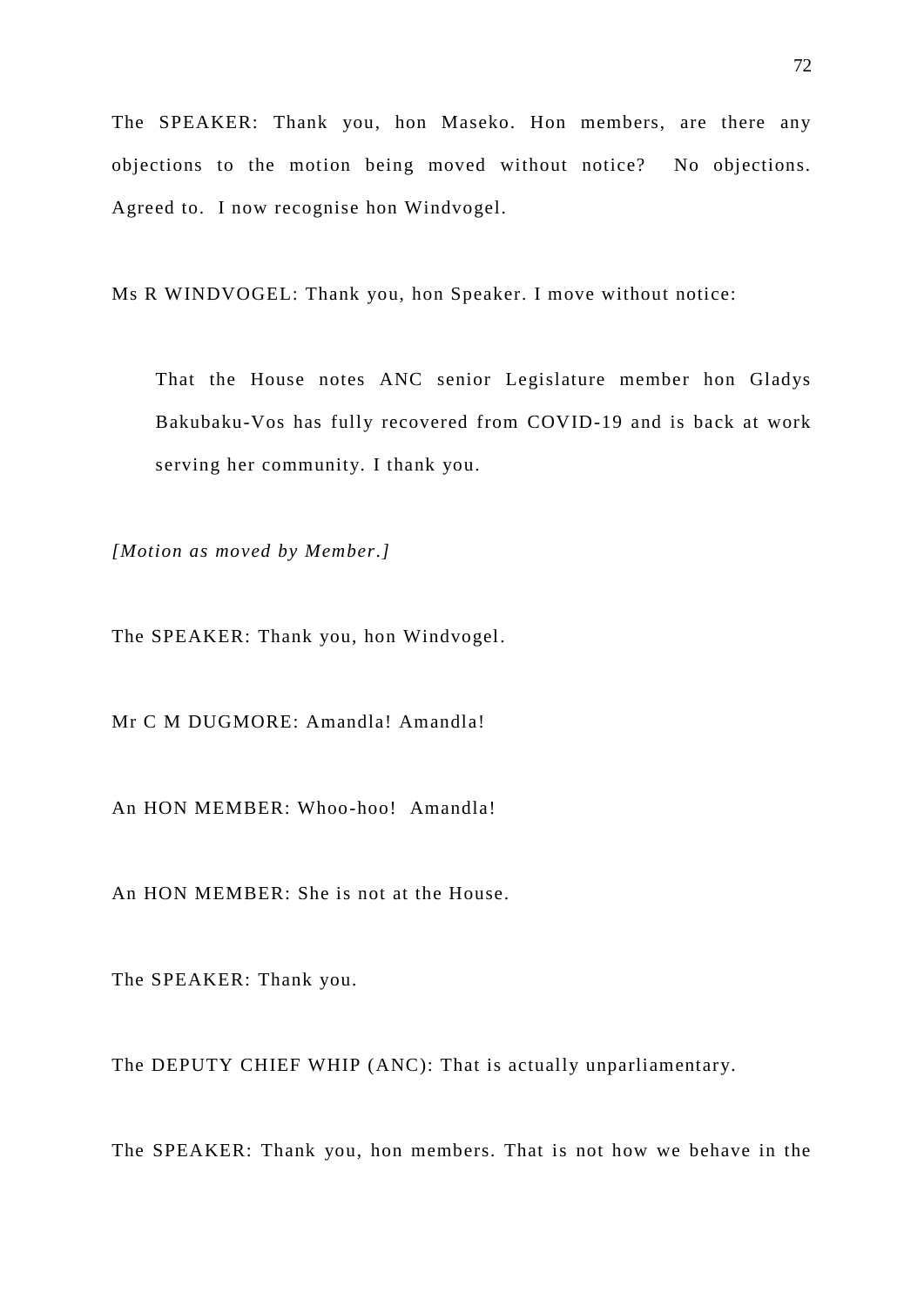The SPEAKER: Thank you, hon Maseko. Hon members, are there any objections to the motion being moved without notice? No objections. Agreed to. I now recognise hon Windvogel.

Ms R WINDVOGEL: Thank you, hon Speaker. I move without notice:

> That the House notes ANC senior Legislature member hon Gladys Bakubaku-Vos has fully recovered from COVID-19 and is back at work serving her community. I thank you.

*[Motion as moved by Member.]*

The SPEAKER: Thank you, hon Windvogel.

Mr C M DUGMORE: Amandla! Amandla!

An HON MEMBER: Whoo-hoo! Amandla!

An HON MEMBER: She is not at the House.

The SPEAKER: Thank you.

The DEPUTY CHIEF WHIP (ANC): That is actually unparliamentary.

The SPEAKER: Thank you, hon members. That is not how we behave in the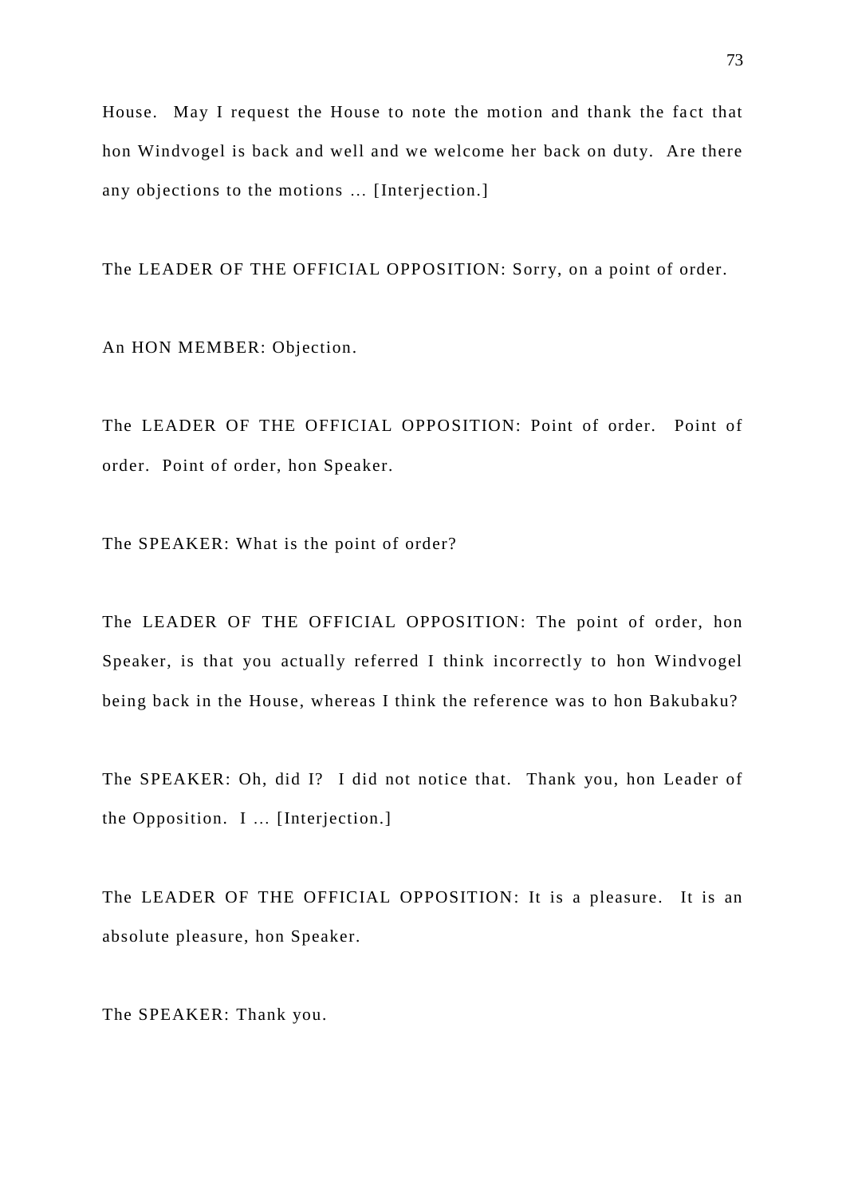House. May I request the House to note the motion and thank the fact that hon Windvogel is back and well and we welcome her back on duty. Are there any objections to the motions … [Interjection.]

The LEADER OF THE OFFICIAL OPPOSITION: Sorry, on a point of order.

An HON MEMBER: Objection.

The LEADER OF THE OFFICIAL OPPOSITION: Point of order. Point of order. Point of order, hon Speaker.

The SPEAKER: What is the point of order?

The LEADER OF THE OFFICIAL OPPOSITION: The point of order, hon Speaker, is that you actually referred I think incorrectly to hon Windvogel being back in the House, whereas I think the reference was to hon Bakubaku?

The SPEAKER: Oh, did I? I did not notice that. Thank you, hon Leader of the Opposition. I … [Interjection.]

The LEADER OF THE OFFICIAL OPPOSITION: It is a pleasure. It is an absolute pleasure, hon Speaker.

The SPEAKER: Thank you.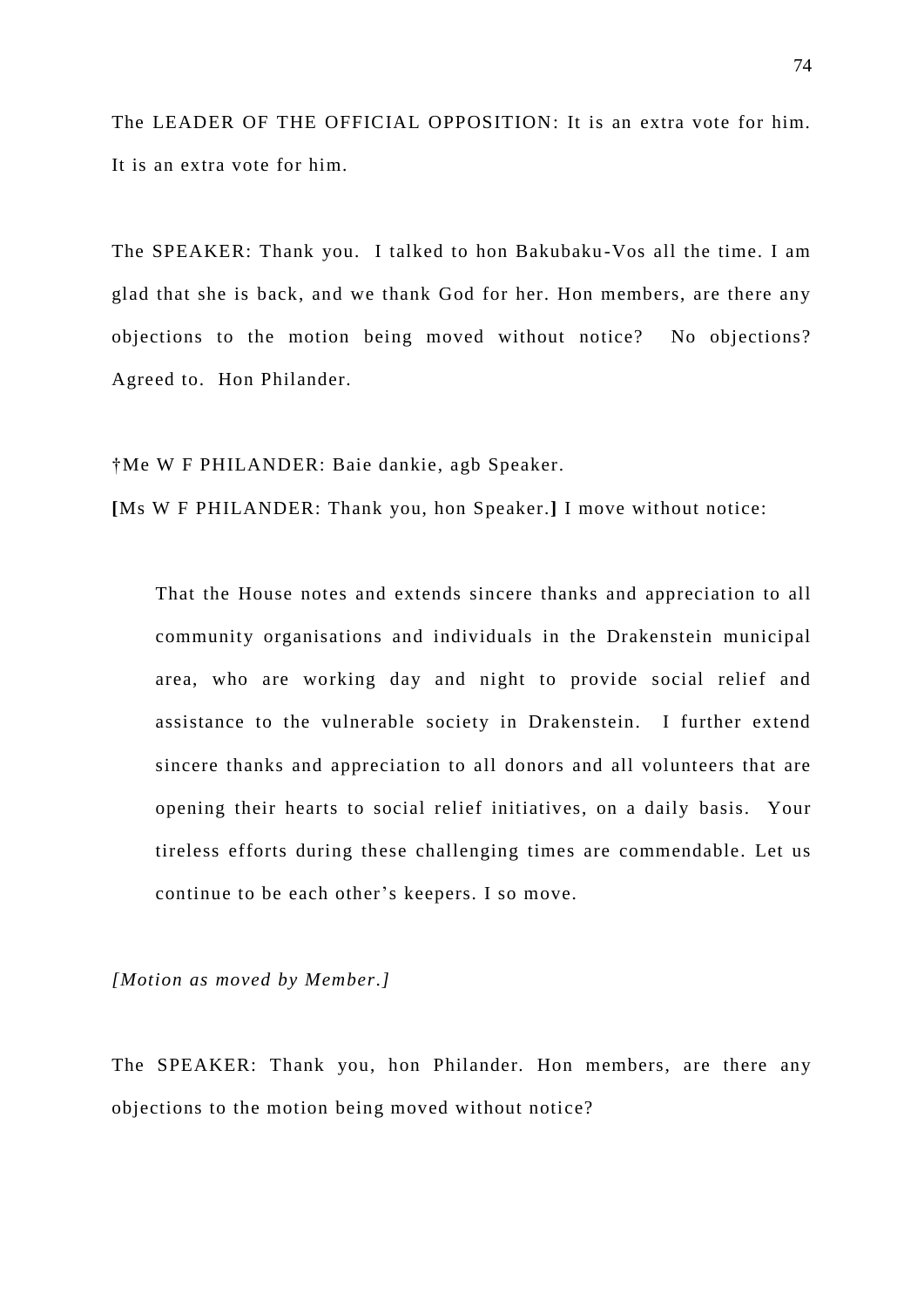The LEADER OF THE OFFICIAL OPPOSITION: It is an extra vote for him. It is an extra vote for him.

The SPEAKER: Thank you. I talked to hon Bakubaku-Vos all the time. I am glad that she is back, and we thank God for her. Hon members, are there any objections to the motion being moved without notice? No objections? Agreed to. Hon Philander.

†Me W F PHILANDER: Baie dankie, agb Speaker.

**[**Ms W F PHILANDER: Thank you, hon Speaker.**]** I move without notice:

> That the House notes and extends sincere thanks and appreciation to all community organisations and individuals in the Drakenstein municipal area, who are working day and night to provide social relief and assistance to the vulnerable society in Drakenstein. I further extend sincere thanks and appreciation to all donors and all volunteers that are opening their hearts to social relief initiatives, on a daily basis. Your tireless efforts during these challenging times are commendable. Let us continue to be each other's keepers. I so move.

*[Motion as moved by Member.]*

The SPEAKER: Thank you, hon Philander. Hon members, are there any objections to the motion being moved without notice?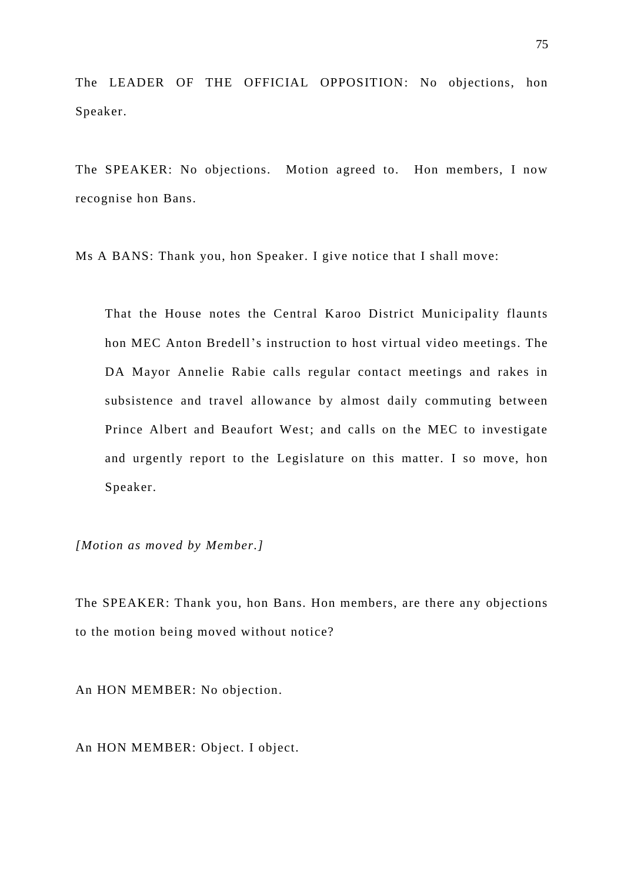The LEADER OF THE OFFICIAL OPPOSITION: No objections, hon Speaker.

The SPEAKER: No objections. Motion agreed to. Hon members, I now recognise hon Bans.

Ms A BANS: Thank you, hon Speaker. I give notice that I shall move:

> That the House notes the Central Karoo District Municipality flaunts hon MEC Anton Bredell's instruction to host virtual video meetings. The DA Mayor Annelie Rabie calls regular contact meetings and rakes in subsistence and travel allowance by almost daily commuting between Prince Albert and Beaufort West; and calls on the MEC to investigate and urgently report to the Legislature on this matter. I so move, hon Speaker.

*[Motion as moved by Member.]*

The SPEAKER: Thank you, hon Bans. Hon members, are there any objections to the motion being moved without notice?

An HON MEMBER: No objection.

An HON MEMBER: Object. I object.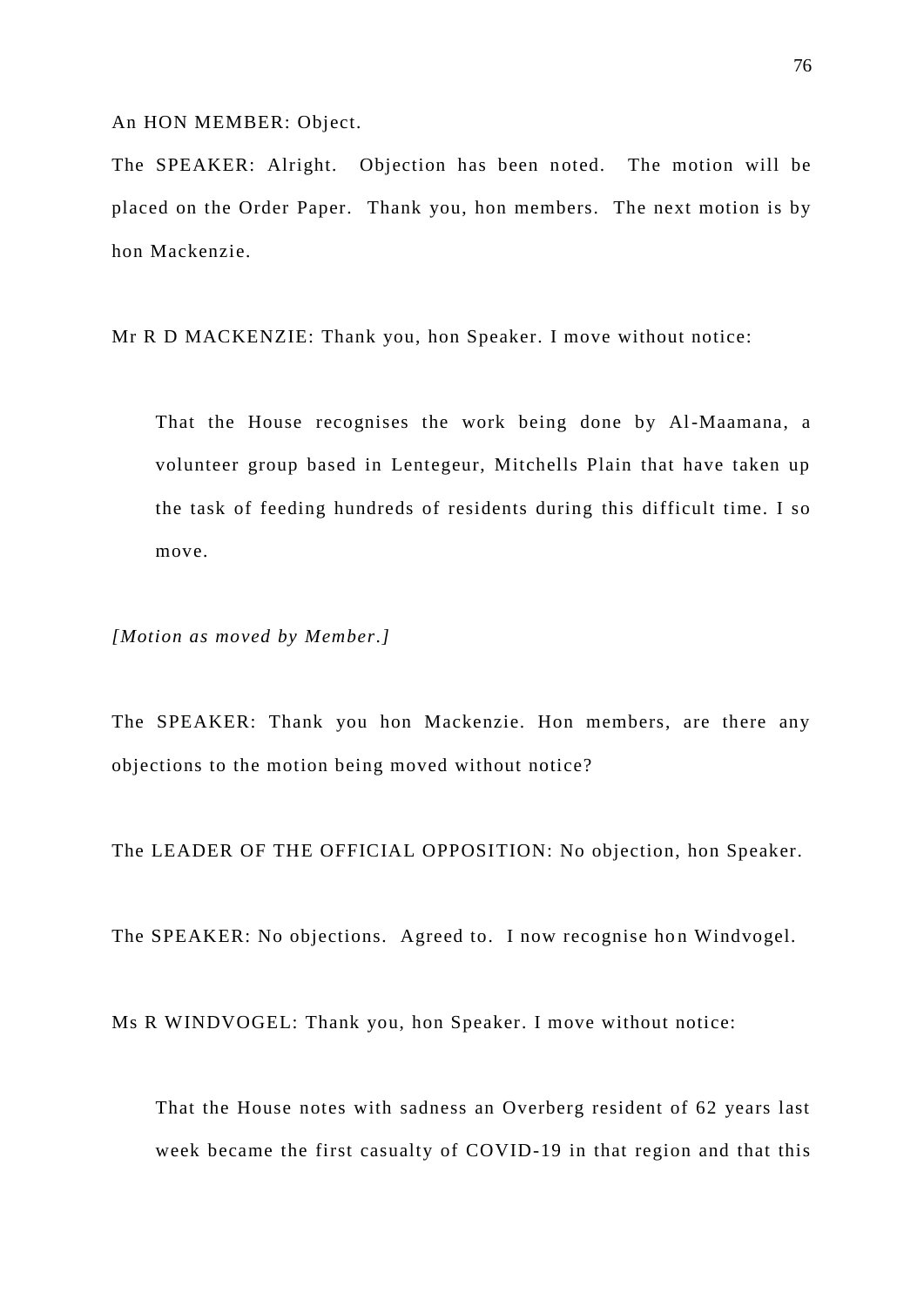An HON MEMBER: Object.

The SPEAKER: Alright. Objection has been noted. The motion will be placed on the Order Paper. Thank you, hon members. The next motion is by hon Mackenzie.

Mr R D MACKENZIE: Thank you, hon Speaker. I move without notice:

> That the House recognises the work being done by Al-Maamana, a volunteer group based in Lentegeur, Mitchells Plain that have taken up the task of feeding hundreds of residents during this difficult time. I so move.

*[Motion as moved by Member.]*

The SPEAKER: Thank you hon Mackenzie. Hon members, are there any objections to the motion being moved without notice?

The LEADER OF THE OFFICIAL OPPOSITION: No objection, hon Speaker.

The SPEAKER: No objections. Agreed to. I now recognise hon Windvogel.

Ms R WINDVOGEL: Thank you, hon Speaker. I move without notice:

> That the House notes with sadness an Overberg resident of 62 years last week became the first casualty of COVID-19 in that region and that this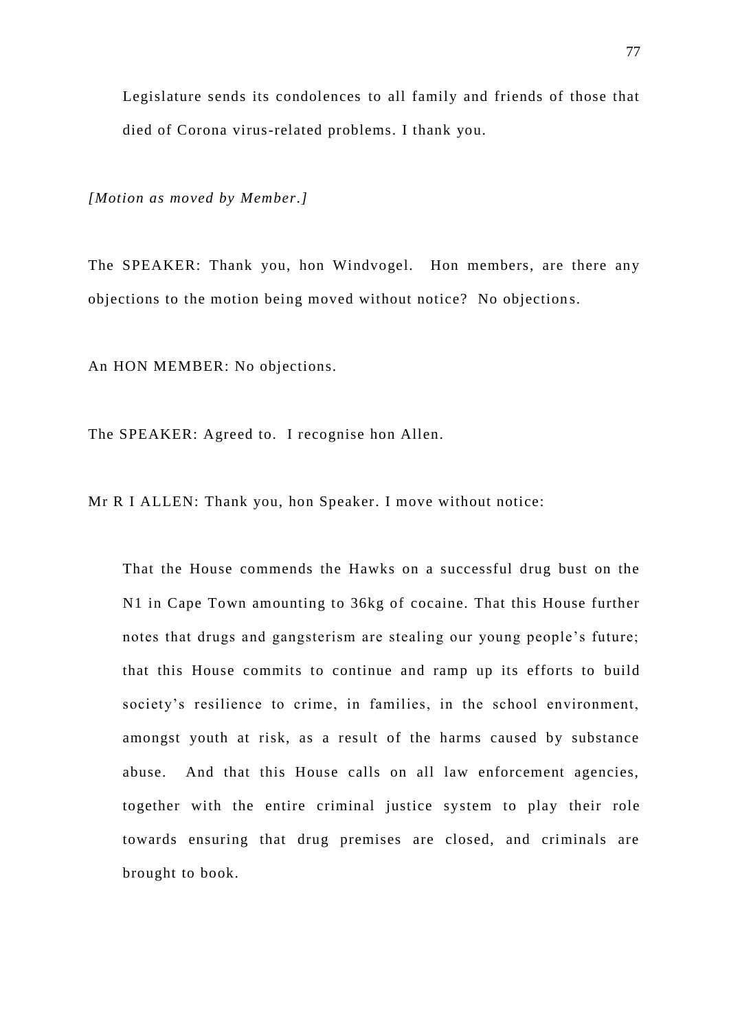Legislature sends its condolences to all family and friends of those that died of Corona virus-related problems. I thank you.

*[Motion as moved by Member.]*

The SPEAKER: Thank you, hon Windvogel. Hon members, are there any objections to the motion being moved without notice? No objections.

An HON MEMBER: No objections.

The SPEAKER: Agreed to. I recognise hon Allen.

Mr R I ALLEN: Thank you, hon Speaker. I move without notice:

> That the House commends the Hawks on a successful drug bust on the N1 in Cape Town amounting to 36kg of cocaine. That this House further notes that drugs and gangsterism are stealing our young people's future; that this House commits to continue and ramp up its efforts to build society's resilience to crime, in families, in the school environment, amongst youth at risk, as a result of the harms caused by substance abuse. And that this House calls on all law enforcement agencies, together with the entire criminal justice system to play their role towards ensuring that drug premises are closed, and criminals are brought to book.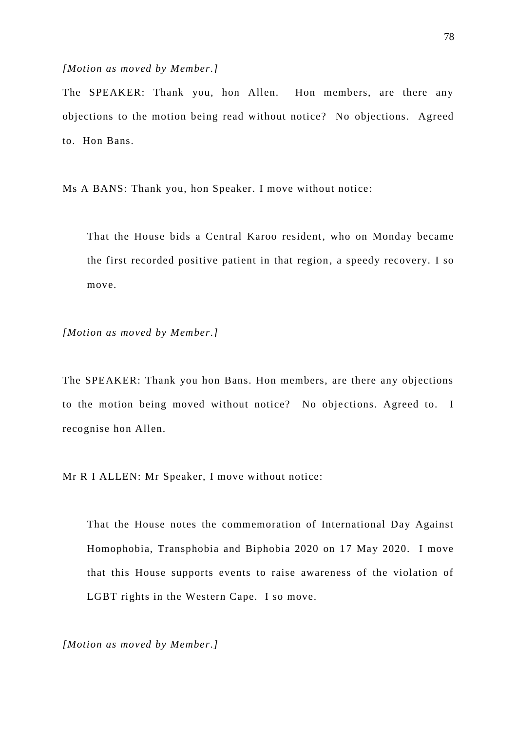*[Motion as moved by Member.]*

The SPEAKER: Thank you, hon Allen. Hon members, are there any objections to the motion being read without notice? No objections. Agreed to. Hon Bans.

Ms A BANS: Thank you, hon Speaker. I move without notice:

> That the House bids a Central Karoo resident, who on Monday became the first recorded positive patient in that region, a speedy recovery. I so move.

*[Motion as moved by Member.]*

The SPEAKER: Thank you hon Bans. Hon members, are there any objections to the motion being moved without notice? No objections. Agreed to. I recognise hon Allen.

Mr R I ALLEN: Mr Speaker, I move without notice:

> That the House notes the commemoration of International Day Against Homophobia, Transphobia and Biphobia 2020 on 17 May 2020. I move that this House supports events to raise awareness of the violation of LGBT rights in the Western Cape. I so move.

*[Motion as moved by Member.]*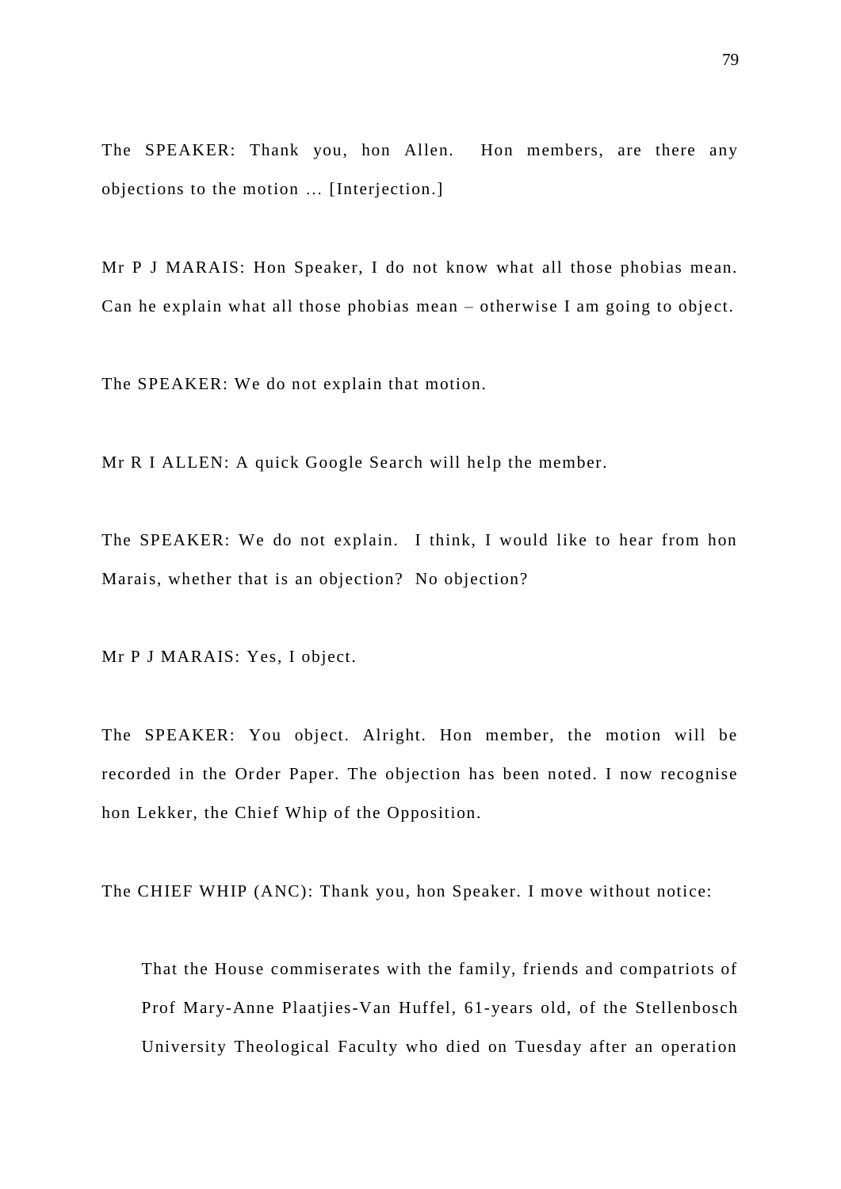The SPEAKER: Thank you, hon Allen. Hon members, are there any objections to the motion … [Interjection.]

Mr P J MARAIS: Hon Speaker, I do not know what all those phobias mean. Can he explain what all those phobias mean – otherwise I am going to object.

The SPEAKER: We do not explain that motion.

Mr R I ALLEN: A quick Google Search will help the member.

The SPEAKER: We do not explain. I think, I would like to hear from hon Marais, whether that is an objection? No objection?

Mr P J MARAIS: Yes, I object.

The SPEAKER: You object. Alright. Hon member, the motion will be recorded in the Order Paper. The objection has been noted. I now recognise hon Lekker, the Chief Whip of the Opposition.

The CHIEF WHIP (ANC): Thank you, hon Speaker. I move without notice:

> That the House commiserates with the family, friends and compatriots of Prof Mary-Anne Plaatjies-Van Huffel, 61-years old, of the Stellenbosch University Theological Faculty who died on Tuesday after an operation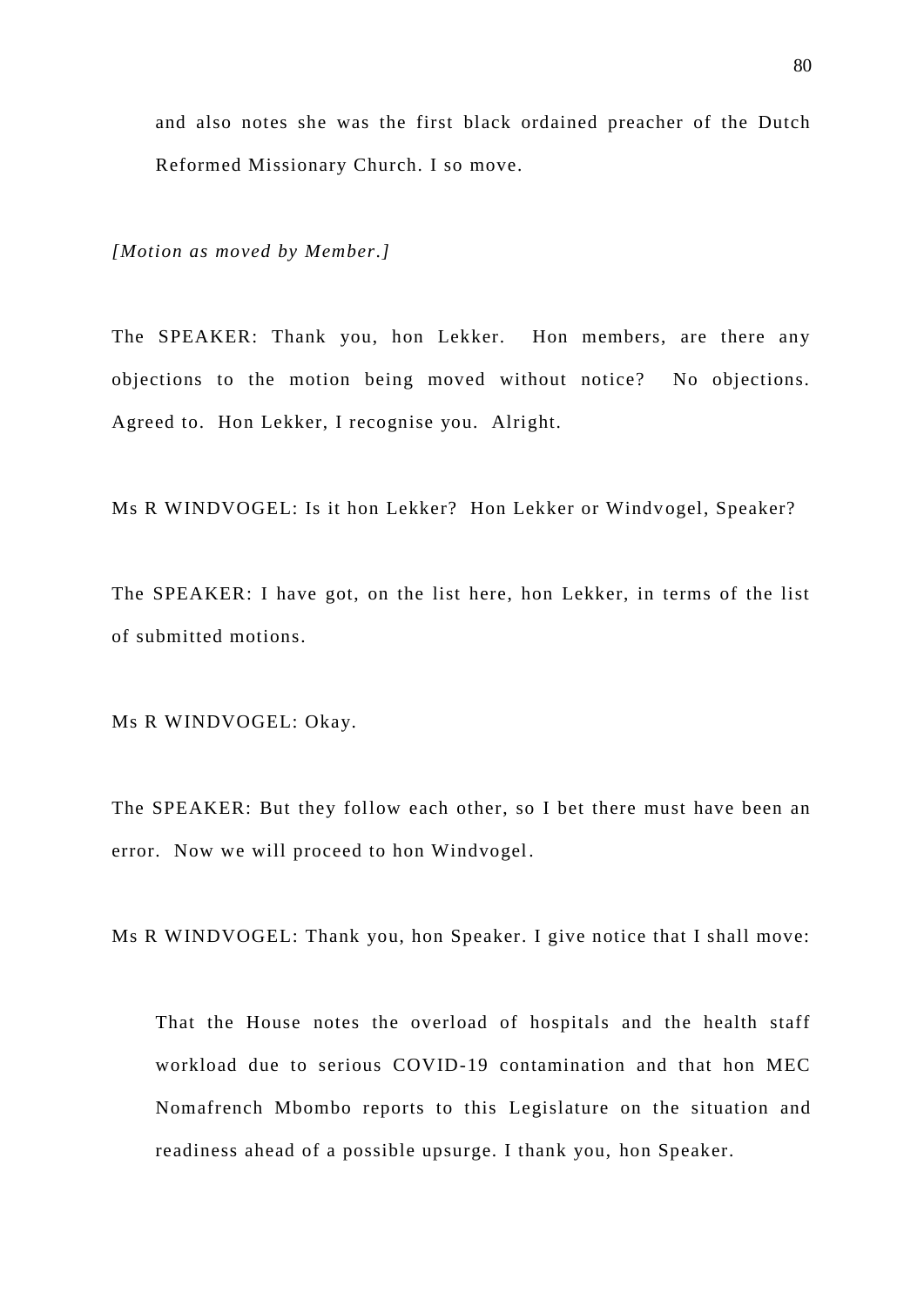> and also notes she was the first black ordained preacher of the Dutch Reformed Missionary Church. I so move.

*[Motion as moved by Member.]*

The SPEAKER: Thank you, hon Lekker. Hon members, are there any objections to the motion being moved without notice? No objections. Agreed to. Hon Lekker, I recognise you. Alright.

Ms R WINDVOGEL: Is it hon Lekker? Hon Lekker or Windvogel, Speaker?

The SPEAKER: I have got, on the list here, hon Lekker, in terms of the list of submitted motions.

Ms R WINDVOGEL: Okay.

The SPEAKER: But they follow each other, so I bet there must have been an error. Now we will proceed to hon Windvogel.

Ms R WINDVOGEL: Thank you, hon Speaker. I give notice that I shall move:

> That the House notes the overload of hospitals and the health staff workload due to serious COVID-19 contamination and that hon MEC Nomafrench Mbombo reports to this Legislature on the situation and readiness ahead of a possible upsurge. I thank you, hon Speaker.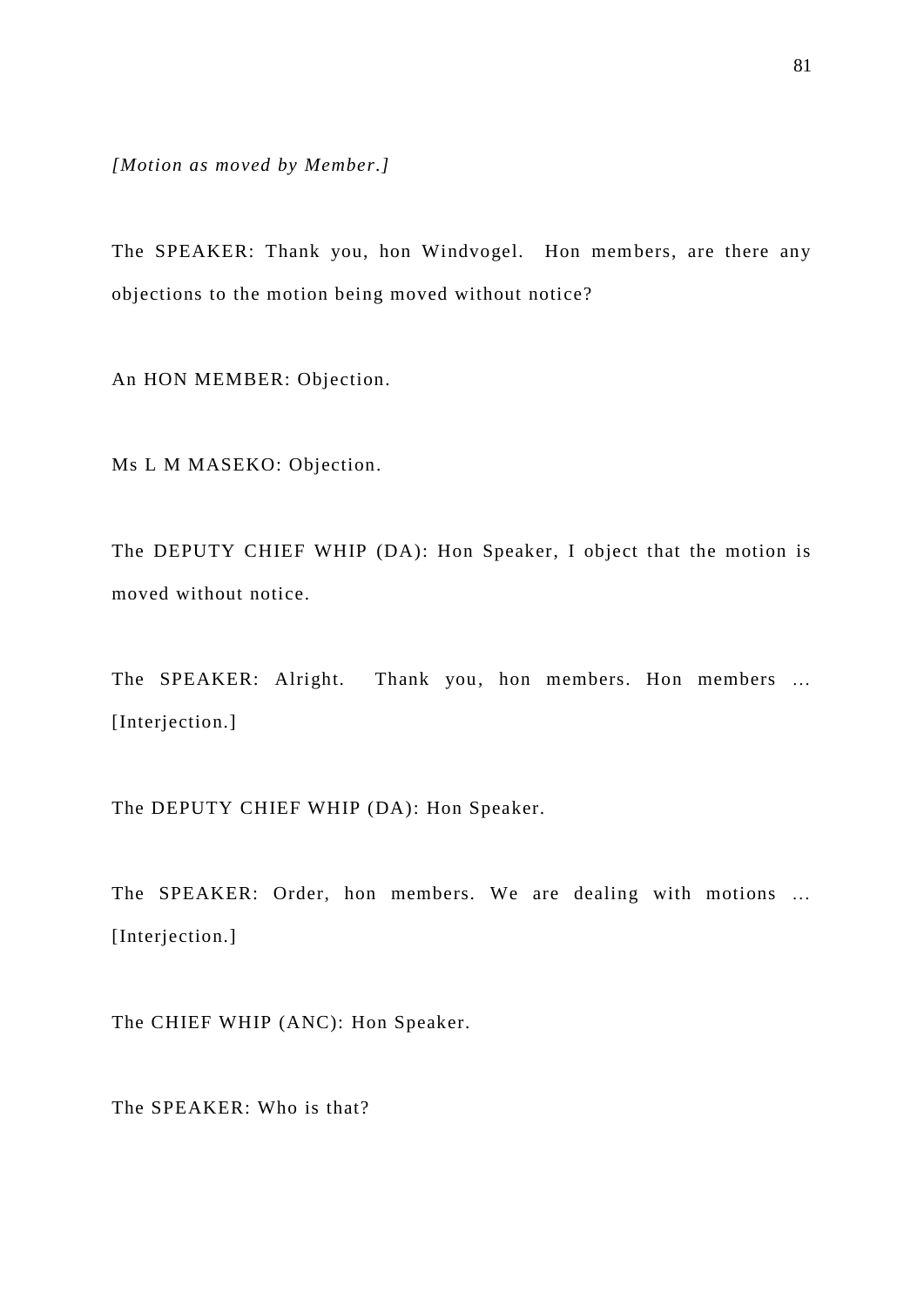*[Motion as moved by Member.]*

The SPEAKER: Thank you, hon Windvogel. Hon members, are there any objections to the motion being moved without notice?

An HON MEMBER: Objection.

Ms L M MASEKO: Objection.

The DEPUTY CHIEF WHIP (DA): Hon Speaker, I object that the motion is moved without notice.

The SPEAKER: Alright. Thank you, hon members. Hon members … [Interjection.]

The DEPUTY CHIEF WHIP (DA): Hon Speaker.

The SPEAKER: Order, hon members. We are dealing with motions … [Interjection.]

The CHIEF WHIP (ANC): Hon Speaker.

The SPEAKER: Who is that?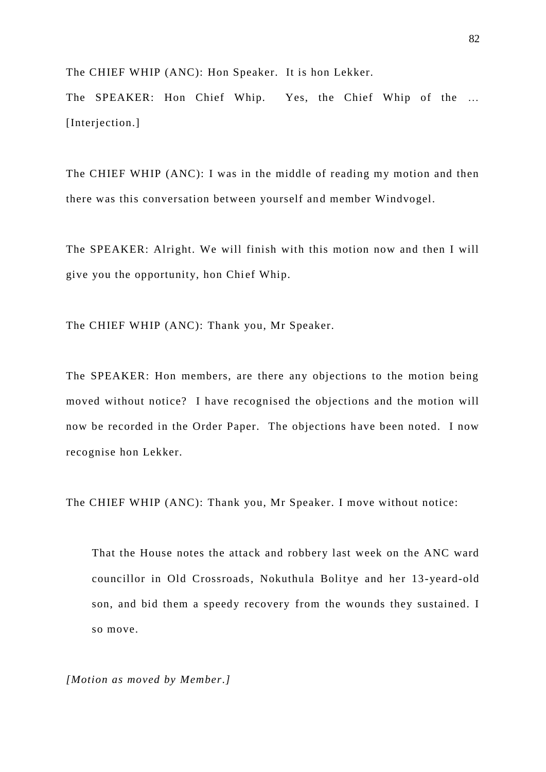The CHIEF WHIP (ANC): Hon Speaker. It is hon Lekker.

The SPEAKER: Hon Chief Whip. Yes, the Chief Whip of the ... [Interjection.]

The CHIEF WHIP (ANC): I was in the middle of reading my motion and then there was this conversation between yourself and member Windvogel.

The SPEAKER: Alright. We will finish with this motion now and then I will give you the opportunity, hon Chief Whip.

The CHIEF WHIP (ANC): Thank you, Mr Speaker.

The SPEAKER: Hon members, are there any objections to the motion being moved without notice? I have recognised the objections and the motion will now be recorded in the Order Paper. The objections have been noted. I now recognise hon Lekker.

The CHIEF WHIP (ANC): Thank you, Mr Speaker. I move without notice:

> That the House notes the attack and robbery last week on the ANC ward councillor in Old Crossroads, Nokuthula Bolitye and her 13-yeard-old son, and bid them a speedy recovery from the wounds they sustained. I so move.

*[Motion as moved by Member.]*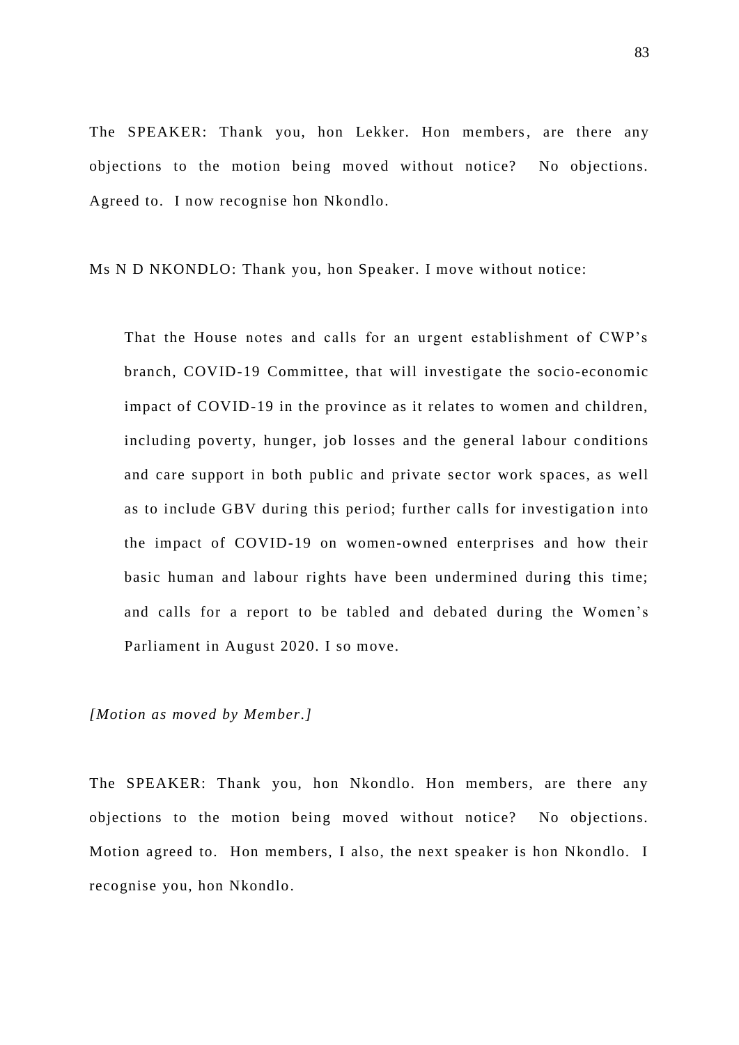The SPEAKER: Thank you, hon Lekker. Hon members, are there any objections to the motion being moved without notice? No objections. Agreed to. I now recognise hon Nkondlo.

Ms N D NKONDLO: Thank you, hon Speaker. I move without notice:

> That the House notes and calls for an urgent establishment of CWP's branch, COVID-19 Committee, that will investigate the socio-economic impact of COVID-19 in the province as it relates to women and children, including poverty, hunger, job losses and the general labour conditions and care support in both public and private sector work spaces, as well as to include GBV during this period; further calls for investigation into the impact of COVID-19 on women-owned enterprises and how their basic human and labour rights have been undermined during this time; and calls for a report to be tabled and debated during the Women's Parliament in August 2020. I so move.

*[Motion as moved by Member.]*

The SPEAKER: Thank you, hon Nkondlo. Hon members, are there any objections to the motion being moved without notice? No objections. Motion agreed to. Hon members, I also, the next speaker is hon Nkondlo. I recognise you, hon Nkondlo.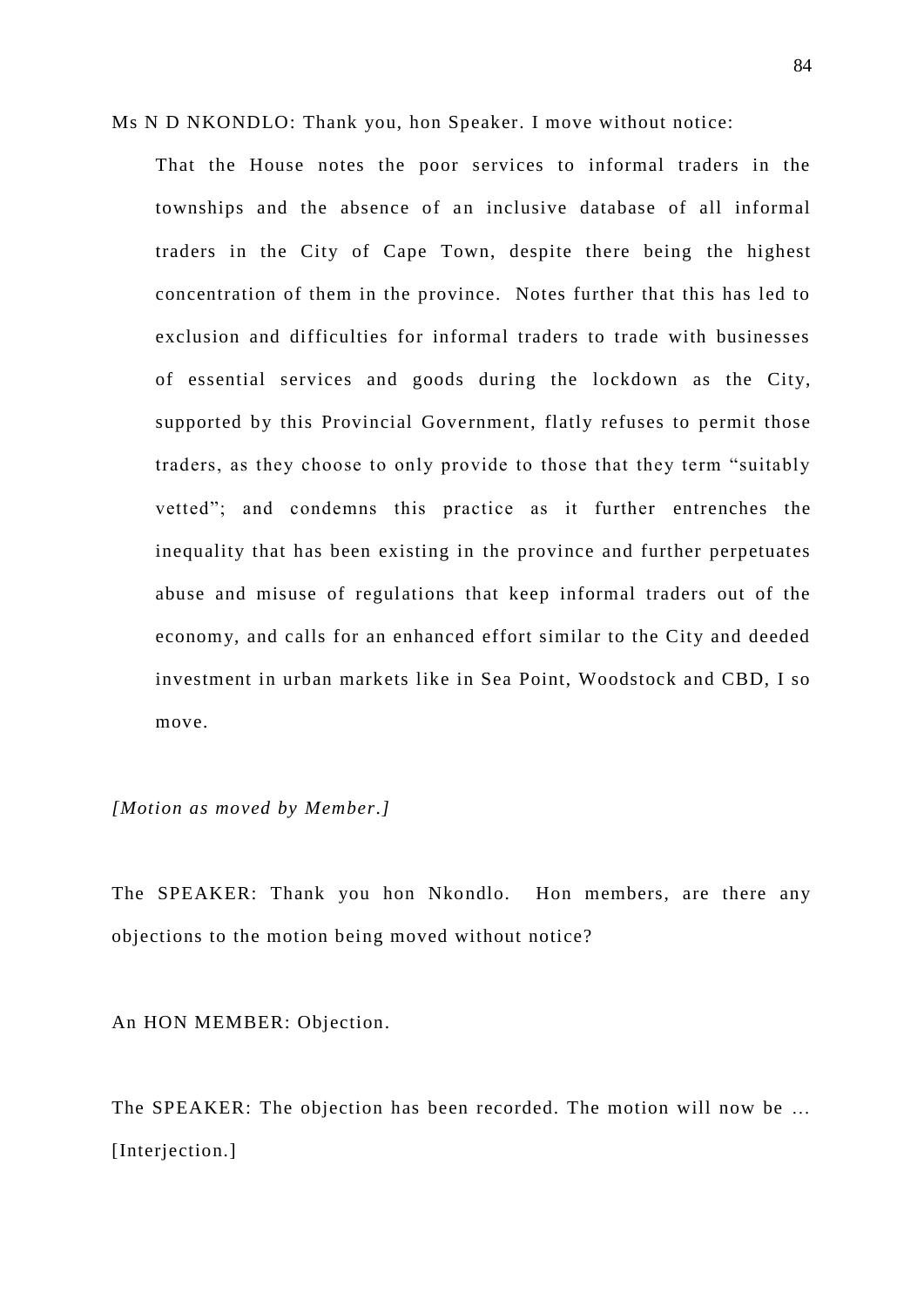Ms N D NKONDLO: Thank you, hon Speaker. I move without notice:

> That the House notes the poor services to informal traders in the townships and the absence of an inclusive database of all informal traders in the City of Cape Town, despite there being the highest concentration of them in the province. Notes further that this has led to exclusion and difficulties for informal traders to trade with businesses of essential services and goods during the lockdown as the City, supported by this Provincial Government, flatly refuses to permit those traders, as they choose to only provide to those that they term "suitably vetted"; and condemns this practice as it further entrenches the inequality that has been existing in the province and further perpetuates abuse and misuse of regulations that keep informal traders out of the economy, and calls for an enhanced effort similar to the City and deeded investment in urban markets like in Sea Point, Woodstock and CBD, I so move.

*[Motion as moved by Member.]*

The SPEAKER: Thank you hon Nkondlo. Hon members, are there any objections to the motion being moved without notice?

An HON MEMBER: Objection.

The SPEAKER: The objection has been recorded. The motion will now be … [Interjection.]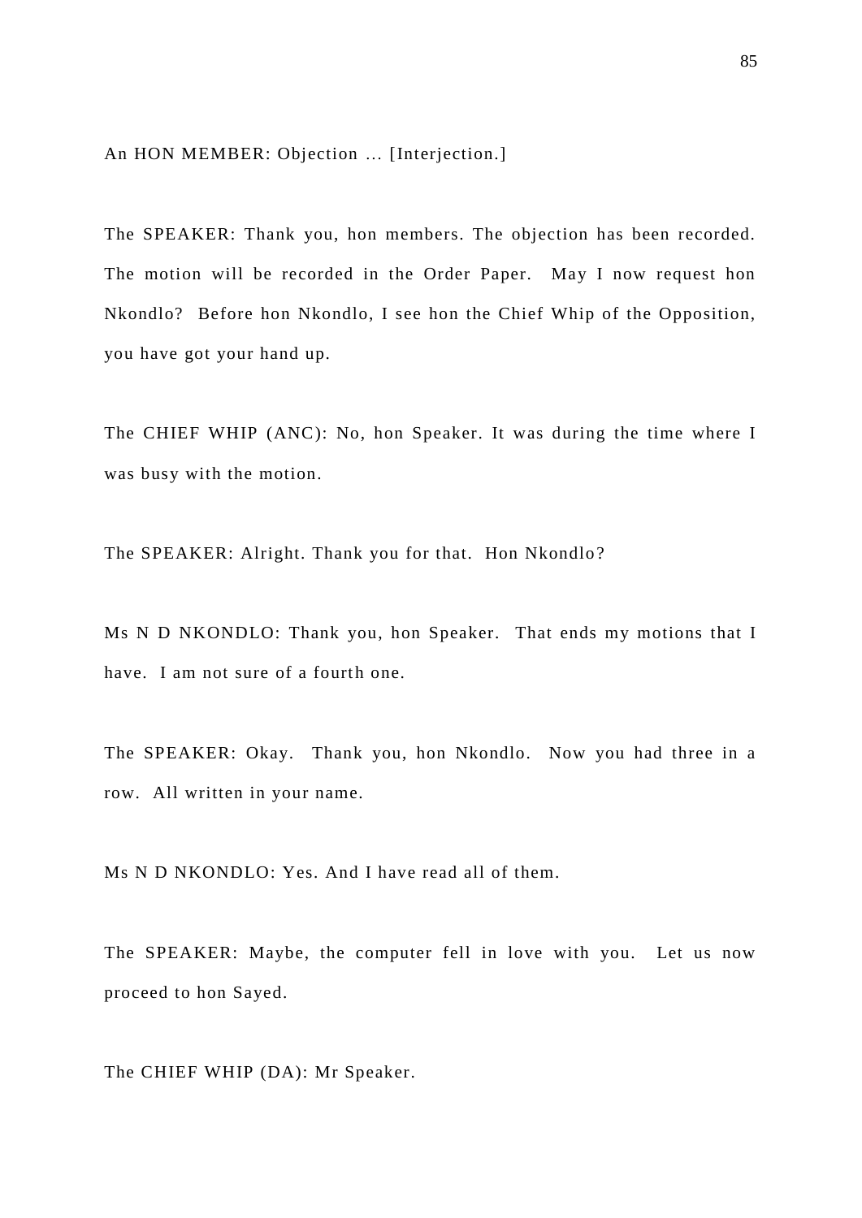An HON MEMBER: Objection … [Interjection.]

The SPEAKER: Thank you, hon members. The objection has been recorded. The motion will be recorded in the Order Paper. May I now request hon Nkondlo? Before hon Nkondlo, I see hon the Chief Whip of the Opposition, you have got your hand up.

The CHIEF WHIP (ANC): No, hon Speaker. It was during the time where I was busy with the motion.

The SPEAKER: Alright. Thank you for that. Hon Nkondlo?

Ms N D NKONDLO: Thank you, hon Speaker. That ends my motions that I have. I am not sure of a fourth one.

The SPEAKER: Okay. Thank you, hon Nkondlo. Now you had three in a row. All written in your name.

Ms N D NKONDLO: Yes. And I have read all of them.

The SPEAKER: Maybe, the computer fell in love with you. Let us now proceed to hon Sayed.

The CHIEF WHIP (DA): Mr Speaker.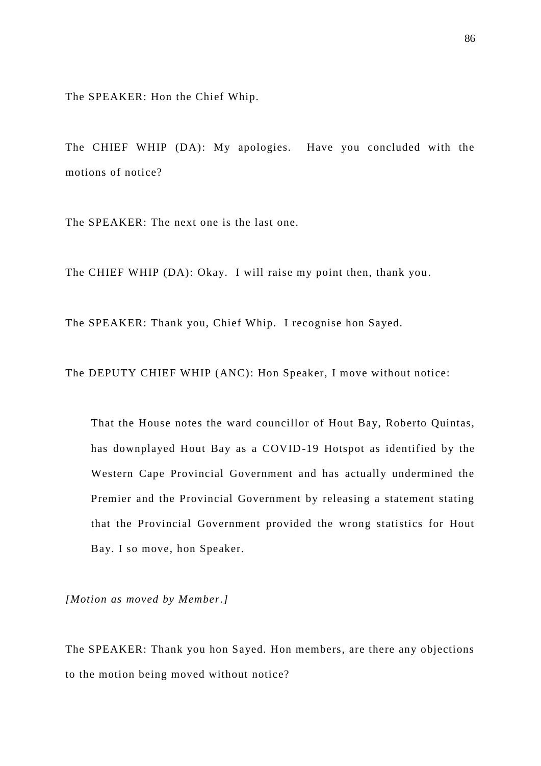The SPEAKER: Hon the Chief Whip.

The CHIEF WHIP (DA): My apologies. Have you concluded with the motions of notice?

The SPEAKER: The next one is the last one.

The CHIEF WHIP (DA): Okay. I will raise my point then, thank you.

The SPEAKER: Thank you, Chief Whip. I recognise hon Sayed.

The DEPUTY CHIEF WHIP (ANC): Hon Speaker, I move without notice:

> That the House notes the ward councillor of Hout Bay, Roberto Quintas, has downplayed Hout Bay as a COVID-19 Hotspot as identified by the Western Cape Provincial Government and has actually undermined the Premier and the Provincial Government by releasing a statement stating that the Provincial Government provided the wrong statistics for Hout Bay. I so move, hon Speaker.

*[Motion as moved by Member.]*

The SPEAKER: Thank you hon Sayed. Hon members, are there any objections to the motion being moved without notice?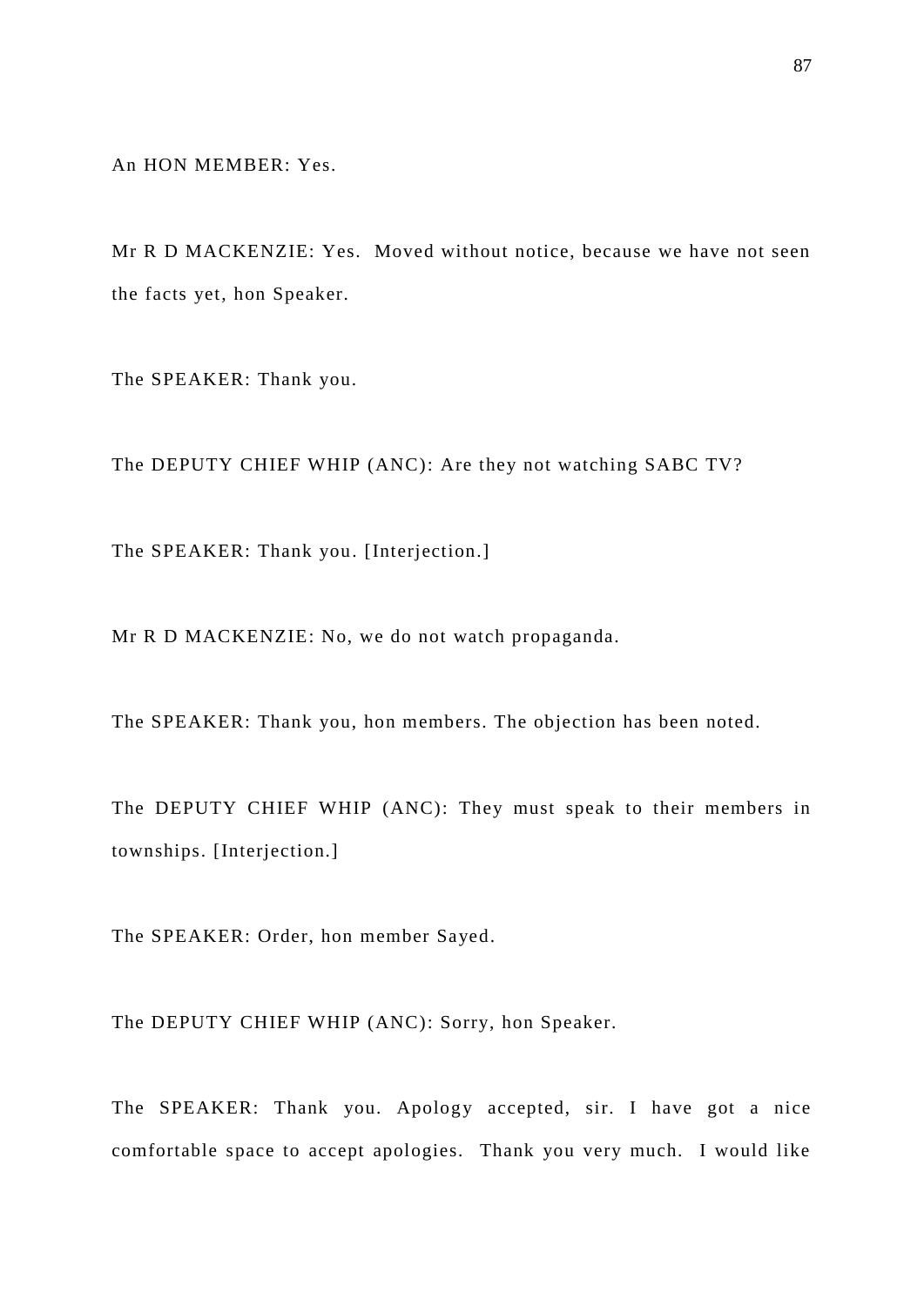An HON MEMBER: Yes.

Mr R D MACKENZIE: Yes. Moved without notice, because we have not seen the facts yet, hon Speaker.

The SPEAKER: Thank you.

The DEPUTY CHIEF WHIP (ANC): Are they not watching SABC TV?

The SPEAKER: Thank you. [Interjection.]

Mr R D MACKENZIE: No, we do not watch propaganda.

The SPEAKER: Thank you, hon members. The objection has been noted.

The DEPUTY CHIEF WHIP (ANC): They must speak to their members in townships. [Interjection.]

The SPEAKER: Order, hon member Sayed.

The DEPUTY CHIEF WHIP (ANC): Sorry, hon Speaker.

The SPEAKER: Thank you. Apology accepted, sir. I have got a nice comfortable space to accept apologies. Thank you very much. I would like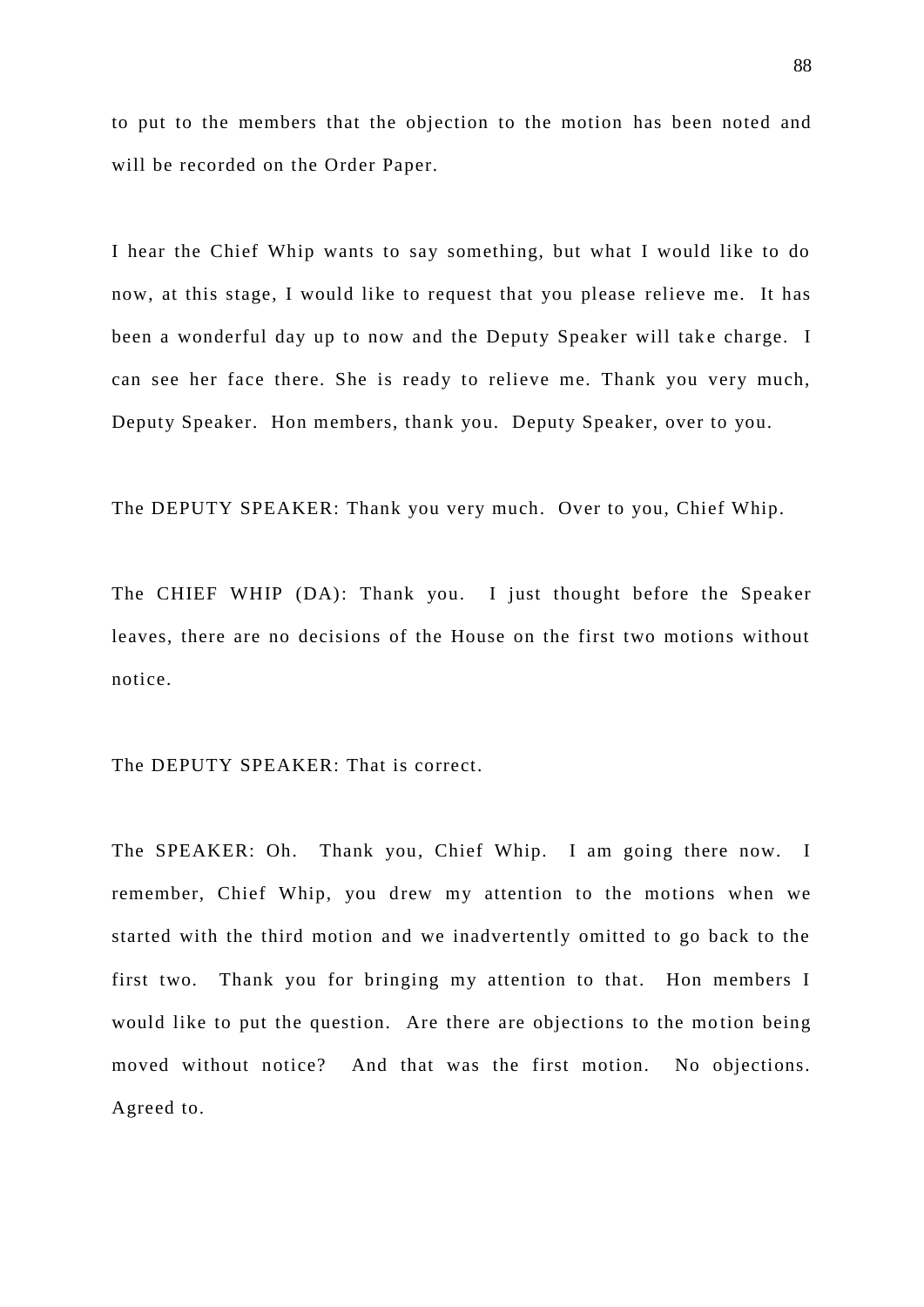to put to the members that the objection to the motion has been noted and will be recorded on the Order Paper.

I hear the Chief Whip wants to say something, but what I would like to do now, at this stage, I would like to request that you please relieve me. It has been a wonderful day up to now and the Deputy Speaker will take charge. I can see her face there. She is ready to relieve me. Thank you very much, Deputy Speaker. Hon members, thank you. Deputy Speaker, over to you.

The DEPUTY SPEAKER: Thank you very much. Over to you, Chief Whip.

The CHIEF WHIP (DA): Thank you. I just thought before the Speaker leaves, there are no decisions of the House on the first two motions without notice.

The DEPUTY SPEAKER: That is correct.

The SPEAKER: Oh. Thank you, Chief Whip. I am going there now. I remember, Chief Whip, you drew my attention to the motions when we started with the third motion and we inadvertently omitted to go back to the first two. Thank you for bringing my attention to that. Hon members I would like to put the question. Are there are objections to the motion being moved without notice? And that was the first motion. No objections. Agreed to.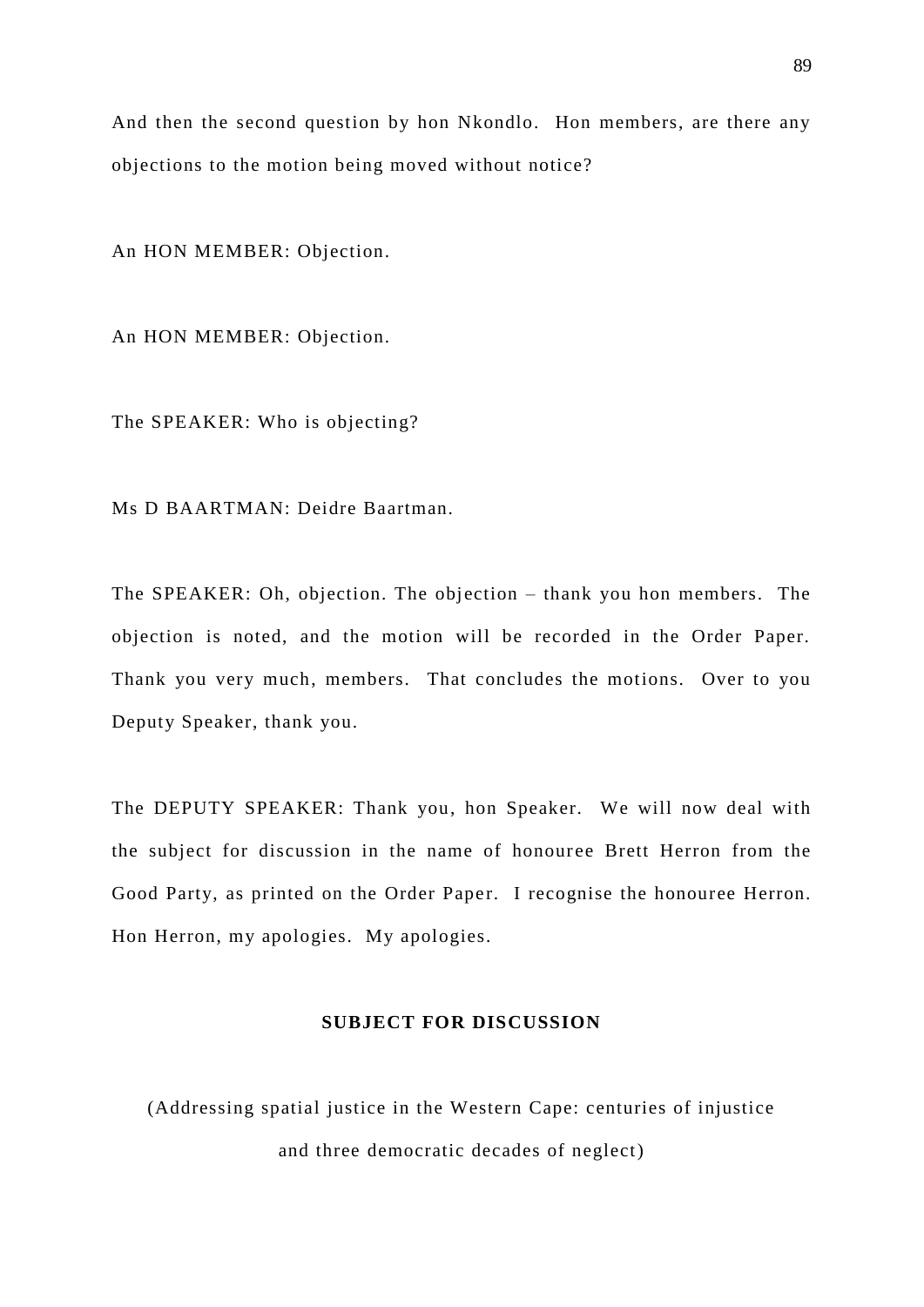And then the second question by hon Nkondlo. Hon members, are there any objections to the motion being moved without notice?

An HON MEMBER: Objection.

An HON MEMBER: Objection.

The SPEAKER: Who is objecting?

Ms D BAARTMAN: Deidre Baartman.

The SPEAKER: Oh, objection. The objection – thank you hon members. The objection is noted, and the motion will be recorded in the Order Paper. Thank you very much, members. That concludes the motions. Over to you Deputy Speaker, thank you.

The DEPUTY SPEAKER: Thank you, hon Speaker. We will now deal with the subject for discussion in the name of honouree Brett Herron from the Good Party, as printed on the Order Paper. I recognise the honouree Herron. Hon Herron, my apologies. My apologies.

**SUBJECT FOR DISCUSSION**

(Addressing spatial justice in the Western Cape: centuries of injustice and three democratic decades of neglect)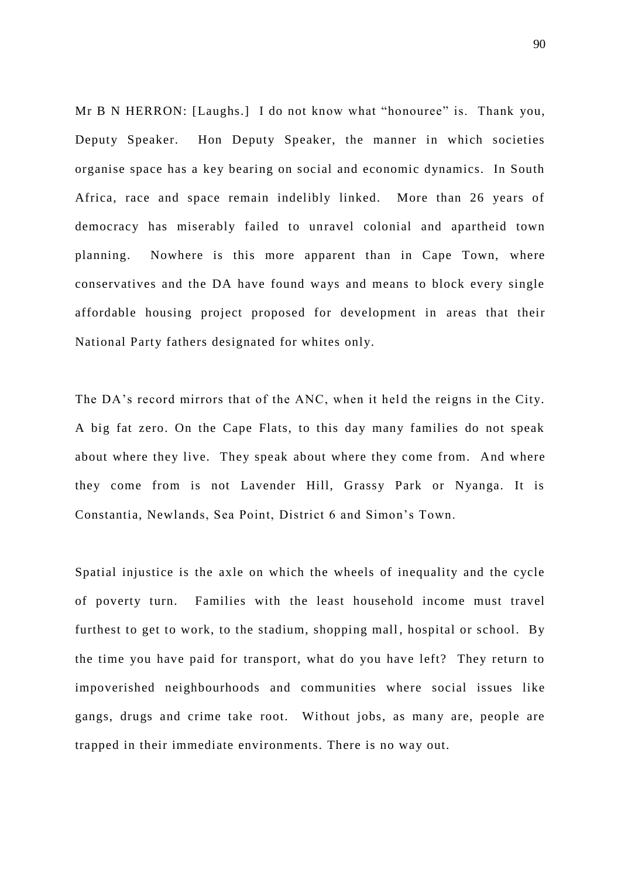Mr B N HERRON: [Laughs.] I do not know what “honouree” is. Thank you, Deputy Speaker. Hon Deputy Speaker, the manner in which societies organise space has a key bearing on social and economic dynamics. In South Africa, race and space remain indelibly linked. More than 26 years of democracy has miserably failed to unravel colonial and apartheid town planning. Nowhere is this more apparent than in Cape Town, where conservatives and the DA have found ways and means to block every single affordable housing project proposed for development in areas that their National Party fathers designated for whites only.

The DA’s record mirrors that of the ANC, when it held the reigns in the City. A big fat zero. On the Cape Flats, to this day many families do not speak about where they live. They speak about where they come from. And where they come from is not Lavender Hill, Grassy Park or Nyanga. It is Constantia, Newlands, Sea Point, District 6 and Simon’s Town.

Spatial injustice is the axle on which the wheels of inequality and the cycle of poverty turn. Families with the least household income must travel furthest to get to work, to the stadium, shopping mall, hospital or school. By the time you have paid for transport, what do you have left? They return to impoverished neighbourhoods and communities where social issues like gangs, drugs and crime take root. Without jobs, as many are, people are trapped in their immediate environments. There is no way out.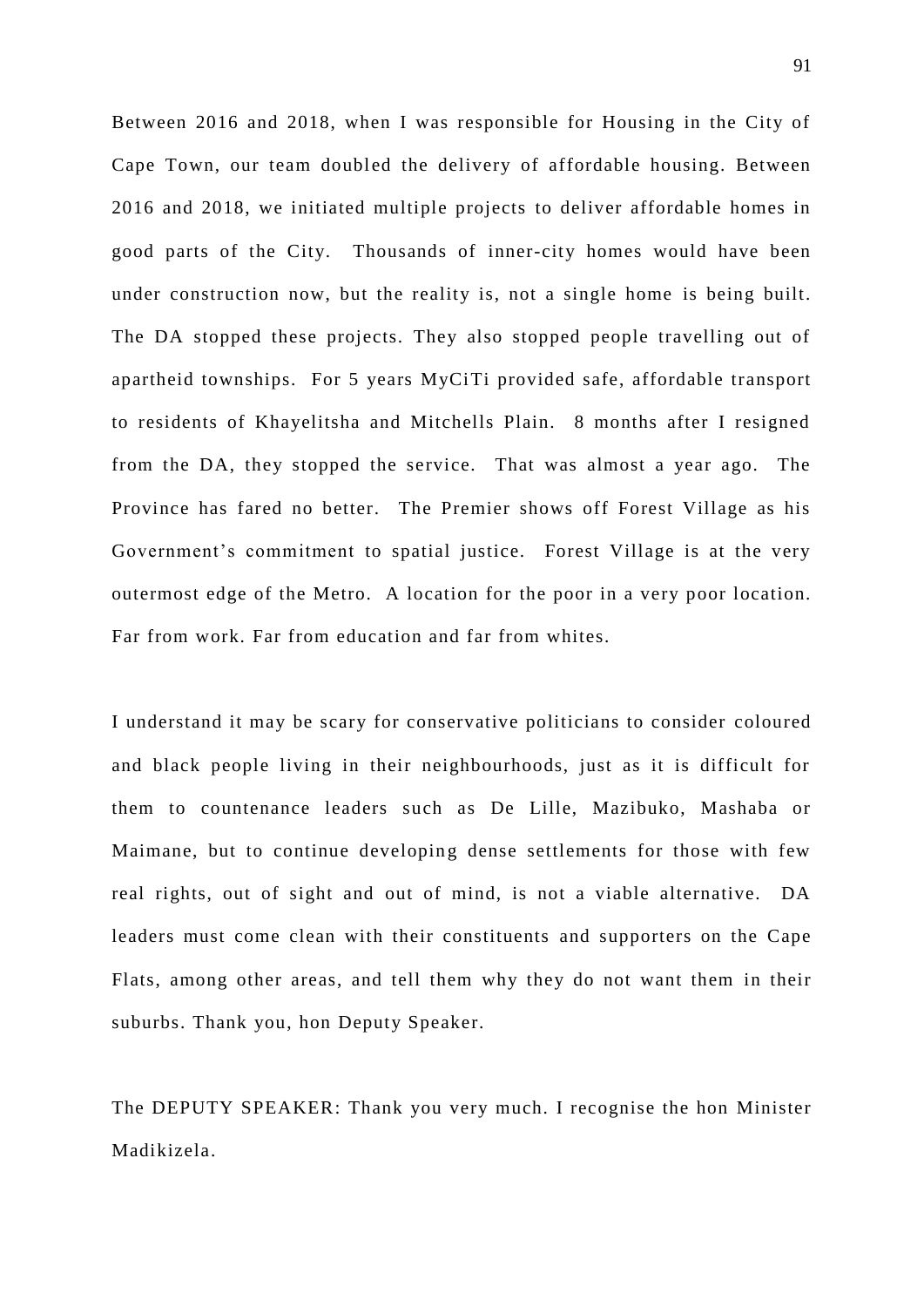Between 2016 and 2018, when I was responsible for Housing in the City of Cape Town, our team doubled the delivery of affordable housing. Between 2016 and 2018, we initiated multiple projects to deliver affordable homes in good parts of the City. Thousands of inner-city homes would have been under construction now, but the reality is, not a single home is being built. The DA stopped these projects. They also stopped people travelling out of apartheid townships. For 5 years MyCiTi provided safe, affordable transport to residents of Khayelitsha and Mitchells Plain. 8 months after I resigned from the DA, they stopped the service. That was almost a year ago. The Province has fared no better. The Premier shows off Forest Village as his Government's commitment to spatial justice. Forest Village is at the very outermost edge of the Metro. A location for the poor in a very poor location. Far from work. Far from education and far from whites.

I understand it may be scary for conservative politicians to consider coloured and black people living in their neighbourhoods, just as it is difficult for them to countenance leaders such as De Lille, Mazibuko, Mashaba or Maimane, but to continue developing dense settlements for those with few real rights, out of sight and out of mind, is not a viable alternative. DA leaders must come clean with their constituents and supporters on the Cape Flats, among other areas, and tell them why they do not want them in their suburbs. Thank you, hon Deputy Speaker.

The DEPUTY SPEAKER: Thank you very much. I recognise the hon Minister Madikizela.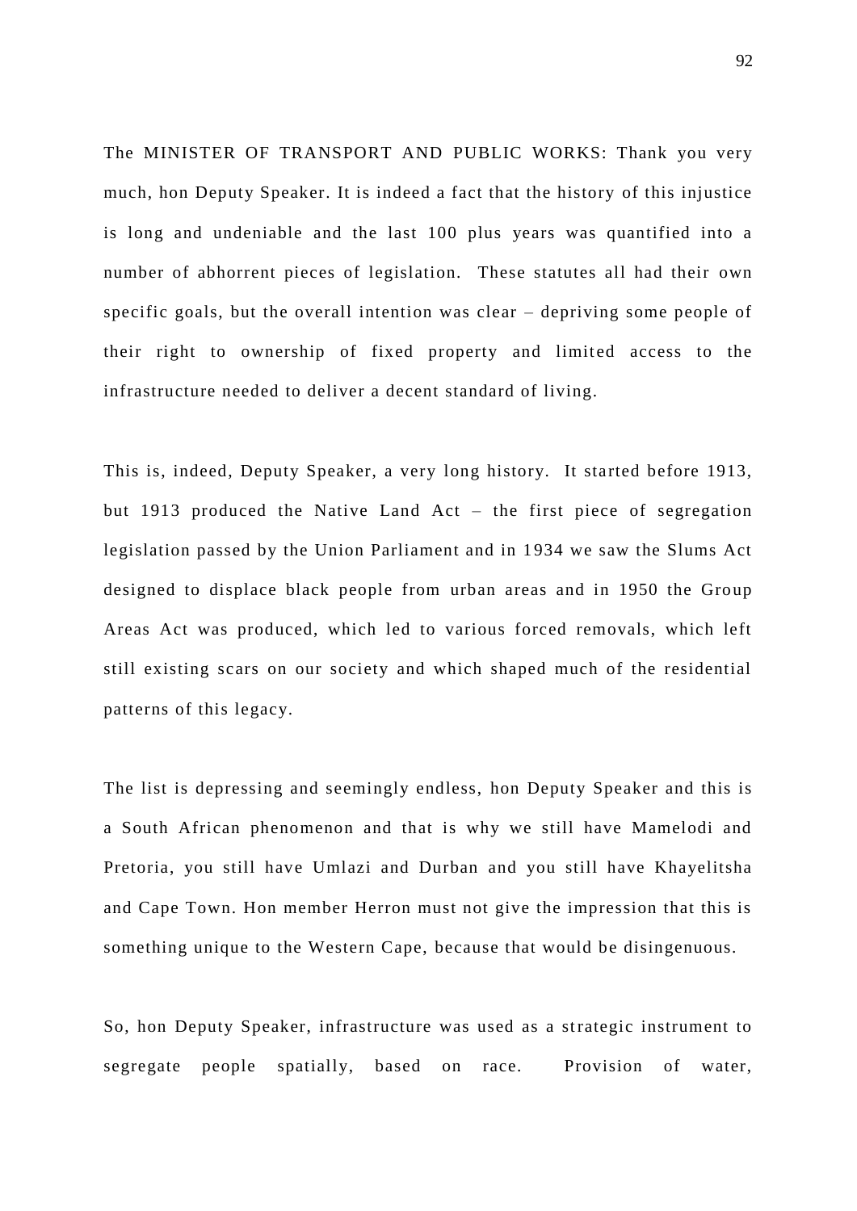The MINISTER OF TRANSPORT AND PUBLIC WORKS: Thank you very much, hon Deputy Speaker. It is indeed a fact that the history of this injustice is long and undeniable and the last 100 plus years was quantified into a number of abhorrent pieces of legislation. These statutes all had their own specific goals, but the overall intention was clear – depriving some people of their right to ownership of fixed property and limited access to the infrastructure needed to deliver a decent standard of living.

This is, indeed, Deputy Speaker, a very long history. It started before 1913, but 1913 produced the Native Land Act – the first piece of segregation legislation passed by the Union Parliament and in 1934 we saw the Slums Act designed to displace black people from urban areas and in 1950 the Group Areas Act was produced, which led to various forced removals, which left still existing scars on our society and which shaped much of the residential patterns of this legacy.

The list is depressing and seemingly endless, hon Deputy Speaker and this is a South African phenomenon and that is why we still have Mamelodi and Pretoria, you still have Umlazi and Durban and you still have Khayelitsha and Cape Town. Hon member Herron must not give the impression that this is something unique to the Western Cape, because that would be disingenuous.

So, hon Deputy Speaker, infrastructure was used as a strategic instrument to segregate people spatially, based on race. Provision of water,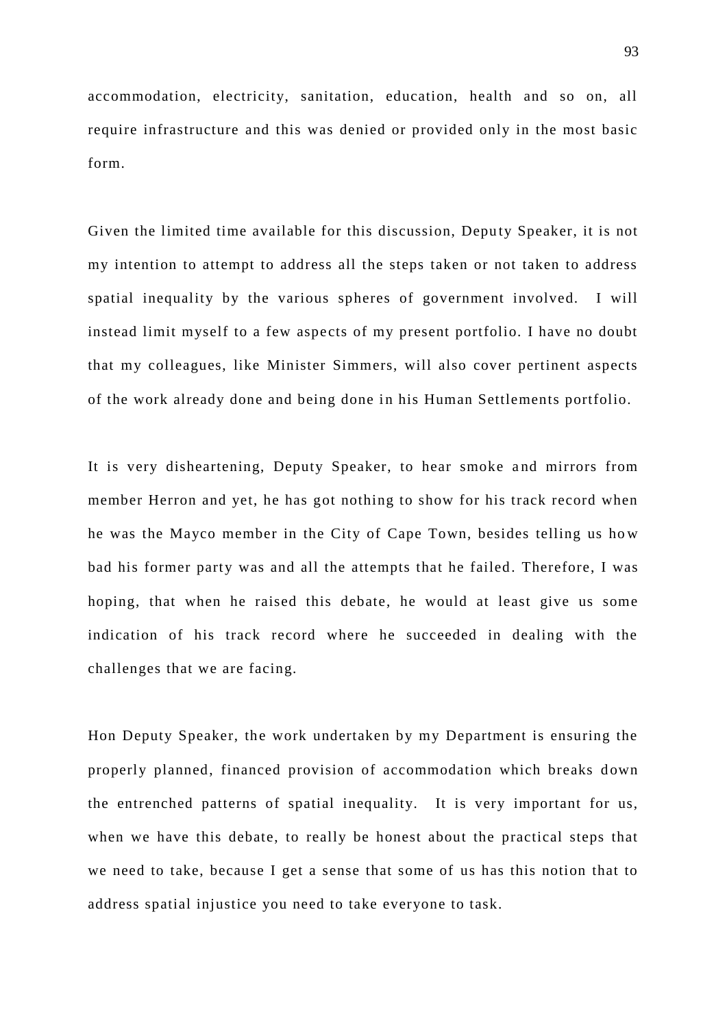accommodation, electricity, sanitation, education, health and so on, all require infrastructure and this was denied or provided only in the most basic form.

Given the limited time available for this discussion, Deputy Speaker, it is not my intention to attempt to address all the steps taken or not taken to address spatial inequality by the various spheres of government involved. I will instead limit myself to a few aspects of my present portfolio. I have no doubt that my colleagues, like Minister Simmers, will also cover pertinent aspects of the work already done and being done in his Human Settlements portfolio.

It is very disheartening, Deputy Speaker, to hear smoke and mirrors from member Herron and yet, he has got nothing to show for his track record when he was the Mayco member in the City of Cape Town, besides telling us how bad his former party was and all the attempts that he failed. Therefore, I was hoping, that when he raised this debate, he would at least give us some indication of his track record where he succeeded in dealing with the challenges that we are facing.

Hon Deputy Speaker, the work undertaken by my Department is ensuring the properly planned, financed provision of accommodation which breaks down the entrenched patterns of spatial inequality. It is very important for us, when we have this debate, to really be honest about the practical steps that we need to take, because I get a sense that some of us has this notion that to address spatial injustice you need to take everyone to task.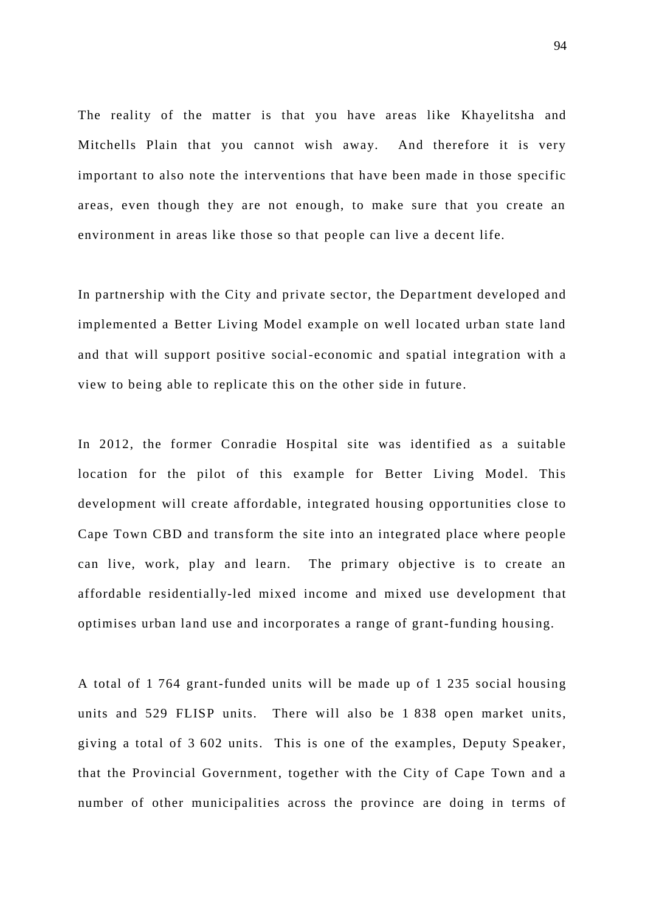The reality of the matter is that you have areas like Khayelitsha and Mitchells Plain that you cannot wish away. And therefore it is very important to also note the interventions that have been made in those specific areas, even though they are not enough, to make sure that you create an environment in areas like those so that people can live a decent life.

In partnership with the City and private sector, the Department developed and implemented a Better Living Model example on well located urban state land and that will support positive social-economic and spatial integration with a view to being able to replicate this on the other side in future.

In 2012, the former Conradie Hospital site was identified as a suitable location for the pilot of this example for Better Living Model. This development will create affordable, integrated housing opportunities close to Cape Town CBD and transform the site into an integrated place where people can live, work, play and learn. The primary objective is to create an affordable residentially-led mixed income and mixed use development that optimises urban land use and incorporates a range of grant-funding housing.

A total of 1 764 grant-funded units will be made up of 1 235 social housing units and 529 FLISP units. There will also be 1 838 open market units, giving a total of 3 602 units. This is one of the examples, Deputy Speaker, that the Provincial Government, together with the City of Cape Town and a number of other municipalities across the province are doing in terms of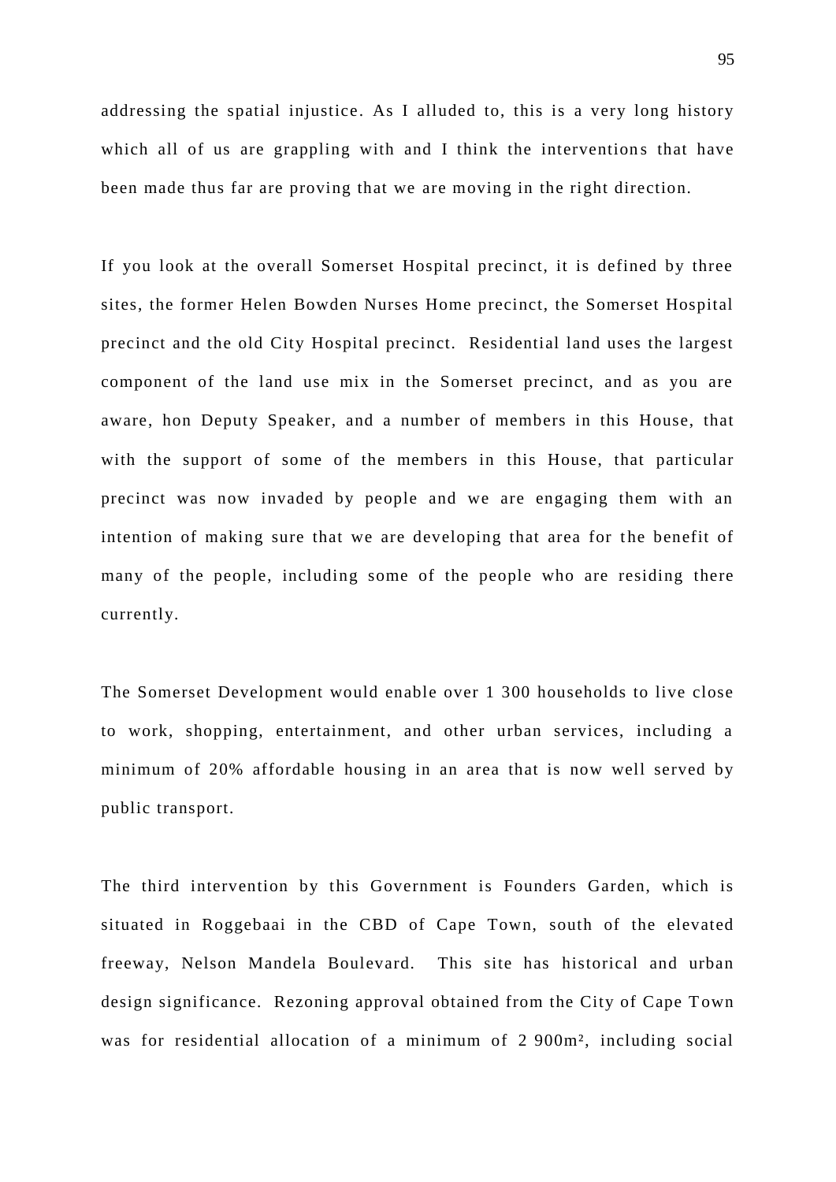addressing the spatial injustice. As I alluded to, this is a very long history which all of us are grappling with and I think the interventions that have been made thus far are proving that we are moving in the right direction.

If you look at the overall Somerset Hospital precinct, it is defined by three sites, the former Helen Bowden Nurses Home precinct, the Somerset Hospital precinct and the old City Hospital precinct. Residential land uses the largest component of the land use mix in the Somerset precinct, and as you are aware, hon Deputy Speaker, and a number of members in this House, that with the support of some of the members in this House, that particular precinct was now invaded by people and we are engaging them with an intention of making sure that we are developing that area for the benefit of many of the people, including some of the people who are residing there currently.

The Somerset Development would enable over 1 300 households to live close to work, shopping, entertainment, and other urban services, including a minimum of 20% affordable housing in an area that is now well served by public transport.

The third intervention by this Government is Founders Garden, which is situated in Roggebaai in the CBD of Cape Town, south of the elevated freeway, Nelson Mandela Boulevard. This site has historical and urban design significance. Rezoning approval obtained from the City of Cape Town was for residential allocation of a minimum of 2 900m², including social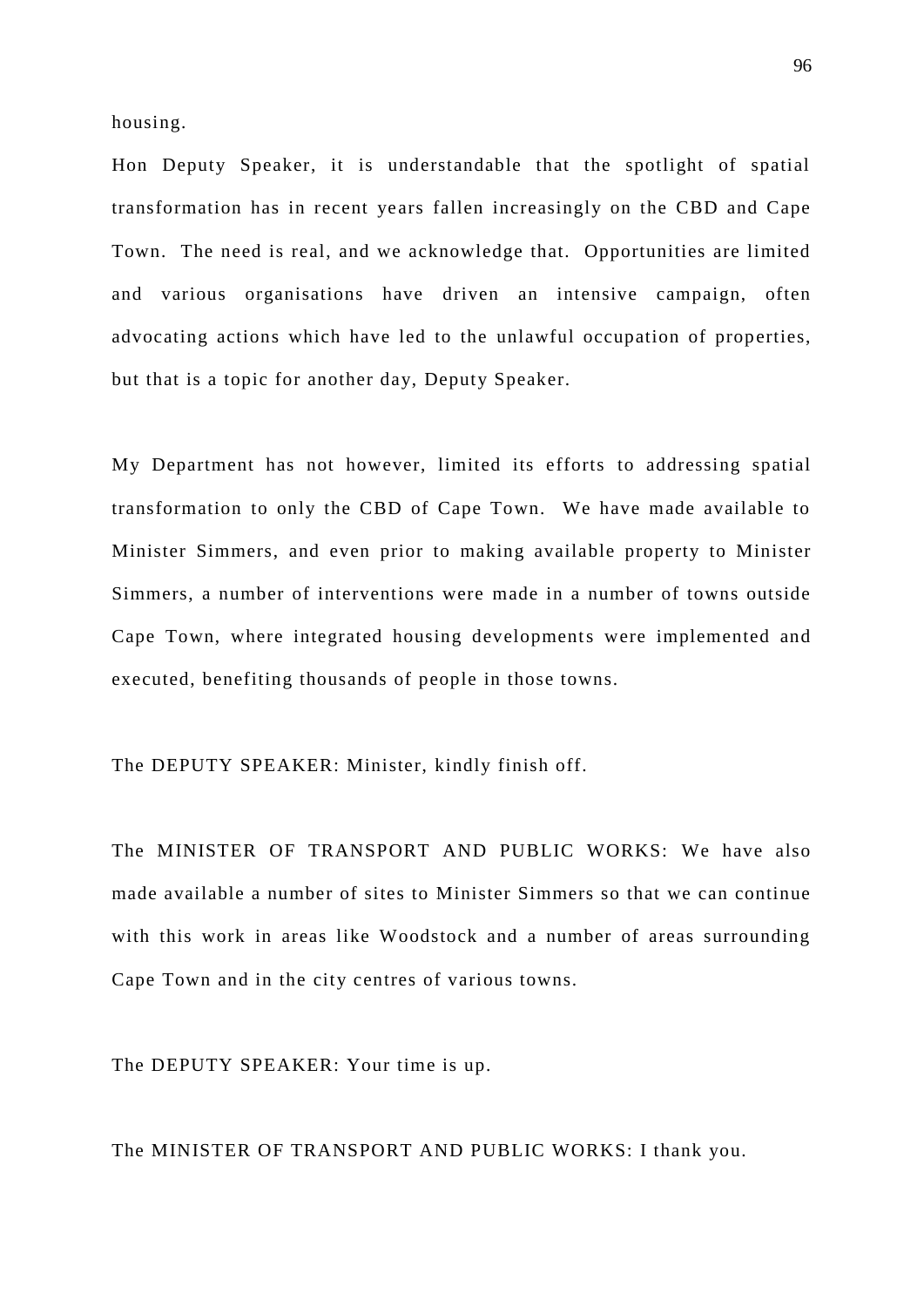housing.

Hon Deputy Speaker, it is understandable that the spotlight of spatial transformation has in recent years fallen increasingly on the CBD and Cape Town. The need is real, and we acknowledge that. Opportunities are limited and various organisations have driven an intensive campaign, often advocating actions which have led to the unlawful occupation of properties, but that is a topic for another day, Deputy Speaker.

My Department has not however, limited its efforts to addressing spatial transformation to only the CBD of Cape Town. We have made available to Minister Simmers, and even prior to making available property to Minister Simmers, a number of interventions were made in a number of towns outside Cape Town, where integrated housing developments were implemented and executed, benefiting thousands of people in those towns.

The DEPUTY SPEAKER: Minister, kindly finish off.

The MINISTER OF TRANSPORT AND PUBLIC WORKS: We have also made available a number of sites to Minister Simmers so that we can continue with this work in areas like Woodstock and a number of areas surrounding Cape Town and in the city centres of various towns.

The DEPUTY SPEAKER: Your time is up.

The MINISTER OF TRANSPORT AND PUBLIC WORKS: I thank you.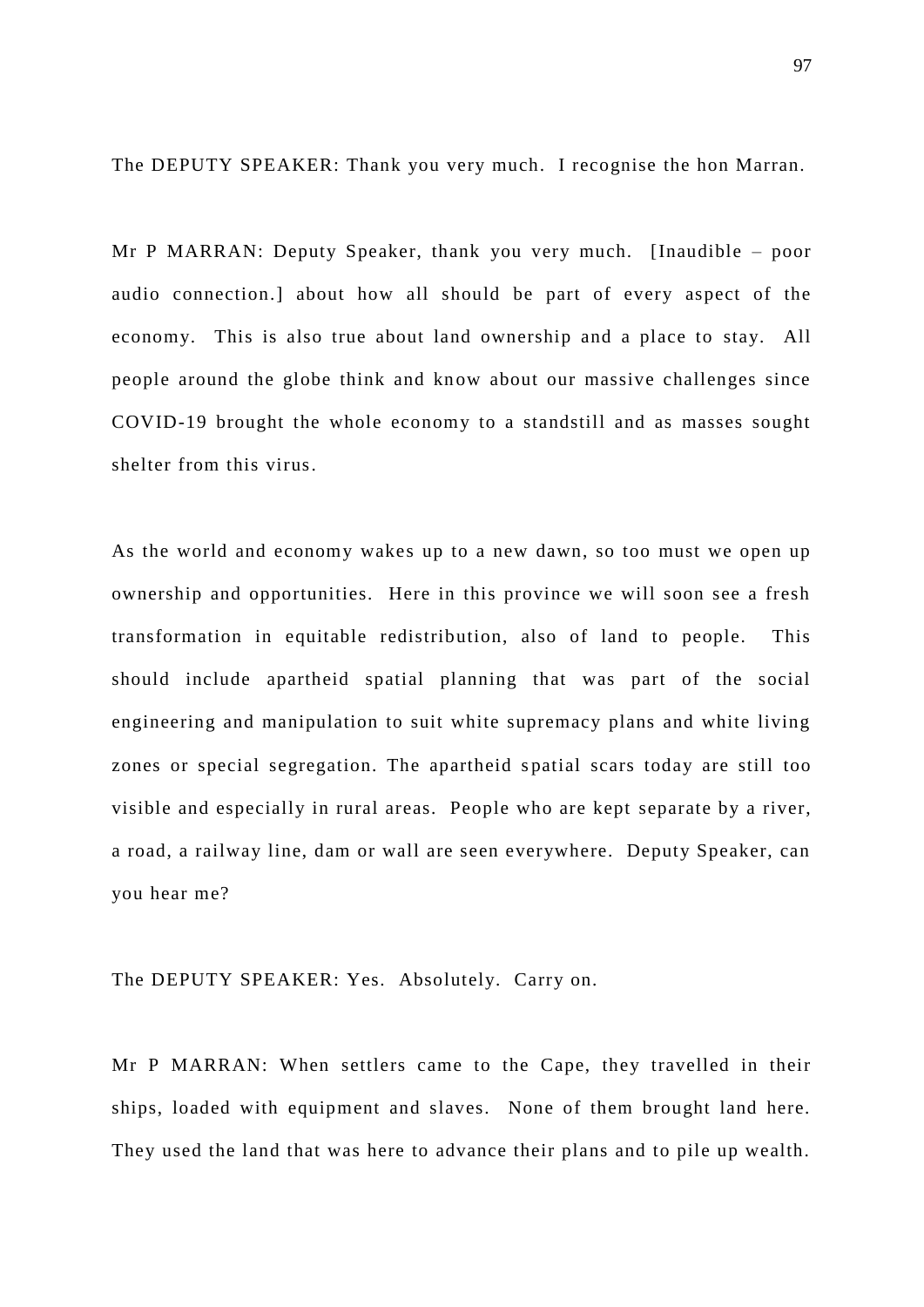The DEPUTY SPEAKER: Thank you very much. I recognise the hon Marran.

Mr P MARRAN: Deputy Speaker, thank you very much. [Inaudible – poor audio connection.] about how all should be part of every aspect of the economy. This is also true about land ownership and a place to stay. All people around the globe think and know about our massive challenges since COVID-19 brought the whole economy to a standstill and as masses sought shelter from this virus.

As the world and economy wakes up to a new dawn, so too must we open up ownership and opportunities. Here in this province we will soon see a fresh transformation in equitable redistribution, also of land to people. This should include apartheid spatial planning that was part of the social engineering and manipulation to suit white supremacy plans and white living zones or special segregation. The apartheid spatial scars today are still too visible and especially in rural areas. People who are kept separate by a river, a road, a railway line, dam or wall are seen everywhere. Deputy Speaker, can you hear me?

The DEPUTY SPEAKER: Yes. Absolutely. Carry on.

Mr P MARRAN: When settlers came to the Cape, they travelled in their ships, loaded with equipment and slaves. None of them brought land here. They used the land that was here to advance their plans and to pile up wealth.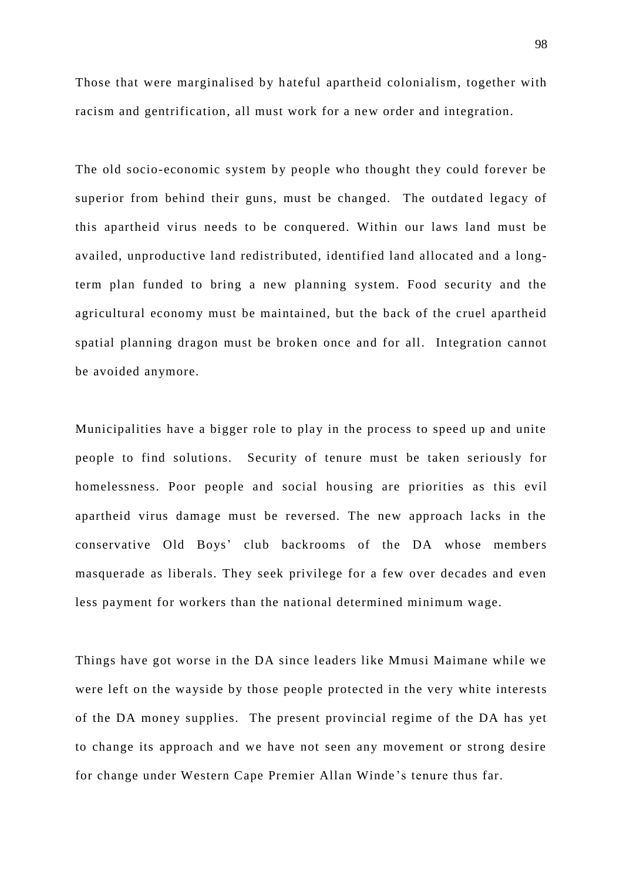Those that were marginalised by hateful apartheid colonialism, together with racism and gentrification, all must work for a new order and integration.

The old socio-economic system by people who thought they could forever be superior from behind their guns, must be changed. The outdated legacy of this apartheid virus needs to be conquered. Within our laws land must be availed, unproductive land redistributed, identified land allocated and a long-term plan funded to bring a new planning system. Food security and the agricultural economy must be maintained, but the back of the cruel apartheid spatial planning dragon must be broken once and for all. Integration cannot be avoided anymore.

Municipalities have a bigger role to play in the process to speed up and unite people to find solutions. Security of tenure must be taken seriously for homelessness. Poor people and social housing are priorities as this evil apartheid virus damage must be reversed. The new approach lacks in the conservative Old Boys' club backrooms of the DA whose members masquerade as liberals. They seek privilege for a few over decades and even less payment for workers than the national determined minimum wage.

Things have got worse in the DA since leaders like Mmusi Maimane while we were left on the wayside by those people protected in the very white interests of the DA money supplies. The present provincial regime of the DA has yet to change its approach and we have not seen any movement or strong desire for change under Western Cape Premier Allan Winde's tenure thus far.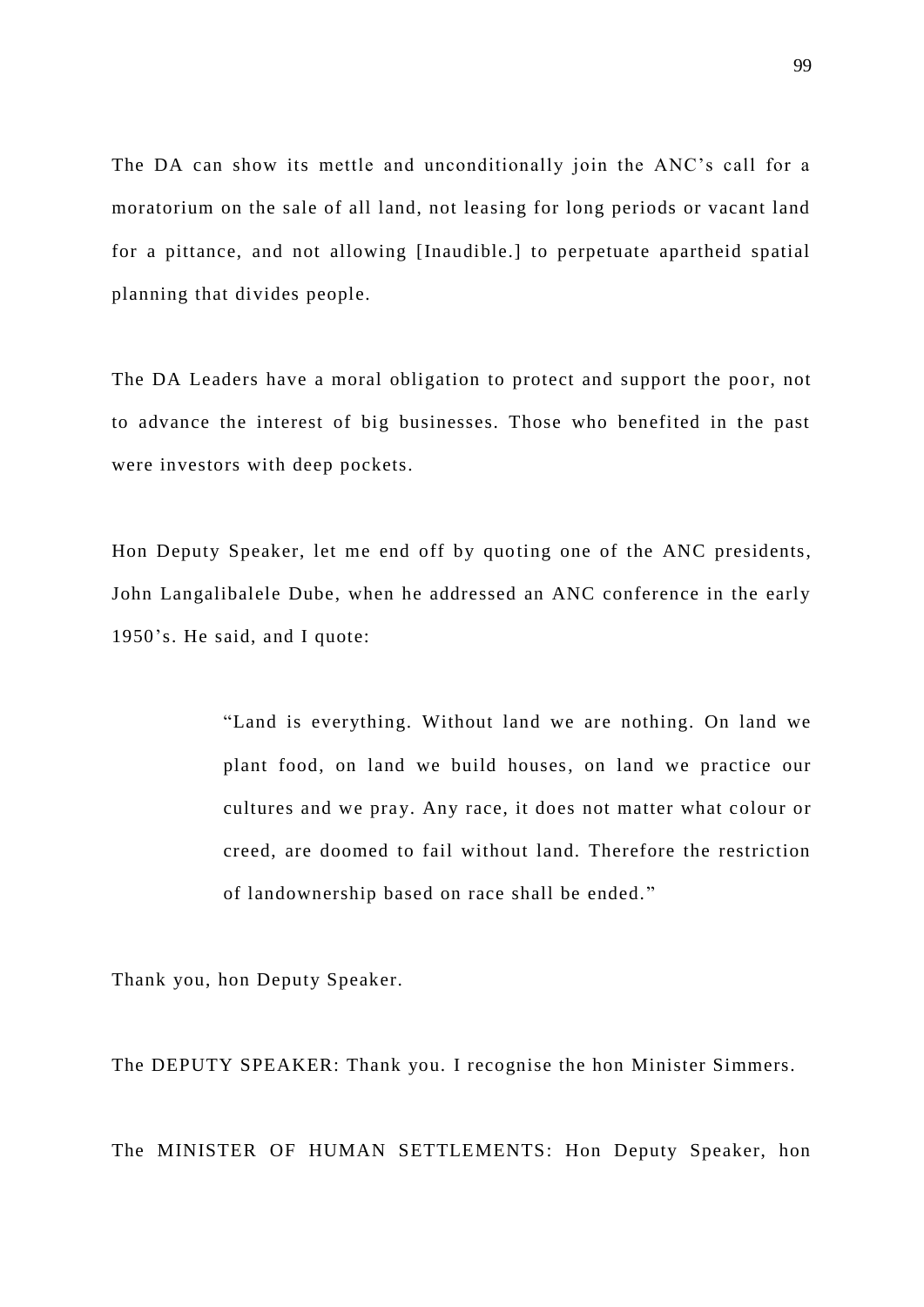The DA can show its mettle and unconditionally join the ANC's call for a moratorium on the sale of all land, not leasing for long periods or vacant land for a pittance, and not allowing [Inaudible.] to perpetuate apartheid spatial planning that divides people.

The DA Leaders have a moral obligation to protect and support the poor, not to advance the interest of big businesses. Those who benefited in the past were investors with deep pockets.

Hon Deputy Speaker, let me end off by quoting one of the ANC presidents, John Langalibalele Dube, when he addressed an ANC conference in the early 1950's. He said, and I quote:

> "Land is everything. Without land we are nothing. On land we plant food, on land we build houses, on land we practice our cultures and we pray. Any race, it does not matter what colour or creed, are doomed to fail without land. Therefore the restriction of landownership based on race shall be ended."

Thank you, hon Deputy Speaker.

The DEPUTY SPEAKER: Thank you. I recognise the hon Minister Simmers.

The MINISTER OF HUMAN SETTLEMENTS: Hon Deputy Speaker, hon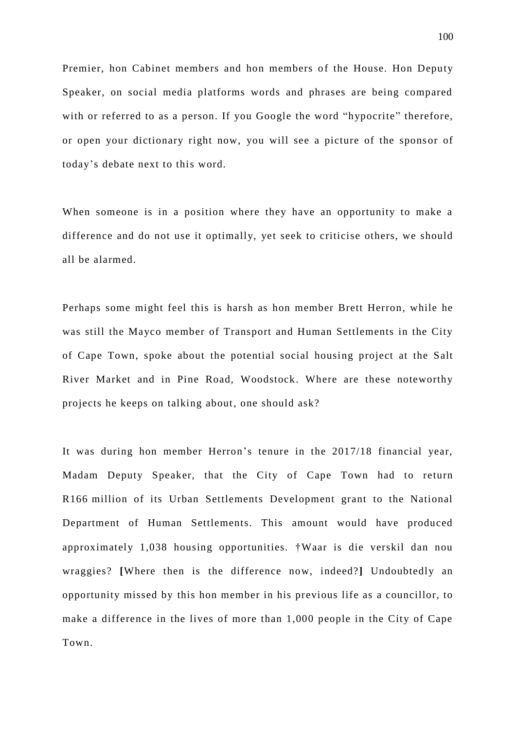Premier, hon Cabinet members and hon members of the House. Hon Deputy Speaker, on social media platforms words and phrases are being compared with or referred to as a person. If you Google the word "hypocrite" therefore, or open your dictionary right now, you will see a picture of the sponsor of today's debate next to this word.

When someone is in a position where they have an opportunity to make a difference and do not use it optimally, yet seek to criticise others, we should all be alarmed.

Perhaps some might feel this is harsh as hon member Brett Herron, while he was still the Mayco member of Transport and Human Settlements in the City of Cape Town, spoke about the potential social housing project at the Salt River Market and in Pine Road, Woodstock. Where are these noteworthy projects he keeps on talking about, one should ask?

It was during hon member Herron's tenure in the 2017/18 financial year, Madam Deputy Speaker, that the City of Cape Town had to return R166 million of its Urban Settlements Development grant to the National Department of Human Settlements. This amount would have produced approximately 1,038 housing opportunities. †Waar is die verskil dan nou wraggies? **[**Where then is the difference now, indeed?**]** Undoubtedly an opportunity missed by this hon member in his previous life as a councillor, to make a difference in the lives of more than 1,000 people in the City of Cape Town.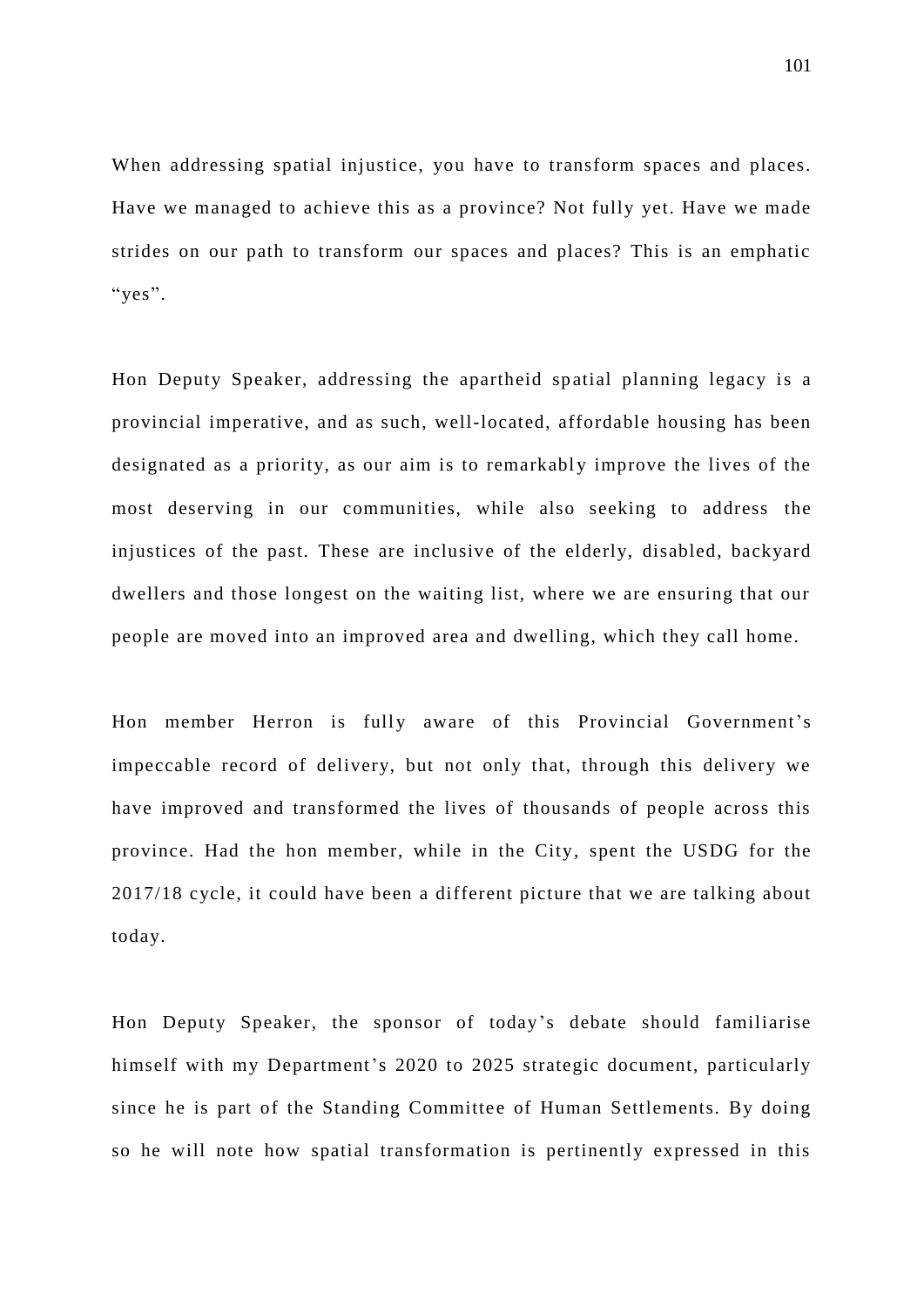When addressing spatial injustice, you have to transform spaces and places. Have we managed to achieve this as a province? Not fully yet. Have we made strides on our path to transform our spaces and places? This is an emphatic "yes".

Hon Deputy Speaker, addressing the apartheid spatial planning legacy is a provincial imperative, and as such, well-located, affordable housing has been designated as a priority, as our aim is to remarkably improve the lives of the most deserving in our communities, while also seeking to address the injustices of the past. These are inclusive of the elderly, disabled, backyard dwellers and those longest on the waiting list, where we are ensuring that our people are moved into an improved area and dwelling, which they call home.

Hon member Herron is fully aware of this Provincial Government's impeccable record of delivery, but not only that, through this delivery we have improved and transformed the lives of thousands of people across this province. Had the hon member, while in the City, spent the USDG for the 2017/18 cycle, it could have been a different picture that we are talking about today.

Hon Deputy Speaker, the sponsor of today's debate should familiarise himself with my Department's 2020 to 2025 strategic document, particularly since he is part of the Standing Committee of Human Settlements. By doing so he will note how spatial transformation is pertinently expressed in this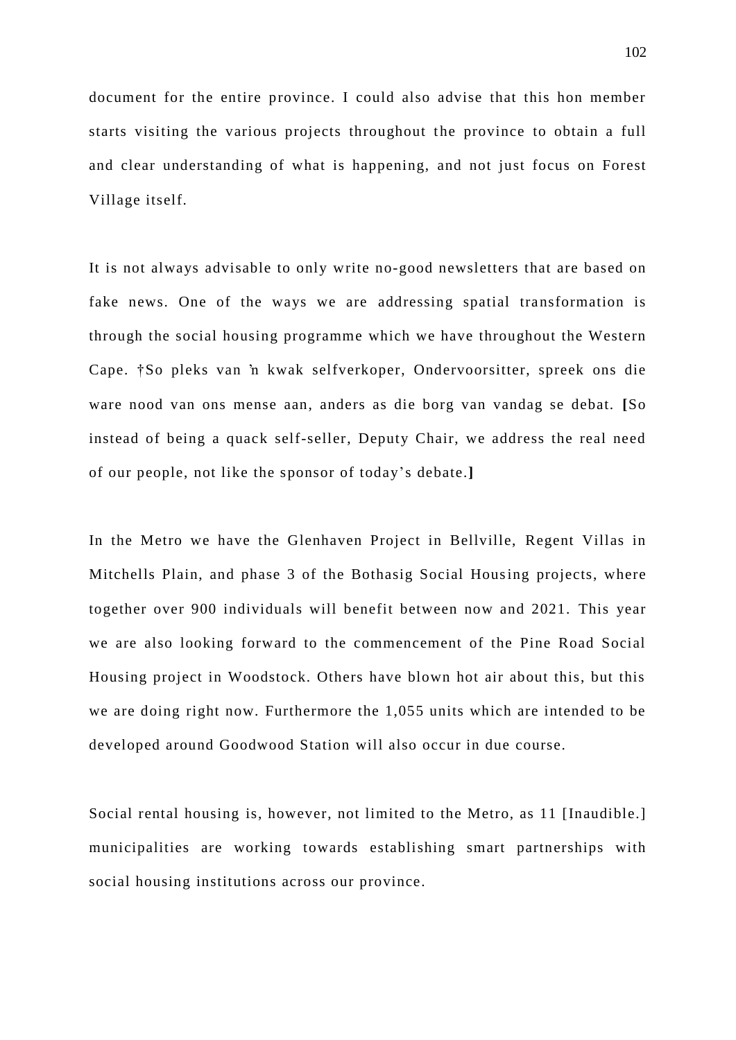document for the entire province. I could also advise that this hon member starts visiting the various projects throughout the province to obtain a full and clear understanding of what is happening, and not just focus on Forest Village itself.

It is not always advisable to only write no-good newsletters that are based on fake news. One of the ways we are addressing spatial transformation is through the social housing programme which we have throughout the Western Cape. †So pleks van 'n kwak selfverkoper, Ondervoorsitter, spreek ons die ware nood van ons mense aan, anders as die borg van vandag se debat. **[**So instead of being a quack self-seller, Deputy Chair, we address the real need of our people, not like the sponsor of today's debate.**]**

In the Metro we have the Glenhaven Project in Bellville, Regent Villas in Mitchells Plain, and phase 3 of the Bothasig Social Housing projects, where together over 900 individuals will benefit between now and 2021. This year we are also looking forward to the commencement of the Pine Road Social Housing project in Woodstock. Others have blown hot air about this, but this we are doing right now. Furthermore the 1,055 units which are intended to be developed around Goodwood Station will also occur in due course.

Social rental housing is, however, not limited to the Metro, as 11 [Inaudible.] municipalities are working towards establishing smart partnerships with social housing institutions across our province.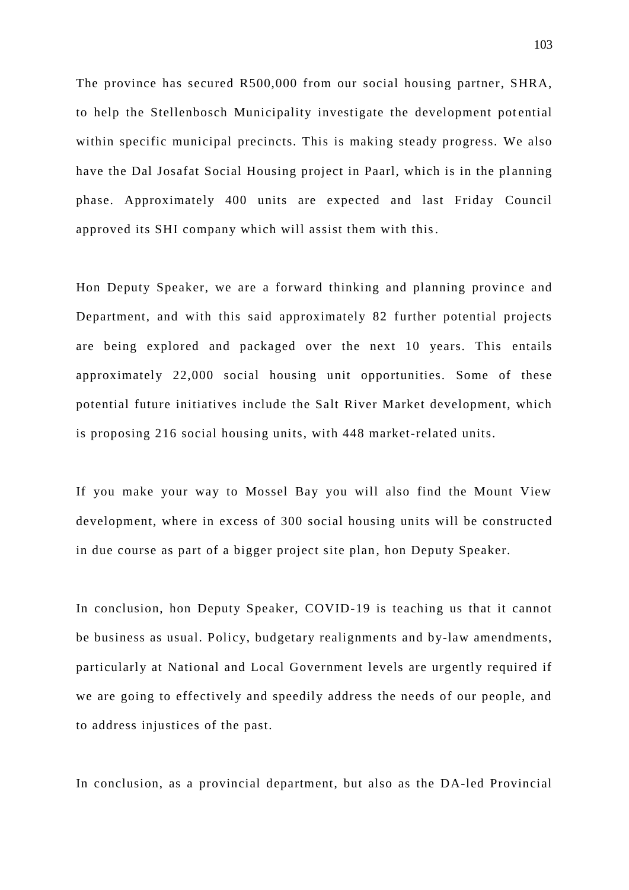The province has secured R500,000 from our social housing partner, SHRA, to help the Stellenbosch Municipality investigate the development potential within specific municipal precincts. This is making steady progress. We also have the Dal Josafat Social Housing project in Paarl, which is in the planning phase. Approximately 400 units are expected and last Friday Council approved its SHI company which will assist them with this.

Hon Deputy Speaker, we are a forward thinking and planning province and Department, and with this said approximately 82 further potential projects are being explored and packaged over the next 10 years. This entails approximately 22,000 social housing unit opportunities. Some of these potential future initiatives include the Salt River Market development, which is proposing 216 social housing units, with 448 market-related units.

If you make your way to Mossel Bay you will also find the Mount View development, where in excess of 300 social housing units will be constructed in due course as part of a bigger project site plan, hon Deputy Speaker.

In conclusion, hon Deputy Speaker, COVID-19 is teaching us that it cannot be business as usual. Policy, budgetary realignments and by-law amendments, particularly at National and Local Government levels are urgently required if we are going to effectively and speedily address the needs of our people, and to address injustices of the past.

In conclusion, as a provincial department, but also as the DA-led Provincial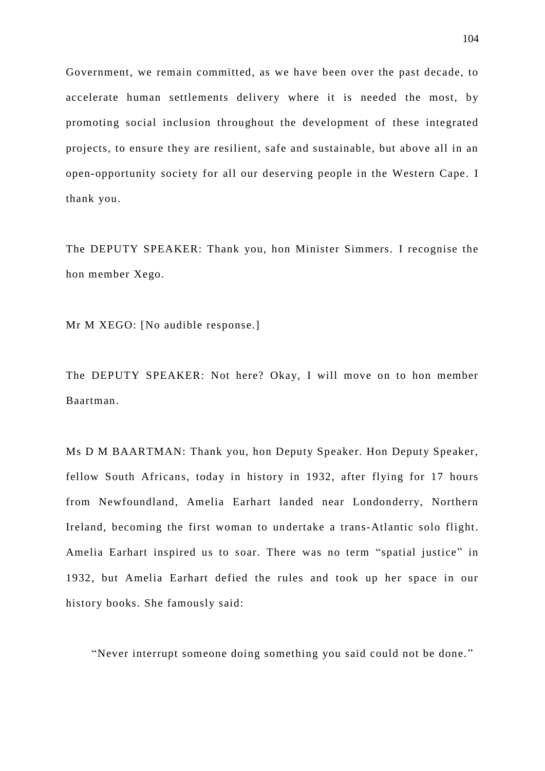Government, we remain committed, as we have been over the past decade, to accelerate human settlements delivery where it is needed the most, by promoting social inclusion throughout the development of these integrated projects, to ensure they are resilient, safe and sustainable, but above all in an open-opportunity society for all our deserving people in the Western Cape. I thank you.

The DEPUTY SPEAKER: Thank you, hon Minister Simmers. I recognise the hon member Xego.

Mr M XEGO: [No audible response.]

The DEPUTY SPEAKER: Not here? Okay, I will move on to hon member Baartman.

Ms D M BAARTMAN: Thank you, hon Deputy Speaker. Hon Deputy Speaker, fellow South Africans, today in history in 1932, after flying for 17 hours from Newfoundland, Amelia Earhart landed near Londonderry, Northern Ireland, becoming the first woman to undertake a trans-Atlantic solo flight. Amelia Earhart inspired us to soar. There was no term "spatial justice" in 1932, but Amelia Earhart defied the rules and took up her space in our history books. She famously said:

> "Never interrupt someone doing something you said could not be done."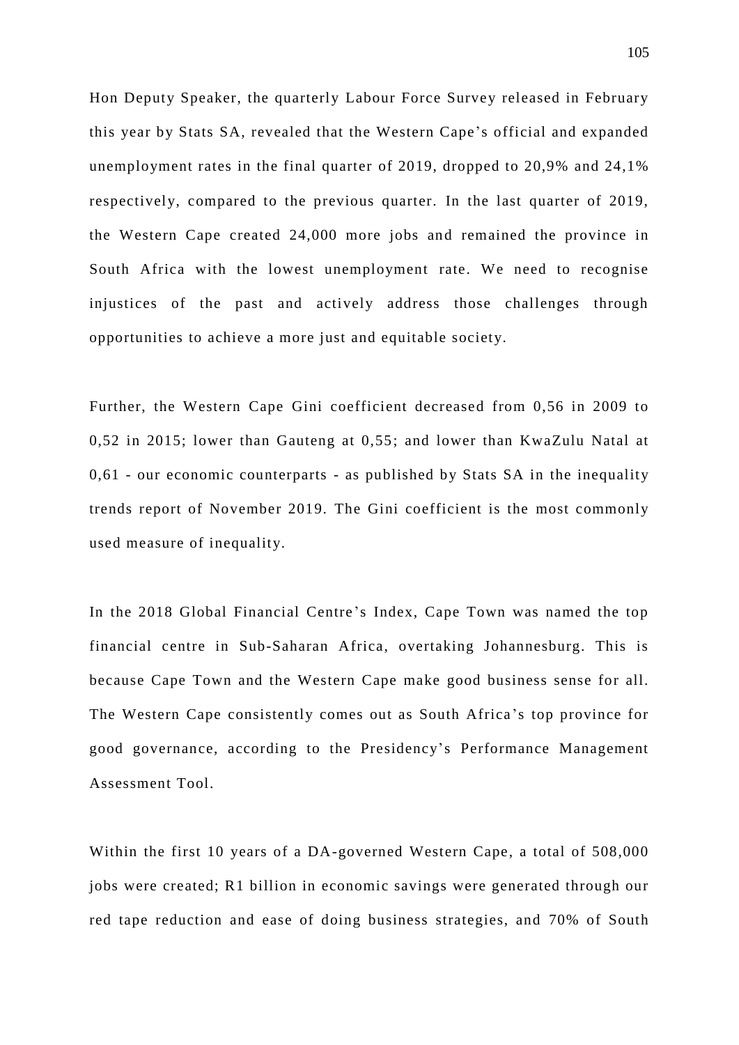Hon Deputy Speaker, the quarterly Labour Force Survey released in February this year by Stats SA, revealed that the Western Cape's official and expanded unemployment rates in the final quarter of 2019, dropped to 20,9% and 24,1% respectively, compared to the previous quarter. In the last quarter of 2019, the Western Cape created 24,000 more jobs and remained the province in South Africa with the lowest unemployment rate. We need to recognise injustices of the past and actively address those challenges through opportunities to achieve a more just and equitable society.

Further, the Western Cape Gini coefficient decreased from 0,56 in 2009 to 0,52 in 2015; lower than Gauteng at 0,55; and lower than KwaZulu Natal at 0,61 - our economic counterparts - as published by Stats SA in the inequality trends report of November 2019. The Gini coefficient is the most commonly used measure of inequality.

In the 2018 Global Financial Centre's Index, Cape Town was named the top financial centre in Sub-Saharan Africa, overtaking Johannesburg. This is because Cape Town and the Western Cape make good business sense for all. The Western Cape consistently comes out as South Africa's top province for good governance, according to the Presidency's Performance Management Assessment Tool.

Within the first 10 years of a DA-governed Western Cape, a total of 508,000 jobs were created; R1 billion in economic savings were generated through our red tape reduction and ease of doing business strategies, and 70% of South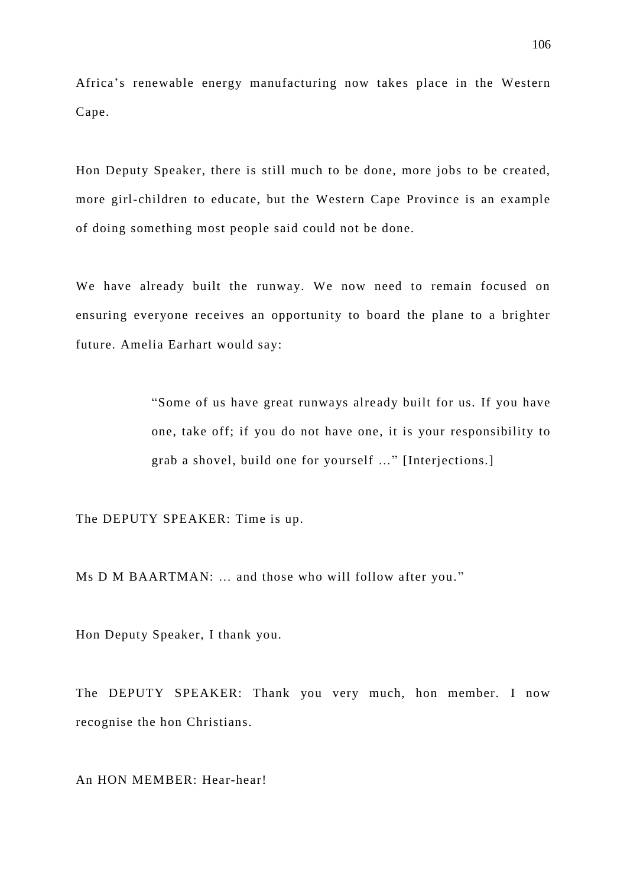Africa’s renewable energy manufacturing now takes place in the Western Cape.

Hon Deputy Speaker, there is still much to be done, more jobs to be created, more girl-children to educate, but the Western Cape Province is an example of doing something most people said could not be done.

We have already built the runway. We now need to remain focused on ensuring everyone receives an opportunity to board the plane to a brighter future. Amelia Earhart would say:

> “Some of us have great runways already built for us. If you have one, take off; if you do not have one, it is your responsibility to grab a shovel, build one for yourself ...” [Interjections.]

The DEPUTY SPEAKER: Time is up.

Ms D M BAARTMAN: ... and those who will follow after you.”

Hon Deputy Speaker, I thank you.

The DEPUTY SPEAKER: Thank you very much, hon member. I now recognise the hon Christians.

An HON MEMBER: Hear-hear!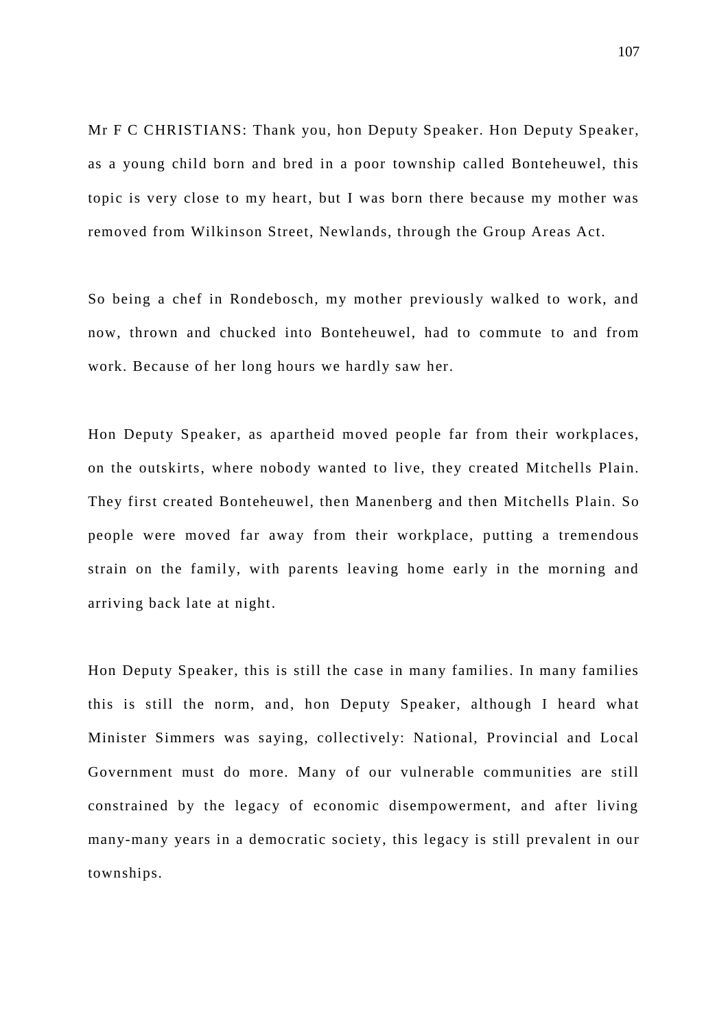Mr F C CHRISTIANS: Thank you, hon Deputy Speaker. Hon Deputy Speaker, as a young child born and bred in a poor township called Bonteheuwel, this topic is very close to my heart, but I was born there because my mother was removed from Wilkinson Street, Newlands, through the Group Areas Act.

So being a chef in Rondebosch, my mother previously walked to work, and now, thrown and chucked into Bonteheuwel, had to commute to and from work. Because of her long hours we hardly saw her.

Hon Deputy Speaker, as apartheid moved people far from their workplaces, on the outskirts, where nobody wanted to live, they created Mitchells Plain. They first created Bonteheuwel, then Manenberg and then Mitchells Plain. So people were moved far away from their workplace, putting a tremendous strain on the family, with parents leaving home early in the morning and arriving back late at night.

Hon Deputy Speaker, this is still the case in many families. In many families this is still the norm, and, hon Deputy Speaker, although I heard what Minister Simmers was saying, collectively: National, Provincial and Local Government must do more. Many of our vulnerable communities are still constrained by the legacy of economic disempowerment, and after living many-many years in a democratic society, this legacy is still prevalent in our townships.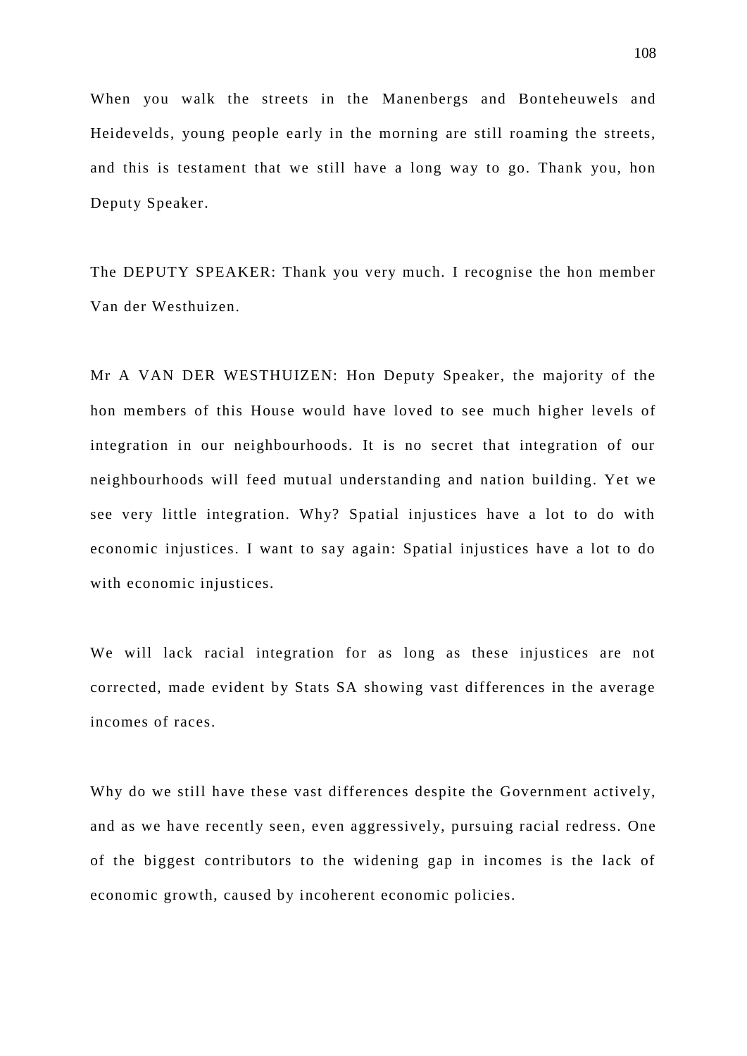When you walk the streets in the Manenbergs and Bonteheuwels and Heidevelds, young people early in the morning are still roaming the streets, and this is testament that we still have a long way to go. Thank you, hon Deputy Speaker.

The DEPUTY SPEAKER: Thank you very much. I recognise the hon member Van der Westhuizen.

Mr A VAN DER WESTHUIZEN: Hon Deputy Speaker, the majority of the hon members of this House would have loved to see much higher levels of integration in our neighbourhoods. It is no secret that integration of our neighbourhoods will feed mutual understanding and nation building. Yet we see very little integration. Why? Spatial injustices have a lot to do with economic injustices. I want to say again: Spatial injustices have a lot to do with economic injustices.

We will lack racial integration for as long as these injustices are not corrected, made evident by Stats SA showing vast differences in the average incomes of races.

Why do we still have these vast differences despite the Government actively, and as we have recently seen, even aggressively, pursuing racial redress. One of the biggest contributors to the widening gap in incomes is the lack of economic growth, caused by incoherent economic policies.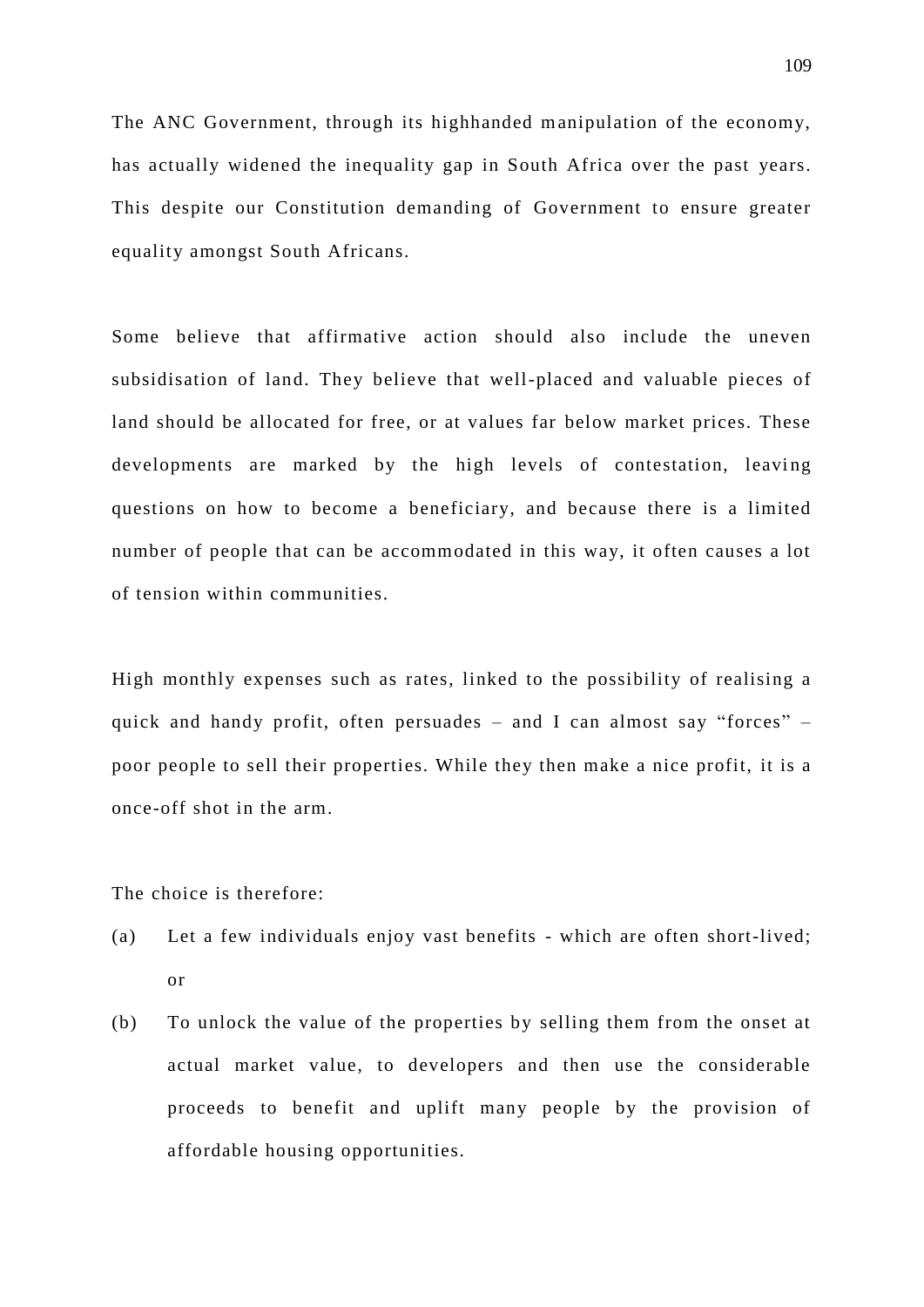The ANC Government, through its highhanded manipulation of the economy, has actually widened the inequality gap in South Africa over the past years. This despite our Constitution demanding of Government to ensure greater equality amongst South Africans.

Some believe that affirmative action should also include the uneven subsidisation of land. They believe that well-placed and valuable pieces of land should be allocated for free, or at values far below market prices. These developments are marked by the high levels of contestation, leaving questions on how to become a beneficiary, and because there is a limited number of people that can be accommodated in this way, it often causes a lot of tension within communities.

High monthly expenses such as rates, linked to the possibility of realising a quick and handy profit, often persuades – and I can almost say "forces" – poor people to sell their properties. While they then make a nice profit, it is a once-off shot in the arm.

The choice is therefore:

(a) Let a few individuals enjoy vast benefits - which are often short-lived; or

(b) To unlock the value of the properties by selling them from the onset at actual market value, to developers and then use the considerable proceeds to benefit and uplift many people by the provision of affordable housing opportunities.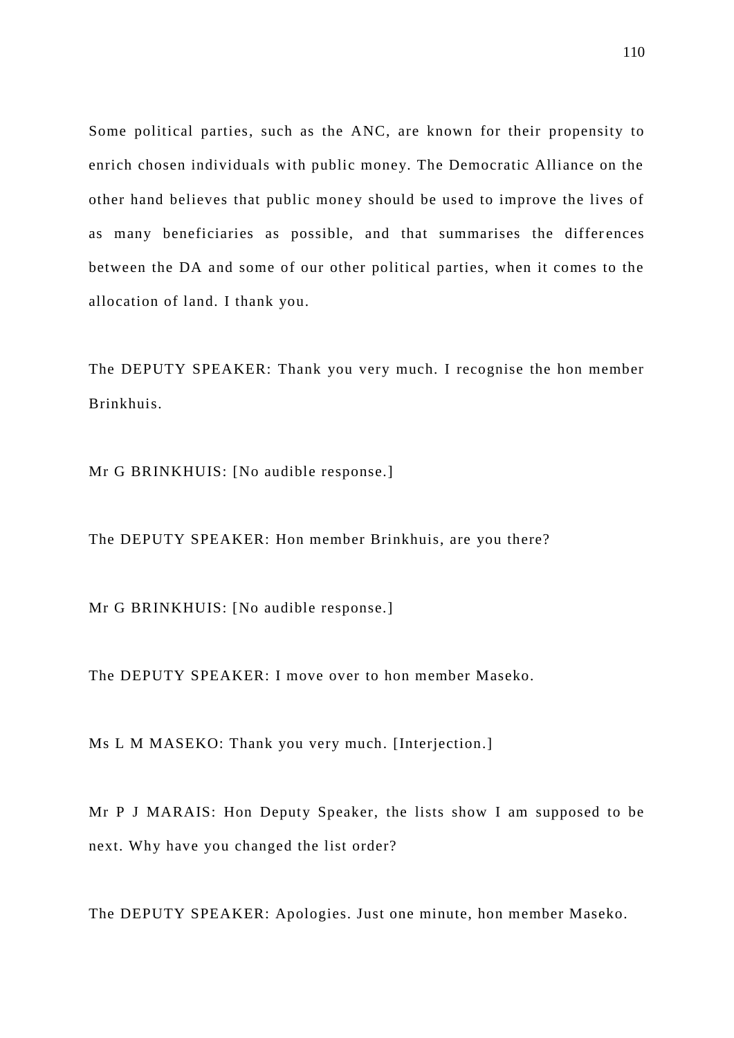Some political parties, such as the ANC, are known for their propensity to enrich chosen individuals with public money. The Democratic Alliance on the other hand believes that public money should be used to improve the lives of as many beneficiaries as possible, and that summarises the differences between the DA and some of our other political parties, when it comes to the allocation of land. I thank you.

The DEPUTY SPEAKER: Thank you very much. I recognise the hon member Brinkhuis.

Mr G BRINKHUIS: [No audible response.]

The DEPUTY SPEAKER: Hon member Brinkhuis, are you there?

Mr G BRINKHUIS: [No audible response.]

The DEPUTY SPEAKER: I move over to hon member Maseko.

Ms L M MASEKO: Thank you very much. [Interjection.]

Mr P J MARAIS: Hon Deputy Speaker, the lists show I am supposed to be next. Why have you changed the list order?

The DEPUTY SPEAKER: Apologies. Just one minute, hon member Maseko.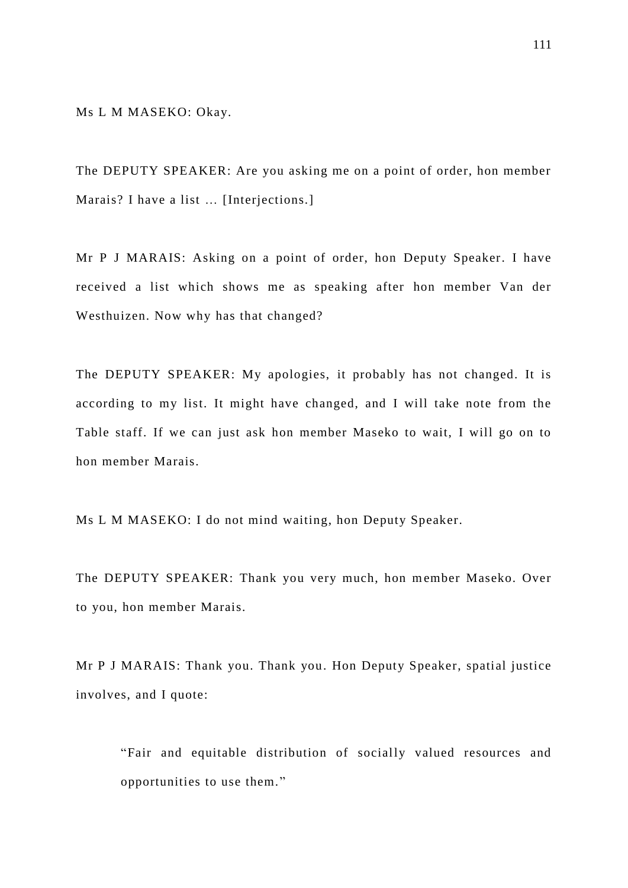Ms L M MASEKO: Okay.

The DEPUTY SPEAKER: Are you asking me on a point of order, hon member Marais? I have a list … [Interjections.]

Mr P J MARAIS: Asking on a point of order, hon Deputy Speaker. I have received a list which shows me as speaking after hon member Van der Westhuizen. Now why has that changed?

The DEPUTY SPEAKER: My apologies, it probably has not changed. It is according to my list. It might have changed, and I will take note from the Table staff. If we can just ask hon member Maseko to wait, I will go on to hon member Marais.

Ms L M MASEKO: I do not mind waiting, hon Deputy Speaker.

The DEPUTY SPEAKER: Thank you very much, hon member Maseko. Over to you, hon member Marais.

Mr P J MARAIS: Thank you. Thank you. Hon Deputy Speaker, spatial justice involves, and I quote:

> "Fair and equitable distribution of socially valued resources and opportunities to use them."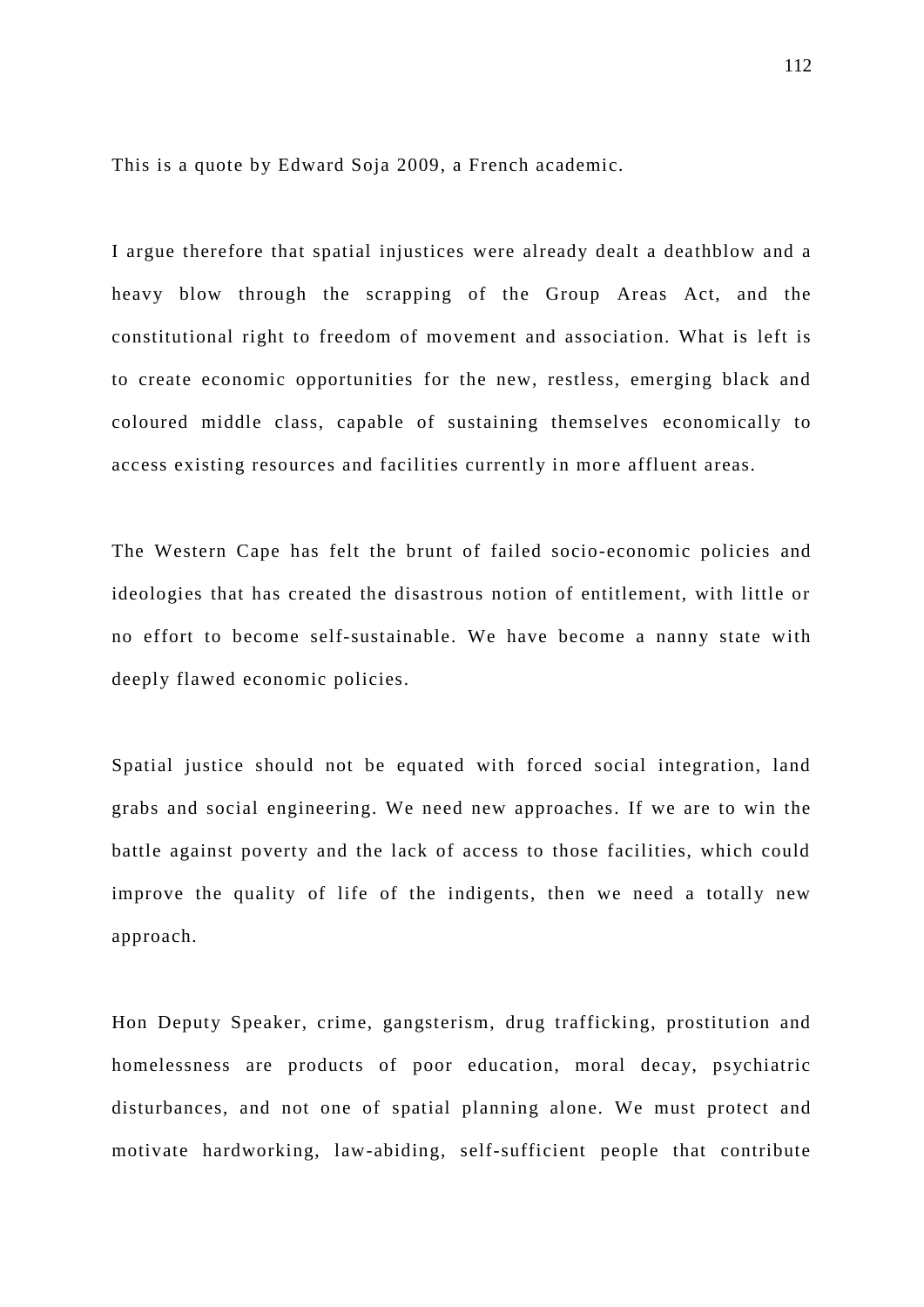This is a quote by Edward Soja 2009, a French academic.

I argue therefore that spatial injustices were already dealt a deathblow and a heavy blow through the scrapping of the Group Areas Act, and the constitutional right to freedom of movement and association. What is left is to create economic opportunities for the new, restless, emerging black and coloured middle class, capable of sustaining themselves economically to access existing resources and facilities currently in more affluent areas.

The Western Cape has felt the brunt of failed socio-economic policies and ideologies that has created the disastrous notion of entitlement, with little or no effort to become self-sustainable. We have become a nanny state with deeply flawed economic policies.

Spatial justice should not be equated with forced social integration, land grabs and social engineering. We need new approaches. If we are to win the battle against poverty and the lack of access to those facilities, which could improve the quality of life of the indigents, then we need a totally new approach.

Hon Deputy Speaker, crime, gangsterism, drug trafficking, prostitution and homelessness are products of poor education, moral decay, psychiatric disturbances, and not one of spatial planning alone. We must protect and motivate hardworking, law-abiding, self-sufficient people that contribute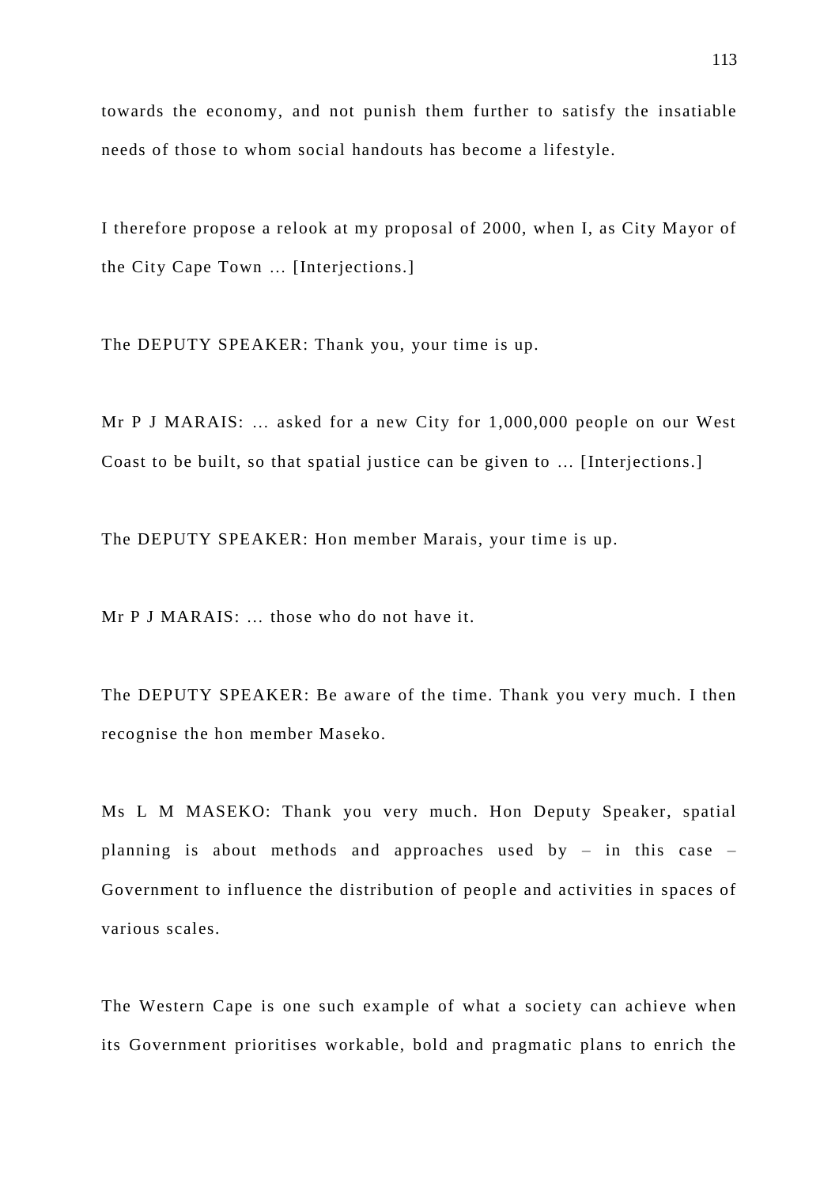towards the economy, and not punish them further to satisfy the insatiable needs of those to whom social handouts has become a lifestyle.

I therefore propose a relook at my proposal of 2000, when I, as City Mayor of the City Cape Town … [Interjections.]

The DEPUTY SPEAKER: Thank you, your time is up.

Mr P J MARAIS: … asked for a new City for 1,000,000 people on our West Coast to be built, so that spatial justice can be given to … [Interjections.]

The DEPUTY SPEAKER: Hon member Marais, your time is up.

Mr P J MARAIS: … those who do not have it.

The DEPUTY SPEAKER: Be aware of the time. Thank you very much. I then recognise the hon member Maseko.

Ms L M MASEKO: Thank you very much. Hon Deputy Speaker, spatial planning is about methods and approaches used by – in this case – Government to influence the distribution of people and activities in spaces of various scales.

The Western Cape is one such example of what a society can achieve when its Government prioritises workable, bold and pragmatic plans to enrich the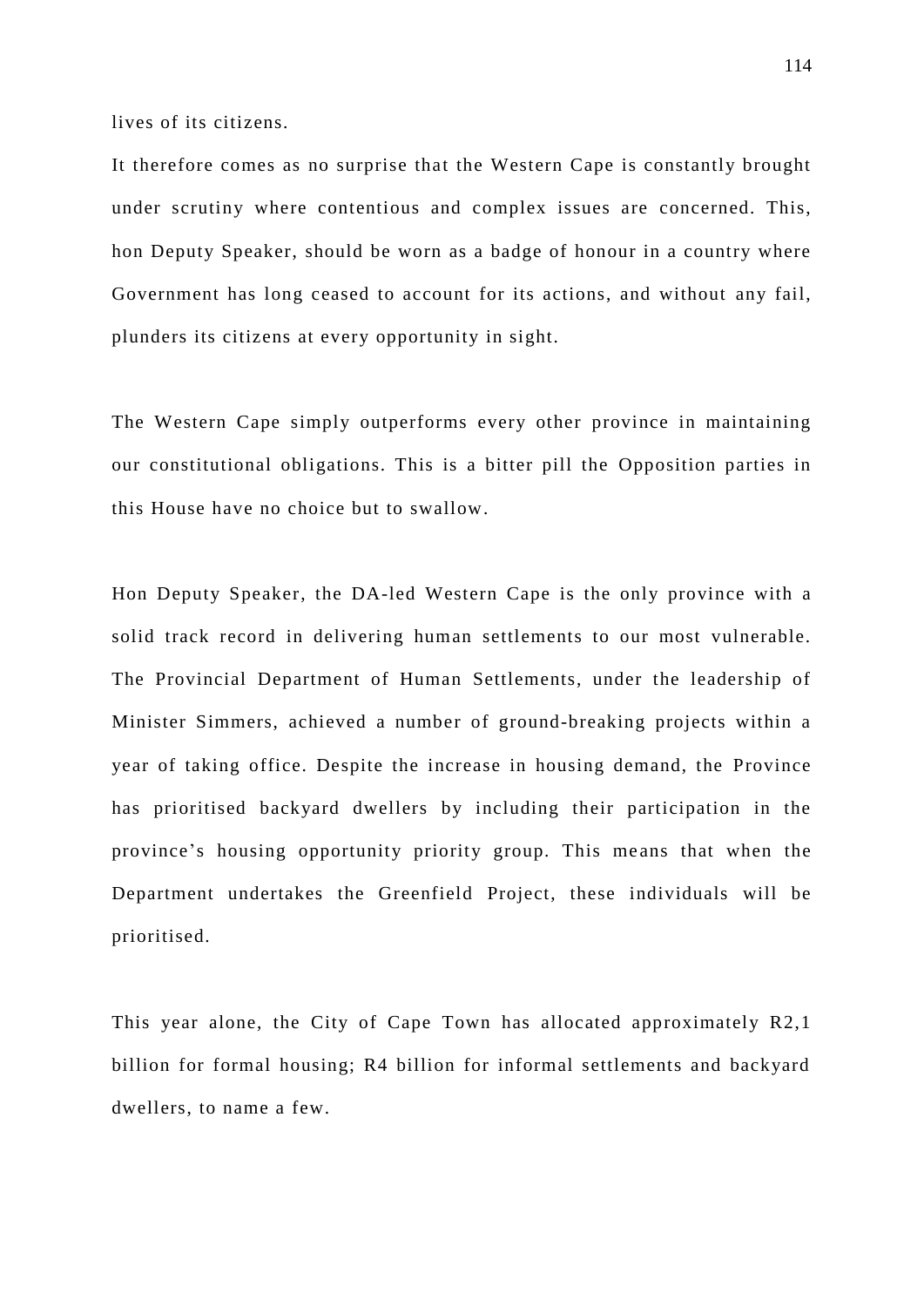lives of its citizens.

It therefore comes as no surprise that the Western Cape is constantly brought under scrutiny where contentious and complex issues are concerned. This, hon Deputy Speaker, should be worn as a badge of honour in a country where Government has long ceased to account for its actions, and without any fail, plunders its citizens at every opportunity in sight.

The Western Cape simply outperforms every other province in maintaining our constitutional obligations. This is a bitter pill the Opposition parties in this House have no choice but to swallow.

Hon Deputy Speaker, the DA-led Western Cape is the only province with a solid track record in delivering human settlements to our most vulnerable. The Provincial Department of Human Settlements, under the leadership of Minister Simmers, achieved a number of ground-breaking projects within a year of taking office. Despite the increase in housing demand, the Province has prioritised backyard dwellers by including their participation in the province's housing opportunity priority group. This means that when the Department undertakes the Greenfield Project, these individuals will be prioritised.

This year alone, the City of Cape Town has allocated approximately R2,1 billion for formal housing; R4 billion for informal settlements and backyard dwellers, to name a few.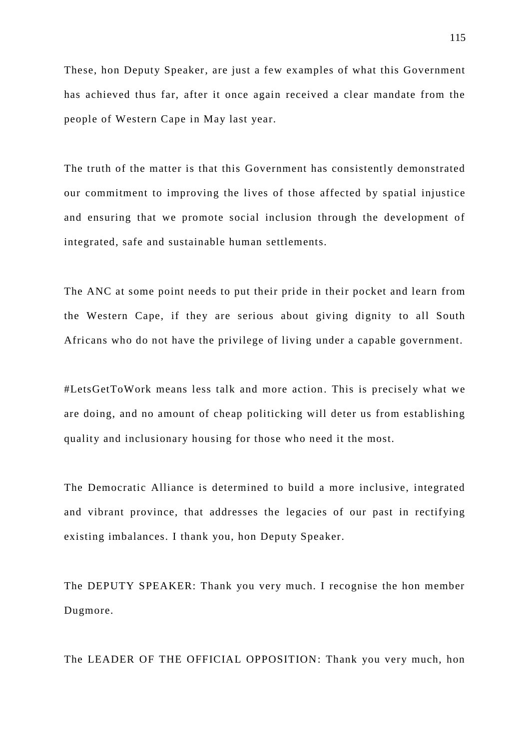These, hon Deputy Speaker, are just a few examples of what this Government has achieved thus far, after it once again received a clear mandate from the people of Western Cape in May last year.

The truth of the matter is that this Government has consistently demonstrated our commitment to improving the lives of those affected by spatial injustice and ensuring that we promote social inclusion through the development of integrated, safe and sustainable human settlements.

The ANC at some point needs to put their pride in their pocket and learn from the Western Cape, if they are serious about giving dignity to all South Africans who do not have the privilege of living under a capable government.

#LetsGetToWork means less talk and more action. This is precisely what we are doing, and no amount of cheap politicking will deter us from establishing quality and inclusionary housing for those who need it the most.

The Democratic Alliance is determined to build a more inclusive, integrated and vibrant province, that addresses the legacies of our past in rectifying existing imbalances. I thank you, hon Deputy Speaker.

The DEPUTY SPEAKER: Thank you very much. I recognise the hon member Dugmore.

The LEADER OF THE OFFICIAL OPPOSITION: Thank you very much, hon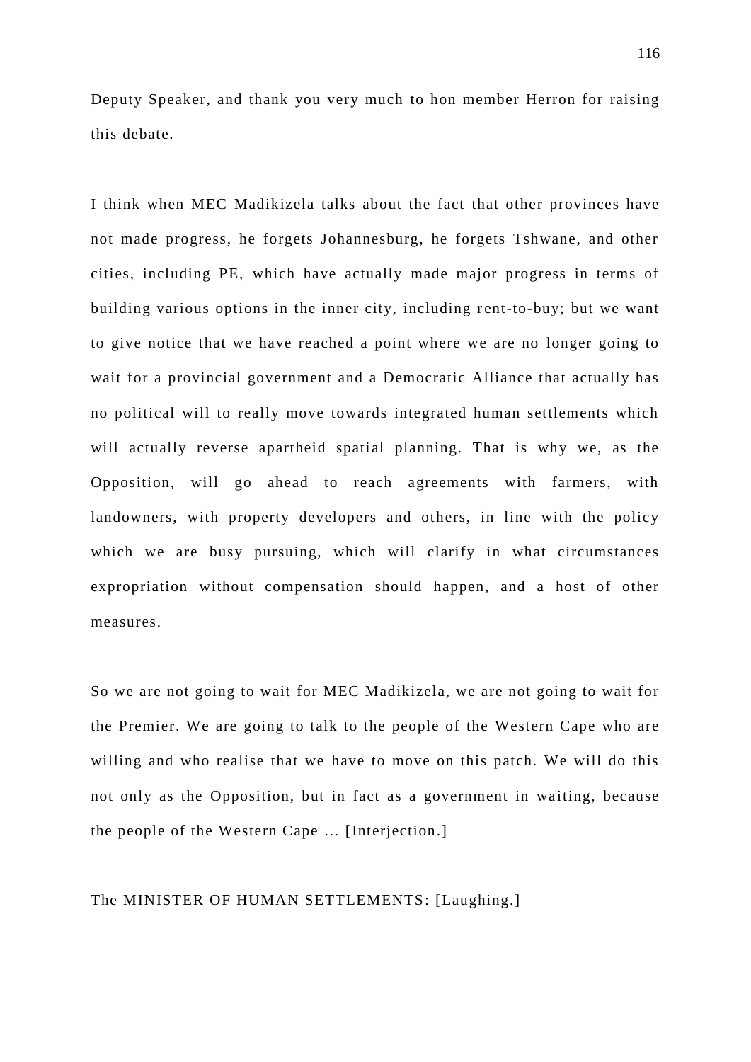Deputy Speaker, and thank you very much to hon member Herron for raising this debate.

I think when MEC Madikizela talks about the fact that other provinces have not made progress, he forgets Johannesburg, he forgets Tshwane, and other cities, including PE, which have actually made major progress in terms of building various options in the inner city, including rent-to-buy; but we want to give notice that we have reached a point where we are no longer going to wait for a provincial government and a Democratic Alliance that actually has no political will to really move towards integrated human settlements which will actually reverse apartheid spatial planning. That is why we, as the Opposition, will go ahead to reach agreements with farmers, with landowners, with property developers and others, in line with the policy which we are busy pursuing, which will clarify in what circumstances expropriation without compensation should happen, and a host of other measures.

So we are not going to wait for MEC Madikizela, we are not going to wait for the Premier. We are going to talk to the people of the Western Cape who are willing and who realise that we have to move on this patch. We will do this not only as the Opposition, but in fact as a government in waiting, because the people of the Western Cape … [Interjection.]

The MINISTER OF HUMAN SETTLEMENTS: [Laughing.]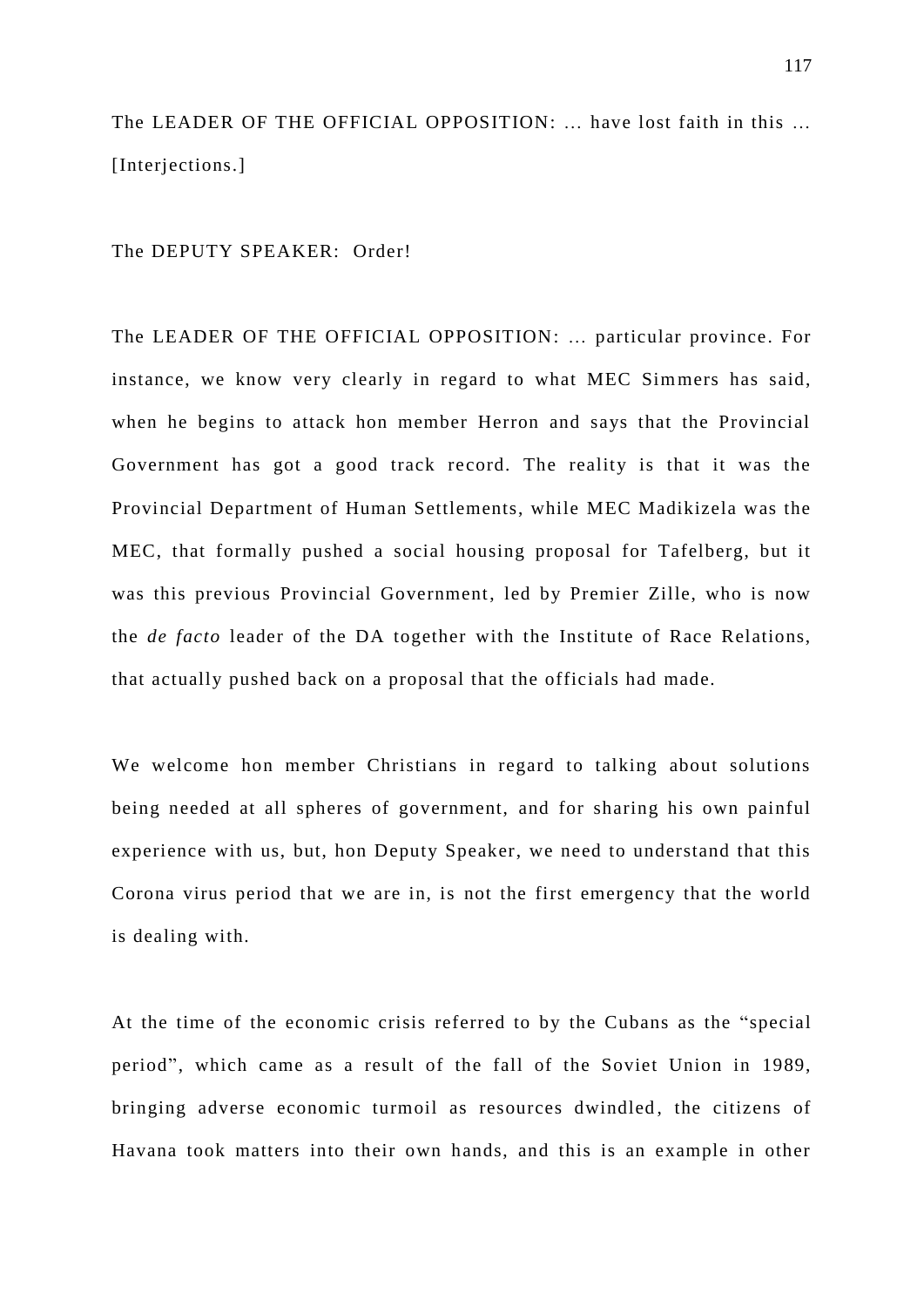The LEADER OF THE OFFICIAL OPPOSITION: ... have lost faith in this ... [Interjections.]

The DEPUTY SPEAKER: Order!

The LEADER OF THE OFFICIAL OPPOSITION: ... particular province. For instance, we know very clearly in regard to what MEC Simmers has said, when he begins to attack hon member Herron and says that the Provincial Government has got a good track record. The reality is that it was the Provincial Department of Human Settlements, while MEC Madikizela was the MEC, that formally pushed a social housing proposal for Tafelberg, but it was this previous Provincial Government, led by Premier Zille, who is now the *de facto* leader of the DA together with the Institute of Race Relations, that actually pushed back on a proposal that the officials had made.

We welcome hon member Christians in regard to talking about solutions being needed at all spheres of government, and for sharing his own painful experience with us, but, hon Deputy Speaker, we need to understand that this Corona virus period that we are in, is not the first emergency that the world is dealing with.

At the time of the economic crisis referred to by the Cubans as the "special period", which came as a result of the fall of the Soviet Union in 1989, bringing adverse economic turmoil as resources dwindled, the citizens of Havana took matters into their own hands, and this is an example in other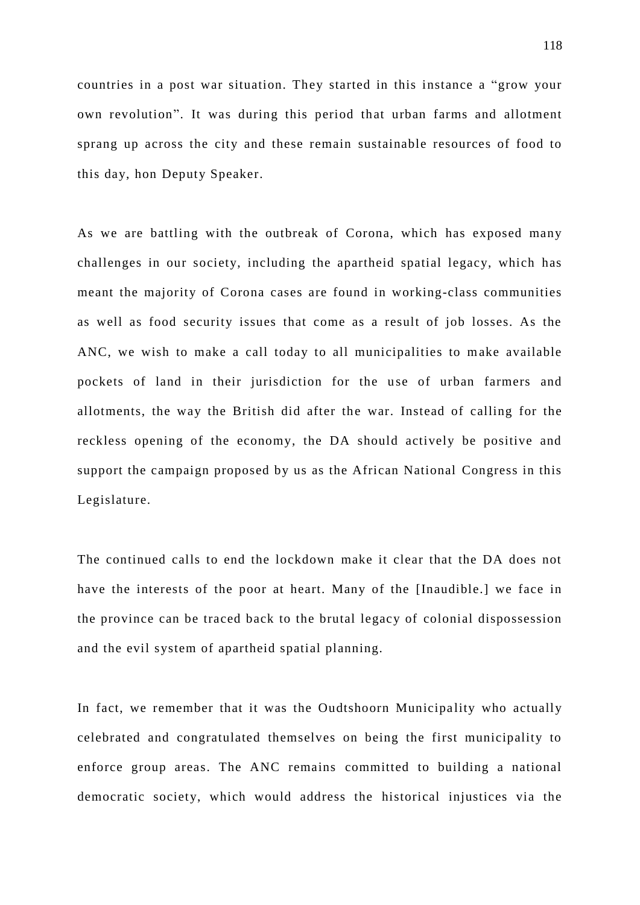countries in a post war situation. They started in this instance a "grow your own revolution". It was during this period that urban farms and allotment sprang up across the city and these remain sustainable resources of food to this day, hon Deputy Speaker.

As we are battling with the outbreak of Corona, which has exposed many challenges in our society, including the apartheid spatial legacy, which has meant the majority of Corona cases are found in working-class communities as well as food security issues that come as a result of job losses. As the ANC, we wish to make a call today to all municipalities to make available pockets of land in their jurisdiction for the use of urban farmers and allotments, the way the British did after the war. Instead of calling for the reckless opening of the economy, the DA should actively be positive and support the campaign proposed by us as the African National Congress in this Legislature.

The continued calls to end the lockdown make it clear that the DA does not have the interests of the poor at heart. Many of the [Inaudible.] we face in the province can be traced back to the brutal legacy of colonial dispossession and the evil system of apartheid spatial planning.

In fact, we remember that it was the Oudtshoorn Municipality who actually celebrated and congratulated themselves on being the first municipality to enforce group areas. The ANC remains committed to building a national democratic society, which would address the historical injustices via the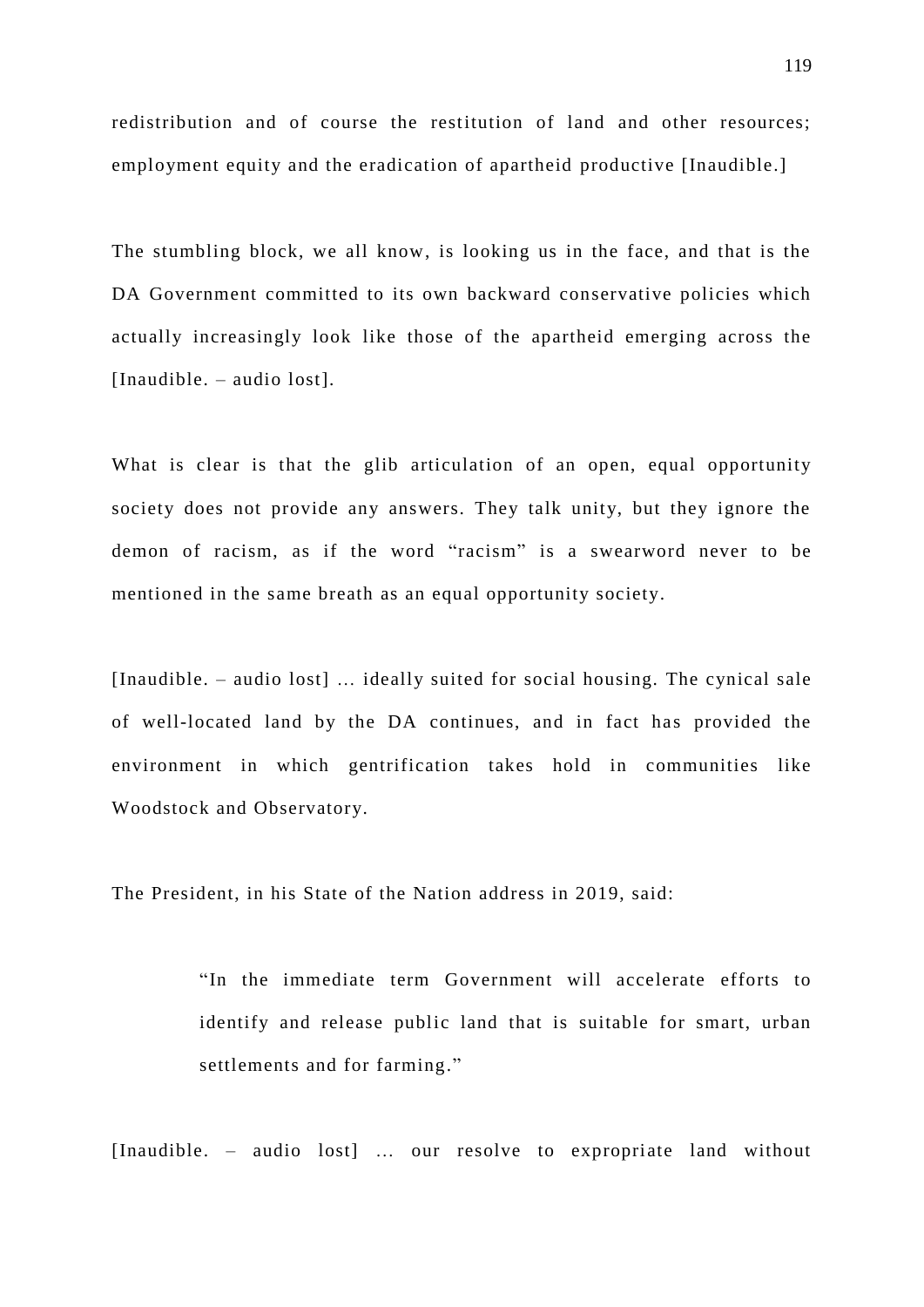redistribution and of course the restitution of land and other resources; employment equity and the eradication of apartheid productive [Inaudible.]

The stumbling block, we all know, is looking us in the face, and that is the DA Government committed to its own backward conservative policies which actually increasingly look like those of the apartheid emerging across the [Inaudible. – audio lost].

What is clear is that the glib articulation of an open, equal opportunity society does not provide any answers. They talk unity, but they ignore the demon of racism, as if the word "racism" is a swearword never to be mentioned in the same breath as an equal opportunity society.

[Inaudible. – audio lost] … ideally suited for social housing. The cynical sale of well-located land by the DA continues, and in fact has provided the environment in which gentrification takes hold in communities like Woodstock and Observatory.

The President, in his State of the Nation address in 2019, said:

> "In the immediate term Government will accelerate efforts to identify and release public land that is suitable for smart, urban settlements and for farming."

[Inaudible. – audio lost] … our resolve to expropriate land without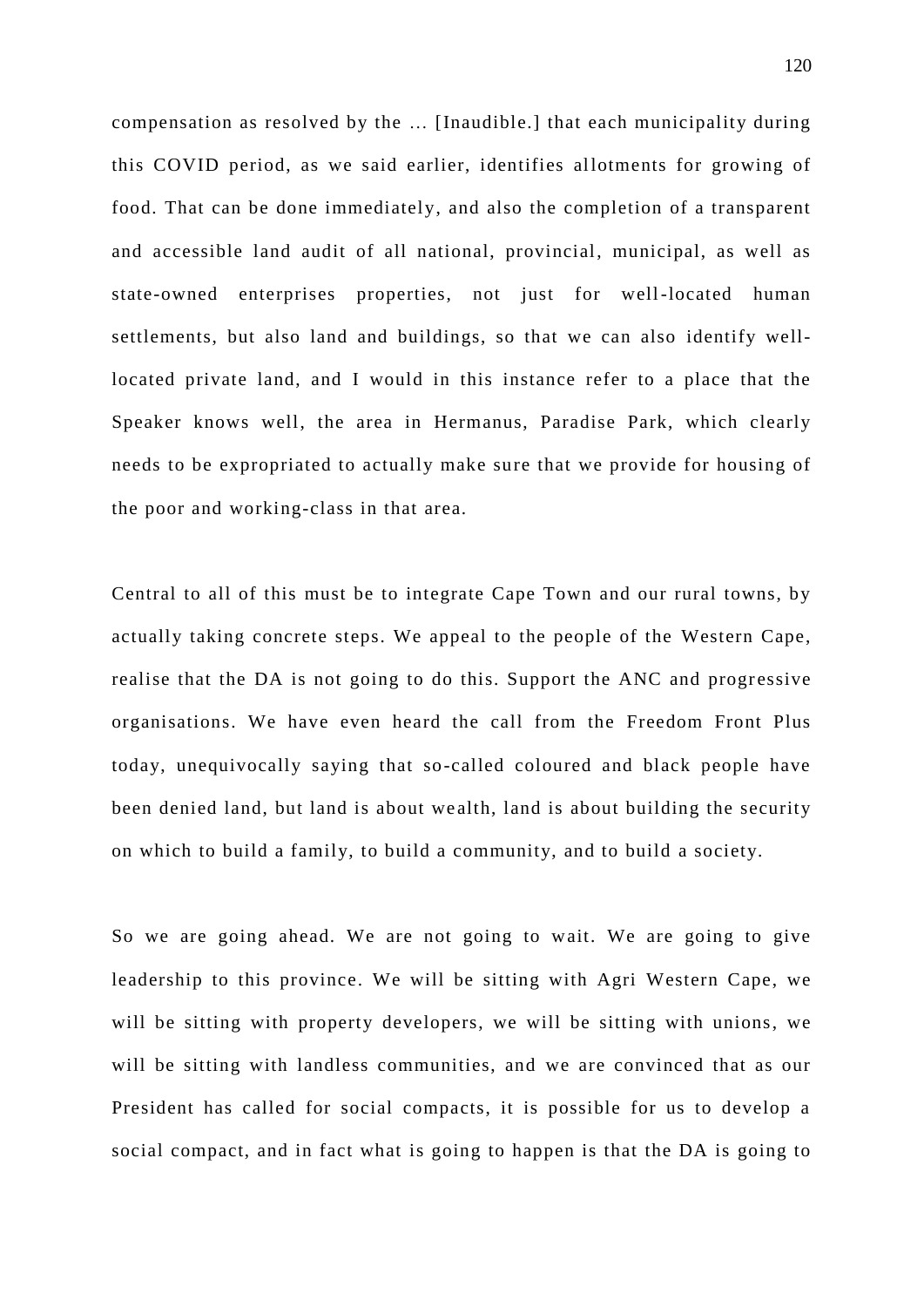compensation as resolved by the … [Inaudible.] that each municipality during this COVID period, as we said earlier, identifies allotments for growing of food. That can be done immediately, and also the completion of a transparent and accessible land audit of all national, provincial, municipal, as well as state-owned enterprises properties, not just for well-located human settlements, but also land and buildings, so that we can also identify well-located private land, and I would in this instance refer to a place that the Speaker knows well, the area in Hermanus, Paradise Park, which clearly needs to be expropriated to actually make sure that we provide for housing of the poor and working-class in that area.

Central to all of this must be to integrate Cape Town and our rural towns, by actually taking concrete steps. We appeal to the people of the Western Cape, realise that the DA is not going to do this. Support the ANC and progressive organisations. We have even heard the call from the Freedom Front Plus today, unequivocally saying that so-called coloured and black people have been denied land, but land is about wealth, land is about building the security on which to build a family, to build a community, and to build a society.

So we are going ahead. We are not going to wait. We are going to give leadership to this province. We will be sitting with Agri Western Cape, we will be sitting with property developers, we will be sitting with unions, we will be sitting with landless communities, and we are convinced that as our President has called for social compacts, it is possible for us to develop a social compact, and in fact what is going to happen is that the DA is going to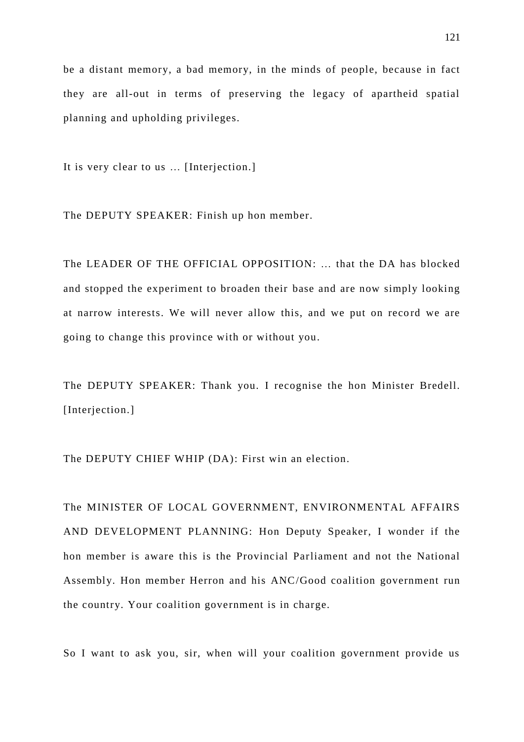be a distant memory, a bad memory, in the minds of people, because in fact they are all-out in terms of preserving the legacy of apartheid spatial planning and upholding privileges.

It is very clear to us … [Interjection.]

The DEPUTY SPEAKER: Finish up hon member.

The LEADER OF THE OFFICIAL OPPOSITION: … that the DA has blocked and stopped the experiment to broaden their base and are now simply looking at narrow interests. We will never allow this, and we put on record we are going to change this province with or without you.

The DEPUTY SPEAKER: Thank you. I recognise the hon Minister Bredell. [Interjection.]

The DEPUTY CHIEF WHIP (DA): First win an election.

The MINISTER OF LOCAL GOVERNMENT, ENVIRONMENTAL AFFAIRS AND DEVELOPMENT PLANNING: Hon Deputy Speaker, I wonder if the hon member is aware this is the Provincial Parliament and not the National Assembly. Hon member Herron and his ANC/Good coalition government run the country. Your coalition government is in charge.

So I want to ask you, sir, when will your coalition government provide us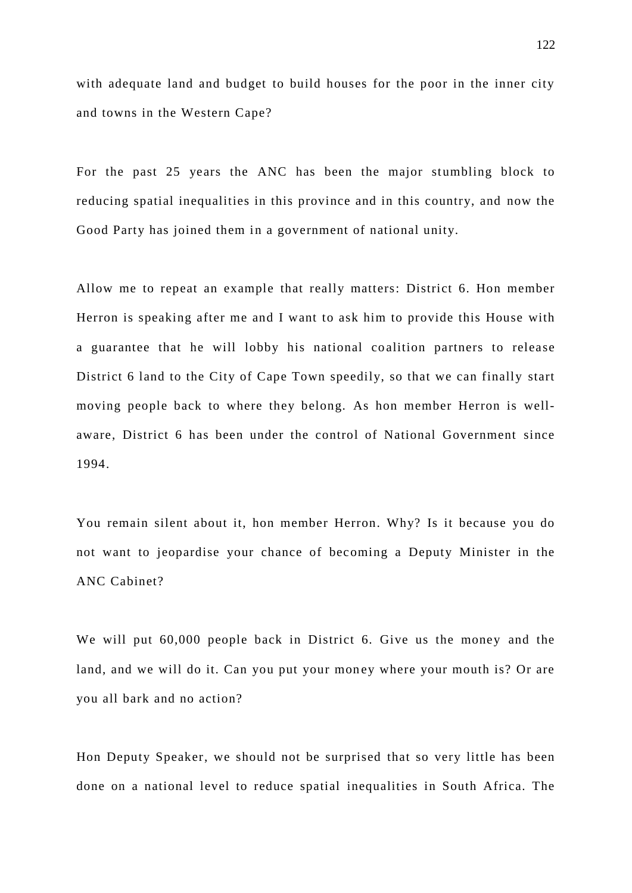with adequate land and budget to build houses for the poor in the inner city and towns in the Western Cape?

For the past 25 years the ANC has been the major stumbling block to reducing spatial inequalities in this province and in this country, and now the Good Party has joined them in a government of national unity.

Allow me to repeat an example that really matters: District 6. Hon member Herron is speaking after me and I want to ask him to provide this House with a guarantee that he will lobby his national coalition partners to release District 6 land to the City of Cape Town speedily, so that we can finally start moving people back to where they belong. As hon member Herron is well-aware, District 6 has been under the control of National Government since 1994.

You remain silent about it, hon member Herron. Why? Is it because you do not want to jeopardise your chance of becoming a Deputy Minister in the ANC Cabinet?

We will put 60,000 people back in District 6. Give us the money and the land, and we will do it. Can you put your money where your mouth is? Or are you all bark and no action?

Hon Deputy Speaker, we should not be surprised that so very little has been done on a national level to reduce spatial inequalities in South Africa. The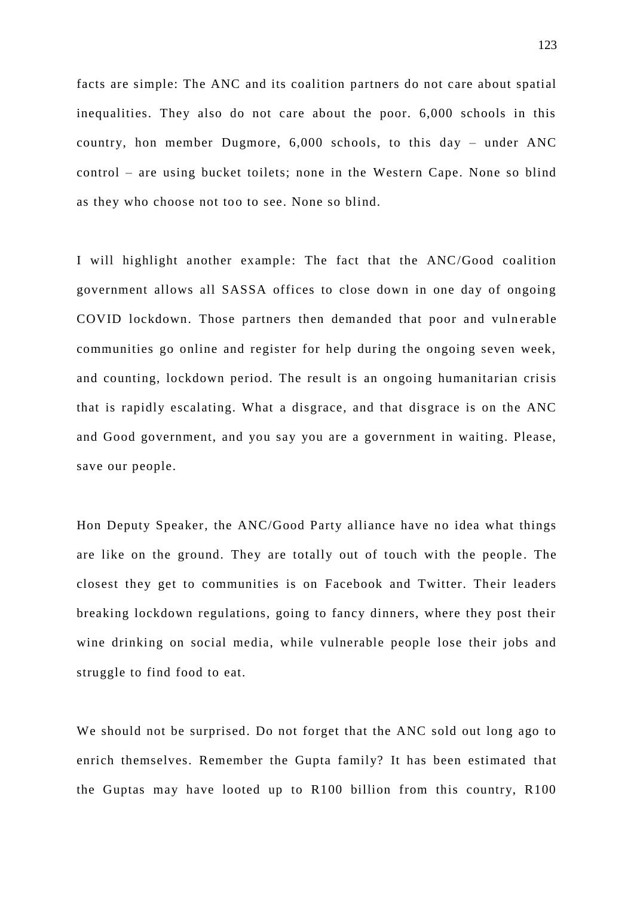facts are simple: The ANC and its coalition partners do not care about spatial inequalities. They also do not care about the poor. 6,000 schools in this country, hon member Dugmore, 6,000 schools, to this day – under ANC control – are using bucket toilets; none in the Western Cape. None so blind as they who choose not too to see. None so blind.

I will highlight another example: The fact that the ANC/Good coalition government allows all SASSA offices to close down in one day of ongoing COVID lockdown. Those partners then demanded that poor and vulnerable communities go online and register for help during the ongoing seven week, and counting, lockdown period. The result is an ongoing humanitarian crisis that is rapidly escalating. What a disgrace, and that disgrace is on the ANC and Good government, and you say you are a government in waiting. Please, save our people.

Hon Deputy Speaker, the ANC/Good Party alliance have no idea what things are like on the ground. They are totally out of touch with the people. The closest they get to communities is on Facebook and Twitter. Their leaders breaking lockdown regulations, going to fancy dinners, where they post their wine drinking on social media, while vulnerable people lose their jobs and struggle to find food to eat.

We should not be surprised. Do not forget that the ANC sold out long ago to enrich themselves. Remember the Gupta family? It has been estimated that the Guptas may have looted up to R100 billion from this country, R100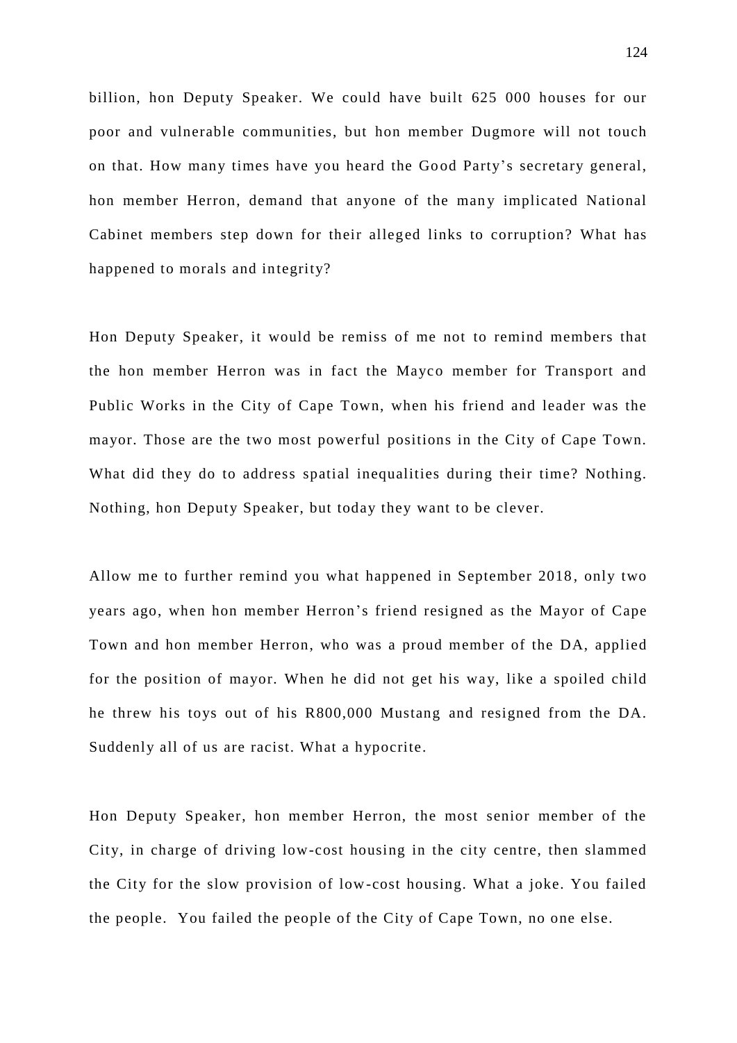billion, hon Deputy Speaker. We could have built 625 000 houses for our poor and vulnerable communities, but hon member Dugmore will not touch on that. How many times have you heard the Good Party's secretary general, hon member Herron, demand that anyone of the many implicated National Cabinet members step down for their alleged links to corruption? What has happened to morals and integrity?

Hon Deputy Speaker, it would be remiss of me not to remind members that the hon member Herron was in fact the Mayco member for Transport and Public Works in the City of Cape Town, when his friend and leader was the mayor. Those are the two most powerful positions in the City of Cape Town. What did they do to address spatial inequalities during their time? Nothing. Nothing, hon Deputy Speaker, but today they want to be clever.

Allow me to further remind you what happened in September 2018, only two years ago, when hon member Herron's friend resigned as the Mayor of Cape Town and hon member Herron, who was a proud member of the DA, applied for the position of mayor. When he did not get his way, like a spoiled child he threw his toys out of his R800,000 Mustang and resigned from the DA. Suddenly all of us are racist. What a hypocrite.

Hon Deputy Speaker, hon member Herron, the most senior member of the City, in charge of driving low-cost housing in the city centre, then slammed the City for the slow provision of low-cost housing. What a joke. You failed the people. You failed the people of the City of Cape Town, no one else.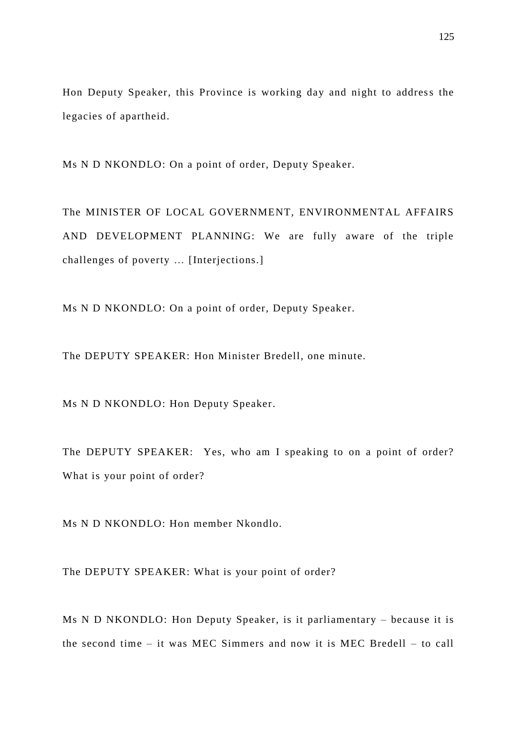Hon Deputy Speaker, this Province is working day and night to address the legacies of apartheid.

Ms N D NKONDLO: On a point of order, Deputy Speaker.

The MINISTER OF LOCAL GOVERNMENT, ENVIRONMENTAL AFFAIRS AND DEVELOPMENT PLANNING: We are fully aware of the triple challenges of poverty … [Interjections.]

Ms N D NKONDLO: On a point of order, Deputy Speaker.

The DEPUTY SPEAKER: Hon Minister Bredell, one minute.

Ms N D NKONDLO: Hon Deputy Speaker.

The DEPUTY SPEAKER: Yes, who am I speaking to on a point of order? What is your point of order?

Ms N D NKONDLO: Hon member Nkondlo.

The DEPUTY SPEAKER: What is your point of order?

Ms N D NKONDLO: Hon Deputy Speaker, is it parliamentary – because it is the second time – it was MEC Simmers and now it is MEC Bredell – to call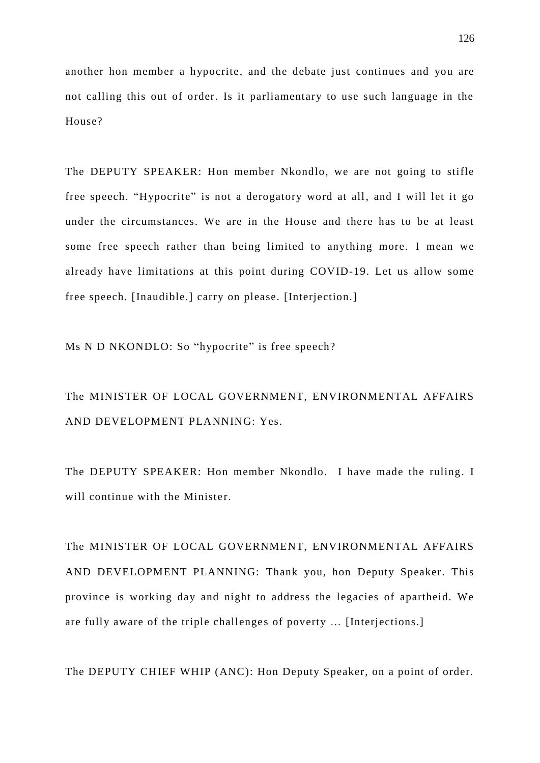another hon member a hypocrite, and the debate just continues and you are not calling this out of order. Is it parliamentary to use such language in the House?

The DEPUTY SPEAKER: Hon member Nkondlo, we are not going to stifle free speech. “Hypocrite” is not a derogatory word at all, and I will let it go under the circumstances. We are in the House and there has to be at least some free speech rather than being limited to anything more. I mean we already have limitations at this point during COVID-19. Let us allow some free speech. [Inaudible.] carry on please. [Interjection.]

Ms N D NKONDLO: So “hypocrite” is free speech?

The MINISTER OF LOCAL GOVERNMENT, ENVIRONMENTAL AFFAIRS AND DEVELOPMENT PLANNING: Yes.

The DEPUTY SPEAKER: Hon member Nkondlo. I have made the ruling. I will continue with the Minister.

The MINISTER OF LOCAL GOVERNMENT, ENVIRONMENTAL AFFAIRS AND DEVELOPMENT PLANNING: Thank you, hon Deputy Speaker. This province is working day and night to address the legacies of apartheid. We are fully aware of the triple challenges of poverty … [Interjections.]

The DEPUTY CHIEF WHIP (ANC): Hon Deputy Speaker, on a point of order.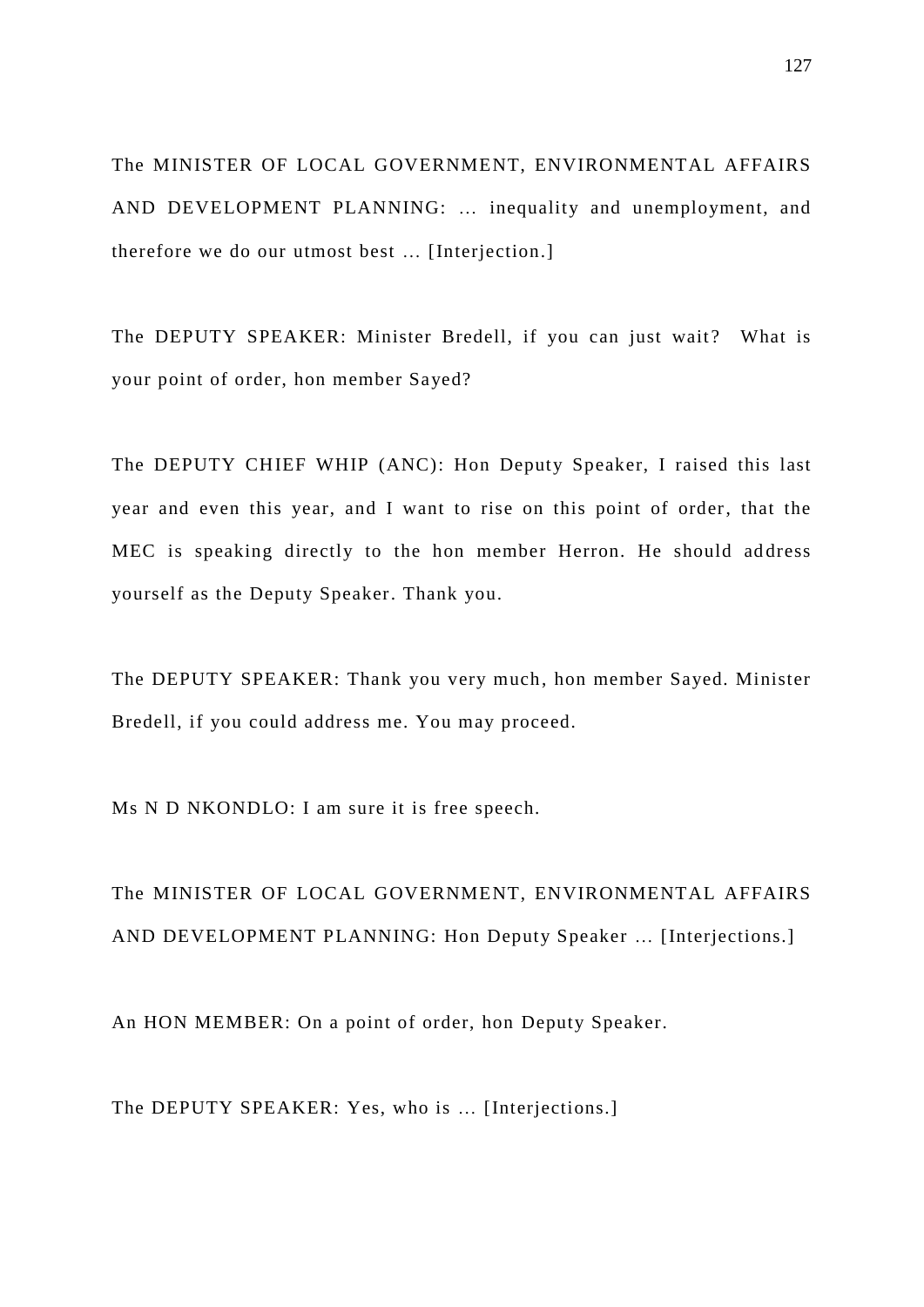The MINISTER OF LOCAL GOVERNMENT, ENVIRONMENTAL AFFAIRS AND DEVELOPMENT PLANNING: … inequality and unemployment, and therefore we do our utmost best … [Interjection.]

The DEPUTY SPEAKER: Minister Bredell, if you can just wait? What is your point of order, hon member Sayed?

The DEPUTY CHIEF WHIP (ANC): Hon Deputy Speaker, I raised this last year and even this year, and I want to rise on this point of order, that the MEC is speaking directly to the hon member Herron. He should address yourself as the Deputy Speaker. Thank you.

The DEPUTY SPEAKER: Thank you very much, hon member Sayed. Minister Bredell, if you could address me. You may proceed.

Ms N D NKONDLO: I am sure it is free speech.

The MINISTER OF LOCAL GOVERNMENT, ENVIRONMENTAL AFFAIRS AND DEVELOPMENT PLANNING: Hon Deputy Speaker … [Interjections.]

An HON MEMBER: On a point of order, hon Deputy Speaker.

The DEPUTY SPEAKER: Yes, who is … [Interjections.]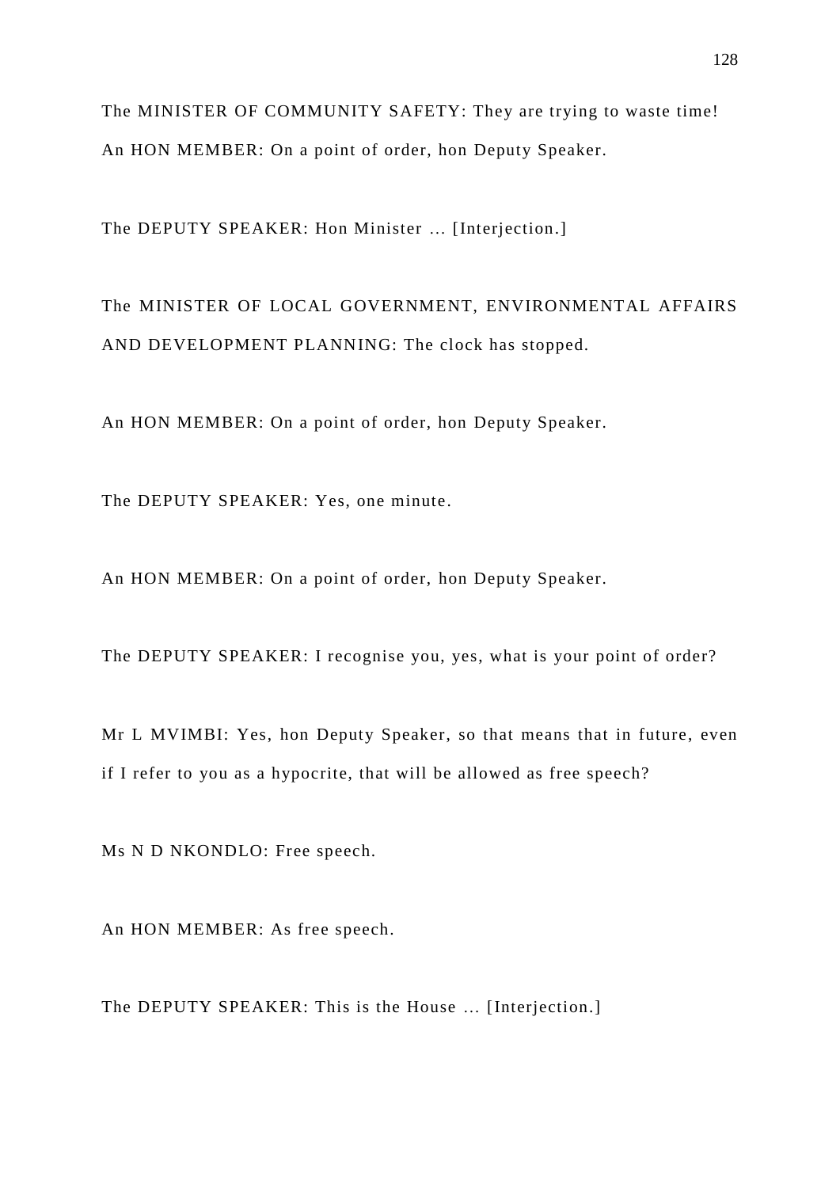The MINISTER OF COMMUNITY SAFETY: They are trying to waste time!

An HON MEMBER: On a point of order, hon Deputy Speaker.

The DEPUTY SPEAKER: Hon Minister … [Interjection.]

The MINISTER OF LOCAL GOVERNMENT, ENVIRONMENTAL AFFAIRS AND DEVELOPMENT PLANNING: The clock has stopped.

An HON MEMBER: On a point of order, hon Deputy Speaker.

The DEPUTY SPEAKER: Yes, one minute.

An HON MEMBER: On a point of order, hon Deputy Speaker.

The DEPUTY SPEAKER: I recognise you, yes, what is your point of order?

Mr L MVIMBI: Yes, hon Deputy Speaker, so that means that in future, even if I refer to you as a hypocrite, that will be allowed as free speech?

Ms N D NKONDLO: Free speech.

An HON MEMBER: As free speech.

The DEPUTY SPEAKER: This is the House … [Interjection.]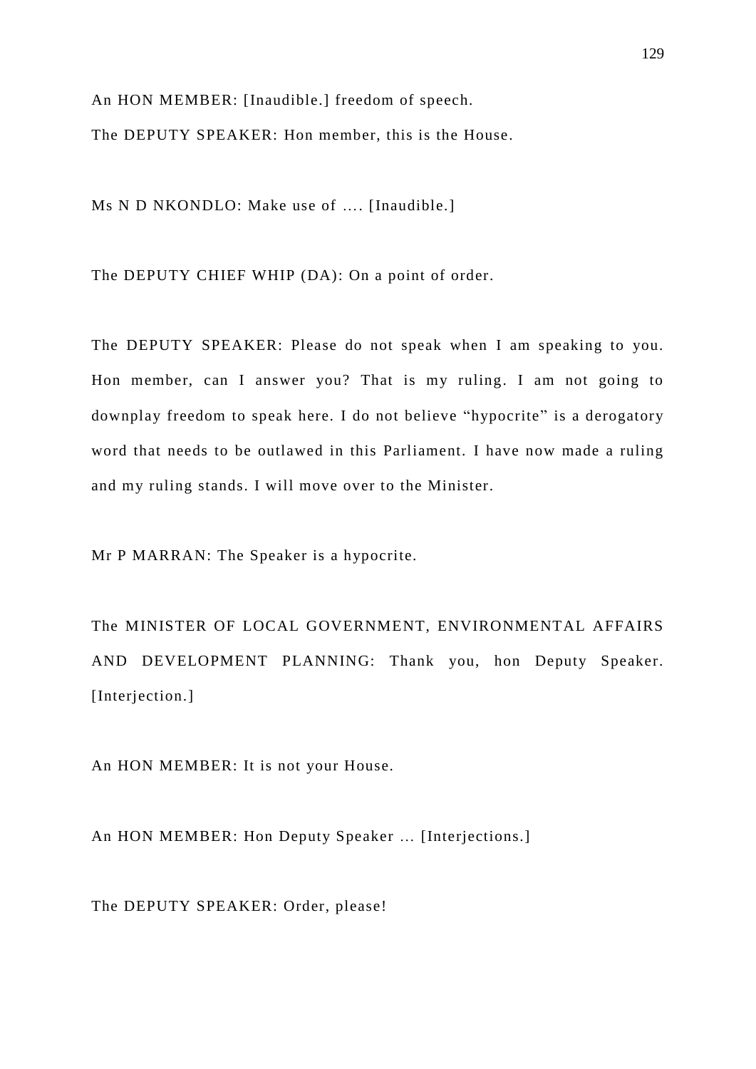An HON MEMBER: [Inaudible.] freedom of speech.

The DEPUTY SPEAKER: Hon member, this is the House.

Ms N D NKONDLO: Make use of .... [Inaudible.]

The DEPUTY CHIEF WHIP (DA): On a point of order.

The DEPUTY SPEAKER: Please do not speak when I am speaking to you. Hon member, can I answer you? That is my ruling. I am not going to downplay freedom to speak here. I do not believe "hypocrite" is a derogatory word that needs to be outlawed in this Parliament. I have now made a ruling and my ruling stands. I will move over to the Minister.

Mr P MARRAN: The Speaker is a hypocrite.

The MINISTER OF LOCAL GOVERNMENT, ENVIRONMENTAL AFFAIRS AND DEVELOPMENT PLANNING: Thank you, hon Deputy Speaker. [Interjection.]

An HON MEMBER: It is not your House.

An HON MEMBER: Hon Deputy Speaker ... [Interjections.]

The DEPUTY SPEAKER: Order, please!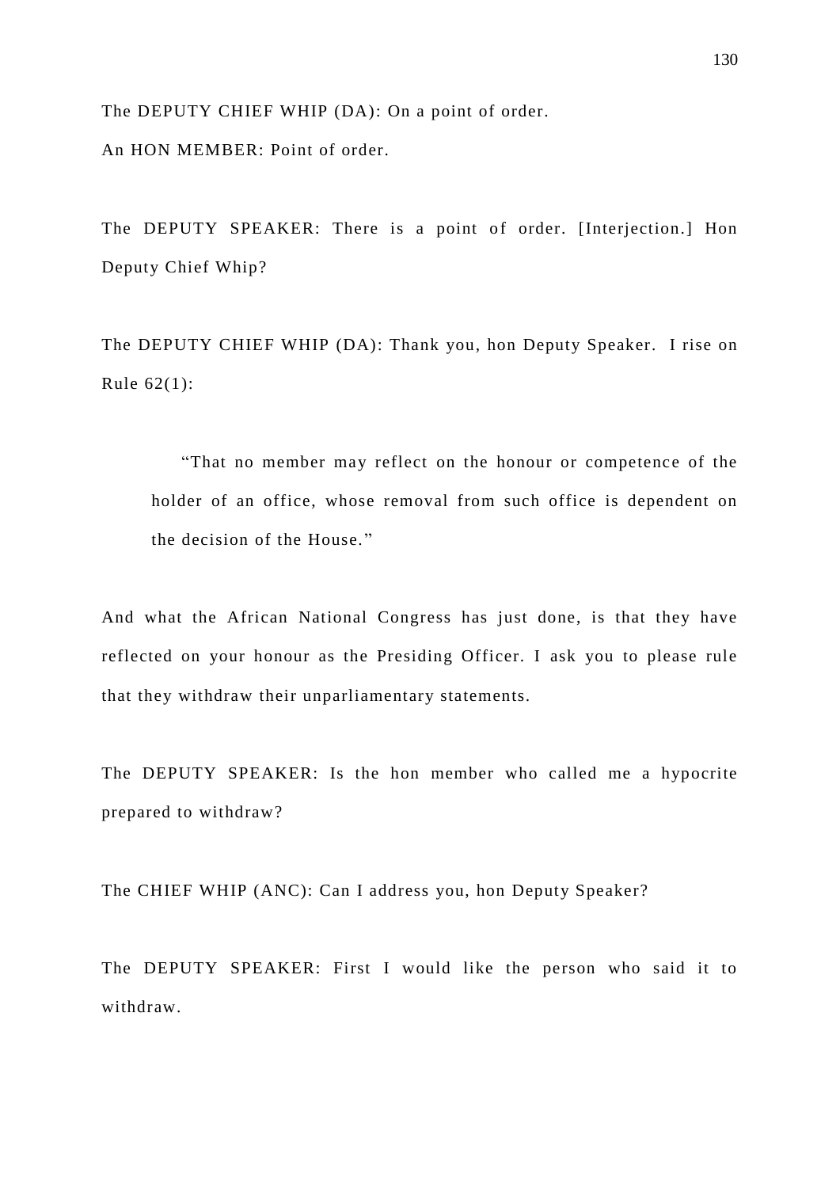The DEPUTY CHIEF WHIP (DA): On a point of order.

An HON MEMBER: Point of order.

The DEPUTY SPEAKER: There is a point of order. [Interjection.] Hon Deputy Chief Whip?

The DEPUTY CHIEF WHIP (DA): Thank you, hon Deputy Speaker. I rise on Rule 62(1):

> "That no member may reflect on the honour or competence of the holder of an office, whose removal from such office is dependent on the decision of the House."

And what the African National Congress has just done, is that they have reflected on your honour as the Presiding Officer. I ask you to please rule that they withdraw their unparliamentary statements.

The DEPUTY SPEAKER: Is the hon member who called me a hypocrite prepared to withdraw?

The CHIEF WHIP (ANC): Can I address you, hon Deputy Speaker?

The DEPUTY SPEAKER: First I would like the person who said it to withdraw.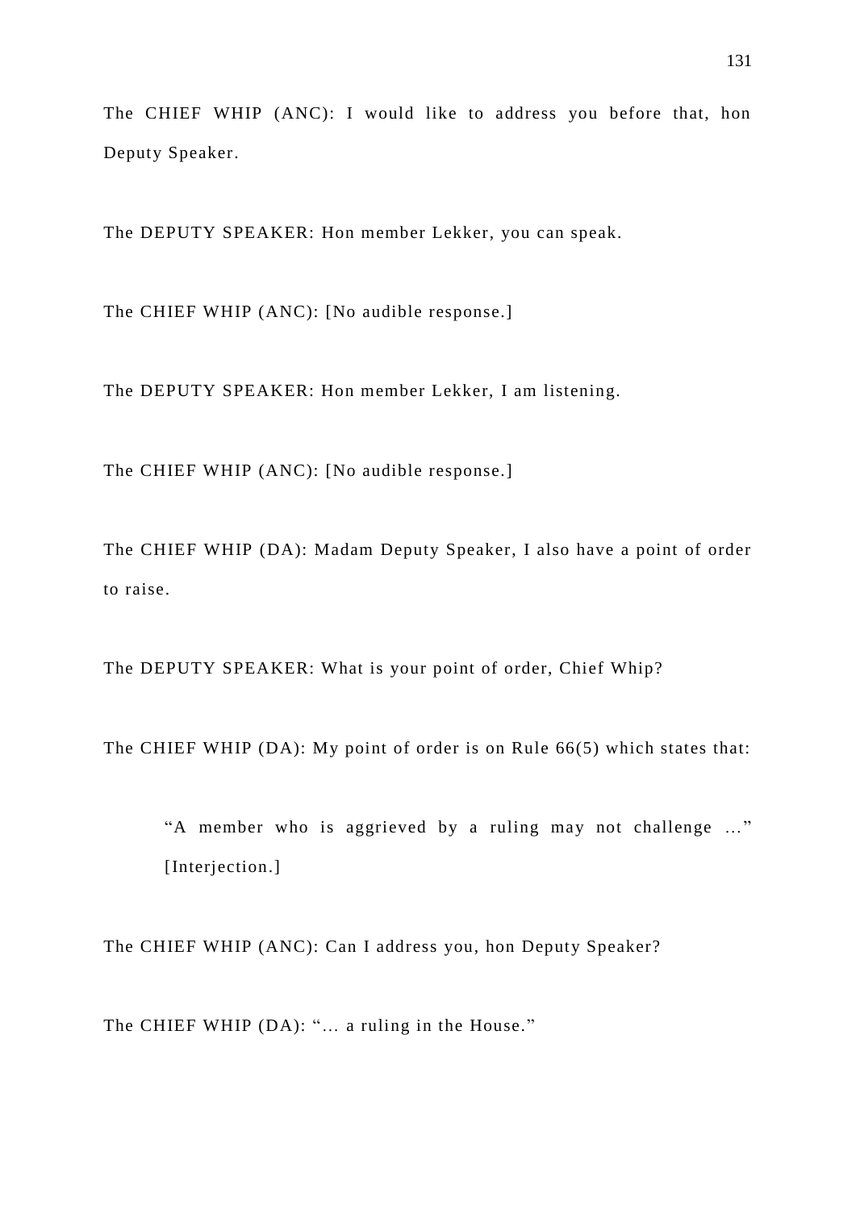The CHIEF WHIP (ANC): I would like to address you before that, hon Deputy Speaker.

The DEPUTY SPEAKER: Hon member Lekker, you can speak.

The CHIEF WHIP (ANC): [No audible response.]

The DEPUTY SPEAKER: Hon member Lekker, I am listening.

The CHIEF WHIP (ANC): [No audible response.]

The CHIEF WHIP (DA): Madam Deputy Speaker, I also have a point of order to raise.

The DEPUTY SPEAKER: What is your point of order, Chief Whip?

The CHIEF WHIP (DA): My point of order is on Rule 66(5) which states that:

> "A member who is aggrieved by a ruling may not challenge ..." [Interjection.]

The CHIEF WHIP (ANC): Can I address you, hon Deputy Speaker?

The CHIEF WHIP (DA): "... a ruling in the House."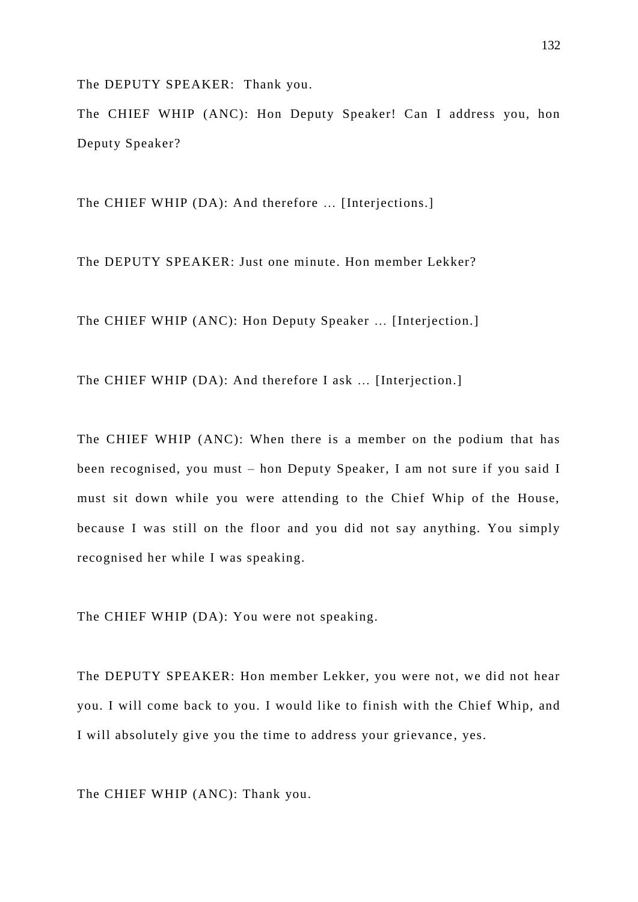The DEPUTY SPEAKER: Thank you.

The CHIEF WHIP (ANC): Hon Deputy Speaker! Can I address you, hon Deputy Speaker?

The CHIEF WHIP (DA): And therefore … [Interjections.]

The DEPUTY SPEAKER: Just one minute. Hon member Lekker?

The CHIEF WHIP (ANC): Hon Deputy Speaker … [Interjection.]

The CHIEF WHIP (DA): And therefore I ask … [Interjection.]

The CHIEF WHIP (ANC): When there is a member on the podium that has been recognised, you must – hon Deputy Speaker, I am not sure if you said I must sit down while you were attending to the Chief Whip of the House, because I was still on the floor and you did not say anything. You simply recognised her while I was speaking.

The CHIEF WHIP (DA): You were not speaking.

The DEPUTY SPEAKER: Hon member Lekker, you were not, we did not hear you. I will come back to you. I would like to finish with the Chief Whip, and I will absolutely give you the time to address your grievance, yes.

The CHIEF WHIP (ANC): Thank you.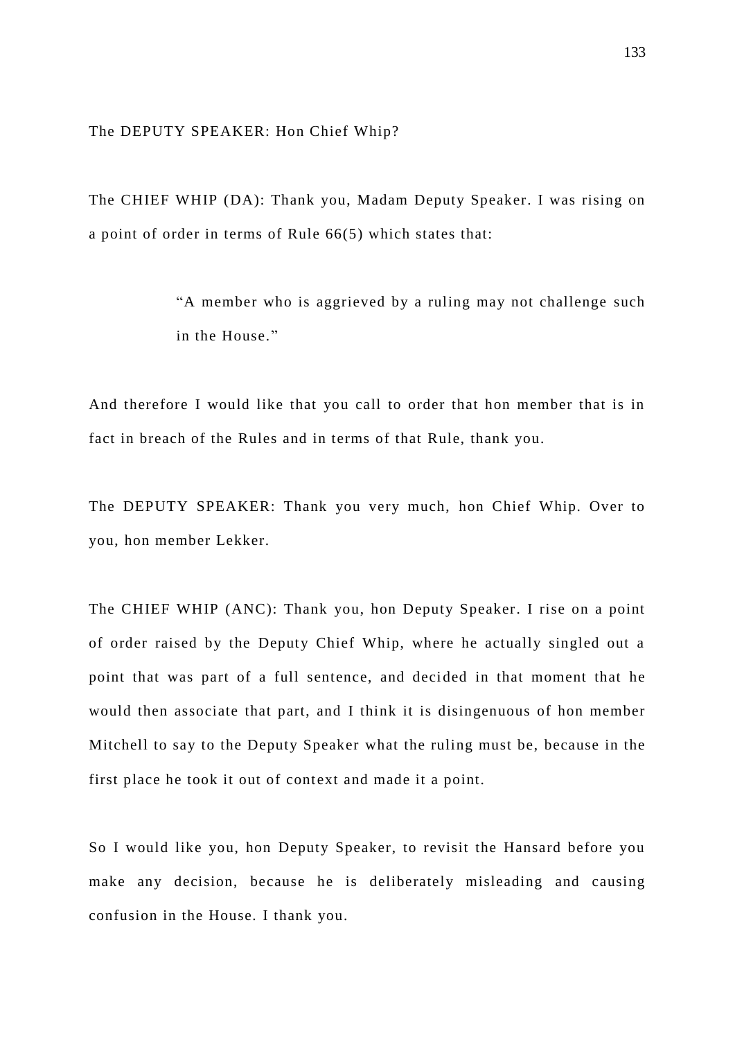The DEPUTY SPEAKER: Hon Chief Whip?

The CHIEF WHIP (DA): Thank you, Madam Deputy Speaker. I was rising on a point of order in terms of Rule 66(5) which states that:

> "A member who is aggrieved by a ruling may not challenge such in the House."

And therefore I would like that you call to order that hon member that is in fact in breach of the Rules and in terms of that Rule, thank you.

The DEPUTY SPEAKER: Thank you very much, hon Chief Whip. Over to you, hon member Lekker.

The CHIEF WHIP (ANC): Thank you, hon Deputy Speaker. I rise on a point of order raised by the Deputy Chief Whip, where he actually singled out a point that was part of a full sentence, and decided in that moment that he would then associate that part, and I think it is disingenuous of hon member Mitchell to say to the Deputy Speaker what the ruling must be, because in the first place he took it out of context and made it a point.

So I would like you, hon Deputy Speaker, to revisit the Hansard before you make any decision, because he is deliberately misleading and causing confusion in the House. I thank you.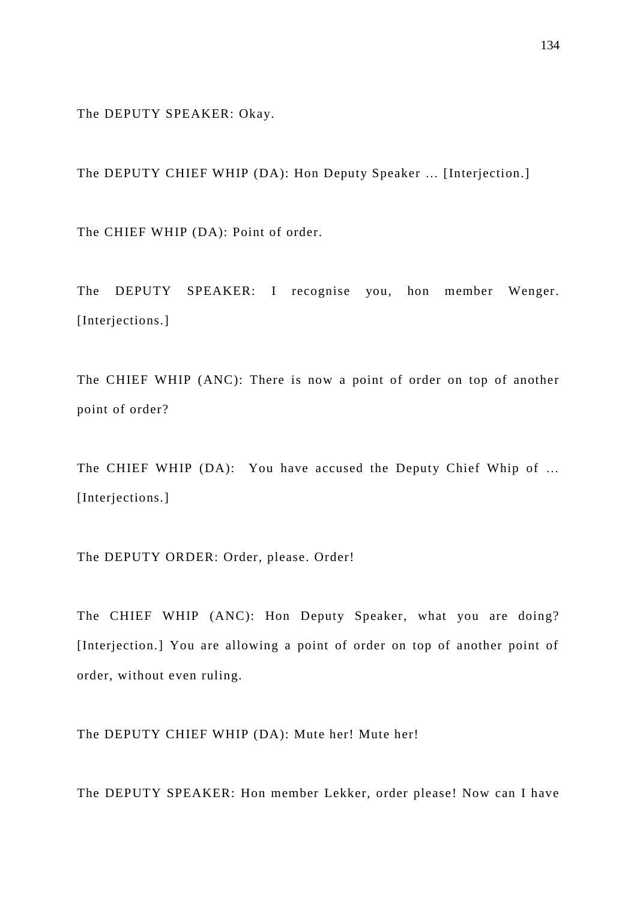The DEPUTY SPEAKER: Okay.

The DEPUTY CHIEF WHIP (DA): Hon Deputy Speaker … [Interjection.]

The CHIEF WHIP (DA): Point of order.

The DEPUTY SPEAKER: I recognise you, hon member Wenger. [Interjections.]

The CHIEF WHIP (ANC): There is now a point of order on top of another point of order?

The CHIEF WHIP (DA): You have accused the Deputy Chief Whip of … [Interjections.]

The DEPUTY ORDER: Order, please. Order!

The CHIEF WHIP (ANC): Hon Deputy Speaker, what you are doing? [Interjection.] You are allowing a point of order on top of another point of order, without even ruling.

The DEPUTY CHIEF WHIP (DA): Mute her! Mute her!

The DEPUTY SPEAKER: Hon member Lekker, order please! Now can I have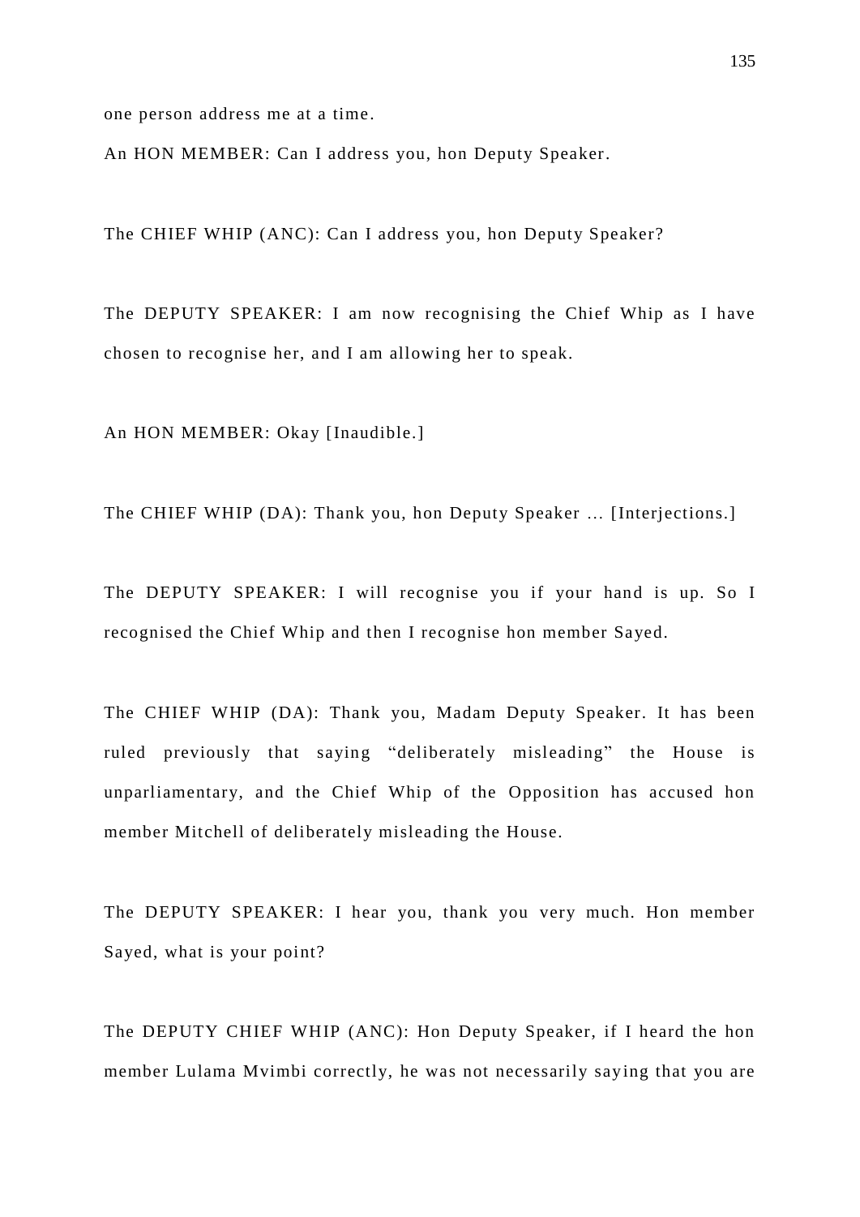one person address me at a time.

An HON MEMBER: Can I address you, hon Deputy Speaker.

The CHIEF WHIP (ANC): Can I address you, hon Deputy Speaker?

The DEPUTY SPEAKER: I am now recognising the Chief Whip as I have chosen to recognise her, and I am allowing her to speak.

An HON MEMBER: Okay [Inaudible.]

The CHIEF WHIP (DA): Thank you, hon Deputy Speaker … [Interjections.]

The DEPUTY SPEAKER: I will recognise you if your hand is up. So I recognised the Chief Whip and then I recognise hon member Sayed.

The CHIEF WHIP (DA): Thank you, Madam Deputy Speaker. It has been ruled previously that saying "deliberately misleading" the House is unparliamentary, and the Chief Whip of the Opposition has accused hon member Mitchell of deliberately misleading the House.

The DEPUTY SPEAKER: I hear you, thank you very much. Hon member Sayed, what is your point?

The DEPUTY CHIEF WHIP (ANC): Hon Deputy Speaker, if I heard the hon member Lulama Mvimbi correctly, he was not necessarily saying that you are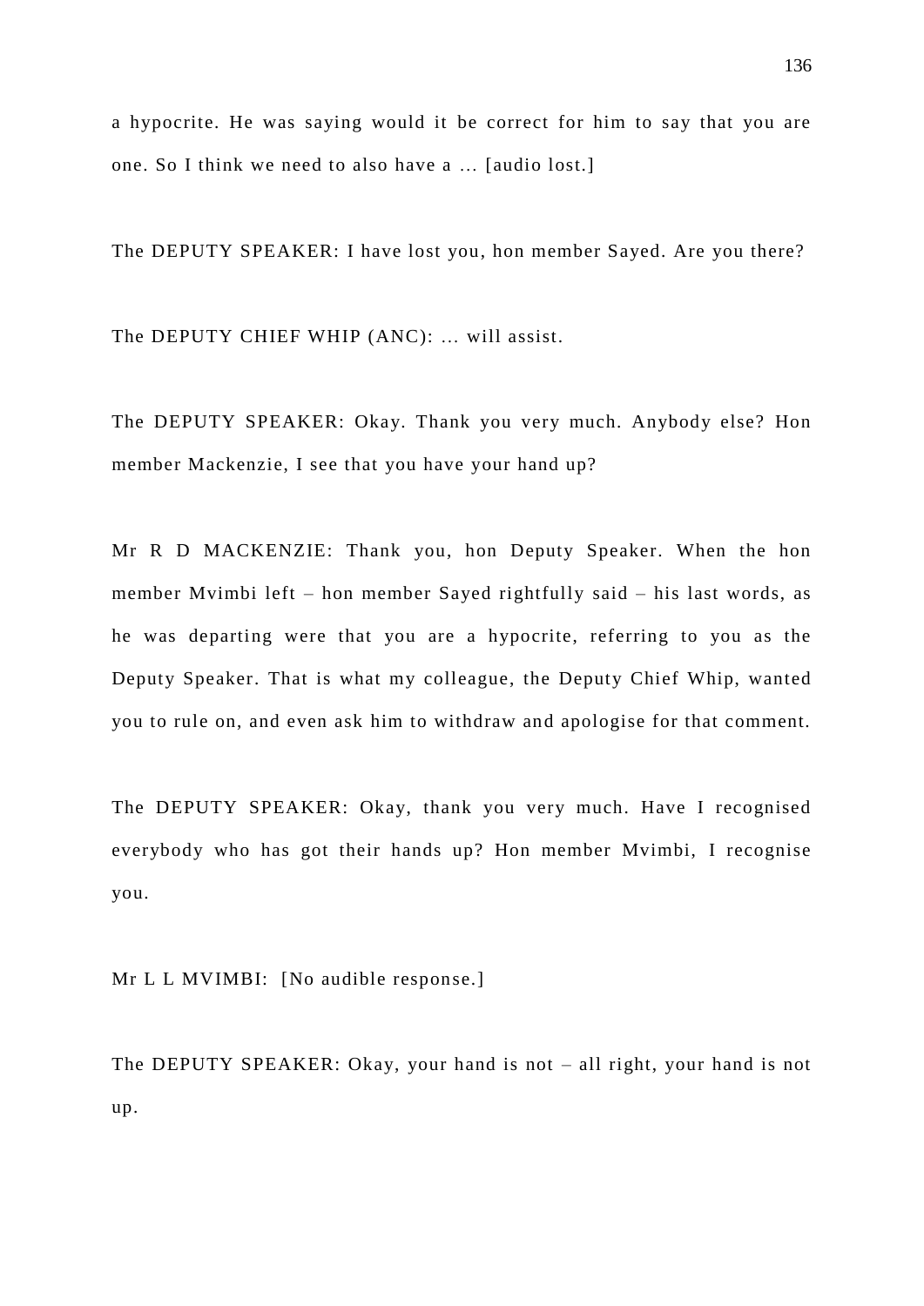a hypocrite. He was saying would it be correct for him to say that you are one. So I think we need to also have a … [audio lost.]

The DEPUTY SPEAKER: I have lost you, hon member Sayed. Are you there?

The DEPUTY CHIEF WHIP (ANC): … will assist.

The DEPUTY SPEAKER: Okay. Thank you very much. Anybody else? Hon member Mackenzie, I see that you have your hand up?

Mr R D MACKENZIE: Thank you, hon Deputy Speaker. When the hon member Mvimbi left – hon member Sayed rightfully said – his last words, as he was departing were that you are a hypocrite, referring to you as the Deputy Speaker. That is what my colleague, the Deputy Chief Whip, wanted you to rule on, and even ask him to withdraw and apologise for that comment.

The DEPUTY SPEAKER: Okay, thank you very much. Have I recognised everybody who has got their hands up? Hon member Mvimbi, I recognise you.

Mr L L MVIMBI: [No audible response.]

The DEPUTY SPEAKER: Okay, your hand is not – all right, your hand is not up.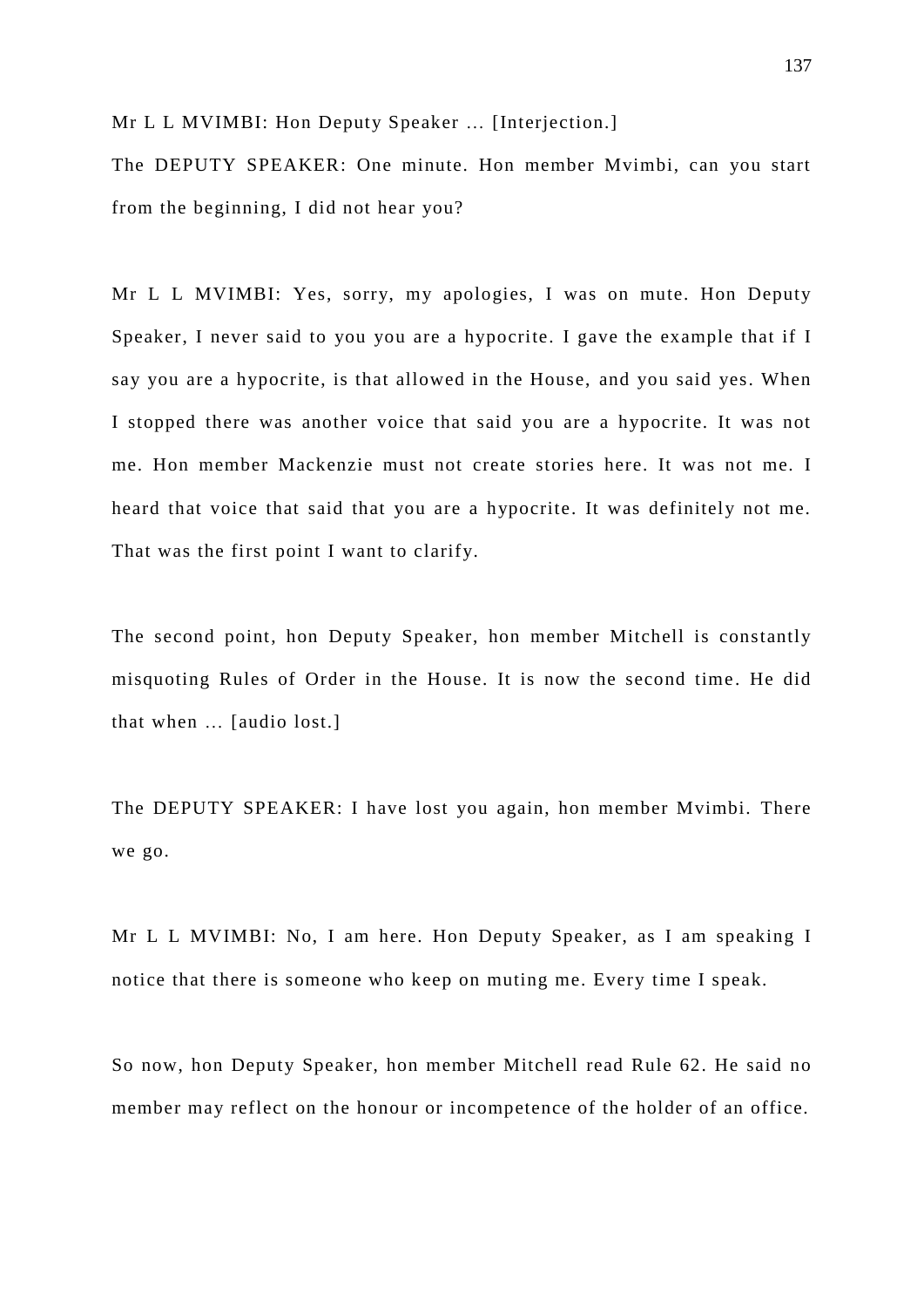Mr L L MVIMBI: Hon Deputy Speaker … [Interjection.]

The DEPUTY SPEAKER: One minute. Hon member Mvimbi, can you start from the beginning, I did not hear you?

Mr L L MVIMBI: Yes, sorry, my apologies, I was on mute. Hon Deputy Speaker, I never said to you you are a hypocrite. I gave the example that if I say you are a hypocrite, is that allowed in the House, and you said yes. When I stopped there was another voice that said you are a hypocrite. It was not me. Hon member Mackenzie must not create stories here. It was not me. I heard that voice that said that you are a hypocrite. It was definitely not me. That was the first point I want to clarify.

The second point, hon Deputy Speaker, hon member Mitchell is constantly misquoting Rules of Order in the House. It is now the second time. He did that when … [audio lost.]

The DEPUTY SPEAKER: I have lost you again, hon member Mvimbi. There we go.

Mr L L MVIMBI: No, I am here. Hon Deputy Speaker, as I am speaking I notice that there is someone who keep on muting me. Every time I speak.

So now, hon Deputy Speaker, hon member Mitchell read Rule 62. He said no member may reflect on the honour or incompetence of the holder of an office.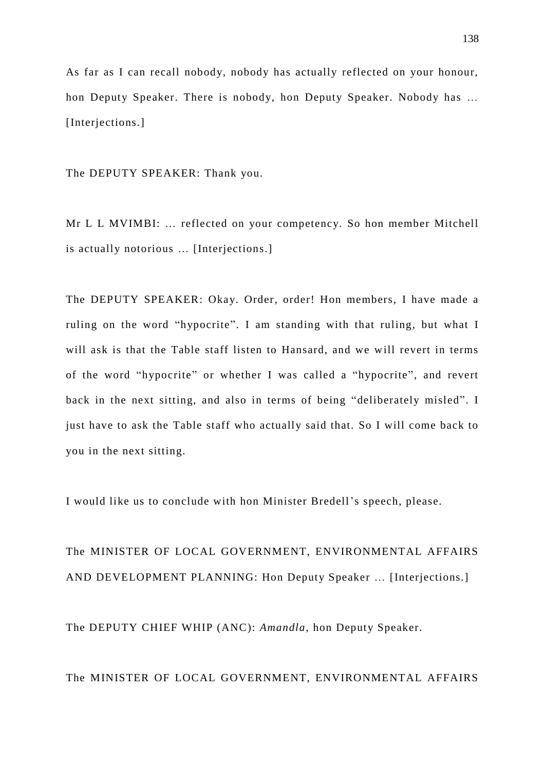As far as I can recall nobody, nobody has actually reflected on your honour, hon Deputy Speaker. There is nobody, hon Deputy Speaker. Nobody has … [Interjections.]

The DEPUTY SPEAKER: Thank you.

Mr L L MVIMBI: … reflected on your competency. So hon member Mitchell is actually notorious … [Interjections.]

The DEPUTY SPEAKER: Okay. Order, order! Hon members, I have made a ruling on the word "hypocrite". I am standing with that ruling, but what I will ask is that the Table staff listen to Hansard, and we will revert in terms of the word "hypocrite" or whether I was called a "hypocrite", and revert back in the next sitting, and also in terms of being "deliberately misled". I just have to ask the Table staff who actually said that. So I will come back to you in the next sitting.

I would like us to conclude with hon Minister Bredell's speech, please.

The MINISTER OF LOCAL GOVERNMENT, ENVIRONMENTAL AFFAIRS AND DEVELOPMENT PLANNING: Hon Deputy Speaker … [Interjections.]

The DEPUTY CHIEF WHIP (ANC): *Amandla*, hon Deputy Speaker.

The MINISTER OF LOCAL GOVERNMENT, ENVIRONMENTAL AFFAIRS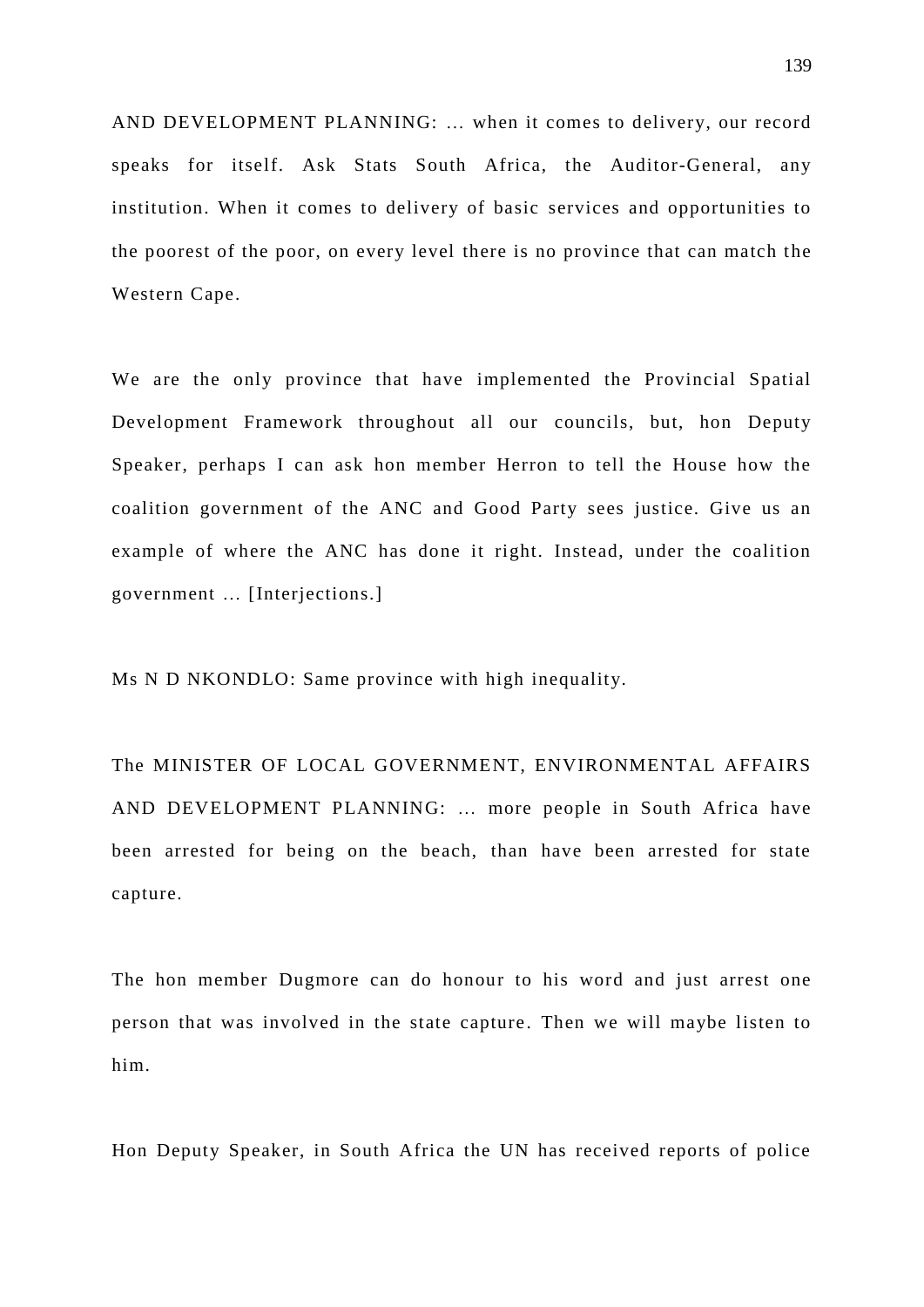AND DEVELOPMENT PLANNING: ... when it comes to delivery, our record speaks for itself. Ask Stats South Africa, the Auditor-General, any institution. When it comes to delivery of basic services and opportunities to the poorest of the poor, on every level there is no province that can match the Western Cape.

We are the only province that have implemented the Provincial Spatial Development Framework throughout all our councils, but, hon Deputy Speaker, perhaps I can ask hon member Herron to tell the House how the coalition government of the ANC and Good Party sees justice. Give us an example of where the ANC has done it right. Instead, under the coalition government ... [Interjections.]

Ms N D NKONDLO: Same province with high inequality.

The MINISTER OF LOCAL GOVERNMENT, ENVIRONMENTAL AFFAIRS AND DEVELOPMENT PLANNING: ... more people in South Africa have been arrested for being on the beach, than have been arrested for state capture.

The hon member Dugmore can do honour to his word and just arrest one person that was involved in the state capture. Then we will maybe listen to him.

Hon Deputy Speaker, in South Africa the UN has received reports of police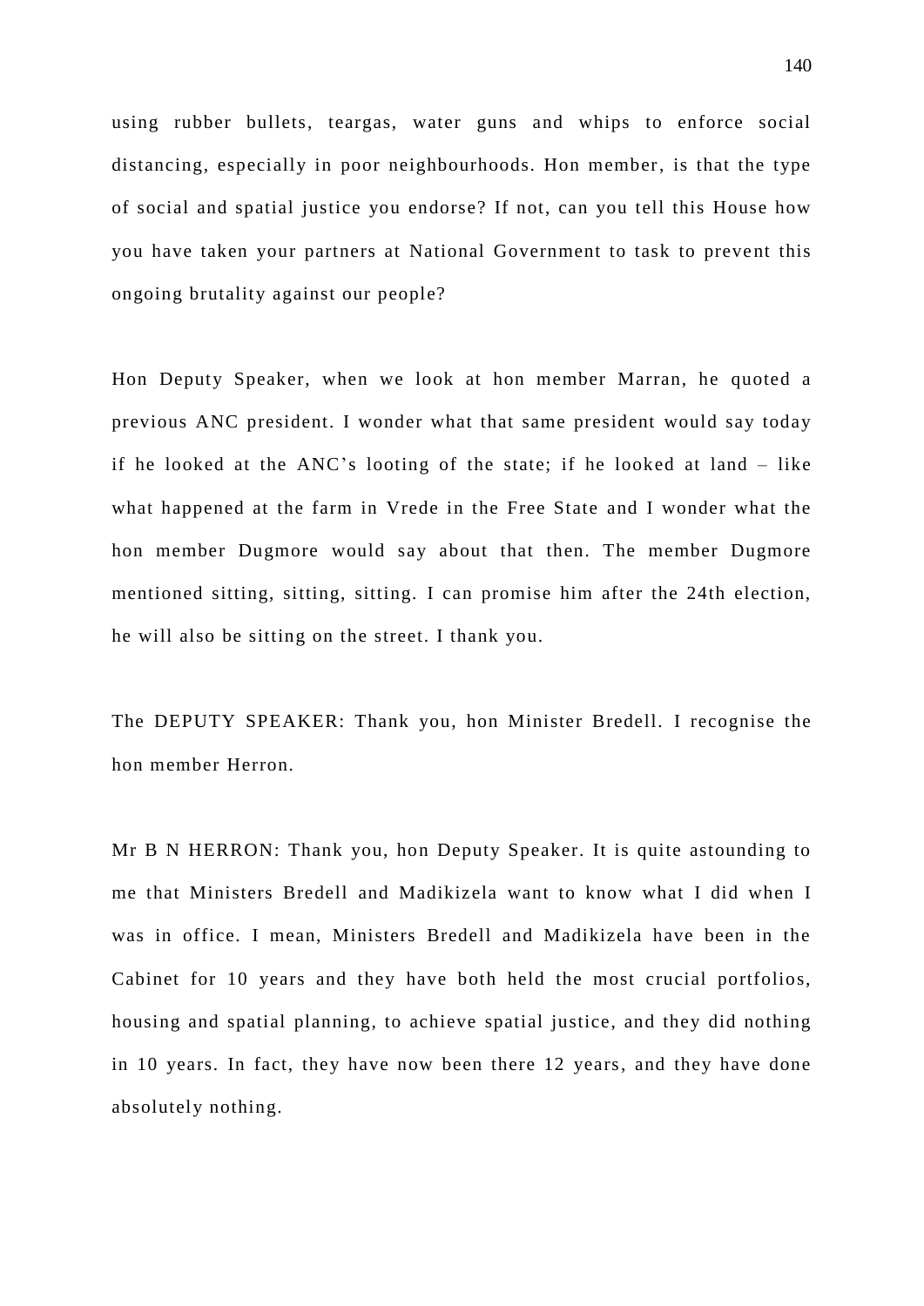using rubber bullets, teargas, water guns and whips to enforce social distancing, especially in poor neighbourhoods. Hon member, is that the type of social and spatial justice you endorse? If not, can you tell this House how you have taken your partners at National Government to task to prevent this ongoing brutality against our people?

Hon Deputy Speaker, when we look at hon member Marran, he quoted a previous ANC president. I wonder what that same president would say today if he looked at the ANC's looting of the state; if he looked at land – like what happened at the farm in Vrede in the Free State and I wonder what the hon member Dugmore would say about that then. The member Dugmore mentioned sitting, sitting, sitting. I can promise him after the 24th election, he will also be sitting on the street. I thank you.

The DEPUTY SPEAKER: Thank you, hon Minister Bredell. I recognise the hon member Herron.

Mr B N HERRON: Thank you, hon Deputy Speaker. It is quite astounding to me that Ministers Bredell and Madikizela want to know what I did when I was in office. I mean, Ministers Bredell and Madikizela have been in the Cabinet for 10 years and they have both held the most crucial portfolios, housing and spatial planning, to achieve spatial justice, and they did nothing in 10 years. In fact, they have now been there 12 years, and they have done absolutely nothing.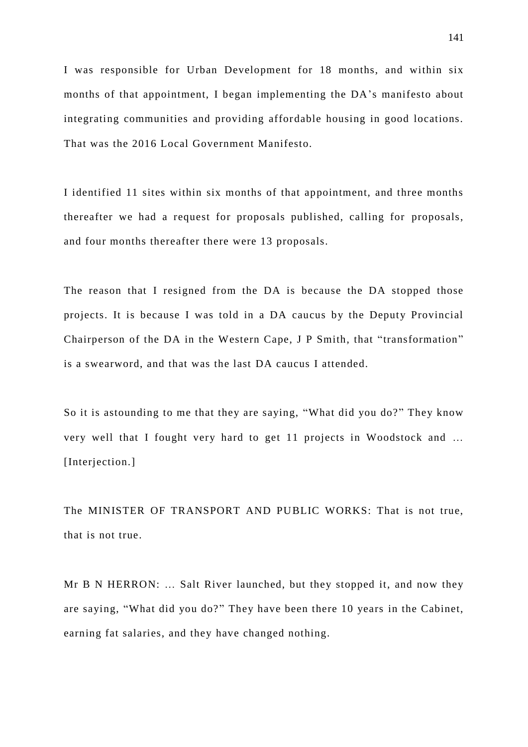I was responsible for Urban Development for 18 months, and within six months of that appointment, I began implementing the DA's manifesto about integrating communities and providing affordable housing in good locations. That was the 2016 Local Government Manifesto.

I identified 11 sites within six months of that appointment, and three months thereafter we had a request for proposals published, calling for proposals, and four months thereafter there were 13 proposals.

The reason that I resigned from the DA is because the DA stopped those projects. It is because I was told in a DA caucus by the Deputy Provincial Chairperson of the DA in the Western Cape, J P Smith, that "transformation" is a swearword, and that was the last DA caucus I attended.

So it is astounding to me that they are saying, "What did you do?" They know very well that I fought very hard to get 11 projects in Woodstock and … [Interjection.]

The MINISTER OF TRANSPORT AND PUBLIC WORKS: That is not true, that is not true.

Mr B N HERRON: … Salt River launched, but they stopped it, and now they are saying, "What did you do?" They have been there 10 years in the Cabinet, earning fat salaries, and they have changed nothing.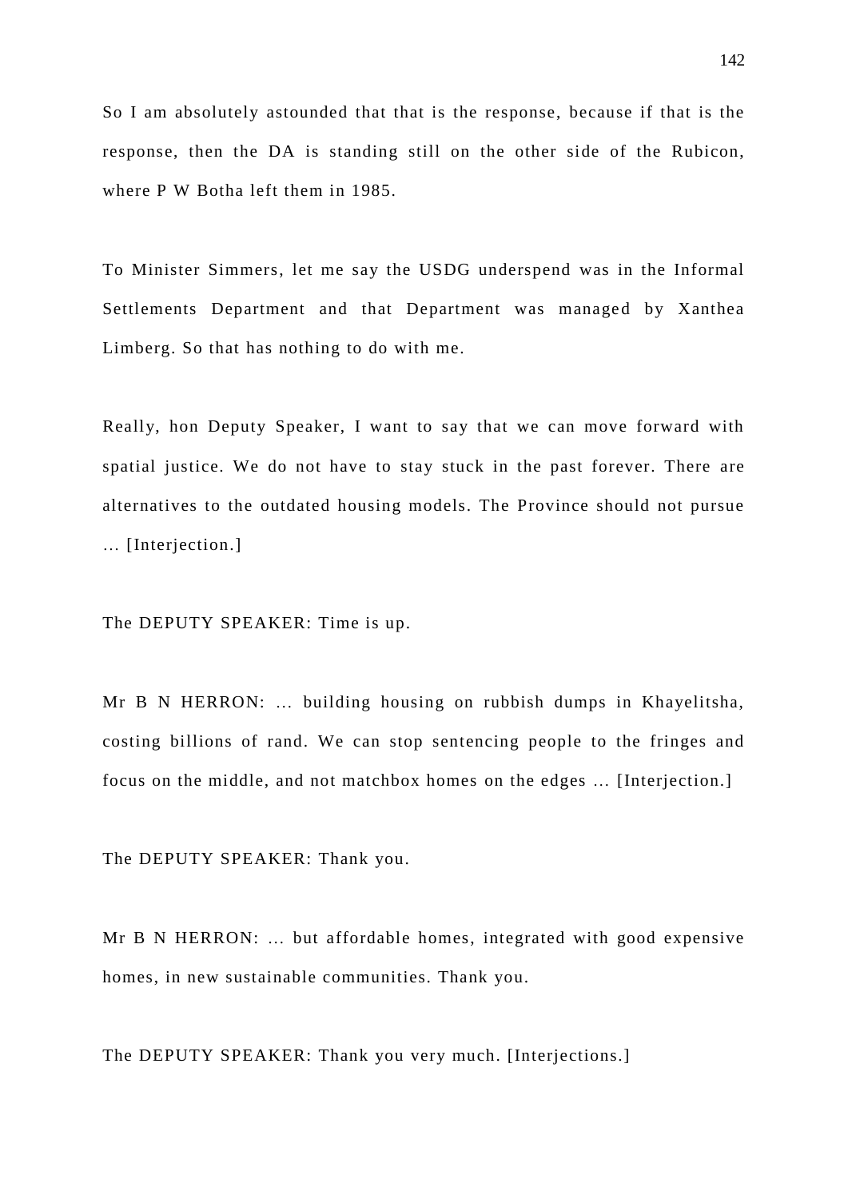So I am absolutely astounded that that is the response, because if that is the response, then the DA is standing still on the other side of the Rubicon, where P W Botha left them in 1985.

To Minister Simmers, let me say the USDG underspend was in the Informal Settlements Department and that Department was managed by Xanthea Limberg. So that has nothing to do with me.

Really, hon Deputy Speaker, I want to say that we can move forward with spatial justice. We do not have to stay stuck in the past forever. There are alternatives to the outdated housing models. The Province should not pursue … [Interjection.]

The DEPUTY SPEAKER: Time is up.

Mr B N HERRON: … building housing on rubbish dumps in Khayelitsha, costing billions of rand. We can stop sentencing people to the fringes and focus on the middle, and not matchbox homes on the edges … [Interjection.]

The DEPUTY SPEAKER: Thank you.

Mr B N HERRON: … but affordable homes, integrated with good expensive homes, in new sustainable communities. Thank you.

The DEPUTY SPEAKER: Thank you very much. [Interjections.]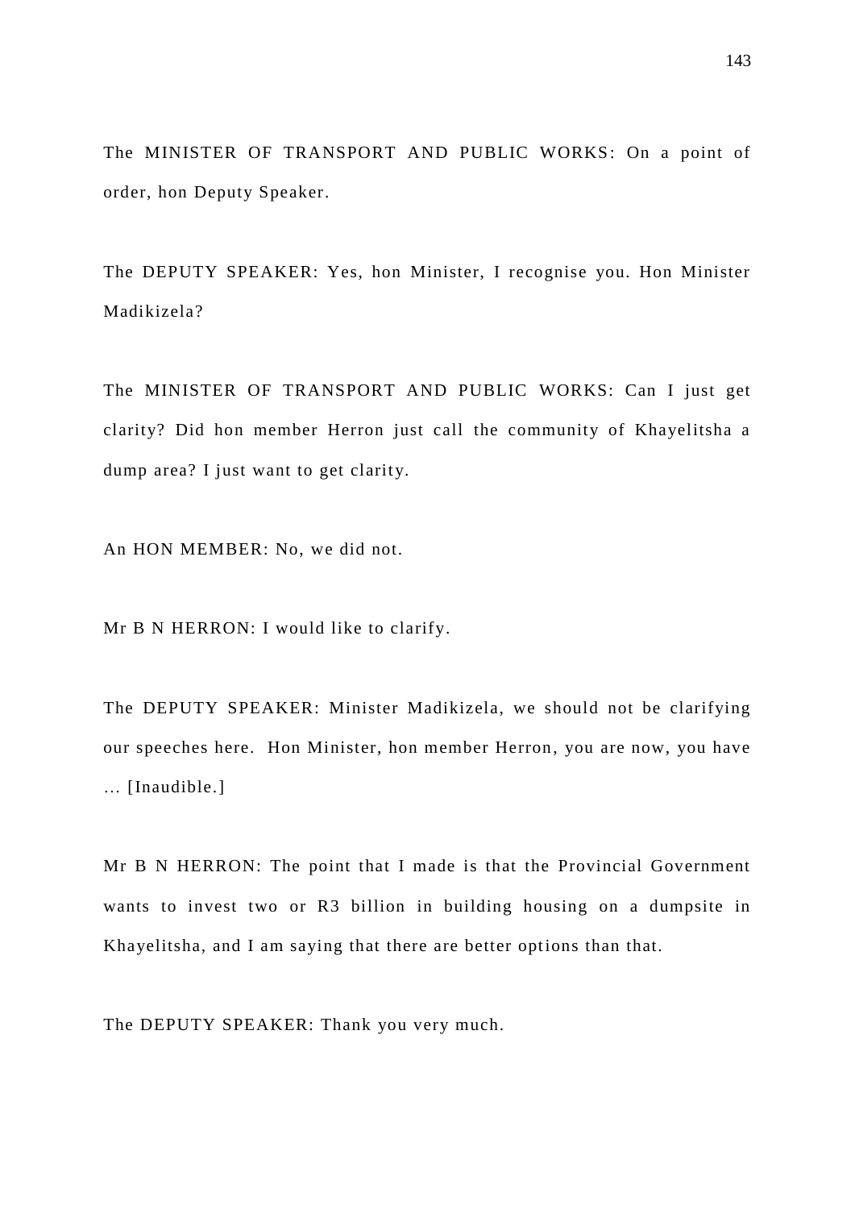The MINISTER OF TRANSPORT AND PUBLIC WORKS: On a point of order, hon Deputy Speaker.

The DEPUTY SPEAKER: Yes, hon Minister, I recognise you. Hon Minister Madikizela?

The MINISTER OF TRANSPORT AND PUBLIC WORKS: Can I just get clarity? Did hon member Herron just call the community of Khayelitsha a dump area? I just want to get clarity.

An HON MEMBER: No, we did not.

Mr B N HERRON: I would like to clarify.

The DEPUTY SPEAKER: Minister Madikizela, we should not be clarifying our speeches here. Hon Minister, hon member Herron, you are now, you have … [Inaudible.]

Mr B N HERRON: The point that I made is that the Provincial Government wants to invest two or R3 billion in building housing on a dumpsite in Khayelitsha, and I am saying that there are better options than that.

The DEPUTY SPEAKER: Thank you very much.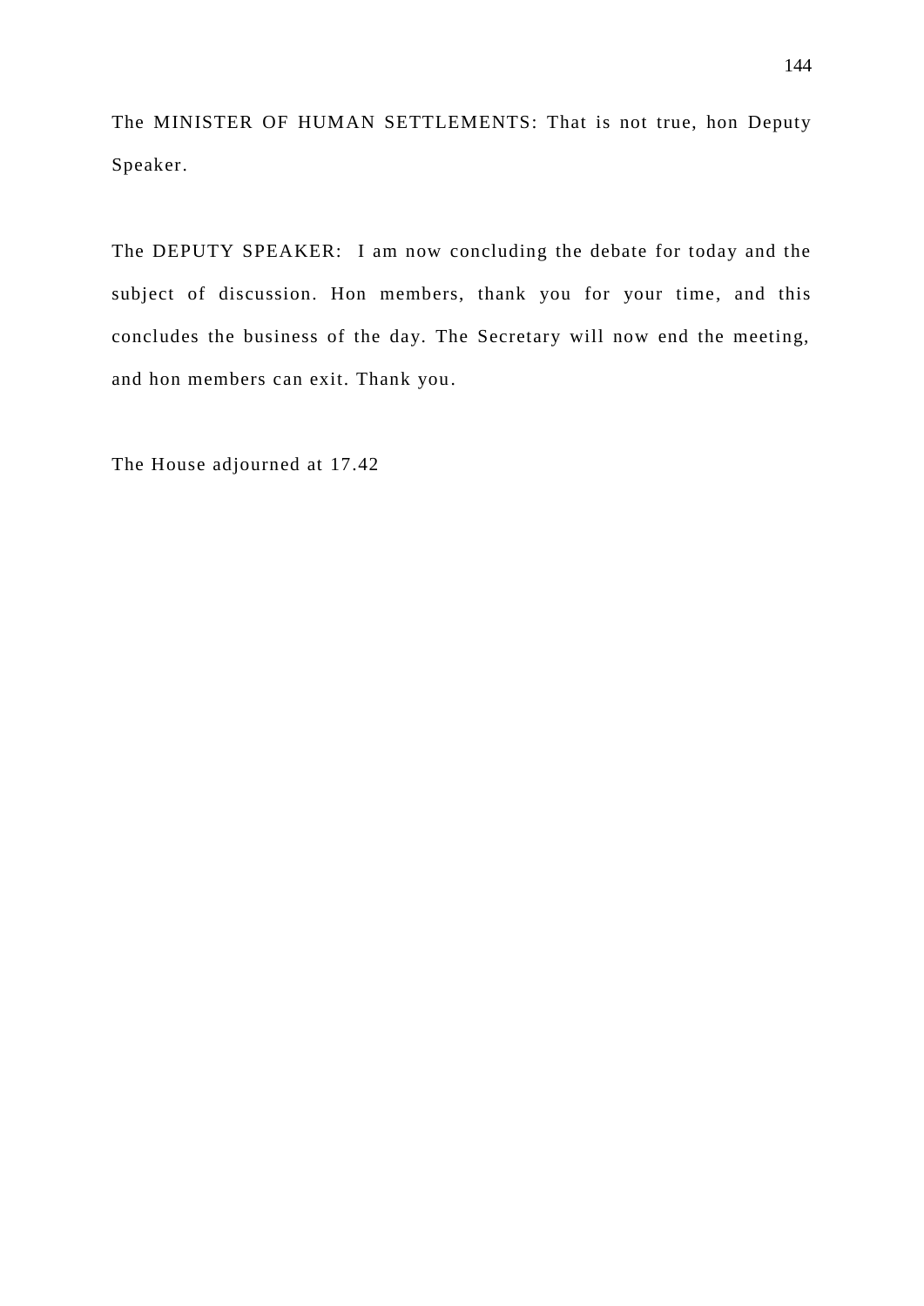The MINISTER OF HUMAN SETTLEMENTS: That is not true, hon Deputy Speaker.

The DEPUTY SPEAKER: I am now concluding the debate for today and the subject of discussion. Hon members, thank you for your time, and this concludes the business of the day. The Secretary will now end the meeting, and hon members can exit. Thank you.

The House adjourned at 17.42